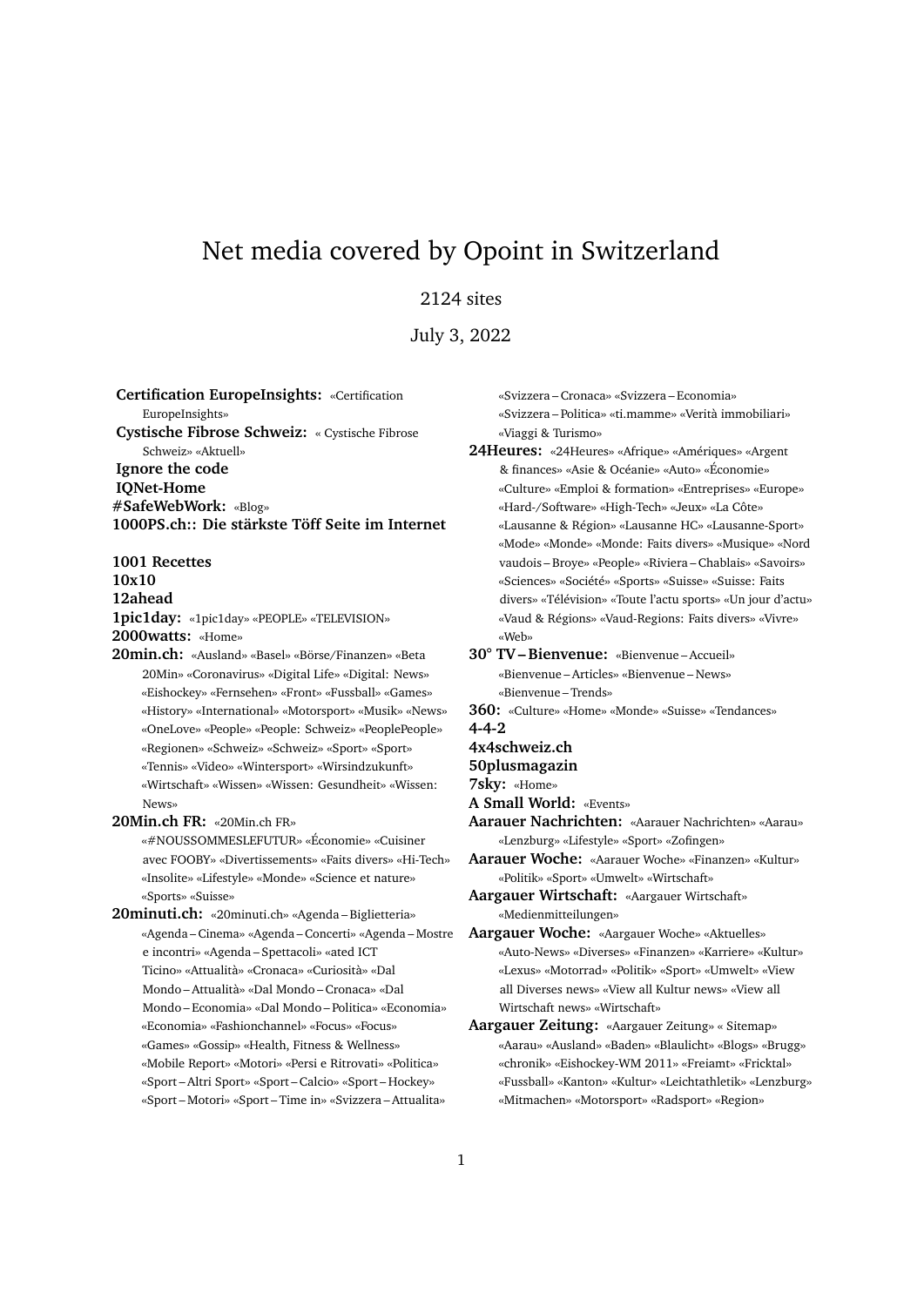# Net media covered by Opoint in Switzerland

2124 sites

July 3, 2022

**Certification EuropeInsights:** «Certification EuropeInsights»

**Cystische Fibrose Schweiz:** « Cystische Fibrose Schweiz» «Aktuell»

**Ignore the code**

**IQNet-Home**

**#SafeWebWork:** «Blog»

**1000PS.ch:: Die stärkste Töff Seite im Internet**

**1001 Recettes**

**10x10**

**12ahead**

**1pic1day:** «1pic1day» «PEOPLE» «TELEVISION»

**2000watts:** «Home»

**20min.ch:** «Ausland» «Basel» «Börse/Finanzen» «Beta 20Min» «Coronavirus» «Digital Life» «Digital: News» «Eishockey» «Fernsehen» «Front» «Fussball» «Games» «History» «International» «Motorsport» «Musik» «News» «OneLove» «People» «People: Schweiz» «PeoplePeople» «Regionen» «Schweiz» «Schweiz» «Sport» «Sport» «Tennis» «Video» «Wintersport» «Wirsindzukunft» «Wirtschaft» «Wissen» «Wissen: Gesundheit» «Wissen: News»

**20Min.ch FR:** «20Min.ch FR» «#NOUSSOMMESLEFUTUR» «Économie» «Cuisiner avec FOOBY» «Divertissements» «Faits divers» «Hi-Tech» «Insolite» «Lifestyle» «Monde» «Science et nature» «Sports» «Suisse»

**20minuti.ch:** «20minuti.ch» «Agenda – Biglietteria» «Agenda – Cinema» «Agenda – Concerti» «Agenda – Mostre e incontri» «Agenda – Spettacoli» «ated ICT Ticino» «Attualità» «Cronaca» «Curiosità» «Dal Mondo – Attualità» «Dal Mondo – Cronaca» «Dal Mondo – Economia» «Dal Mondo – Politica» «Economia» «Economia» «Fashionchannel» «Focus» «Focus» «Games» «Gossip» «Health, Fitness & Wellness» «Mobile Report» «Motori» «Persi e Ritrovati» «Politica» «Sport – Altri Sport» «Sport – Calcio» «Sport – Hockey» «Sport – Motori» «Sport – Time in» «Svizzera – Attualita» «Svizzera – Cronaca» «Svizzera – Economia» «Svizzera – Politica» «ti.mamme» «Verità immobiliari» «Viaggi & Turismo»

**24Heures:** «24Heures» «Afrique» «Amériques» «Argent & finances» «Asie & Océanie» «Auto» «Économie» «Culture» «Emploi & formation» «Entreprises» «Europe» «Hard-/Software» «High-Tech» «Jeux» «La Côte» «Lausanne & Région» «Lausanne HC» «Lausanne-Sport» «Mode» «Monde» «Monde: Faits divers» «Musique» «Nord vaudois – Broye» «People» «Riviera – Chablais» «Savoirs» «Sciences» «Société» «Sports» «Suisse» «Suisse: Faits divers» «Télévision» «Toute l'actu sports» «Un jour d'actu» «Vaud & Régions» «Vaud-Regions: Faits divers» «Vivre» «Web»

**30° TV – Bienvenue:** «Bienvenue – Accueil» «Bienvenue – Articles» «Bienvenue – News» «Bienvenue – Trends»

**360:** «Culture» «Home» «Monde» «Suisse» «Tendances»

**4-4-2**

**4x4schweiz.ch**

**50plusmagazin**

**7sky:** «Home»

**A Small World:** «Events»

**Aarauer Nachrichten:** «Aarauer Nachrichten» «Aarau» «Lenzburg» «Lifestyle» «Sport» «Zofingen»

**Aarauer Woche:** «Aarauer Woche» «Finanzen» «Kultur» «Politik» «Sport» «Umwelt» «Wirtschaft»

**Aargauer Wirtschaft:** «Aargauer Wirtschaft» «Medienmitteilungen»

**Aargauer Woche:** «Aargauer Woche» «Aktuelles» «Auto-News» «Diverses» «Finanzen» «Karriere» «Kultur» «Lexus» «Motorrad» «Politik» «Sport» «Umwelt» «View all Diverses news» «View all Kultur news» «View all Wirtschaft news» «Wirtschaft»

**Aargauer Zeitung:** «Aargauer Zeitung» « Sitemap» «Aarau» «Ausland» «Baden» «Blaulicht» «Blogs» «Brugg» «chronik» «Eishockey-WM 2011» «Freiamt» «Fricktal» «Fussball» «Kanton» «Kultur» «Leichtathletik» «Lenzburg» «Mitmachen» «Motorsport» «Radsport» «Region»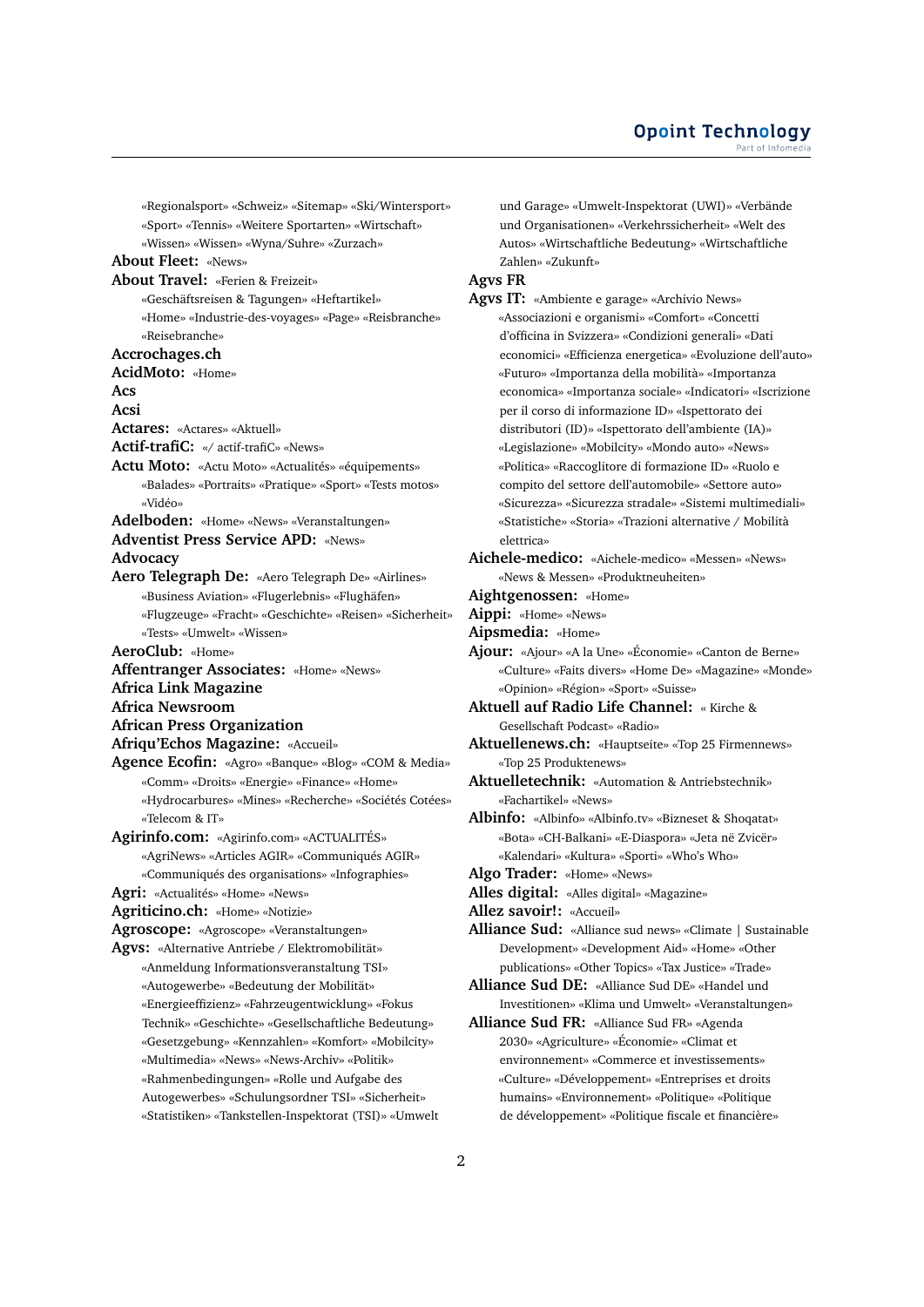«Regionalsport» «Schweiz» «Sitemap» «Ski/Wintersport» «Sport» «Tennis» «Weitere Sportarten» «Wirtschaft» «Wissen» «Wissen» «Wyna/Suhre» «Zurzach»

**About Fleet:** «News»

**About Travel:** «Ferien & Freizeit» «Geschäftsreisen & Tagungen» «Heftartikel» «Home» «Industrie-des-voyages» «Page» «Reisbranche» «Reisebranche»

**Accrochages.ch**

**AcidMoto:** «Home»

**Acs**

**Acsi**

**Actares:** «Actares» «Aktuell»

**Actif-trafiC:** «/ actif-trafiC» «News»

**Actu Moto:** «Actu Moto» «Actualités» «équipements» «Balades» «Portraits» «Pratique» «Sport» «Tests motos» «Vidéo»

**Adelboden:** «Home» «News» «Veranstaltungen»

**Adventist Press Service APD:** «News»

**Advocacy**

**Aero Telegraph De:** «Aero Telegraph De» «Airlines» «Business Aviation» «Flugerlebnis» «Flughäfen» «Flugzeuge» «Fracht» «Geschichte» «Reisen» «Sicherheit» «Tests» «Umwelt» «Wissen»

**AeroClub:** «Home»

**Affentranger Associates:** «Home» «News»

**Africa Link Magazine**

**Africa Newsroom**

**African Press Organization**

**Afriqu'Echos Magazine:** «Accueil»

**Agence Ecofin:** «Agro» «Banque» «Blog» «COM & Media» «Comm» «Droits» «Energie» «Finance» «Home» «Hydrocarbures» «Mines» «Recherche» «Sociétés Cotées» «Telecom & IT»

**Agirinfo.com:** «Agirinfo.com» «ACTUALITÉS» «AgriNews» «Articles AGIR» «Communiqués AGIR» «Communiqués des organisations» «Infographies»

**Agri:** «Actualités» «Home» «News»

**Agriticino.ch:** «Home» «Notizie»

**Agroscope:** «Agroscope» «Veranstaltungen»

**Agvs:** «Alternative Antriebe / Elektromobilität» «Anmeldung Informationsveranstaltung TSI» «Autogewerbe» «Bedeutung der Mobilität» «Energieeffizienz» «Fahrzeugentwicklung» «Fokus Technik» «Geschichte» «Gesellschaftliche Bedeutung» «Gesetzgebung» «Kennzahlen» «Komfort» «Mobilcity» «Multimedia» «News» «News-Archiv» «Politik» «Rahmenbedingungen» «Rolle und Aufgabe des Autogewerbes» «Schulungsordner TSI» «Sicherheit» «Statistiken» «Tankstellen-Inspektorat (TSI)» «Umwelt und Garage» «Umwelt-Inspektorat (UWI)» «Verbände und Organisationen» «Verkehrssicherheit» «Welt des Autos» «Wirtschaftliche Bedeutung» «Wirtschaftliche Zahlen» «Zukunft»

**Agvs FR**

**Agvs IT:** «Ambiente e garage» «Archivio News» «Associazioni e organismi» «Comfort» «Concetti d'officina in Svizzera» «Condizioni generali» «Dati economici» «Efficienza energetica» «Evoluzione dell'auto» «Futuro» «Importanza della mobilità» «Importanza economica» «Importanza sociale» «Indicatori» «Iscrizione per il corso di informazione ID» «Ispettorato dei distributori (ID)» «Ispettorato dell'ambiente (IA)» «Legislazione» «Mobilcity» «Mondo auto» «News» «Politica» «Raccoglitore di formazione ID» «Ruolo e compito del settore dell'automobile» «Settore auto» «Sicurezza» «Sicurezza stradale» «Sistemi multimediali» «Statistiche» «Storia» «Trazioni alternative / Mobilità elettrica»

**Aichele-medico:** «Aichele-medico» «Messen» «News» «News & Messen» «Produktneuheiten»

**Aightgenossen:** «Home»

**Aippi:** «Home» «News»

**Aipsmedia:** «Home»

**Ajour:** «Ajour» «A la Une» «Économie» «Canton de Berne» «Culture» «Faits divers» «Home De» «Magazine» «Monde» «Opinion» «Région» «Sport» «Suisse»

**Aktuell auf Radio Life Channel:** « Kirche & Gesellschaft Podcast» «Radio»

**Aktuellenews.ch:** «Hauptseite» «Top 25 Firmennews» «Top 25 Produktenews»

**Aktuelletechnik:** «Automation & Antriebstechnik» «Fachartikel» «News»

**Albinfo:** «Albinfo» «Albinfo.tv» «Bizneset & Shoqatat» «Bota» «CH-Balkani» «E-Diaspora» «Jeta në Zvicër» «Kalendari» «Kultura» «Sporti» «Who's Who»

**Algo Trader:** «Home» «News»

**Alles digital:** «Alles digital» «Magazine»

**Allez savoir!:** «Accueil»

**Alliance Sud:** «Alliance sud news» «Climate | Sustainable Development» «Development Aid» «Home» «Other publications» «Other Topics» «Tax Justice» «Trade»

**Alliance Sud DE:** «Alliance Sud DE» «Handel und Investitionen» «Klima und Umwelt» «Veranstaltungen»

**Alliance Sud FR:** «Alliance Sud FR» «Agenda 2030» «Agriculture» «Économie» «Climat et environnement» «Commerce et investissements» «Culture» «Développement» «Entreprises et droits humains» «Environnement» «Politique» «Politique de développement» «Politique fiscale et financière»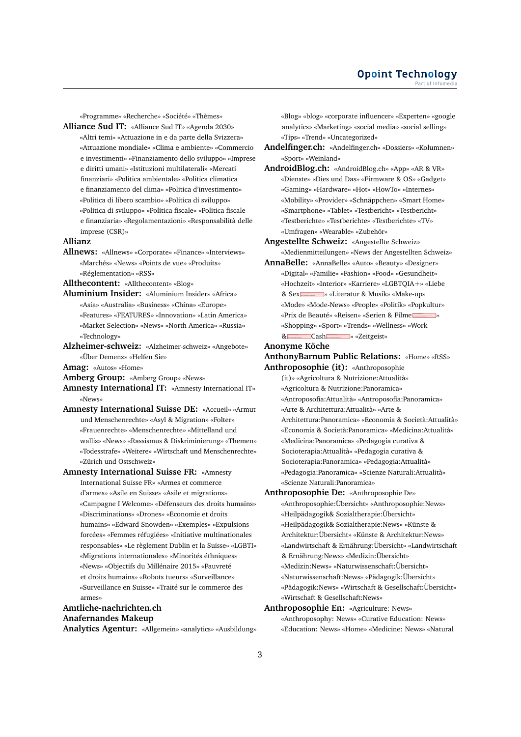«Programme» «Recherche» «Société» «Thèmes»

**Alliance Sud IT:** «Alliance Sud IT» «Agenda 2030» «Altri temi» «Attuazione in e da parte della Svizzera» «Attuazione mondiale» «Clima e ambiente» «Commercio e investimenti» «Finanziamento dello sviluppo» «Imprese e diritti umani» «Istituzioni multilaterali» «Mercati finanziari» «Politica ambientale» «Politica climatica e finanziamento del clima» «Politica d'investimento» «Politica di libero scambio» «Politica di sviluppo» «Politica di sviluppo» «Politica fiscale» «Politica fiscale e finanziaria» «Regolamentazioni» «Responsabilità delle imprese (CSR)»

**Allianz**

**Allnews:** «Allnews» «Corporate» «Finance» «Interviews» «Marchés» «News» «Points de vue» «Produits» «Réglementation» «RSS»

**Allthecontent:** «Allthecontent» «Blog»

**Aluminium Insider:** «Aluminium Insider» «Africa» «Asia» «Australia» «Business» «China» «Europe» «Features» «FEATURES» «Innovation» «Latin America» «Market Selection» «News» «North America» «Russia» «Technology»

**Alzheimer-schweiz:** «Alzheimer-schweiz» «Angebote» «Über Demenz» «Helfen Sie»

**Amag:** «Autos» «Home»

**Amberg Group:** «Amberg Group» «News»

**Amnesty International IT:** «Amnesty International IT» «News»

**Amnesty International Suisse DE:** «Accueil» «Armut und Menschenrechte» «Asyl & Migration» «Folter» «Frauenrechte» «Menschenrechte» «Mittelland und wallis» «News» «Rassismus & Diskriminierung» «Themen» «Todesstrafe» «Weitere» «Wirtschaft und Menschenrechte» «Zürich und Ostschweiz»

**Amnesty International Suisse FR:** «Amnesty International Suisse FR» «Armes et commerce d'armes» «Asile en Suisse» «Asile et migrations» «Campagne I Welcome» «Défenseurs des droits humains» «Discriminations» «Drones» «Economie et droits humains» «Edward Snowden» «Exemples» «Expulsions forcées» «Femmes réfugiées» «Initiative multinationales responsables» «Le règlement Dublin et la Suisse» «LGBTI» «Migrations internationales» «Minorités éthniques» «News» «Objectifs du Millénaire 2015» «Pauvreté et droits humains» «Robots tueurs» «Surveillance» «Surveillance en Suisse» «Traité sur le commerce des armes»

**Amtliche-nachrichten.ch**

**Anafernandes Makeup**

**Analytics Agentur:** «Allgemein» «analytics» «Ausbildung» «Blog» «blog» «corporate influencer» «Experten» «google analytics» «Marketing» «social media» «social selling» «Tips» «Trend» «Uncategorized»

**Andelfinger.ch:** «Andelfinger.ch» «Dossiers» «Kolumnen» «Sport» «Weinland»

**AndroidBlog.ch:** «AndroidBlog.ch» «App» «AR & VR» «Dienste» «Dies und Das» «Firmware & OS» «Gadget» «Gaming» «Hardware» «Hot» «HowTo» «Internes» «Mobility» «Provider» «Schnäppchen» «Smart Home» «Smartphone» «Tablet» «Testbericht» «Testbericht» «Testberichte» «Testberichte» «Testberichte» «TV» «Umfragen» «Wearable» «Zubehör»

**Angestellte Schweiz:** «Angestellte Schweiz» «Medienmitteilungen» «News der Angestellten Schweiz»

**AnnaBelle:** «AnnaBelle» «Auto» «Beauty» «Designer» «Digital» «Familie» «Fashion» «Food» «Gesundheit» «Hochzeit» «Interior» «Karriere» «LGBTQIA+» «Liebe & Sex» «Literatur & Musik» «Make-up» «Mode» «Mode-News» «People» «Politik» «Popkultur» «Prix de Beauté» «Reisen» «Serien & Filme» «Shopping» «Sport» «Trends» «Wellness» «Work & Cash» «Zeitgeist»

**Anonyme Köche**

**AnthonyBarnum Public Relations:** «Home» «RSS»

**Anthroposophie (it):** «Anthroposophie (it)» «Agricoltura & Nutrizione:Attualità» «Agricoltura & Nutrizione:Panoramica» «Antroposofia:Attualità» «Antroposofia:Panoramica» «Arte & Architettura:Attualità» «Arte & Architettura:Panoramica» «Economia & Società:Attualità» «Economia & Società:Panoramica» «Medicina:Attualità» «Medicina:Panoramica» «Pedagogia curativa & Socioterapia:Attualità» «Pedagogia curativa & Socioterapia:Panoramica» «Pedagogia:Attualità» «Pedagogia:Panoramica» «Scienze Naturali:Attualità» «Scienze Naturali:Panoramica»

**Anthroposophie De:** «Anthroposophie De» «Anthroposophie:Übersicht» «Anthroposophie:News» «Heilpädagogik& Sozialtherapie:Übersicht» «Heilpädagogik& Sozialtherapie:News» «Künste & Architektur:Übersicht» «Künste & Architektur:News» «Landwirtschaft & Ernährung:Übersicht» «Landwirtschaft & Ernährung:News» «Medizin:Übersicht» «Medizin:News» «Naturwissenschaft:Übersicht» «Naturwissenschaft:News» «Pädagogik:Übersicht» «Pädagogik:News» «Wirtschaft & Gesellschaft:Übersicht» «Wirtschaft & Gesellschaft:News»

**Anthroposophie En:** «Agriculture: News» «Anthroposophy: News» «Curative Education: News» «Education: News» «Home» «Medicine: News» «Natural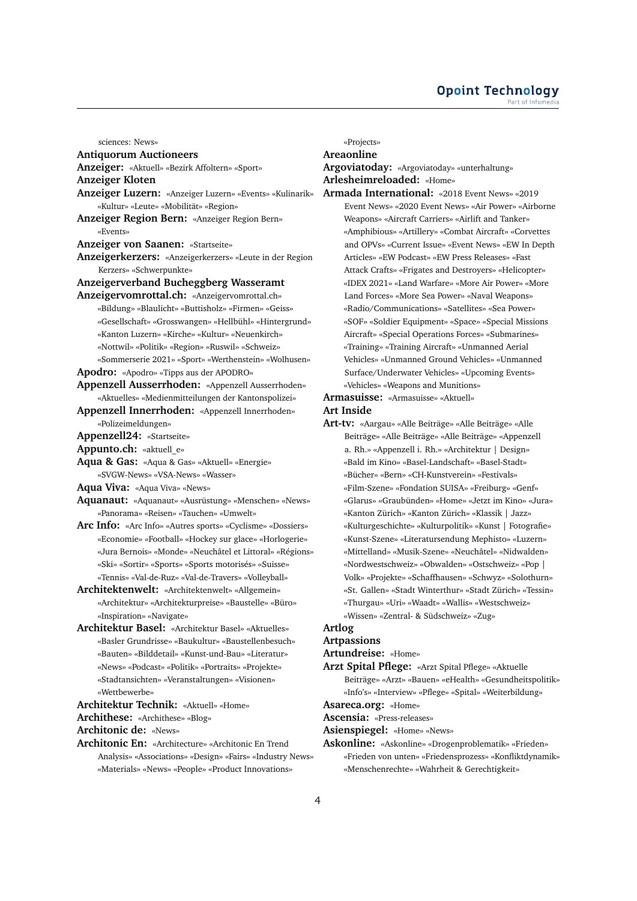sciences: News»

**Antiquorum Auctioneers**

**Anzeiger:** «Aktuell» «Bezirk Affoltern» «Sport»

**Anzeiger Kloten**

**Anzeiger Luzern:** «Anzeiger Luzern» «Events» «Kulinarik» «Kultur» «Leute» «Mobilität» «Region»

**Anzeiger Region Bern:** «Anzeiger Region Bern» «Events»

**Anzeiger von Saanen:** «Startseite»

**Anzeigerkerzers:** «Anzeigerkerzers» «Leute in der Region Kerzers» «Schwerpunkte»

**Anzeigerverband Bucheggberg Wasseramt**

**Anzeigervomrottal.ch:** «Anzeigervomrottal.ch» «Bildung» «Blaulicht» «Buttisholz» «Firmen» «Geiss» «Gesellschaft» «Grosswangen» «Hellbühl» «Hintergrund» «Kanton Luzern» «Kirche» «Kultur» «Neuenkirch» «Nottwil» «Politik» «Region» «Ruswil» «Schweiz» «Sommerserie 2021» «Sport» «Werthenstein» «Wolhusen»

**Apodro:** «Apodro» «Tipps aus der APODRO»

**Appenzell Ausserrhoden:** «Appenzell Ausserrhoden» «Aktuelles» «Medienmitteilungen der Kantonspolizei»

**Appenzell Innerrhoden:** «Appenzell Innerrhoden» «Polizeimeldungen»

**Appenzell24:** «Startseite»

**Appunto.ch:** «aktuell_e»

**Aqua & Gas:** «Aqua & Gas» «Aktuell» «Energie» «SVGW-News» «VSA-News» «Wasser»

**Aqua Viva:** «Aqua Viva» «News»

**Aquanaut:** «Aquanaut» «Ausrüstung» «Menschen» «News» «Panorama» «Reisen» «Tauchen» «Umwelt»

**Arc Info:** «Arc Info» «Autres sports» «Cyclisme» «Dossiers» «Economie» «Football» «Hockey sur glace» «Horlogerie» «Jura Bernois» «Monde» «Neuchâtel et Littoral» «Régions» «Ski» «Sortir» «Sports» «Sports motorisés» «Suisse» «Tennis» «Val-de-Ruz» «Val-de-Travers» «Volleyball»

**Architektenwelt:** «Architektenwelt» «Allgemein» «Architektur» «Architekturpreise» «Baustelle» «Büro» «Inspiration» «Navigate»

**Architektur Basel:** «Architektur Basel» «Aktuelles» «Basler Grundrisse» «Baukultur» «Baustellenbesuch» «Bauten» «Bilddetail» «Kunst-und-Bau» «Literatur» «News» «Podcast» «Politik» «Portraits» «Projekte» «Stadtansichten» «Veranstaltungen» «Visionen» «Wettbewerbe»

**Architektur Technik:** «Aktuell» «Home»

**Archithese:** «Archithese» «Blog»

**Architonic de:** «News»

**Architonic En:** «Architecture» «Architonic En Trend Analysis» «Associations» «Design» «Fairs» «Industry News» «Materials» «News» «People» «Product Innovations» «Projects»

**Areaonline**

**Argoviatoday:** «Argoviatoday» «unterhaltung»

**Arlesheimreloaded:** «Home»

**Armada International:** «2018 Event News» «2019 Event News» «2020 Event News» «Air Power» «Airborne Weapons» «Aircraft Carriers» «Airlift and Tanker» «Amphibious» «Artillery» «Combat Aircraft» «Corvettes and OPVs» «Current Issue» «Event News» «EW In Depth Articles» «EW Podcast» «EW Press Releases» «Fast Attack Crafts» «Frigates and Destroyers» «Helicopter» «IDEX 2021» «Land Warfare» «More Air Power» «More Land Forces» «More Sea Power» «Naval Weapons» «Radio/Communications» «Satellites» «Sea Power» «SOF» «Soldier Equipment» «Space» «Special Missions Aircraft» «Special Operations Forces» «Submarines» «Training» «Training Aircraft» «Unmanned Aerial Vehicles» «Unmanned Ground Vehicles» «Unmanned Surface/Underwater Vehicles» «Upcoming Events» «Vehicles» «Weapons and Munitions»

**Armasuisse:** «Armasuisse» «Aktuell»

**Art Inside**

**Art-tv:** «Aargau» «Alle Beiträge» «Alle Beiträge» «Alle Beiträge» «Alle Beiträge» «Alle Beiträge» «Appenzell a. Rh.» «Appenzell i. Rh.» «Architektur | Design» «Bald im Kino» «Basel-Landschaft» «Basel-Stadt» «Bücher» «Bern» «CH-Kunstverein» «Festivals» «Film-Szene» «Fondation SUISA» «Freiburg» «Genf» «Glarus» «Graubünden» «Home» «Jetzt im Kino» «Jura» «Kanton Zürich» «Kanton Zürich» «Klassik | Jazz» «Kulturgeschichte» «Kulturpolitik» «Kunst | Fotografie» «Kunst-Szene» «Literatursendung Mephisto» «Luzern» «Mittelland» «Musik-Szene» «Neuchâtel» «Nidwalden» «Nordwestschweiz» «Obwalden» «Ostschweiz» «Pop | Volk» «Projekte» «Schaffhausen» «Schwyz» «Solothurn» «St. Gallen» «Stadt Winterthur» «Stadt Zürich» «Tessin» «Thurgau» «Uri» «Waadt» «Wallis» «Westschweiz» «Wissen» «Zentral- & Südschweiz» «Zug»

**Artlog**

**Artpassions**

**Artundreise:** «Home»

**Arzt Spital Pflege:** «Arzt Spital Pflege» «Aktuelle Beiträge» «Arzt» «Bauen» «eHealth» «Gesundheitspolitik» «Info's» «Interview» «Pflege» «Spital» «Weiterbildung»

**Asareca.org:** «Home»

**Ascensia:** «Press-releases»

**Asienspiegel:** «Home» «News»

**Askonline:** «Askonline» «Drogenproblematik» «Frieden» «Frieden von unten» «Friedensprozess» «Konfliktdynamik» «Menschenrechte» «Wahrheit & Gerechtigkeit»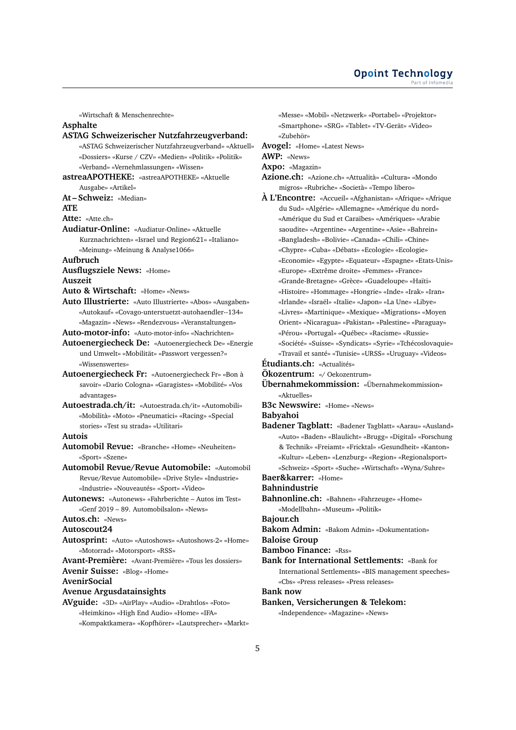«Wirtschaft & Menschenrechte»

**Asphalte**

**ASTAG Schweizerischer Nutzfahrzeugverband:** «ASTAG Schweizerischer Nutzfahrzeugverband» «Aktuell» «Dossiers» «Kurse / CZV» «Medien» «Politik» «Politik» «Verband» «Vernehmlassungen» «Wissen»

**astreaAPOTHEKE:** «astreaAPOTHEKE» «Aktuelle Ausgabe» «Artikel»

**At – Schweiz:** «Median»

**ATE**

**Atte:** «Atte.ch»

**Audiatur-Online:** «Audiatur-Online» «Aktuelle Kurznachrichten» «Israel und Region621» «Italiano» «Meinung» «Meinung & Analyse1066»

**Aufbruch**

**Ausflugsziele News:** «Home»

**Auszeit**

**Auto & Wirtschaft:** «Home» «News»

**Auto Illustrierte:** «Auto Illustrierte» «Abos» «Ausgaben» «Autokauf» «Covago-unterstuetzt-autohaendler--134» «Magazin» «News» «Rendezvous» «Veranstaltungen»

**Auto-motor-info:** «Auto-motor-info» «Nachrichten»

**Autoenergiecheck De:** «Autoenergiecheck De» «Energie und Umwelt» «Mobilität» «Passwort vergessen?» «Wissenswertes»

**Autoenergiecheck Fr:** «Autoenergiecheck Fr» «Bon à savoir» «Dario Cologna» «Garagistes» «Mobilité» «Vos advantages»

**Autoestrada.ch/it:** «Autoestrada.ch/it» «Automobili» «Mobilità» «Moto» «Pneumatici» «Racing» «Special stories» «Test su strada» «Utilitari»

**Autois**

**Automobil Revue:** «Branche» «Home» «Neuheiten» «Sport» «Szene»

**Automobil Revue/Revue Automobile:** «Automobil Revue/Revue Automobile» «Drive Style» «Industrie» «Industrie» «Nouveautés» «Sport» «Video»

**Autonews:** «Autonews» «Fahrberichte – Autos im Test» «Genf 2019 – 89. Automobilsalon» «News»

**Autos.ch:** «News»

**Autoscout24**

**Autosprint:** «Auto» «Autoshows» «Autoshows-2» «Home» «Motorrad» «Motorsport» «RSS»

**Avant-Première:** «Avant-Première» «Tous les dossiers»

**Avenir Suisse:** «Blog» «Home»

**AvenirSocial**

**Avenue Argusdatainsights**

**AVguide:** «3D» «AirPlay» «Audio» «Drahtlos» «Foto» «Heimkino» «High End Audio» «Home» «IFA» «Kompaktkamera» «Kopfhörer» «Lautsprecher» «Markt» «Messe» «Mobil» «Netzwerk» «Portabel» «Projektor» «Smartphone» «SRG» «Tablet» «TV-Gerät» «Video» «Zubehör»

**Avogel:** «Home» «Latest News»

**AWP:** «News»

**Axpo:** «Magazin»

**Azione.ch:** «Azione.ch» «Attualità» «Cultura» «Mondo migros» «Rubriche» «Società» «Tempo libero»

**À L'Encontre:** «Accueil» «Afghanistan» «Afrique» «Afrique du Sud» «Algérie» «Allemagne» «Amérique du nord» «Amérique du Sud et Caraïbes» «Amériques» «Arabie saoudite» «Argentine» «Argentine» «Asie» «Bahrein» «Bangladesh» «Bolivie» «Canada» «Chili» «Chine» «Chypre» «Cuba» «Débats» «Ecologie» «Ecologie» «Economie» «Egypte» «Equateur» «Espagne» «Etats-Unis» «Europe» «Extrême droite» «Femmes» «France» «Grande-Bretagne» «Grèce» «Guadeloupe» «Haïti» «Histoire» «Hommage» «Hongrie» «Inde» «Irak» «Iran» «Irlande» «Israël» «Italie» «Japon» «La Une» «Libye» «Livres» «Martinique» «Mexique» «Migrations» «Moyen Orient» «Nicaragua» «Pakistan» «Palestine» «Paraguay» «Pérou» «Portugal» «Québec» «Racisme» «Russie» «Société» «Suisse» «Syndicats» «Syrie» «Tchécoslovaquie» «Travail et santé» «Tunisie» «URSS» «Uruguay» «Videos»

**Étudiants.ch:** «Actualités»

**Ökozentrum:** «/ Oekozentrum»

**Übernahmekommission:** «Übernahmekommission» «Aktuelles»

**B3c Newswire:** «Home» «News»

**Babyahoi**

**Badener Tagblatt:** «Badener Tagblatt» «Aarau» «Ausland» «Auto» «Baden» «Blaulicht» «Brugg» «Digital» «Forschung & Technik» «Freiamt» «Fricktal» «Gesundheit» «Kanton» «Kultur» «Leben» «Lenzburg» «Region» «Regionalsport» «Schweiz» «Sport» «Suche» «Wirtschaft» «Wyna/Suhre»

**Baer&karrer:** «Home»

**Bahnindustrie**

**Bahnonline.ch:** «Bahnen» «Fahrzeuge» «Home» «Modellbahn» «Museum» «Politik»

**Bajour.ch**

**Bakom Admin:** «Bakom Admin» «Dokumentation»

**Baloise Group**

**Bamboo Finance:** «Rss»

**Bank for International Settlements:** «Bank for International Settlements» «BIS management speeches» «Cbs» «Press releases» «Press releases»

**Bank now**

**Banken, Versicherungen & Telekom:** «Independence» «Magazine» «News»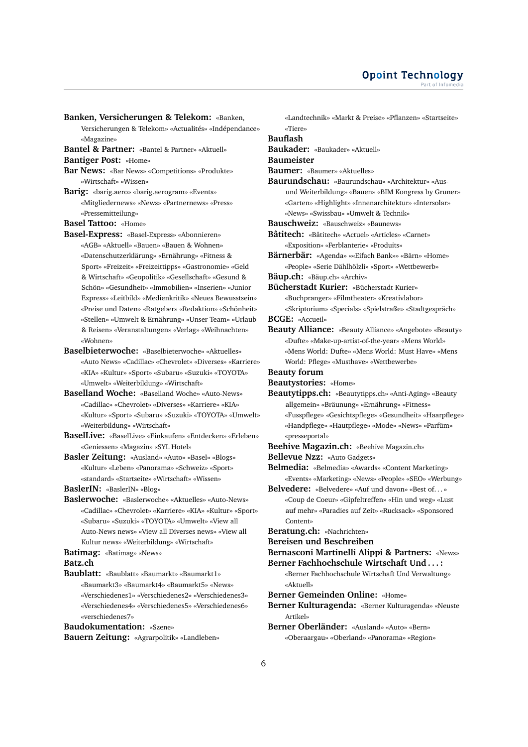**Banken, Versicherungen & Telekom:** «Banken, Versicherungen & Telekom» «Actualités» «Indépendance» «Magazine»

**Bantel & Partner:** «Bantel & Partner» «Aktuell»

**Bantiger Post:** «Home»

**Bar News:** «Bar News» «Competitions» «Produkte» «Wirtschaft» «Wissen»

**Barig:** «barig.aero» «barig.aerogram» «Events» «Mitgliedernews» «News» «Partnernews» «Press» «Pressemitteilung»

**Basel Tattoo:** «Home»

**Basel-Express:** «Basel-Express» «Abonnieren» «AGB» «Aktuell» «Bauen» «Bauen & Wohnen» «Datenschutzerklärung» «Ernährung» «Fitness & Sport» «Freizeit» «Freizeittipps» «Gastronomie» «Geld & Wirtschaft» «Geopolitik» «Gesellschaft» «Gesund & Schön» «Gesundheit» «Immobilien» «Inserien» «Junior Express» «Leitbild» «Medienkritik» «Neues Bewusstsein» «Preise und Daten» «Ratgeber» «Redaktion» «Schönheit» «Stellen» «Umwelt & Ernährung» «Unser Team» «Urlaub & Reisen» «Veranstaltungen» «Verlag» «Weihnachten» «Wohnen»

**Baselbieterwoche:** «Baselbieterwoche» «Aktuelles» «Auto News» «Cadillac» «Chevrolet» «Diverses» «Karriere» «KIA» «Kultur» «Sport» «Subaru» «Suzuki» «TOYOTA» «Umwelt» «Weiterbildung» «Wirtschaft»

**Baselland Woche:** «Baselland Woche» «Auto-News» «Cadillac» «Chevrolet» «Diverses» «Karriere» «KIA» «Kultur» «Sport» «Subaru» «Suzuki» «TOYOTA» «Umwelt» «Weiterbildung» «Wirtschaft»

**BaselLive:** «BaselLive» «Einkaufen» «Entdecken» «Erleben» «Geniessen» «Magazin» «SYL Hotel»

**Basler Zeitung:** «Ausland» «Auto» «Basel» «Blogs» «Kultur» «Leben» «Panorama» «Schweiz» «Sport» «standard» «Startseite» «Wirtschaft» «Wissen»

**BaslerIN:** «BaslerIN» «Blog»

**Baslerwoche:** «Baslerwoche» «Aktuelles» «Auto-News» «Cadillac» «Chevrolet» «Karriere» «KIA» «Kultur» «Sport» «Subaru» «Suzuki» «TOYOTA» «Umwelt» «View all Auto-News news» «View all Diverses news» «View all Kultur news» «Weiterbildung» «Wirtschaft»

**Batimag:** «Batimag» «News»

**Batz.ch**

**Baublatt:** «Baublatt» «Baumarkt» «Baumarkt1» «Baumarkt3» «Baumarkt4» «Baumarkt5» «News» «Verschiedenes1» «Verschiedenes2» «Verschiedenes3» «Verschiedenes4» «Verschiedenes5» «Verschiedenes6» «verschiedenes7»

**Baudokumentation:** «Szene»

**Bauern Zeitung:** «Agrarpolitik» «Landleben» «Landtechnik» «Markt & Preise» «Pflanzen» «Startseite» «Tiere»

**Bauflash**

**Baukader:** «Baukader» «Aktuell»

**Baumeister**

**Baumer:** «Baumer» «Aktuelles»

**Baurundschau:** «Baurundschau» «Architektur» «Aus- und Weiterbildung» «Bauen» «BIM Kongress by Gruner» «Garten» «Highlight» «Innenarchitektur» «Intersolar» «News» «Swissbau» «Umwelt & Technik»

**Bauschweiz:** «Bauschweiz» «Baunews»

**Bâtitech:** «Bâtitech» «Actuel» «Articles» «Carnet» «Exposition» «Ferblanterie» «Produits»

**Bärnerbär:** «Agenda» ««Eifach Bank»» «Bärn» «Home» «People» «Serie Dählhölzli» «Sport» «Wettbewerb»

**Bäup.ch:** «Bäup.ch» «Archiv»

**Bücherstadt Kurier:** «Bücherstadt Kurier» «Buchpranger» «Filmtheater» «Kreativlabor» «Skriptorium» «Specials» «Spielstraße» «Stadtgespräch»

**BCGE:** «Accueil»

**Beauty Alliance:** «Beauty Alliance» «Angebote» «Beauty» «Dufte» «Make-up-artist-of-the-year» «Mens World» «Mens World: Dufte» «Mens World: Must Have» «Mens World: Pflege» «Musthave» «Wettbewerbe»

**Beauty forum**

**Beautystories:** «Home»

**Beautytipps.ch:** «Beautytipps.ch» «Anti-Aging» «Beauty allgemein» «Bräunung» «Ernährung» «Fitness» «Fusspflege» «Gesichtspflege» «Gesundheit» «Haarpflege» «Handpflege» «Hautpflege» «Mode» «News» «Parfüm» «presseportal»

**Beehive Magazin.ch:** «Beehive Magazin.ch»

**Bellevue Nzz:** «Auto Gadgets»

**Belmedia:** «Belmedia» «Awards» «Content Marketing» «Events» «Marketing» «News» «People» «SEO» «Werbung»

**Belvedere:** «Belvedere» «Auf und davon» «Best of. . . » «Coup de Coeur» «Gipfeltreffen» «Hin und weg» «Lust auf mehr» «Paradies auf Zeit» «Rucksack» «Sponsored Content»

**Beratung.ch:** «Nachrichten»

**Bereisen und Beschreiben**

**Bernasconi Martinelli Alippi & Partners:** «News»

**Berner Fachhochschule Wirtschaft Und . . . :** «Berner Fachhochschule Wirtschaft Und Verwaltung» «Aktuell»

**Berner Gemeinden Online:** «Home»

**Berner Kulturagenda:** «Berner Kulturagenda» «Neuste Artikel»

**Berner Oberländer:** «Ausland» «Auto» «Bern» «Oberaargau» «Oberland» «Panorama» «Region»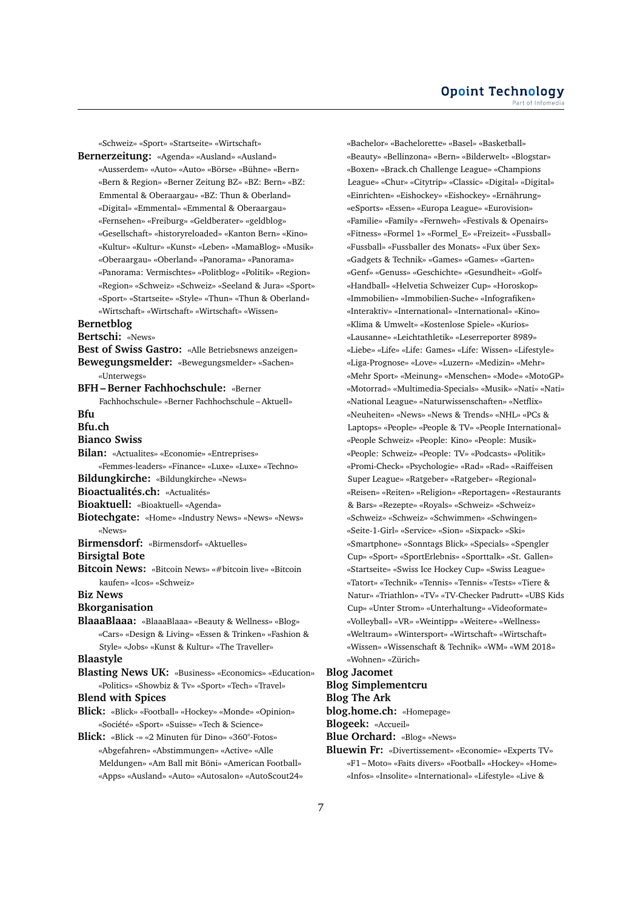«Schweiz» «Sport» «Startseite» «Wirtschaft»

**Bernerzeitung:** «Agenda» «Ausland» «Ausland» «Ausserdem» «Auto» «Auto» «Börse» «Bühne» «Bern» «Bern & Region» «Berner Zeitung BZ» «BZ: Bern» «BZ: Emmental & Oberaargau» «BZ: Thun & Oberland» «Digital» «Emmental» «Emmental & Oberaargau» «Fernsehen» «Freiburg» «Geldberater» «geldblog» «Gesellschaft» «historyreloaded» «Kanton Bern» «Kino» «Kultur» «Kultur» «Kunst» «Leben» «MamaBlog» «Musik» «Oberaargau» «Oberland» «Panorama» «Panorama» «Panorama: Vermischtes» «Politblog» «Politik» «Region» «Region» «Schweiz» «Schweiz» «Seeland & Jura» «Sport» «Sport» «Startseite» «Style» «Thun» «Thun & Oberland» «Wirtschaft» «Wirtschaft» «Wirtschaft» «Wissen»

**Bernetblog**

**Bertschi:** «News»

**Best of Swiss Gastro:** «Alle Betriebsnews anzeigen»

**Bewegungsmelder:** «Bewegungsmelder» «Sachen» «Unterwegs»

**BFH – Berner Fachhochschule:** «Berner Fachhochschule» «Berner Fachhochschule – Aktuell»

**Bfu**

**Bfu.ch**

**Bianco Swiss**

**Bilan:** «Actualites» «Economie» «Entreprises» «Femmes-leaders» «Finance» «Luxe» «Luxe» «Techno»

**Bildungkirche:** «Bildungkirche» «News»

**Bioactualités.ch:** «Actualités»

**Bioaktuell:** «Bioaktuell» «Agenda»

**Biotechgate:** «Home» «Industry News» «News» «News» «News»

**Birmensdorf:** «Birmensdorf» «Aktuelles»

**Birsigtal Bote**

**Bitcoin News:** «Bitcoin News» «#bitcoin live» «Bitcoin kaufen» «Icos» «Schweiz»

**Biz News**

**Bkorganisation**

**BlaaaBlaaa:** «BlaaaBlaaa» «Beauty & Wellness» «Blog» «Cars» «Design & Living» «Essen & Trinken» «Fashion & Style» «Jobs» «Kunst & Kultur» «The Traveller»

**Blaastyle**

**Blasting News UK:** «Business» «Economics» «Education» «Politics» «Showbiz & Tv» «Sport» «Tech» «Travel»

**Blend with Spices**

**Blick:** «Blick» «Football» «Hockey» «Monde» «Opinion» «Société» «Sport» «Suisse» «Tech & Science»

**Blick:** «Blick -» «2 Minuten für Dino» «360°-Fotos» «Abgefahren» «Abstimmungen» «Active» «Alle Meldungen» «Am Ball mit Böni» «American Football» «Apps» «Ausland» «Auto» «Autosalon» «AutoScout24» «Bachelor» «Bachelorette» «Basel» «Basketball» «Beauty» «Bellinzona» «Bern» «Bilderwelt» «Blogstar» «Boxen» «Brack.ch Challenge League» «Champions League» «Chur» «Citytrip» «Classic» «Digital» «Digital» «Einrichten» «Eishockey» «Eishockey» «Ernährung» «eSports» «Essen» «Europa League» «Eurovision» «Familie» «Family» «Fernweh» «Festivals & Openairs» «Fitness» «Formel 1» «Formel_E» «Freizeit» «Fussball» «Fussball» «Fussballer des Monats» «Fux über Sex» «Gadgets & Technik» «Games» «Games» «Garten» «Genf» «Genuss» «Geschichte» «Gesundheit» «Golf» «Handball» «Helvetia Schweizer Cup» «Horoskop» «Immobilien» «Immobilien-Suche» «Infografiken» «Interaktiv» «International» «International» «Kino» «Klima & Umwelt» «Kostenlose Spiele» «Kurios» «Lausanne» «Leichtathletik» «Leserreporter 8989» «Liebe» «Life» «Life: Games» «Life: Wissen» «Lifestyle» «Liga-Prognose» «Love» «Luzern» «Medizin» «Mehr» «Mehr Sport» «Meinung» «Menschen» «Mode» «MotoGP» «Motorrad» «Multimedia-Specials» «Musik» «Nati» «Nati» «National League» «Naturwissenschaften» «Netflix» «Neuheiten» «News» «News & Trends» «NHL» «PCs & Laptops» «People» «People & TV» «People International» «People Schweiz» «People: Kino» «People: Musik» «People: Schweiz» «People: TV» «Podcasts» «Politik» «Promi-Check» «Psychologie» «Rad» «Rad» «Raiffeisen Super League» «Ratgeber» «Ratgeber» «Regional» «Reisen» «Reiten» «Religion» «Reportagen» «Restaurants & Bars» «Rezepte» «Royals» «Schweiz» «Schweiz» «Schweiz» «Schweiz» «Schwimmen» «Schwingen» «Seite-1-Girl» «Service» «Sion» «Sixpack» «Ski» «Smartphone» «Sonntags Blick» «Specials» «Spengler Cup» «Sport» «SportErlebnis» «Sporttalk» «St. Gallen» «Startseite» «Swiss Ice Hockey Cup» «Swiss League» «Tatort» «Technik» «Tennis» «Tennis» «Tests» «Tiere & Natur» «Triathlon» «TV» «TV-Checker Padrutt» «UBS Kids Cup» «Unter Strom» «Unterhaltung» «Videoformate» «Volleyball» «VR» «Weintipp» «Weitere» «Wellness» «Weltraum» «Wintersport» «Wirtschaft» «Wirtschaft» «Wissen» «Wissenschaft & Technik» «WM» «WM 2018» «Wohnen» «Zürich»

**Blog Jacomet**

**Blog Simplementcru**

**Blog The Ark**

**blog.home.ch:** «Homepage»

**Blogeek:** «Accueil»

**Blue Orchard:** «Blog» «News»

**Bluewin Fr:** «Divertissement» «Economie» «Experts TV» «F1 – Moto» «Faits divers» «Football» «Hockey» «Home» «Infos» «Insolite» «International» «Lifestyle» «Live &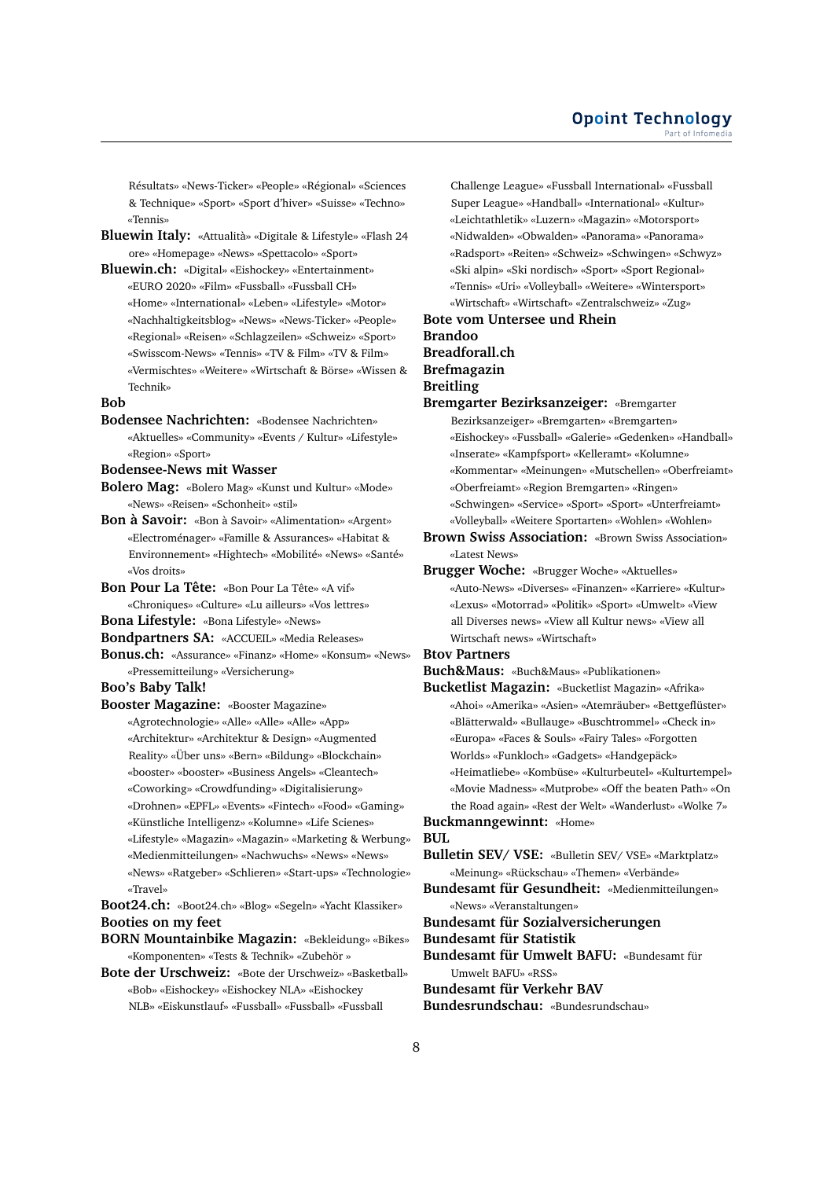Résultats» «News-Ticker» «People» «Régional» «Sciences & Technique» «Sport» «Sport d'hiver» «Suisse» «Techno» «Tennis»

**Bluewin Italy:** «Attualità» «Digitale & Lifestyle» «Flash 24 ore» «Homepage» «News» «Spettacolo» «Sport»

**Bluewin.ch:** «Digital» «Eishockey» «Entertainment» «EURO 2020» «Film» «Fussball» «Fussball CH» «Home» «International» «Leben» «Lifestyle» «Motor» «Nachhaltigkeitsblog» «News» «News-Ticker» «People» «Regional» «Reisen» «Schlagzeilen» «Schweiz» «Sport» «Swisscom-News» «Tennis» «TV & Film» «TV & Film» «Vermischtes» «Weitere» «Wirtschaft & Börse» «Wissen & Technik»

**Bob**

**Bodensee Nachrichten:** «Bodensee Nachrichten» «Aktuelles» «Community» «Events / Kultur» «Lifestyle» «Region» «Sport»

**Bodensee-News mit Wasser**

**Bolero Mag:** «Bolero Mag» «Kunst und Kultur» «Mode» «News» «Reisen» «Schonheit» «stil»

**Bon à Savoir:** «Bon à Savoir» «Alimentation» «Argent» «Electroménager» «Famille & Assurances» «Habitat & Environnement» «Hightech» «Mobilité» «News» «Santé» «Vos droits»

**Bon Pour La Tête:** «Bon Pour La Tête» «A vif» «Chroniques» «Culture» «Lu ailleurs» «Vos lettres»

**Bona Lifestyle:** «Bona Lifestyle» «News»

**Bondpartners SA:** «ACCUEIL» «Media Releases»

**Bonus.ch:** «Assurance» «Finanz» «Home» «Konsum» «News» «Pressemitteilung» «Versicherung»

**Boo's Baby Talk!**

**Booster Magazine:** «Booster Magazine» «Agrotechnologie» «Alle» «Alle» «Alle» «App» «Architektur» «Architektur & Design» «Augmented Reality» «Über uns» «Bern» «Bildung» «Blockchain» «booster» «booster» «Business Angels» «Cleantech» «Coworking» «Crowdfunding» «Digitalisierung» «Drohnen» «EPFL» «Events» «Fintech» «Food» «Gaming» «Künstliche Intelligenz» «Kolumne» «Life Scienes» «Lifestyle» «Magazin» «Magazin» «Marketing & Werbung» «Medienmitteilungen» «Nachwuchs» «News» «News» «News» «Ratgeber» «Schlieren» «Start-ups» «Technologie» «Travel»

**Boot24.ch:** «Boot24.ch» «Blog» «Segeln» «Yacht Klassiker»

**Booties on my feet**

**BORN Mountainbike Magazin:** «Bekleidung» «Bikes» «Komponenten» «Tests & Technik» «Zubehör »

**Bote der Urschweiz:** «Bote der Urschweiz» «Basketball» «Bob» «Eishockey» «Eishockey NLA» «Eishockey NLB» «Eiskunstlauf» «Fussball» «Fussball» «Fussball Challenge League» «Fussball International» «Fussball Super League» «Handball» «International» «Kultur» «Leichtathletik» «Luzern» «Magazin» «Motorsport» «Nidwalden» «Obwalden» «Panorama» «Panorama» «Radsport» «Reiten» «Schweiz» «Schwingen» «Schwyz» «Ski alpin» «Ski nordisch» «Sport» «Sport Regional» «Tennis» «Uri» «Volleyball» «Weitere» «Wintersport» «Wirtschaft» «Wirtschaft» «Zentralschweiz» «Zug»

**Bote vom Untersee und Rhein**

**Brandoo**

**Breadforall.ch**

**Brefmagazin**

**Breitling**

**Bremgarter Bezirksanzeiger:** «Bremgarter Bezirksanzeiger» «Bremgarten» «Bremgarten» «Eishockey» «Fussball» «Galerie» «Gedenken» «Handball» «Inserate» «Kampfsport» «Kelleramt» «Kolumne» «Kommentar» «Meinungen» «Mutschellen» «Oberfreiamt» «Oberfreiamt» «Region Bremgarten» «Ringen» «Schwingen» «Service» «Sport» «Sport» «Unterfreiamt» «Volleyball» «Weitere Sportarten» «Wohlen» «Wohlen»

**Brown Swiss Association:** «Brown Swiss Association» «Latest News»

**Brugger Woche:** «Brugger Woche» «Aktuelles» «Auto-News» «Diverses» «Finanzen» «Karriere» «Kultur» «Lexus» «Motorrad» «Politik» «Sport» «Umwelt» «View all Diverses news» «View all Kultur news» «View all Wirtschaft news» «Wirtschaft»

**Btov Partners**

**Buch&Maus:** «Buch&Maus» «Publikationen»

**Bucketlist Magazin:** «Bucketlist Magazin» «Afrika» «Ahoi» «Amerika» «Asien» «Atemräuber» «Bettgeflüster» «Blätterwald» «Bullauge» «Buschtrommel» «Check in» «Europa» «Faces & Souls» «Fairy Tales» «Forgotten Worlds» «Funkloch» «Gadgets» «Handgepäck» «Heimatliebe» «Kombüse» «Kulturbeutel» «Kulturtempel» «Movie Madness» «Mutprobe» «Off the beaten Path» «On the Road again» «Rest der Welt» «Wanderlust» «Wolke 7»

**Buckmanngewinnt:** «Home»

**BUL**

**Bulletin SEV/ VSE:** «Bulletin SEV/ VSE» «Marktplatz» «Meinung» «Rückschau» «Themen» «Verbände»

**Bundesamt für Gesundheit:** «Medienmitteilungen» «News» «Veranstaltungen»

**Bundesamt für Sozialversicherungen**

**Bundesamt für Statistik**

**Bundesamt für Umwelt BAFU:** «Bundesamt für Umwelt BAFU» «RSS»

**Bundesamt für Verkehr BAV**

**Bundesrundschau:** «Bundesrundschau»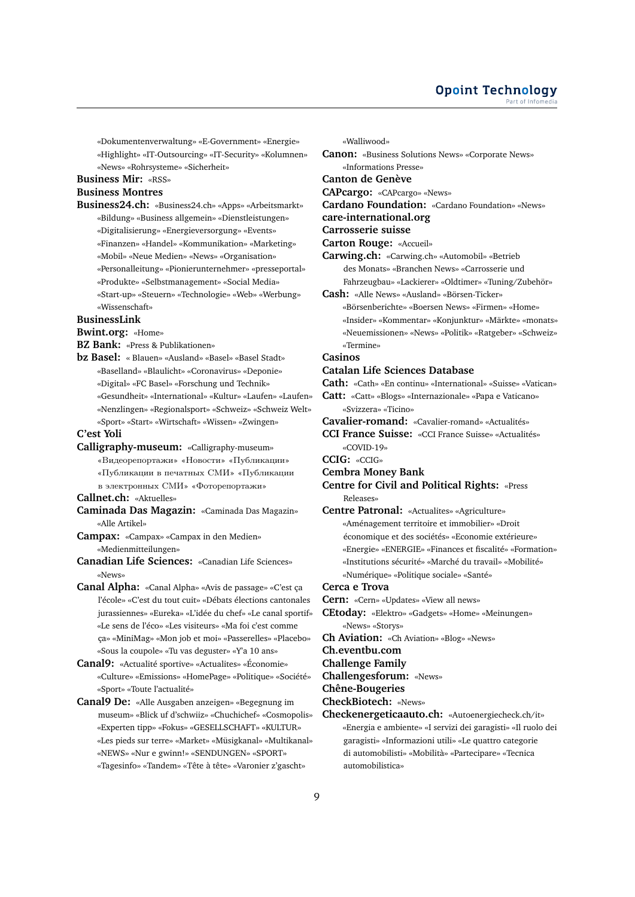«Dokumentenverwaltung» «E-Government» «Energie» «Highlight» «IT-Outsourcing» «IT-Security» «Kolumnen» «News» «Rohrsysteme» «Sicherheit»

**Business Mir:** «RSS»

**Business Montres**

**Business24.ch:** «Business24.ch» «Apps» «Arbeitsmarkt» «Bildung» «Business allgemein» «Dienstleistungen» «Digitalisierung» «Energieversorgung» «Events» «Finanzen» «Handel» «Kommunikation» «Marketing» «Mobil» «Neue Medien» «News» «Organisation» «Personalleitung» «Pionierunternehmer» «presseportal» «Produkte» «Selbstmanagement» «Social Media» «Start-up» «Steuern» «Technologie» «Web» «Werbung» «Wissenschaft»

**BusinessLink**

**Bwint.org:** «Home»

**BZ Bank:** «Press & Publikationen»

**bz Basel:** « Blauen» «Ausland» «Basel» «Basel Stadt» «Baselland» «Blaulicht» «Coronavirus» «Deponie» «Digital» «FC Basel» «Forschung und Technik» «Gesundheit» «International» «Kultur» «Laufen» «Laufen» «Nenzlingen» «Regionalsport» «Schweiz» «Schweiz Welt» «Sport» «Start» «Wirtschaft» «Wissen» «Zwingen»

**C'est Yoli**

**Calligraphy-museum:** «Calligraphy-museum» «Видеорепортажи» «Новости» «Публикации» «Публикации в печатных СМИ» «Публикации в электронных СМИ» «Фоторепортажи»

**Callnet.ch:** «Aktuelles»

**Caminada Das Magazin:** «Caminada Das Magazin» «Alle Artikel»

**Campax:** «Campax» «Campax in den Medien» «Medienmitteilungen»

**Canadian Life Sciences:** «Canadian Life Sciences» «News»

**Canal Alpha:** «Canal Alpha» «Avis de passage» «C'est ça l'école» «C'est du tout cuit» «Débats élections cantonales jurassiennes» «Eureka» «L'idée du chef» «Le canal sportif» «Le sens de l'éco» «Les visiteurs» «Ma foi c'est comme ça» «MiniMag» «Mon job et moi» «Passerelles» «Placebo» «Sous la coupole» «Tu vas deguster» «Y'a 10 ans»

**Canal9:** «Actualité sportive» «Actualites» «Économie» «Culture» «Emissions» «HomePage» «Politique» «Société» «Sport» «Toute l'actualité»

**Canal9 De:** «Alle Ausgaben anzeigen» «Begegnung im museum» «Blick uf d'schwiiz» «Chuchichef» «Cosmopolis» «Experten tipp» «Fokus» «GESELLSCHAFT» «KULTUR» «Les pieds sur terre» «Market» «Müsigkanal» «Multikanal» «NEWS» «Nur e gwinn!» «SENDUNGEN» «SPORT» «Tagesinfo» «Tandem» «Tête à tête» «Varonier z'gascht» «Walliwood»

**Canon:** «Business Solutions News» «Corporate News» «Informations Presse»

**Canton de Genève**

**CAPcargo:** «CAPcargo» «News»

**Cardano Foundation:** «Cardano Foundation» «News»

**care-international.org**

**Carrosserie suisse**

**Carton Rouge:** «Accueil»

**Carwing.ch:** «Carwing.ch» «Automobil» «Betrieb des Monats» «Branchen News» «Carrosserie und Fahrzeugbau» «Lackierer» «Oldtimer» «Tuning/Zubehör»

**Cash:** «Alle News» «Ausland» «Börsen-Ticker» «Börsenberichte» «Boersen News» «Firmen» «Home» «Insider» «Kommentar» «Konjunktur» «Märkte» «monats» «Neuemissionen» «News» «Politik» «Ratgeber» «Schweiz» «Termine»

**Casinos**

**Catalan Life Sciences Database**

**Cath:** «Cath» «En continu» «International» «Suisse» «Vatican»

**Catt:** «Catt» «Blogs» «Internazionale» «Papa e Vaticano» «Svizzera» «Ticino»

**Cavalier-romand:** «Cavalier-romand» «Actualités»

**CCI France Suisse:** «CCI France Suisse» «Actualités» «COVID-19»

**CCIG:** «CCIG»

**Cembra Money Bank**

**Centre for Civil and Political Rights:** «Press Releases»

**Centre Patronal:** «Actualites» «Agriculture» «Aménagement territoire et immobilier» «Droit économique et des sociétés» «Economie extérieure» «Energie» «ENERGIE» «Finances et fiscalité» «Formation» «Institutions sécurité» «Marché du travail» «Mobilité» «Numérique» «Politique sociale» «Santé»

**Cerca e Trova**

**Cern:** «Cern» «Updates» «View all news»

**CEtoday:** «Elektro» «Gadgets» «Home» «Meinungen» «News» «Storys»

**Ch Aviation:** «Ch Aviation» «Blog» «News»

**Ch.eventbu.com**

**Challenge Family**

**Challengesforum:** «News»

**Chêne-Bougeries**

**CheckBiotech:** «News»

**Checkenergeticaauto.ch:** «Autoenergiecheck.ch/it» «Energia e ambiente» «I servizi dei garagisti» «Il ruolo dei garagisti» «Informazioni utili» «Le quattro categorie di automobilisti» «Mobilità» «Partecipare» «Tecnica automobilistica»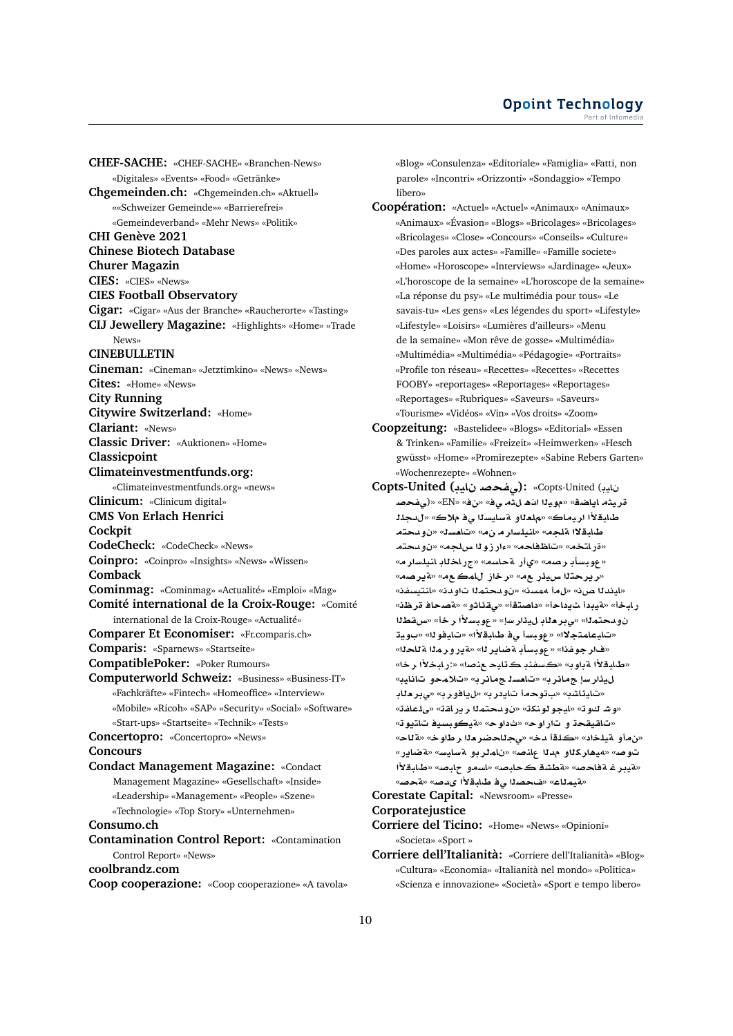**CHEF-SACHE:** «CHEF-SACHE» «Branchen-News» «Digitales» «Events» «Food» «Getränke»
**Chgemeinden.ch:** «Chgemeinden.ch» «Aktuell» ««Schweizer Gemeinde»» «Barrierefrei» «Gemeindeverband» «Mehr News» «Politik»
**CHI Genève 2021**
**Chinese Biotech Database**
**Churer Magazin**
**CIES:** «CIES» «News»
**CIES Football Observatory**
**Cigar:** «Cigar» «Aus der Branche» «Raucherorte» «Tasting»
**CIJ Jewellery Magazine:** «Highlights» «Home» «Trade News»
**CINEBULLETIN**
**Cineman:** «Cineman» «Jetztimkino» «News» «News»
**Cites:** «Home» «News»
**City Running**
**Citywire Switzerland:** «Home»
**Clariant:** «News»
**Classic Driver:** «Auktionen» «Home»
**Classicpoint**
**Climateinvestmentfunds.org:** «Climateinvestmentfunds.org» «news»
**Clinicum:** «Clinicum digital»
**CMS Von Erlach Henrici**
**Cockpit**
**CodeCheck:** «CodeCheck» «News»
**Coinpro:** «Coinpro» «Insights» «News» «Wissen»
**Comback**
**Cominmag:** «Cominmag» «Actualité» «Emploi» «Mag»
**Comité international de la Croix-Rouge:** «Comité international de la Croix-Rouge» «Actualité»
**Comparer Et Economiser:** «Fr.comparis.ch»
**Comparis:** «Sparnews» «Startseite»
**CompatiblePoker:** «Poker Rumours»
**Computerworld Schweiz:** «Business» «Business-IT» «Fachkräfte» «Fintech» «Homeoffice» «Interview» «Mobile» «Ricoh» «SAP» «Security» «Social» «Software» «Start-ups» «Startseite» «Technik» «Tests»
**Concertopro:** «Concertopro» «News»
**Concours**
**Condact Management Magazine:** «Condact Management Magazine» «Gesellschaft» «Inside» «Leadership» «Management» «People» «Szene» «Technologie» «Top Story» «Unternehmen»
**Consumo.ch**
**Contamination Control Report:** «Contamination Control Report» «News»
**coolbrandz.com**
**Coop cooperazione:** «Coop cooperazione» «A tavola» «Blog» «Consulenza» «Editoriale» «Famiglia» «Fatti, non parole» «Incontri» «Orizzonti» «Sondaggio» «Tempo libero»
**Coopération:** «Actuel» «Actuel» «Animaux» «Animaux» «Animaux» «Évasion» «Blogs» «Bricolages» «Bricolages» «Bricolages» «Close» «Concours» «Conseils» «Culture» «Des paroles aux actes» «Famille» «Famille societe» «Home» «Horoscope» «Interviews» «Jardinage» «Jeux» «L'horoscope de la semaine» «L'horoscope de la semaine» «La réponse du psy» «Le multimédia pour tous» «Le savais-tu» «Les gens» «Les légendes du sport» «Lifestyle» «Lifestyle» «Loisirs» «Lumières d'ailleurs» «Menu de la semaine» «Mon rêve de gosse» «Multimédia» «Multimédia» «Multimédia» «Pédagogie» «Portraits» «Profile ton réseau» «Recettes» «Recettes» «Recettes FOOBY» «reportages» «Reportages» «Reportages» «Reportages» «Rubriques» «Saveurs» «Saveurs» «Tourisme» «Vidéos» «Vin» «Vos droits» «Zoom»
**Coopzeitung:** «Bastelidee» «Blogs» «Editorial» «Essen & Trinken» «Familie» «Freizeit» «Heimwerken» «Hesch gwüsst» «Home» «Promirezepte» «Sabine Rebers Garten» «Wochenrezepte» «Wohnen»
**Copts-United (نايد صحفي):** «Copts-United (نايد صحفي)» «EN» «فن» «في مثل هذا اليوم» «قضايا مثيرة للجدل» «كلام في السياسة والعلم» «كاريكاتير الأقباط» «محدثون» «مساحة رأي» «مجلس الوزراء» «محافظات» «مختارات» «مصر» «مصر والعالم» «مع كمال زاخر» «مع مدحت بشاي» «مع نادر شكري» «ندوات المحدثين» «نصف الدنيا» «نظرة حقوقية» «أقباط الأرشيف» «أخبار» «أحداث» «أقباط المهجر» «الأسبوع» «إرسال بالبريد الإلكتروني» «المشتقبل» «الاجتماعيات» «الأقباط في أسبوع» «الحالة المرورية» «الوفيات» «أخبار الأقباط» «انفوجراف» «الرياضة بأسبوع» «أخبار الأقباط» «بوابة الإرسال» «تبرعات» «بياناتشن» «تحقيقات» «برنامج الأسبوع» «برنامج الأرسال» «برنامج الأسبوع» «تكنولوجيا» «تقارير» «تقارير المحدثين» «تقارير وتحقيقات» «توك شو» «حوارات» «حوادث» «تحليلات وتعليقات» «حوارات المتحضرين» «خارج الحدود» «داخلية وأمن» «رياضة» «سياسة» «ساينس» «صناع المدونة» «صوت» «صحافة عربية» «صحافة عالمية» «صحة» «صور الأقباط في الصحف» «العلمانية»
**Corestate Capital:** «Newsroom» «Presse»
**Corporatejustice**
**Corriere del Ticino:** «Home» «News» «Opinioni» «Societa» «Sport »
**Corriere dell'Italianità:** «Corriere dell'Italianità» «Blog» «Cultura» «Economia» «Italianità nel mondo» «Politica» «Scienza e innovazione» «Società» «Sport e tempo libero»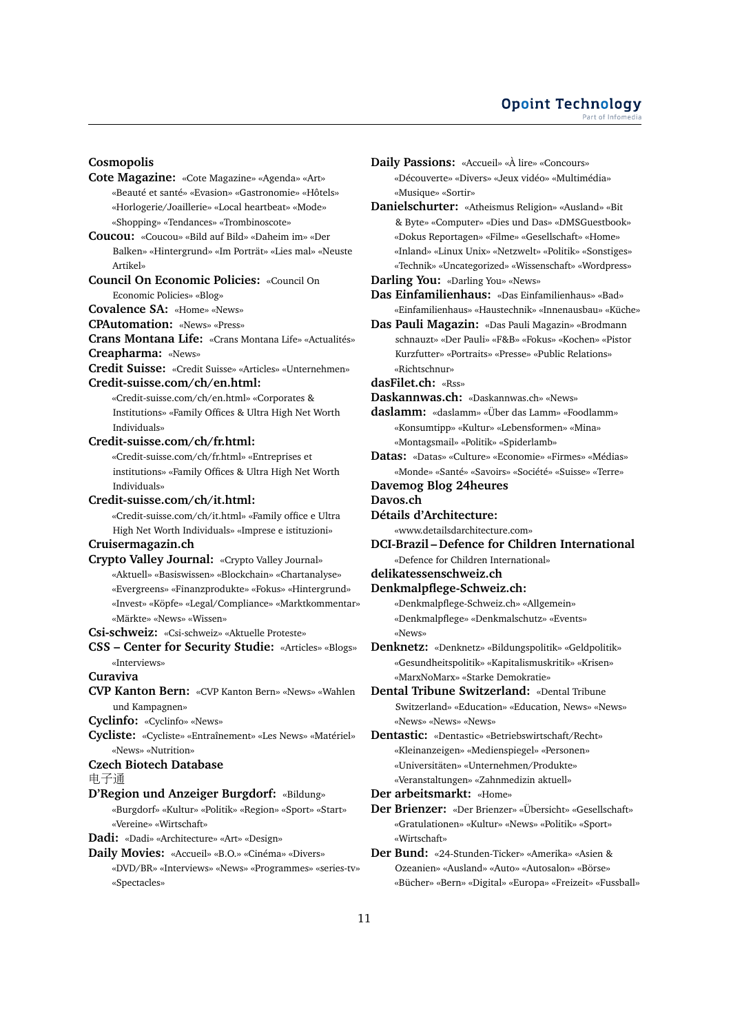**Cosmopolis**

**Cote Magazine:** «Cote Magazine» «Agenda» «Art» «Beauté et santé» «Evasion» «Gastronomie» «Hôtels» «Horlogerie/Joaillerie» «Local heartbeat» «Mode» «Shopping» «Tendances» «Trombinoscote»

**Coucou:** «Coucou» «Bild auf Bild» «Daheim im» «Der Balken» «Hintergrund» «Im Porträt» «Lies mal» «Neuste Artikel»

**Council On Economic Policies:** «Council On Economic Policies» «Blog»

**Covalence SA:** «Home» «News»

**CPAutomation:** «News» «Press»

**Crans Montana Life:** «Crans Montana Life» «Actualités»

**Creapharma:** «News»

**Credit Suisse:** «Credit Suisse» «Articles» «Unternehmen»

**Credit-suisse.com/ch/en.html:** «Credit-suisse.com/ch/en.html» «Corporates & Institutions» «Family Offices & Ultra High Net Worth Individuals»

**Credit-suisse.com/ch/fr.html:** «Credit-suisse.com/ch/fr.html» «Entreprises et institutions» «Family Offices & Ultra High Net Worth Individuals»

**Credit-suisse.com/ch/it.html:** «Credit-suisse.com/ch/it.html» «Family office e Ultra High Net Worth Individuals» «Imprese e istituzioni»

**Cruisermagazin.ch**

**Crypto Valley Journal:** «Crypto Valley Journal» «Aktuell» «Basiswissen» «Blockchain» «Chartanalyse» «Evergreens» «Finanzprodukte» «Fokus» «Hintergrund» «Invest» «Köpfe» «Legal/Compliance» «Marktkommentar» «Märkte» «News» «Wissen»

**Csi-schweiz:** «Csi-schweiz» «Aktuelle Proteste»

**CSS – Center for Security Studie:** «Articles» «Blogs» «Interviews»

**Curaviva**

**CVP Kanton Bern:** «CVP Kanton Bern» «News» «Wahlen und Kampagnen»

**Cyclinfo:** «Cyclinfo» «News»

**Cycliste:** «Cycliste» «Entraînement» «Les News» «Matériel» «News» «Nutrition»

**Czech Biotech Database**

电子通

**D'Region und Anzeiger Burgdorf:** «Bildung» «Burgdorf» «Kultur» «Politik» «Region» «Sport» «Start» «Vereine» «Wirtschaft»

**Dadi:** «Dadi» «Architecture» «Art» «Design»

**Daily Movies:** «Accueil» «B.O.» «Cinéma» «Divers» «DVD/BR» «Interviews» «News» «Programmes» «series-tv» «Spectacles»

**Daily Passions:** «Accueil» «À lire» «Concours» «Découverte» «Divers» «Jeux vidéo» «Multimédia» «Musique» «Sortir»

**Danielschurter:** «Atheismus Religion» «Ausland» «Bit & Byte» «Computer» «Dies und Das» «DMSGuestbook» «Dokus Reportagen» «Filme» «Gesellschaft» «Home» «Inland» «Linux Unix» «Netzwelt» «Politik» «Sonstiges» «Technik» «Uncategorized» «Wissenschaft» «Wordpress»

**Darling You:** «Darling You» «News»

**Das Einfamilienhaus:** «Das Einfamilienhaus» «Bad» «Einfamilienhaus» «Haustechnik» «Innenausbau» «Küche»

**Das Pauli Magazin:** «Das Pauli Magazin» «Brodmann schnauzt» «Der Pauli» «F&B» «Fokus» «Kochen» «Pistor Kurzfutter» «Portraits» «Presse» «Public Relations» «Richtschnur»

**dasFilet.ch:** «Rss»

**Daskannwas.ch:** «Daskannwas.ch» «News»

**daslamm:** «daslamm» «Über das Lamm» «Foodlamm» «Konsumtipp» «Kultur» «Lebensformen» «Mina» «Montagsmail» «Politik» «Spiderlamb»

**Datas:** «Datas» «Culture» «Economie» «Firmes» «Médias» «Monde» «Santé» «Savoirs» «Société» «Suisse» «Terre»

**Davemog Blog 24heures**

**Davos.ch**

**Détails d'Architecture:** «www.detailsdarchitecture.com»

**DCI-Brazil – Defence for Children International** «Defence for Children International»

**delikatessenschweiz.ch**

**Denkmalpflege-Schweiz.ch:** «Denkmalpflege-Schweiz.ch» «Allgemein» «Denkmalpflege» «Denkmalschutz» «Events» «News»

**Denknetz:** «Denknetz» «Bildungspolitik» «Geldpolitik» «Gesundheitspolitik» «Kapitalismuskritik» «Krisen» «MarxNoMarx» «Starke Demokratie»

**Dental Tribune Switzerland:** «Dental Tribune Switzerland» «Education» «Education, News» «News» «News» «News» «News»

**Dentastic:** «Dentastic» «Betriebswirtschaft/Recht» «Kleinanzeigen» «Medienspiegel» «Personen» «Universitäten» «Unternehmen/Produkte» «Veranstaltungen» «Zahnmedizin aktuell»

**Der arbeitsmarkt:** «Home»

**Der Brienzer:** «Der Brienzer» «Übersicht» «Gesellschaft» «Gratulationen» «Kultur» «News» «Politik» «Sport» «Wirtschaft»

**Der Bund:** «24-Stunden-Ticker» «Amerika» «Asien & Ozeanien» «Ausland» «Auto» «Autosalon» «Börse» «Bücher» «Bern» «Digital» «Europa» «Freizeit» «Fussball»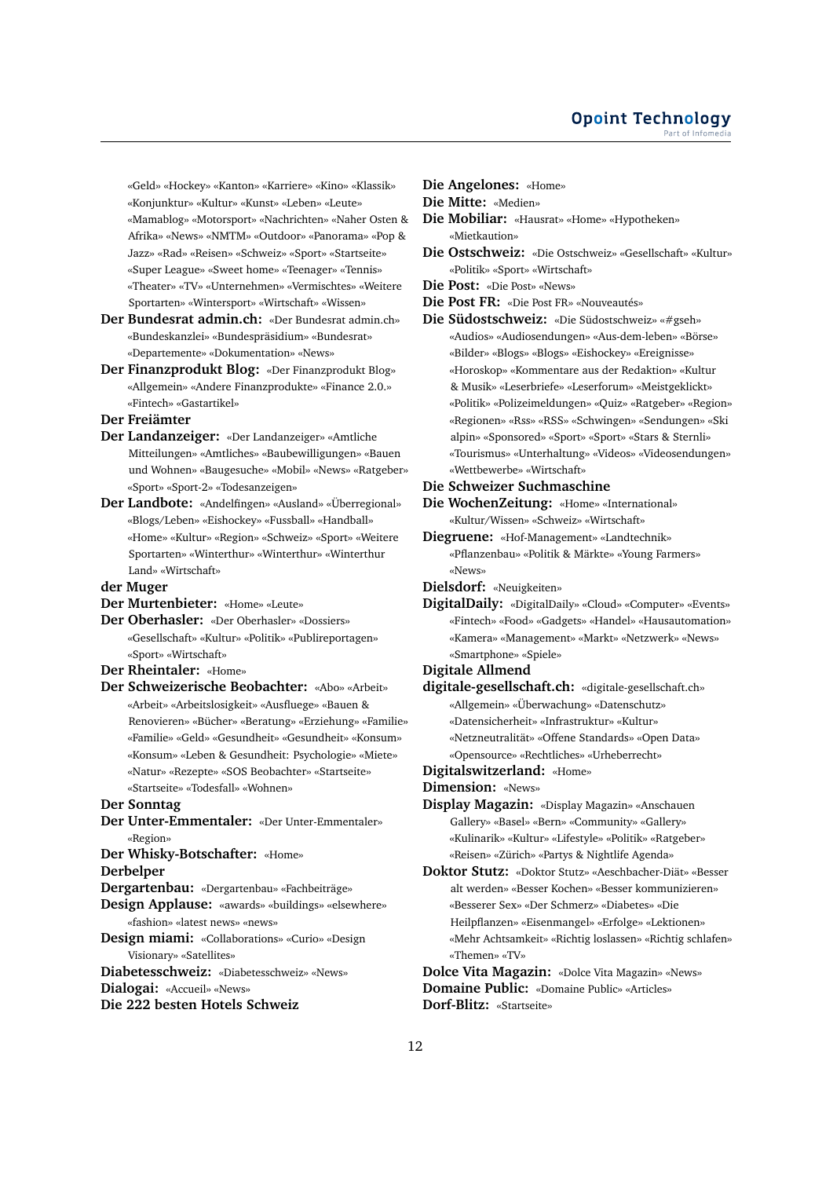«Geld» «Hockey» «Kanton» «Karriere» «Kino» «Klassik» «Konjunktur» «Kultur» «Kunst» «Leben» «Leute» «Mamablog» «Motorsport» «Nachrichten» «Naher Osten & Afrika» «News» «NMTM» «Outdoor» «Panorama» «Pop & Jazz» «Rad» «Reisen» «Schweiz» «Sport» «Startseite» «Super League» «Sweet home» «Teenager» «Tennis» «Theater» «TV» «Unternehmen» «Vermischtes» «Weitere Sportarten» «Wintersport» «Wirtschaft» «Wissen»

**Der Bundesrat admin.ch:** «Der Bundesrat admin.ch» «Bundeskanzlei» «Bundespräsidium» «Bundesrat» «Departemente» «Dokumentation» «News»

**Der Finanzprodukt Blog:** «Der Finanzprodukt Blog» «Allgemein» «Andere Finanzprodukte» «Finance 2.0.» «Fintech» «Gastartikel»

**Der Freiämter**

**Der Landanzeiger:** «Der Landanzeiger» «Amtliche Mitteilungen» «Amtliches» «Baubewilligungen» «Bauen und Wohnen» «Baugesuche» «Mobil» «News» «Ratgeber» «Sport» «Sport-2» «Todesanzeigen»

**Der Landbote:** «Andelfingen» «Ausland» «Überregional» «Blogs/Leben» «Eishockey» «Fussball» «Handball» «Home» «Kultur» «Region» «Schweiz» «Sport» «Weitere Sportarten» «Winterthur» «Winterthur» «Winterthur Land» «Wirtschaft»

**der Muger**

**Der Murtenbieter:** «Home» «Leute»

**Der Oberhasler:** «Der Oberhasler» «Dossiers» «Gesellschaft» «Kultur» «Politik» «Publireportagen» «Sport» «Wirtschaft»

**Der Rheintaler:** «Home»

**Der Schweizerische Beobachter:** «Abo» «Arbeit» «Arbeit» «Arbeitslosigkeit» «Ausfluege» «Bauen & Renovieren» «Bücher» «Beratung» «Erziehung» «Familie» «Familie» «Geld» «Gesundheit» «Gesundheit» «Konsum» «Konsum» «Leben & Gesundheit: Psychologie» «Miete» «Natur» «Rezepte» «SOS Beobachter» «Startseite» «Startseite» «Todesfall» «Wohnen»

**Der Sonntag**

**Der Unter-Emmentaler:** «Der Unter-Emmentaler» «Region»

**Der Whisky-Botschafter:** «Home»

**Derbelper**

**Dergartenbau:** «Dergartenbau» «Fachbeiträge»

**Design Applause:** «awards» «buildings» «elsewhere» «fashion» «latest news» «news»

**Design miami:** «Collaborations» «Curio» «Design Visionary» «Satellites»

**Diabetesschweiz:** «Diabetesschweiz» «News»

**Dialogai:** «Accueil» «News»

**Die 222 besten Hotels Schweiz**

**Die Angelones:** «Home»

**Die Mitte:** «Medien»

**Die Mobiliar:** «Hausrat» «Home» «Hypotheken» «Mietkaution»

**Die Ostschweiz:** «Die Ostschweiz» «Gesellschaft» «Kultur» «Politik» «Sport» «Wirtschaft»

**Die Post:** «Die Post» «News»

**Die Post FR:** «Die Post FR» «Nouveautés»

**Die Südostschweiz:** «Die Südostschweiz» «#gseh» «Audios» «Audiosendungen» «Aus-dem-leben» «Börse» «Bilder» «Blogs» «Blogs» «Eishockey» «Ereignisse» «Horoskop» «Kommentare aus der Redaktion» «Kultur & Musik» «Leserbriefe» «Leserforum» «Meistgeklickt» «Politik» «Polizeimeldungen» «Quiz» «Ratgeber» «Region» «Regionen» «Rss» «RSS» «Schwingen» «Sendungen» «Ski alpin» «Sponsored» «Sport» «Sport» «Stars & Sternli» «Tourismus» «Unterhaltung» «Videos» «Videosendungen» «Wettbewerbe» «Wirtschaft»

**Die Schweizer Suchmaschine**

**Die WochenZeitung:** «Home» «International» «Kultur/Wissen» «Schweiz» «Wirtschaft»

**Diegruene:** «Hof-Management» «Landtechnik» «Pflanzenbau» «Politik & Märkte» «Young Farmers» «News»

**Dielsdorf:** «Neuigkeiten»

**DigitalDaily:** «DigitalDaily» «Cloud» «Computer» «Events» «Fintech» «Food» «Gadgets» «Handel» «Hausautomation» «Kamera» «Management» «Markt» «Netzwerk» «News» «Smartphone» «Spiele»

**Digitale Allmend**

**digitale-gesellschaft.ch:** «digitale-gesellschaft.ch» «Allgemein» «Überwachung» «Datenschutz» «Datensicherheit» «Infrastruktur» «Kultur» «Netzneutralität» «Offene Standards» «Open Data» «Opensource» «Rechtliches» «Urheberrecht»

**Digitalswitzerland:** «Home»

**Dimension:** «News»

**Display Magazin:** «Display Magazin» «Anschauen Gallery» «Basel» «Bern» «Community» «Gallery» «Kulinarik» «Kultur» «Lifestyle» «Politik» «Ratgeber» «Reisen» «Zürich» «Partys & Nightlife Agenda»

**Doktor Stutz:** «Doktor Stutz» «Aeschbacher-Diät» «Besser alt werden» «Besser Kochen» «Besser kommunizieren» «Besserer Sex» «Der Schmerz» «Diabetes» «Die Heilpflanzen» «Eisenmangel» «Erfolge» «Lektionen» «Mehr Achtsamkeit» «Richtig loslassen» «Richtig schlafen» «Themen» «TV»

**Dolce Vita Magazin:** «Dolce Vita Magazin» «News»

**Domaine Public:** «Domaine Public» «Articles»

**Dorf-Blitz:** «Startseite»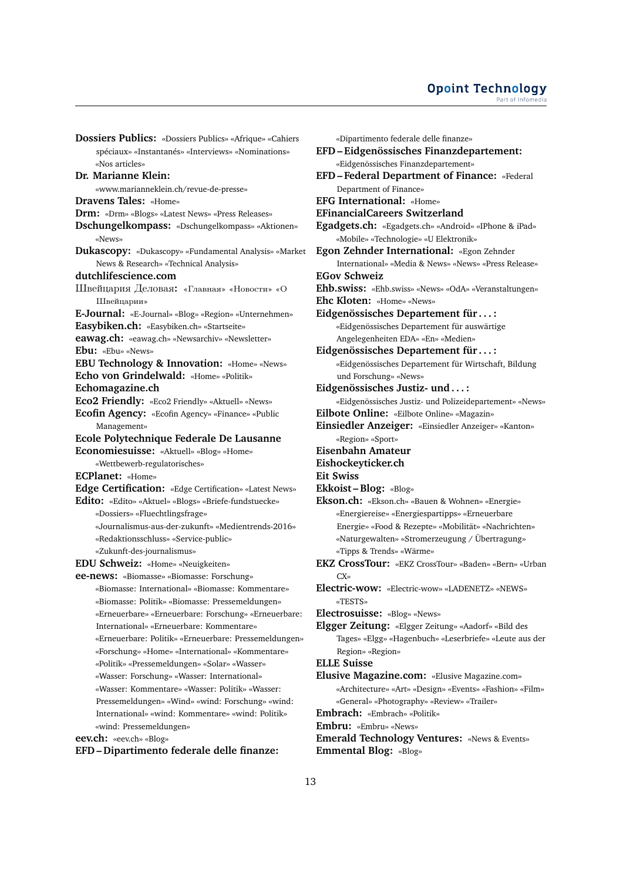**Dossiers Publics:** «Dossiers Publics» «Afrique» «Cahiers spéciaux» «Instantanés» «Interviews» «Nominations» «Nos articles»

**Dr. Marianne Klein:** «www.mariannеklein.ch/revue-de-presse»

**Dravens Tales:** «Home»

**Drm:** «Drm» «Blogs» «Latest News» «Press Releases»

**Dschungelkompass:** «Dschungelkompass» «Aktionen» «News»

**Dukascopy:** «Dukascopy» «Fundamental Analysis» «Market News & Research» «Technical Analysis»

**dutchlifescience.com**

Швейцария Деловая**:** «Главная» «Новости» «О Швейцарии»

**E-Journal:** «E-Journal» «Blog» «Region» «Unternehmen»

**Easybiken.ch:** «Easybiken.ch» «Startseite»

**eawag.ch:** «eawag.ch» «Newsarchiv» «Newsletter»

**Ebu:** «Ebu» «News»

**EBU Technology & Innovation:** «Home» «News»

**Echo von Grindelwald:** «Home» «Politik»

**Echomagazine.ch**

**Eco2 Friendly:** «Eco2 Friendly» «Aktuell» «News»

**Ecofin Agency:** «Ecofin Agency» «Finance» «Public Management»

**Ecole Polytechnique Federale De Lausanne**

**Economiesuisse:** «Aktuell» «Blog» «Home» «Wettbewerb-regulatorisches»

**ECPlanet:** «Home»

**Edge Certification:** «Edge Certification» «Latest News»

**Edito:** «Edito» «Aktuel» «Blogs» «Briefe-fundstuecke» «Dossiers» «Fluechtlingsfrage» «Journalismus-aus-der-zukunft» «Medientrends-2016» «Redaktionsschluss» «Service-public» «Zukunft-des-journalismus»

**EDU Schweiz:** «Home» «Neuigkeiten»

**ee-news:** «Biomasse» «Biomasse: Forschung» «Biomasse: International» «Biomasse: Kommentare» «Biomasse: Politik» «Biomasse: Pressemeldungen» «Erneuerbare» «Erneuerbare: Forschung» «Erneuerbare: International» «Erneuerbare: Kommentare» «Erneuerbare: Politik» «Erneuerbare: Pressemeldungen» «Forschung» «Home» «International» «Kommentare» «Politik» «Pressemeldungen» «Solar» «Wasser» «Wasser: Forschung» «Wasser: International» «Wasser: Kommentare» «Wasser: Politik» «Wasser: Pressemeldungen» «Wind» «wind: Forschung» «wind: International» «wind: Kommentare» «wind: Politik» «wind: Pressemeldungen»

**eev.ch:** «eev.ch» «Blog»

**EFD – Dipartimento federale delle finanze:** «Dipartimento federale delle finanze»

**EFD – Eidgenössisches Finanzdepartement:** «Eidgenössisches Finanzdepartement»

**EFD – Federal Department of Finance:** «Federal Department of Finance»

**EFG International:** «Home»

**EFinancialCareers Switzerland**

**Egadgets.ch:** «Egadgets.ch» «Android» «IPhone & iPad» «Mobile» «Technologie» «U Elektronik»

**Egon Zehnder International:** «Egon Zehnder International» «Media & News» «News» «Press Release»

**EGov Schweiz**

**Ehb.swiss:** «Ehb.swiss» «News» «OdA» «Veranstaltungen»

**Ehc Kloten:** «Home» «News»

**Eidgenössisches Departement für . . . :** «Eidgenössisches Departement für auswärtige Angelegenheiten EDA» «En» «Medien»

**Eidgenössisches Departement für . . . :** «Eidgenössisches Departement für Wirtschaft, Bildung und Forschung» «News»

**Eidgenössisches Justiz- und . . . :** «Eidgenössisches Justiz- und Polizeidepartement» «News»

**Eilbote Online:** «Eilbote Online» «Magazin»

**Einsiedler Anzeiger:** «Einsiedler Anzeiger» «Kanton» «Region» «Sport»

**Eisenbahn Amateur**

**Eishockeyticker.ch**

**Eit Swiss**

**Ekkoist – Blog:** «Blog»

**Ekson.ch:** «Ekson.ch» «Bauen & Wohnen» «Energie» «Energiereise» «Energiespartipps» «Erneuerbare Energie» «Food & Rezepte» «Mobilität» «Nachrichten» «Naturgewalten» «Stromerzeugung / Übertragung» «Tipps & Trends» «Wärme»

**EKZ CrossTour:** «EKZ CrossTour» «Baden» «Bern» «Urban CX»

**Electric-wow:** «Electric-wow» «LADENETZ» «NEWS» «TESTS»

**Electrosuisse:** «Blog» «News»

**Elgger Zeitung:** «Elgger Zeitung» «Aadorf» «Bild des Tages» «Elgg» «Hagenbuch» «Leserbriefe» «Leute aus der Region» «Region»

**ELLE Suisse**

**Elusive Magazine.com:** «Elusive Magazine.com» «Architecture» «Art» «Design» «Events» «Fashion» «Film» «General» «Photography» «Review» «Trailer»

**Embrach:** «Embrach» «Politik»

**Embru:** «Embru» «News»

**Emerald Technology Ventures:** «News & Events»

**Emmental Blog:** «Blog»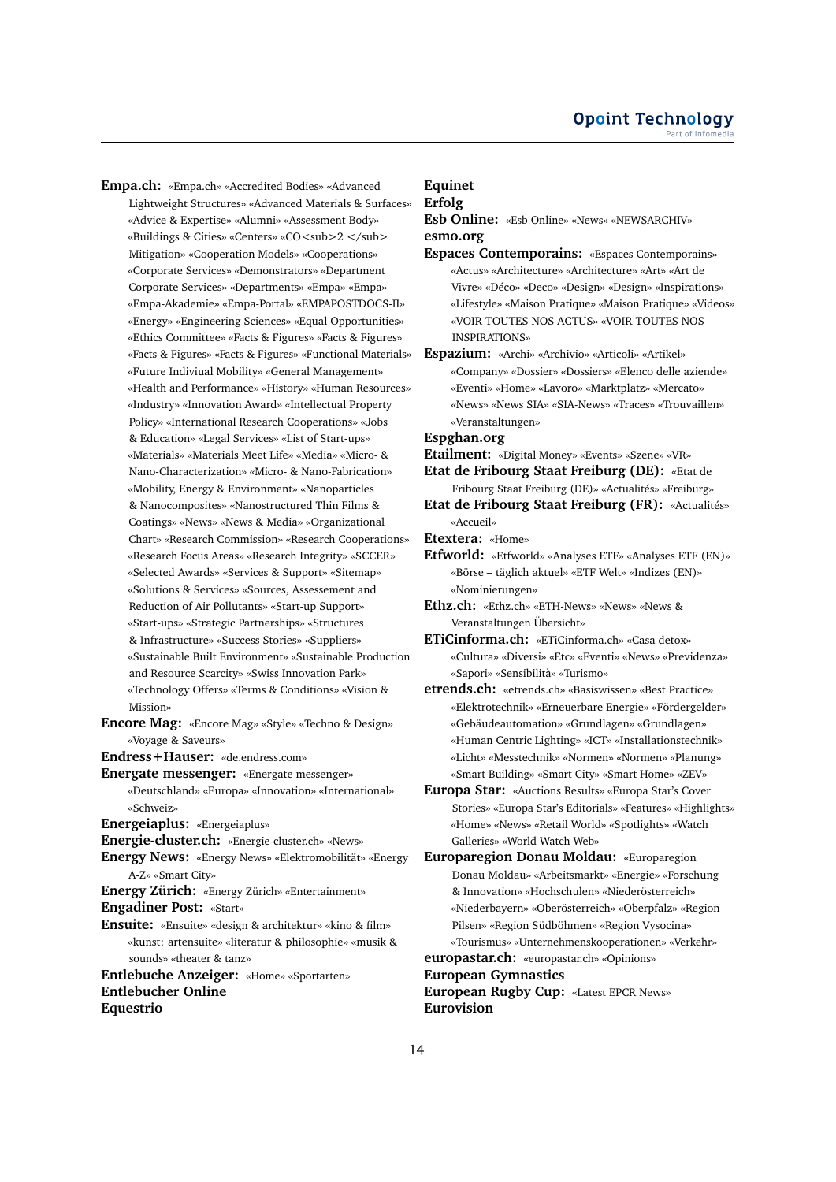**Empa.ch:** «Empa.ch» «Accredited Bodies» «Advanced Lightweight Structures» «Advanced Materials & Surfaces» «Advice & Expertise» «Alumni» «Assessment Body» «Buildings & Cities» «Centers» «CO<sub>2 </sub> Mitigation» «Cooperation Models» «Cooperations» «Corporate Services» «Demonstrators» «Department Corporate Services» «Departments» «Empa» «Empa» «Empa-Akademie» «Empa-Portal» «EMPAPOSTDOCS-II» «Energy» «Engineering Sciences» «Equal Opportunities» «Ethics Committee» «Facts & Figures» «Facts & Figures» «Facts & Figures» «Facts & Figures» «Functional Materials» «Future Indiviual Mobility» «General Management» «Health and Performance» «History» «Human Resources» «Industry» «Innovation Award» «Intellectual Property Policy» «International Research Cooperations» «Jobs & Education» «Legal Services» «List of Start-ups» «Materials» «Materials Meet Life» «Media» «Micro- & Nano-Characterization» «Micro- & Nano-Fabrication» «Mobility, Energy & Environment» «Nanoparticles & Nanocomposites» «Nanostructured Thin Films & Coatings» «News» «News & Media» «Organizational Chart» «Research Commission» «Research Cooperations» «Research Focus Areas» «Research Integrity» «SCCER» «Selected Awards» «Services & Support» «Sitemap» «Solutions & Services» «Sources, Assessement and Reduction of Air Pollutants» «Start-up Support» «Start-ups» «Strategic Partnerships» «Structures & Infrastructure» «Success Stories» «Suppliers» «Sustainable Built Environment» «Sustainable Production and Resource Scarcity» «Swiss Innovation Park» «Technology Offers» «Terms & Conditions» «Vision & Mission»

**Encore Mag:** «Encore Mag» «Style» «Techno & Design» «Voyage & Saveurs»

**Endress+Hauser:** «de.endress.com»

**Energate messenger:** «Energate messenger» «Deutschland» «Europa» «Innovation» «International» «Schweiz»

**Energeiaplus:** «Energeiaplus»

**Energie-cluster.ch:** «Energie-cluster.ch» «News»

**Energy News:** «Energy News» «Elektromobilität» «Energy A-Z» «Smart City»

**Energy Zürich:** «Energy Zürich» «Entertainment»

**Engadiner Post:** «Start»

**Ensuite:** «Ensuite» «design & architektur» «kino & film» «kunst: artensuite» «literatur & philosophie» «musik & sounds» «theater & tanz»

**Entlebuche Anzeiger:** «Home» «Sportarten»

**Entlebucher Online**

**Equestrio**

**Equinet**

**Erfolg**

**Esb Online:** «Esb Online» «News» «NEWSARCHIV»

**esmo.org**

**Espaces Contemporains:** «Espaces Contemporains» «Actus» «Architecture» «Architecture» «Art» «Art de Vivre» «Déco» «Deco» «Design» «Design» «Inspirations» «Lifestyle» «Maison Pratique» «Maison Pratique» «Videos» «VOIR TOUTES NOS ACTUS» «VOIR TOUTES NOS INSPIRATIONS»

**Espazium:** «Archi» «Archivio» «Articoli» «Artikel» «Company» «Dossier» «Dossiers» «Elenco delle aziende» «Eventi» «Home» «Lavoro» «Marktplatz» «Mercato» «News» «News SIA» «SIA-News» «Traces» «Trouvaillen» «Veranstaltungen»

**Espghan.org**

**Etailment:** «Digital Money» «Events» «Szene» «VR»

**Etat de Fribourg Staat Freiburg (DE):** «Etat de Fribourg Staat Freiburg (DE)» «Actualités» «Freiburg»

**Etat de Fribourg Staat Freiburg (FR):** «Actualités» «Accueil»

**Etextera:** «Home»

**Etfworld:** «Etfworld» «Analyses ETF» «Analyses ETF (EN)» «Börse – täglich aktuel» «ETF Welt» «Indizes (EN)» «Nominierungen»

**Ethz.ch:** «Ethz.ch» «ETH-News» «News» «News & Veranstaltungen Übersicht»

**ETiCinforma.ch:** «ETiCinforma.ch» «Casa detox» «Cultura» «Diversi» «Etc» «Eventi» «News» «Previdenza» «Sapori» «Sensibilità» «Turismo»

**etrends.ch:** «etrends.ch» «Basiswissen» «Best Practice» «Elektrotechnik» «Erneuerbare Energie» «Fördergelder» «Gebäudeautomation» «Grundlagen» «Grundlagen» «Human Centric Lighting» «ICT» «Installationstechnik» «Licht» «Messtechnik» «Normen» «Normen» «Planung» «Smart Building» «Smart City» «Smart Home» «ZEV»

**Europa Star:** «Auctions Results» «Europa Star's Cover Stories» «Europa Star's Editorials» «Features» «Highlights» «Home» «News» «Retail World» «Spotlights» «Watch Galleries» «World Watch Web»

**Europaregion Donau Moldau:** «Europaregion Donau Moldau» «Arbeitsmarkt» «Energie» «Forschung & Innovation» «Hochschulen» «Niederösterreich» «Niederbayern» «Oberösterreich» «Oberpfalz» «Region Pilsen» «Region Südböhmen» «Region Vysocina» «Tourismus» «Unternehmenskooperationen» «Verkehr»

**europastar.ch:** «europastar.ch» «Opinions»

**European Gymnastics**

**European Rugby Cup:** «Latest EPCR News»

**Eurovision**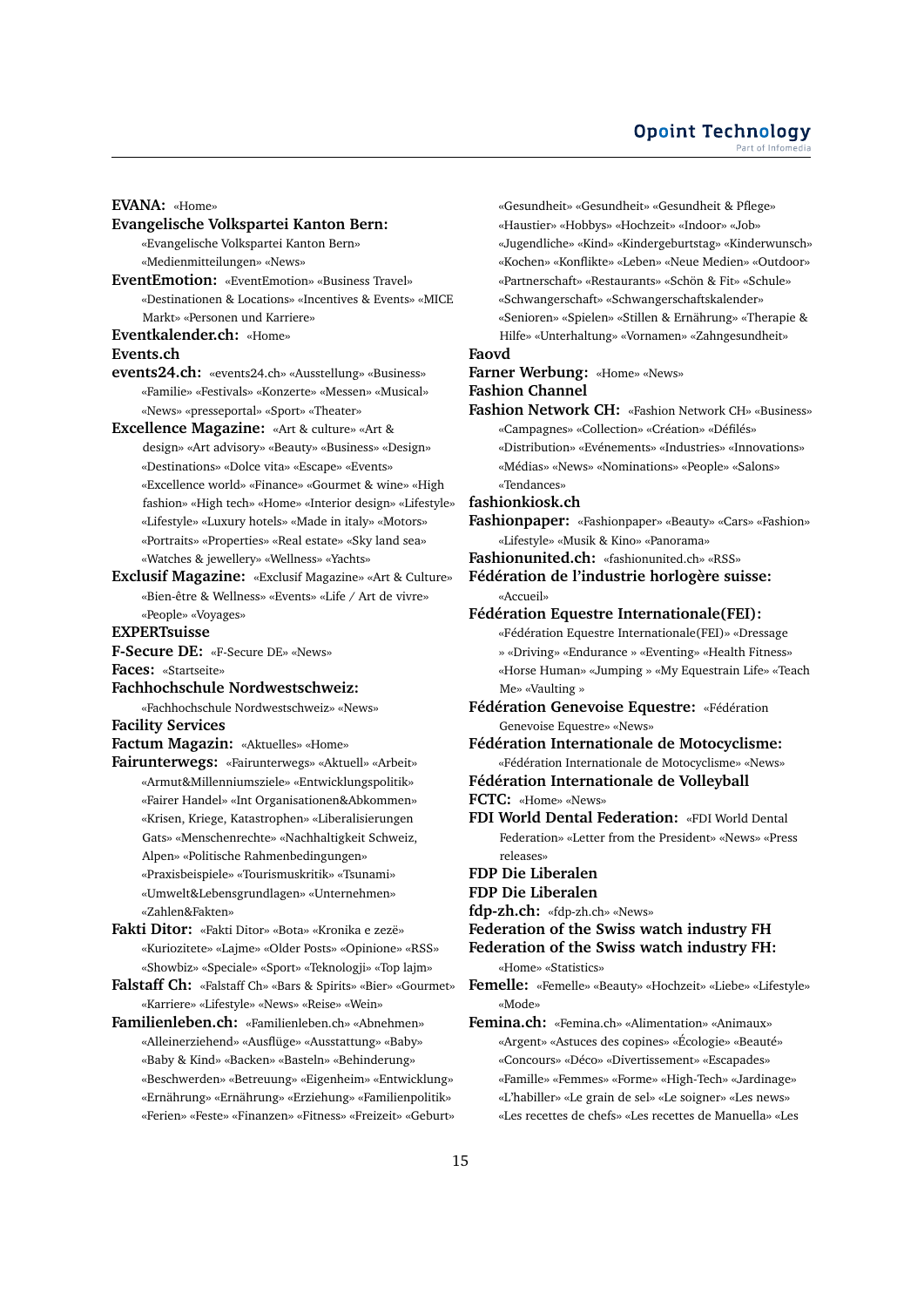**EVANA:** «Home»

**Evangelische Volkspartei Kanton Bern:** «Evangelische Volkspartei Kanton Bern» «Medienmitteilungen» «News»

**EventEmotion:** «EventEmotion» «Business Travel» «Destinationen & Locations» «Incentives & Events» «MICE Markt» «Personen und Karriere»

**Eventkalender.ch:** «Home»

**Events.ch**

**events24.ch:** «events24.ch» «Ausstellung» «Business» «Familie» «Festivals» «Konzerte» «Messen» «Musical» «News» «presseportal» «Sport» «Theater»

**Excellence Magazine:** «Art & culture» «Art & design» «Art advisory» «Beauty» «Business» «Design» «Destinations» «Dolce vita» «Escape» «Events» «Excellence world» «Finance» «Gourmet & wine» «High fashion» «High tech» «Home» «Interior design» «Lifestyle» «Lifestyle» «Luxury hotels» «Made in italy» «Motors» «Portraits» «Properties» «Real estate» «Sky land sea» «Watches & jewellery» «Wellness» «Yachts»

**Exclusif Magazine:** «Exclusif Magazine» «Art & Culture» «Bien-être & Wellness» «Events» «Life / Art de vivre» «People» «Voyages»

**EXPERTsuisse**

**F-Secure DE:** «F-Secure DE» «News»

**Faces:** «Startseite»

**Fachhochschule Nordwestschweiz:** «Fachhochschule Nordwestschweiz» «News»

**Facility Services**

**Factum Magazin:** «Aktuelles» «Home»

**Fairunterwegs:** «Fairunterwegs» «Aktuell» «Arbeit» «Armut&Millenniumsziele» «Entwicklungspolitik» «Fairer Handel» «Int Organisationen&Abkommen» «Krisen, Kriege, Katastrophen» «Liberalisierungen Gats» «Menschenrechte» «Nachhaltigkeit Schweiz, Alpen» «Politische Rahmenbedingungen» «Praxisbeispiele» «Tourismuskritik» «Tsunami» «Umwelt&Lebensgrundlagen» «Unternehmen» «Zahlen&Fakten»

**Fakti Ditor:** «Fakti Ditor» «Bota» «Kronika e zezë» «Kuriozitete» «Lajme» «Older Posts» «Opinione» «RSS» «Showbiz» «Speciale» «Sport» «Teknologji» «Top lajm»

**Falstaff Ch:** «Falstaff Ch» «Bars & Spirits» «Bier» «Gourmet» «Karriere» «Lifestyle» «News» «Reise» «Wein»

**Familienleben.ch:** «Familienleben.ch» «Abnehmen» «Alleinerziehend» «Ausflüge» «Ausstattung» «Baby» «Baby & Kind» «Backen» «Basteln» «Behinderung» «Beschwerden» «Betreuung» «Eigenheim» «Entwicklung» «Ernährung» «Ernährung» «Erziehung» «Familienpolitik» «Ferien» «Feste» «Finanzen» «Fitness» «Freizeit» «Geburt» «Gesundheit» «Gesundheit» «Gesundheit & Pflege» «Haustier» «Hobbys» «Hochzeit» «Indoor» «Job» «Jugendliche» «Kind» «Kindergeburtstag» «Kinderwunsch» «Kochen» «Konflikte» «Leben» «Neue Medien» «Outdoor» «Partnerschaft» «Restaurants» «Schön & Fit» «Schule» «Schwangerschaft» «Schwangerschaftskalender» «Senioren» «Spielen» «Stillen & Ernährung» «Therapie & Hilfe» «Unterhaltung» «Vornamen» «Zahngesundheit»

**Faovd**

**Farner Werbung:** «Home» «News»

**Fashion Channel**

**Fashion Network CH:** «Fashion Network CH» «Business» «Campagnes» «Collection» «Création» «Défilés» «Distribution» «Evénements» «Industries» «Innovations» «Médias» «News» «Nominations» «People» «Salons» «Tendances»

**fashionkiosk.ch**

**Fashionpaper:** «Fashionpaper» «Beauty» «Cars» «Fashion» «Lifestyle» «Musik & Kino» «Panorama»

**Fashionunited.ch:** «fashionunited.ch» «RSS»

**Fédération de l'industrie horlogère suisse:** «Accueil»

**Fédération Equestre Internationale(FEI):** «Fédération Equestre Internationale(FEI)» «Dressage » «Driving» «Endurance » «Eventing» «Health Fitness» «Horse Human» «Jumping » «My Equestrain Life» «Teach Me» «Vaulting »

**Fédération Genevoise Equestre:** «Fédération Genevoise Equestre» «News»

**Fédération Internationale de Motocyclisme:** «Fédération Internationale de Motocyclisme» «News»

**Fédération Internationale de Volleyball**

**FCTC:** «Home» «News»

**FDI World Dental Federation:** «FDI World Dental Federation» «Letter from the President» «News» «Press releases»

**FDP Die Liberalen**

**FDP Die Liberalen**

**fdp-zh.ch:** «fdp-zh.ch» «News»

**Federation of the Swiss watch industry FH**

**Federation of the Swiss watch industry FH:** «Home» «Statistics»

**Femelle:** «Femelle» «Beauty» «Hochzeit» «Liebe» «Lifestyle» «Mode»

**Femina.ch:** «Femina.ch» «Alimentation» «Animaux» «Argent» «Astuces des copines» «Écologie» «Beauté» «Concours» «Déco» «Divertissement» «Escapades» «Famille» «Femmes» «Forme» «High-Tech» «Jardinage» «L'habiller» «Le grain de sel» «Le soigner» «Les news» «Les recettes de chefs» «Les recettes de Manuella» «Les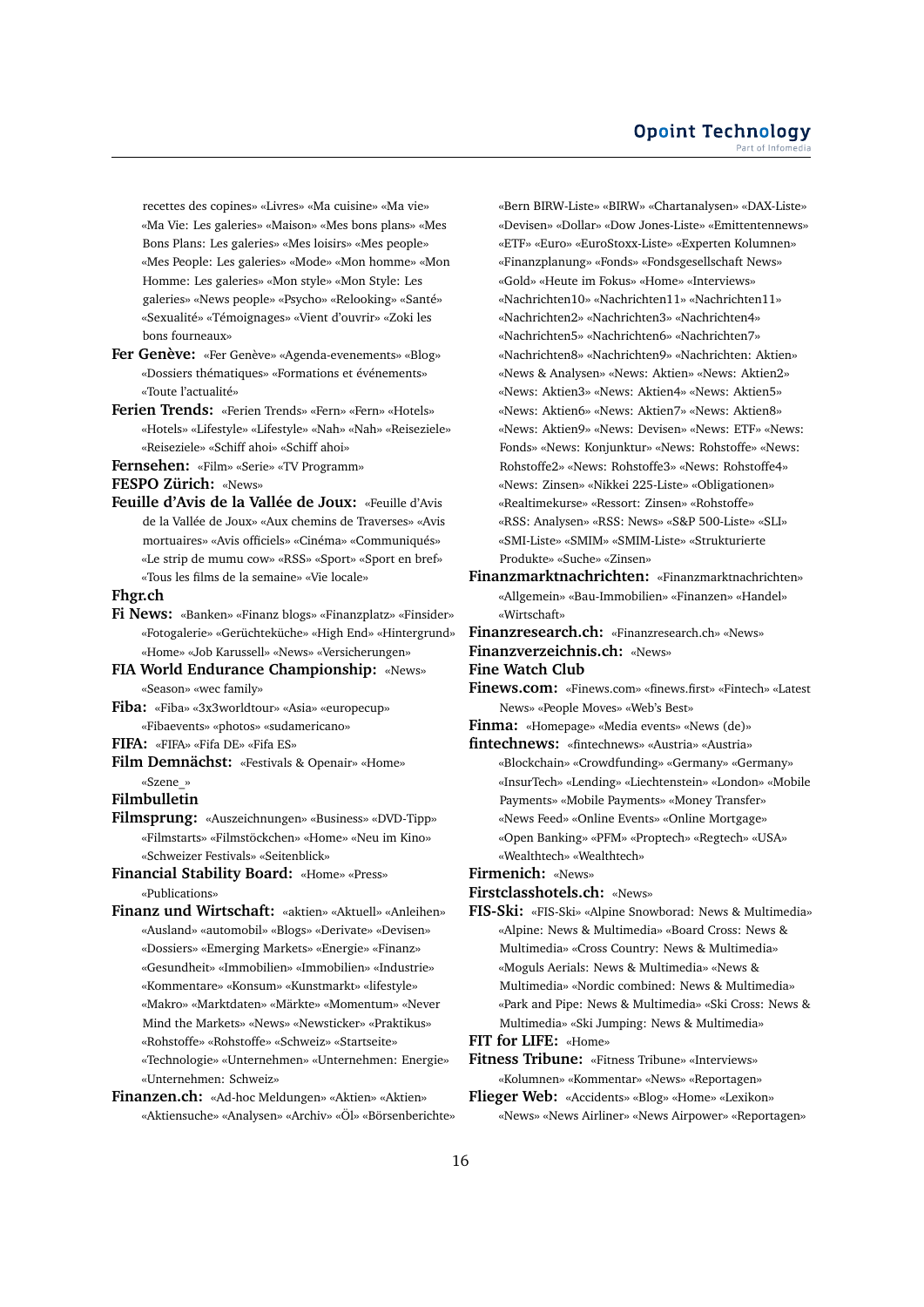recettes des copines» «Livres» «Ma cuisine» «Ma vie» «Ma Vie: Les galeries» «Maison» «Mes bons plans» «Mes Bons Plans: Les galeries» «Mes loisirs» «Mes people» «Mes People: Les galeries» «Mode» «Mon homme» «Mon Homme: Les galeries» «Mon style» «Mon Style: Les galeries» «News people» «Psycho» «Relooking» «Santé» «Sexualité» «Témoignages» «Vient d'ouvrir» «Zoki les bons fourneaux»

**Fer Genève:** «Fer Genève» «Agenda-evenements» «Blog» «Dossiers thématiques» «Formations et événements» «Toute l'actualité»

**Ferien Trends:** «Ferien Trends» «Fern» «Fern» «Hotels» «Hotels» «Lifestyle» «Lifestyle» «Nah» «Nah» «Reiseziele» «Reiseziele» «Schiff ahoi» «Schiff ahoi»

**Fernsehen:** «Film» «Serie» «TV Programm»

**FESPO Zürich:** «News»

**Feuille d'Avis de la Vallée de Joux:** «Feuille d'Avis de la Vallée de Joux» «Aux chemins de Traverses» «Avis mortuaires» «Avis officiels» «Cinéma» «Communiqués» «Le strip de mumu cow» «RSS» «Sport» «Sport en bref» «Tous les films de la semaine» «Vie locale»

**Fhgr.ch**

**Fi News:** «Banken» «Finanz blogs» «Finanzplatz» «Finsider» «Fotogalerie» «Gerüchteküche» «High End» «Hintergrund» «Home» «Job Karussell» «News» «Versicherungen»

**FIA World Endurance Championship:** «News» «Season» «wec family»

**Fiba:** «Fiba» «3x3worldtour» «Asia» «europecup» «Fibaevents» «photos» «sudamericano»

**FIFA:** «FIFA» «Fifa DE» «Fifa ES»

**Film Demnächst:** «Festivals & Openair» «Home» «Szene_»

**Filmbulletin**

**Filmsprung:** «Auszeichnungen» «Business» «DVD-Tipp» «Filmstarts» «Filmstöckchen» «Home» «Neu im Kino» «Schweizer Festivals» «Seitenblick»

**Financial Stability Board:** «Home» «Press» «Publications»

**Finanz und Wirtschaft:** «aktien» «Aktuell» «Anleihen» «Ausland» «automobil» «Blogs» «Derivate» «Devisen» «Dossiers» «Emerging Markets» «Energie» «Finanz» «Gesundheit» «Immobilien» «Immobilien» «Industrie» «Kommentare» «Konsum» «Kunstmarkt» «lifestyle» «Makro» «Marktdaten» «Märkte» «Momentum» «Never Mind the Markets» «News» «Newsticker» «Praktikus» «Rohstoffe» «Rohstoffe» «Schweiz» «Startseite» «Technologie» «Unternehmen» «Unternehmen: Energie» «Unternehmen: Schweiz»

**Finanzen.ch:** «Ad-hoc Meldungen» «Aktien» «Aktien» «Aktiensuche» «Analysen» «Archiv» «Öl» «Börsenberichte» «Bern BIRW-Liste» «BIRW» «Chartanalysen» «DAX-Liste» «Devisen» «Dollar» «Dow Jones-Liste» «Emittentennews» «ETF» «Euro» «EuroStoxx-Liste» «Experten Kolumnen» «Finanzplanung» «Fonds» «Fondsgesellschaft News» «Gold» «Heute im Fokus» «Home» «Interviews» «Nachrichten10» «Nachrichten11» «Nachrichten11» «Nachrichten2» «Nachrichten3» «Nachrichten4» «Nachrichten5» «Nachrichten6» «Nachrichten7» «Nachrichten8» «Nachrichten9» «Nachrichten: Aktien» «News & Analysen» «News: Aktien» «News: Aktien2» «News: Aktien3» «News: Aktien4» «News: Aktien5» «News: Aktien6» «News: Aktien7» «News: Aktien8» «News: Aktien9» «News: Devisen» «News: ETF» «News: Fonds» «News: Konjunktur» «News: Rohstoffe» «News: Rohstoffe2» «News: Rohstoffe3» «News: Rohstoffe4» «News: Zinsen» «Nikkei 225-Liste» «Obligationen» «Realtimekurse» «Ressort: Zinsen» «Rohstoffe» «RSS: Analysen» «RSS: News» «S&P 500-Liste» «SLI» «SMI-Liste» «SMIM» «SMIM-Liste» «Strukturierte Produkte» «Suche» «Zinsen»

**Finanzmarktnachrichten:** «Finanzmarktnachrichten» «Allgemein» «Bau-Immobilien» «Finanzen» «Handel» «Wirtschaft»

**Finanzresearch.ch:** «Finanzresearch.ch» «News»

**Finanzverzeichnis.ch:** «News»

**Fine Watch Club**

**Finews.com:** «Finews.com» «finews.first» «Fintech» «Latest News» «People Moves» «Web's Best»

**Finma:** «Homepage» «Media events» «News (de)»

**fintechnews:** «fintechnews» «Austria» «Austria» «Blockchain» «Crowdfunding» «Germany» «Germany» «InsurTech» «Lending» «Liechtenstein» «London» «Mobile Payments» «Mobile Payments» «Money Transfer» «News Feed» «Online Events» «Online Mortgage» «Open Banking» «PFM» «Proptech» «Regtech» «USA» «Wealthtech» «Wealthtech»

**Firmenich:** «News»

**Firstclasshotels.ch:** «News»

**FIS-Ski:** «FIS-Ski» «Alpine Snowborad: News & Multimedia» «Alpine: News & Multimedia» «Board Cross: News & Multimedia» «Cross Country: News & Multimedia» «Moguls Aerials: News & Multimedia» «News & Multimedia» «Nordic combined: News & Multimedia» «Park and Pipe: News & Multimedia» «Ski Cross: News & Multimedia» «Ski Jumping: News & Multimedia»

**FIT for LIFE:** «Home»

**Fitness Tribune:** «Fitness Tribune» «Interviews» «Kolumnen» «Kommentar» «News» «Reportagen»

**Flieger Web:** «Accidents» «Blog» «Home» «Lexikon» «News» «News Airliner» «News Airpower» «Reportagen»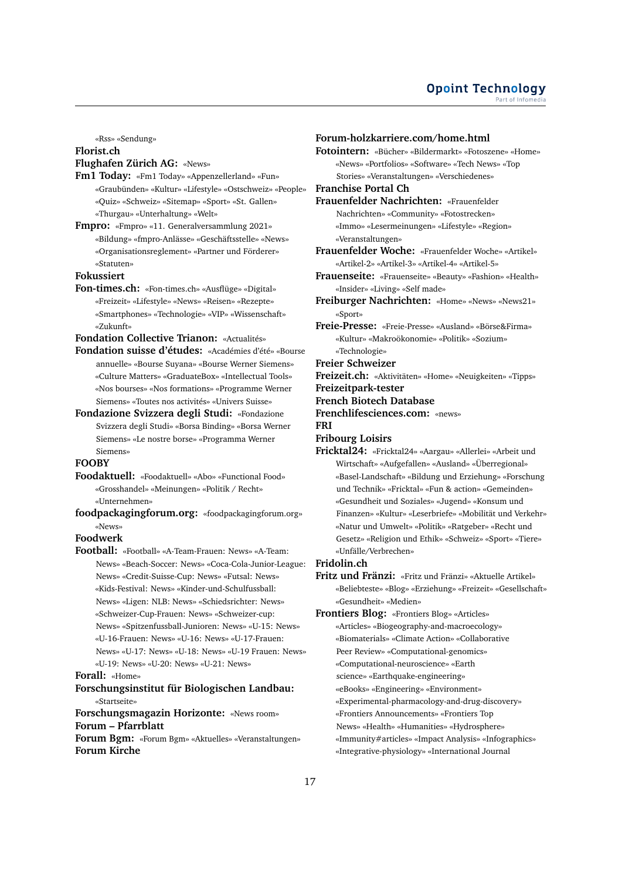«Rss» «Sendung»

**Florist.ch**

**Flughafen Zürich AG:** «News»

**Fm1 Today:** «Fm1 Today» «Appenzellerland» «Fun» «Graubünden» «Kultur» «Lifestyle» «Ostschweiz» «People» «Quiz» «Schweiz» «Sitemap» «Sport» «St. Gallen» «Thurgau» «Unterhaltung» «Welt»

**Fmpro:** «Fmpro» «11. Generalversammlung 2021» «Bildung» «fmpro-Anlässe» «Geschäftsstelle» «News» «Organisationsreglement» «Partner und Förderer» «Statuten»

**Fokussiert**

**Fon-times.ch:** «Fon-times.ch» «Ausflüge» «Digital» «Freizeit» «Lifestyle» «News» «Reisen» «Rezepte» «Smartphones» «Technologie» «VIP» «Wissenschaft» «Zukunft»

**Fondation Collective Trianon:** «Actualités»

**Fondation suisse d'études:** «Académies d'été» «Bourse annuelle» «Bourse Suyana» «Bourse Werner Siemens» «Culture Matters» «GraduateBox» «Intellectual Tools» «Nos bourses» «Nos formations» «Programme Werner Siemens» «Toutes nos activités» «Univers Suisse»

**Fondazione Svizzera degli Studi:** «Fondazione Svizzera degli Studi» «Borsa Binding» «Borsa Werner Siemens» «Le nostre borse» «Programma Werner Siemens»

**FOOBY**

**Foodaktuell:** «Foodaktuell» «Abo» «Functional Food» «Grosshandel» «Meinungen» «Politik / Recht» «Unternehmen»

**foodpackagingforum.org:** «foodpackagingforum.org» «News»

**Foodwerk**

**Football:** «Football» «A-Team-Frauen: News» «A-Team: News» «Beach-Soccer: News» «Coca-Cola-Junior-League: News» «Credit-Suisse-Cup: News» «Futsal: News» «Kids-Festival: News» «Kinder-und-Schulfussball: News» «Ligen: NLB: News» «Schiedsrichter: News» «Schweizer-Cup-Frauen: News» «Schweizer-cup: News» «Spitzenfussball-Junioren: News» «U-15: News» «U-16-Frauen: News» «U-16: News» «U-17-Frauen: News» «U-17: News» «U-18: News» «U-19 Frauen: News» «U-19: News» «U-20: News» «U-21: News»

**Forall:** «Home»

**Forschungsinstitut für Biologischen Landbau:** «Startseite»

**Forschungsmagazin Horizonte:** «News room»

**Forum – Pfarrblatt**

**Forum Bgm:** «Forum Bgm» «Aktuelles» «Veranstaltungen»

**Forum Kirche**

**Forum-holzkarriere.com/home.html**

**Fotointern:** «Bücher» «Bildermarkt» «Fotoszene» «Home» «News» «Portfolios» «Software» «Tech News» «Top Stories» «Veranstaltungen» «Verschiedenes»

**Franchise Portal Ch**

**Frauenfelder Nachrichten:** «Frauenfelder Nachrichten» «Community» «Fotostrecken» «Immo» «Lesermeinungen» «Lifestyle» «Region» «Veranstaltungen»

**Frauenfelder Woche:** «Frauenfelder Woche» «Artikel» «Artikel-2» «Artikel-3» «Artikel-4» «Artikel-5»

**Frauenseite:** «Frauenseite» «Beauty» «Fashion» «Health» «Insider» «Living» «Self made»

**Freiburger Nachrichten:** «Home» «News» «News21» «Sport»

**Freie-Presse:** «Freie-Presse» «Ausland» «Börse&Firma» «Kultur» «Makroökonomie» «Politik» «Sozium» «Technologie»

**Freier Schweizer**

**Freizeit.ch:** «Aktivitäten» «Home» «Neuigkeiten» «Tipps»

**Freizeitpark-tester**

**French Biotech Database**

**Frenchlifesciences.com:** «news»

**FRI**

**Fribourg Loisirs**

**Fricktal24:** «Fricktal24» «Aargau» «Allerlei» «Arbeit und Wirtschaft» «Aufgefallen» «Ausland» «Überregional» «Basel-Landschaft» «Bildung und Erziehung» «Forschung und Technik» «Fricktal» «Fun & action» «Gemeinden» «Gesundheit und Soziales» «Jugend» «Konsum und Finanzen» «Kultur» «Leserbriefe» «Mobilität und Verkehr» «Natur und Umwelt» «Politik» «Ratgeber» «Recht und Gesetz» «Religion und Ethik» «Schweiz» «Sport» «Tiere» «Unfälle/Verbrechen»

**Fridolin.ch**

**Fritz und Fränzi:** «Fritz und Fränzi» «Aktuelle Artikel» «Beliebteste» «Blog» «Erziehung» «Freizeit» «Gesellschaft» «Gesundheit» «Medien»

**Frontiers Blog:** «Frontiers Blog» «Articles» «Articles» «Biogeography-and-macroecology» «Biomaterials» «Climate Action» «Collaborative Peer Review» «Computational-genomics» «Computational-neuroscience» «Earth science» «Earthquake-engineering» «eBooks» «Engineering» «Environment» «Experimental-pharmacology-and-drug-discovery» «Frontiers Announcements» «Frontiers Top News» «Health» «Humanities» «Hydrosphere» «Immunity#articles» «Impact Analysis» «Infographics» «Integrative-physiology» «International Journal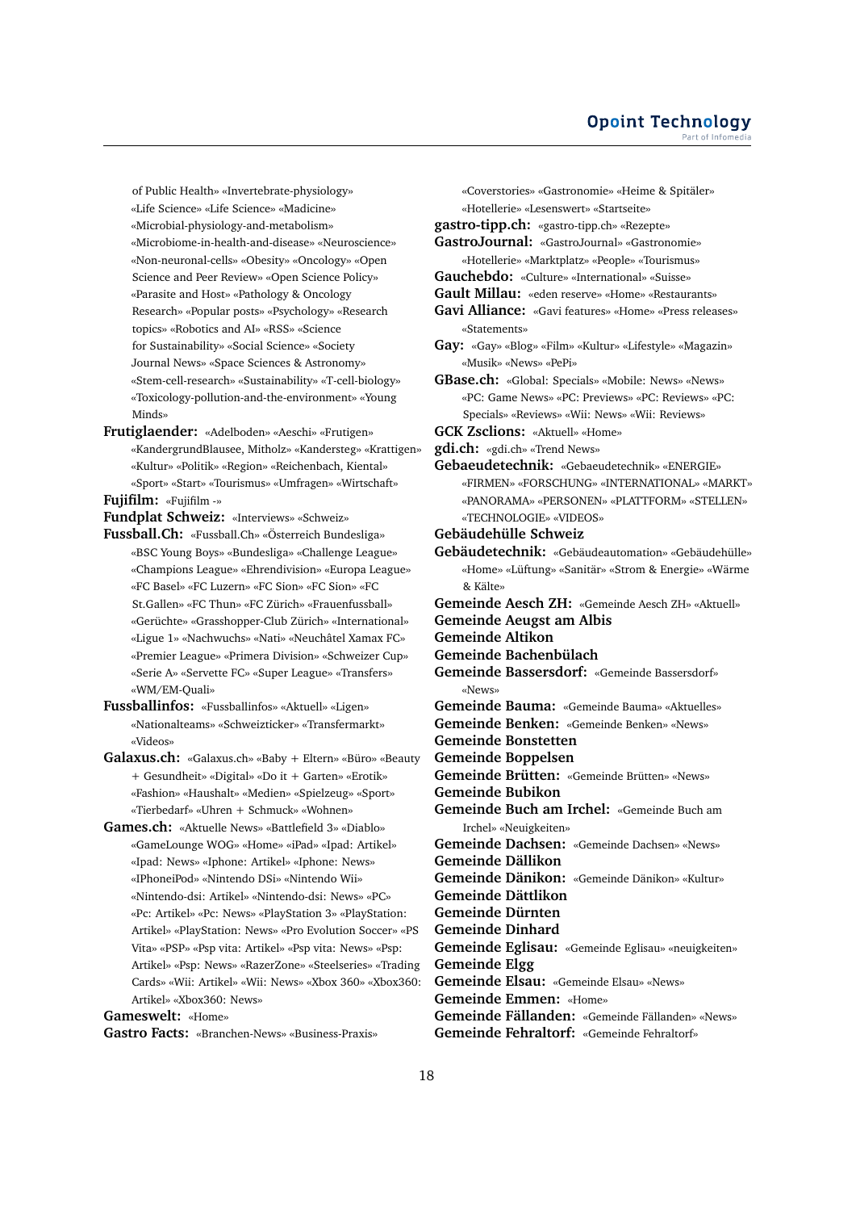of Public Health» «Invertebrate-physiology» «Life Science» «Life Science» «Madicine» «Microbial-physiology-and-metabolism» «Microbiome-in-health-and-disease» «Neuroscience» «Non-neuronal-cells» «Obesity» «Oncology» «Open Science and Peer Review» «Open Science Policy» «Parasite and Host» «Pathology & Oncology Research» «Popular posts» «Psychology» «Research topics» «Robotics and AI» «RSS» «Science for Sustainability» «Social Science» «Society Journal News» «Space Sciences & Astronomy» «Stem-cell-research» «Sustainability» «T-cell-biology» «Toxicology-pollution-and-the-environment» «Young Minds»

**Frutiglaender:** «Adelboden» «Aeschi» «Frutigen» «KandergrundBlausee, Mitholz» «Kandersteg» «Krattigen» «Kultur» «Politik» «Region» «Reichenbach, Kiental» «Sport» «Start» «Tourismus» «Umfragen» «Wirtschaft»

**Fujifilm:** «Fujifilm -»

**Fundplat Schweiz:** «Interviews» «Schweiz»

**Fussball.Ch:** «Fussball.Ch» «Österreich Bundesliga» «BSC Young Boys» «Bundesliga» «Challenge League» «Champions League» «Ehrendivision» «Europa League» «FC Basel» «FC Luzern» «FC Sion» «FC Sion» «FC St.Gallen» «FC Thun» «FC Zürich» «Frauenfussball» «Gerüchte» «Grasshopper-Club Zürich» «International» «Ligue 1» «Nachwuchs» «Nati» «Neuchâtel Xamax FC» «Premier League» «Primera Division» «Schweizer Cup» «Serie A» «Servette FC» «Super League» «Transfers» «WM/EM-Quali»

**Fussballinfos:** «Fussballinfos» «Aktuell» «Ligen» «Nationalteams» «Schweizticker» «Transfermarkt» «Videos»

**Galaxus.ch:** «Galaxus.ch» «Baby + Eltern» «Büro» «Beauty + Gesundheit» «Digital» «Do it + Garten» «Erotik» «Fashion» «Haushalt» «Medien» «Spielzeug» «Sport» «Tierbedarf» «Uhren + Schmuck» «Wohnen»

**Games.ch:** «Aktuelle News» «Battlefield 3» «Diablo» «GameLounge WOG» «Home» «iPad» «Ipad: Artikel» «Ipad: News» «Iphone: Artikel» «Iphone: News» «IPhoneiPod» «Nintendo DSi» «Nintendo Wii» «Nintendo-dsi: Artikel» «Nintendo-dsi: News» «PC» «Pc: Artikel» «Pc: News» «PlayStation 3» «PlayStation: Artikel» «PlayStation: News» «Pro Evolution Soccer» «PS Vita» «PSP» «Psp vita: Artikel» «Psp vita: News» «Psp: Artikel» «Psp: News» «RazerZone» «Steelseries» «Trading Cards» «Wii: Artikel» «Wii: News» «Xbox 360» «Xbox360: Artikel» «Xbox360: News»

**Gameswelt:** «Home»

**Gastro Facts:** «Branchen-News» «Business-Praxis» «Coverstories» «Gastronomie» «Heime & Spitäler» «Hotellerie» «Lesenswert» «Startseite»

**gastro-tipp.ch:** «gastro-tipp.ch» «Rezepte»

**GastroJournal:** «GastroJournal» «Gastronomie» «Hotellerie» «Marktplatz» «People» «Tourismus»

**Gauchebdo:** «Culture» «International» «Suisse»

**Gault Millau:** «eden reserve» «Home» «Restaurants»

**Gavi Alliance:** «Gavi features» «Home» «Press releases» «Statements»

**Gay:** «Gay» «Blog» «Film» «Kultur» «Lifestyle» «Magazin» «Musik» «News» «PePi»

**GBase.ch:** «Global: Specials» «Mobile: News» «News» «PC: Game News» «PC: Previews» «PC: Reviews» «PC: Specials» «Reviews» «Wii: News» «Wii: Reviews»

**GCK Zsclions:** «Aktuell» «Home»

**gdi.ch:** «gdi.ch» «Trend News»

**Gebaeudetechnik:** «Gebaeudetechnik» «ENERGIE» «FIRMEN» «FORSCHUNG» «INTERNATIONAL» «MARKT» «PANORAMA» «PERSONEN» «PLATTFORM» «STELLEN» «TECHNOLOGIE» «VIDEOS»

**Gebäudehülle Schweiz**

**Gebäudetechnik:** «Gebäudeautomation» «Gebäudehülle» «Home» «Lüftung» «Sanitär» «Strom & Energie» «Wärme & Kälte»

**Gemeinde Aesch ZH:** «Gemeinde Aesch ZH» «Aktuell»

**Gemeinde Aeugst am Albis**

**Gemeinde Altikon**

**Gemeinde Bachenbülach**

**Gemeinde Bassersdorf:** «Gemeinde Bassersdorf» «News»

**Gemeinde Bauma:** «Gemeinde Bauma» «Aktuelles»

**Gemeinde Benken:** «Gemeinde Benken» «News»

**Gemeinde Bonstetten**

**Gemeinde Boppelsen**

**Gemeinde Brütten:** «Gemeinde Brütten» «News»

**Gemeinde Bubikon**

**Gemeinde Buch am Irchel:** «Gemeinde Buch am Irchel» «Neuigkeiten»

**Gemeinde Dachsen:** «Gemeinde Dachsen» «News»

**Gemeinde Dällikon**

**Gemeinde Dänikon:** «Gemeinde Dänikon» «Kultur»

**Gemeinde Dättlikon**

**Gemeinde Dürnten**

**Gemeinde Dinhard**

**Gemeinde Eglisau:** «Gemeinde Eglisau» «neuigkeiten»

**Gemeinde Elgg**

**Gemeinde Elsau:** «Gemeinde Elsau» «News»

**Gemeinde Emmen:** «Home»

**Gemeinde Fällanden:** «Gemeinde Fällanden» «News»

**Gemeinde Fehraltorf:** «Gemeinde Fehraltorf»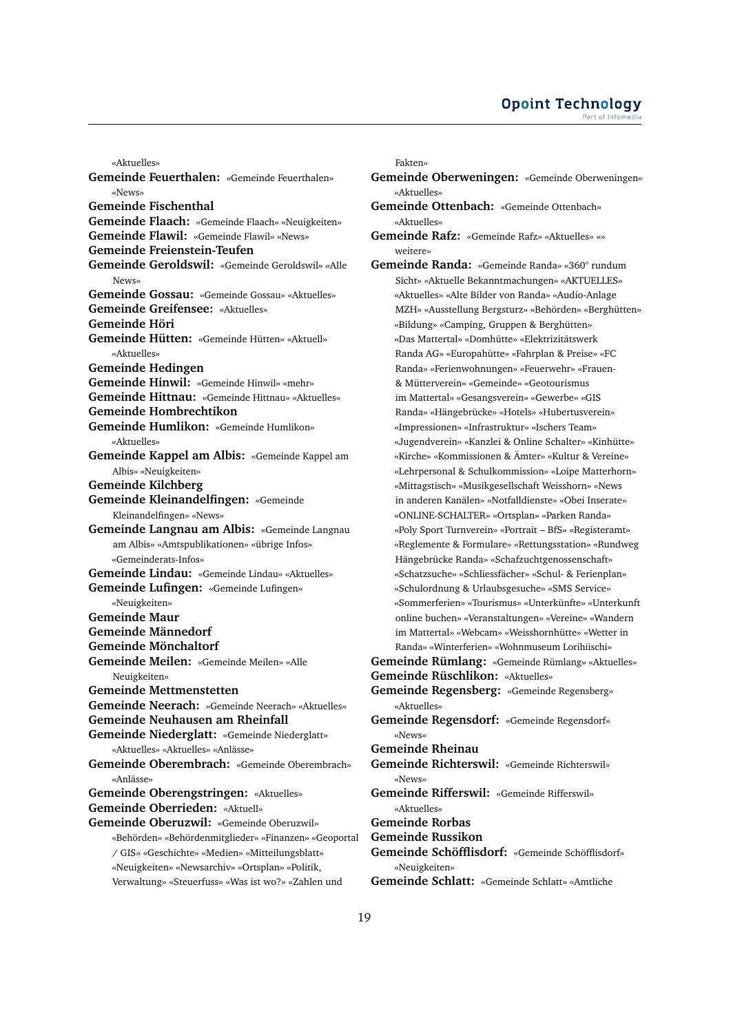«Aktuelles»

**Gemeinde Feuerthalen:** «Gemeinde Feuerthalen» «News»

**Gemeinde Fischenthal**

**Gemeinde Flaach:** «Gemeinde Flaach» «Neuigkeiten»

**Gemeinde Flawil:** «Gemeinde Flawil» «News»

**Gemeinde Freienstein-Teufen**

**Gemeinde Geroldswil:** «Gemeinde Geroldswil» «Alle News»

**Gemeinde Gossau:** «Gemeinde Gossau» «Aktuelles»

**Gemeinde Greifensee:** «Aktuelles»

**Gemeinde Höri**

**Gemeinde Hütten:** «Gemeinde Hütten» «Aktuell» «Aktuelles»

**Gemeinde Hedingen**

**Gemeinde Hinwil:** «Gemeinde Hinwil» «mehr»

**Gemeinde Hittnau:** «Gemeinde Hittnau» «Aktuelles»

**Gemeinde Hombrechtikon**

**Gemeinde Humlikon:** «Gemeinde Humlikon» «Aktuelles»

**Gemeinde Kappel am Albis:** «Gemeinde Kappel am Albis» «Neuigkeiten»

**Gemeinde Kilchberg**

**Gemeinde Kleinandelfingen:** «Gemeinde Kleinandelfingen» «News»

**Gemeinde Langnau am Albis:** «Gemeinde Langnau am Albis» «Amtspublikationen» «übrige Infos» «Gemeinderats-Infos»

**Gemeinde Lindau:** «Gemeinde Lindau» «Aktuelles»

**Gemeinde Lufingen:** «Gemeinde Lufingen» «Neuigkeiten»

**Gemeinde Maur**

**Gemeinde Männedorf**

**Gemeinde Mönchaltorf**

**Gemeinde Meilen:** «Gemeinde Meilen» «Alle Neuigkeiten»

**Gemeinde Mettmenstetten**

**Gemeinde Neerach:** «Gemeinde Neerach» «Aktuelles»

**Gemeinde Neuhausen am Rheinfall**

**Gemeinde Niederglatt:** «Gemeinde Niederglatt» «Aktuelles» «Aktuelles» «Anlässe»

**Gemeinde Oberembrach:** «Gemeinde Oberembrach» «Anlässe»

**Gemeinde Oberengstringen:** «Aktuelles»

**Gemeinde Oberrieden:** «Aktuell»

**Gemeinde Oberuzwil:** «Gemeinde Oberuzwil» «Behörden» «Behördenmitglieder» «Finanzen» «Geoportal / GIS» «Geschichte» «Medien» «Mitteilungsblatt» «Neuigkeiten» «Newsarchiv» «Ortsplan» «Politik, Verwaltung» «Steuerfuss» «Was ist wo?» «Zahlen und Fakten»

**Gemeinde Oberweningen:** «Gemeinde Oberweningen» «Aktuelles»

**Gemeinde Ottenbach:** «Gemeinde Ottenbach» «Aktuelles»

**Gemeinde Rafz:** «Gemeinde Rafz» «Aktuelles» «» weitere»

**Gemeinde Randa:** «Gemeinde Randa» «360° rundum Sicht» «Aktuelle Bekanntmachungen» «AKTUELLES» «Aktuelles» «Alte Bilder von Randa» «Audio-Anlage MZH» «Ausstellung Bergsturz» «Behörden» «Berghütten» «Bildung» «Camping, Gruppen & Berghütten» «Das Mattertal» «Domhütte» «Elektrizitätswerk Randa AG» «Europahütte» «Fahrplan & Preise» «FC Randa» «Ferienwohnungen» «Feuerwehr» «Frauen- & Mütterverein» «Gemeinde» «Geotourismus im Mattertal» «Gesangsverein» «Gewerbe» «GIS Randa» «Hängebrücke» «Hotels» «Hubertusverein» «Impressionen» «Infrastruktur» «Ischers Team» «Jugendverein» «Kanzlei & Online Schalter» «Kinhütte» «Kirche» «Kommissionen & Ämter» «Kultur & Vereine» «Lehrpersonal & Schulkommission» «Loipe Matterhorn» «Mittagstisch» «Musikgesellschaft Weisshorn» «News in anderen Kanälen» «Notfalldienste» «Obei Inserate» «ONLINE-SCHALTER» «Ortsplan» «Parken Randa» «Poly Sport Turnverein» «Portrait – BfS» «Registeramt» «Reglemente & Formulare» «Rettungsstation» «Rundweg Hängebrücke Randa» «Schafzuchtgenossenschaft» «Schatzsuche» «Schliessfächer» «Schul- & Ferienplan» «Schulordnung & Urlaubsgesuche» «SMS Service» «Sommerferien» «Tourismus» «Unterkünfte» «Unterkunft online buchen» «Veranstaltungen» «Vereine» «Wandern im Mattertal» «Webcam» «Weisshornhütte» «Wetter in Randa» «Winterferien» «Wohnmuseum Lorihiischi»

**Gemeinde Rümlang:** «Gemeinde Rümlang» «Aktuelles»

**Gemeinde Rüschlikon:** «Aktuelles»

**Gemeinde Regensberg:** «Gemeinde Regensberg» «Aktuelles»

**Gemeinde Regensdorf:** «Gemeinde Regensdorf» «News»

**Gemeinde Rheinau**

**Gemeinde Richterswil:** «Gemeinde Richterswil» «News»

**Gemeinde Rifferswil:** «Gemeinde Rifferswil» «Aktuelles»

**Gemeinde Rorbas**

**Gemeinde Russikon**

**Gemeinde Schöfflisdorf:** «Gemeinde Schöfflisdorf» «Neuigkeiten»

**Gemeinde Schlatt:** «Gemeinde Schlatt» «Amtliche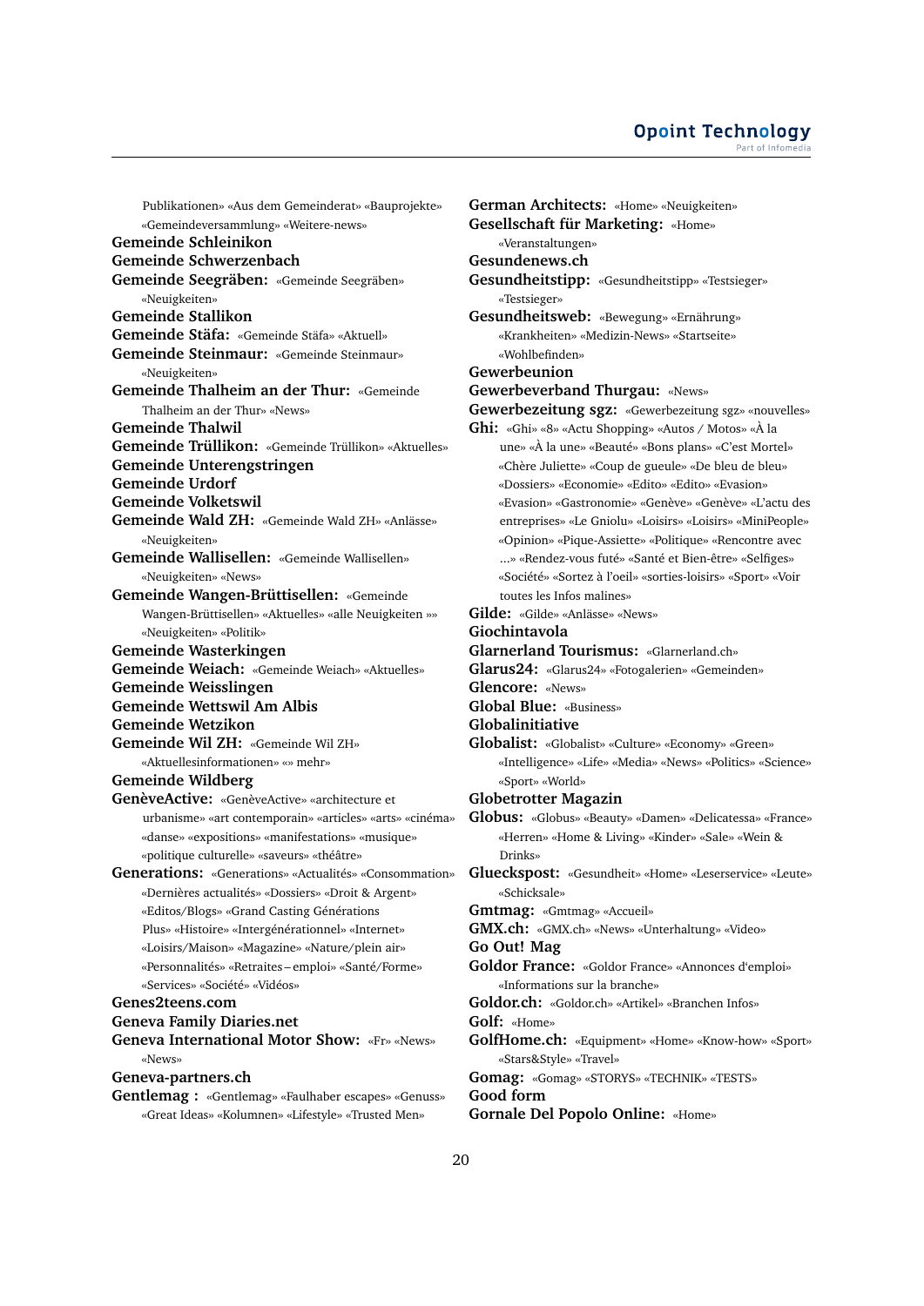Publikationen» «Aus dem Gemeinderat» «Bauprojekte» «Gemeindeversammlung» «Weitere-news»

**Gemeinde Schleinikon**

**Gemeinde Schwerzenbach**

**Gemeinde Seegräben:** «Gemeinde Seegräben» «Neuigkeiten»

**Gemeinde Stallikon**

**Gemeinde Stäfa:** «Gemeinde Stäfa» «Aktuell»

**Gemeinde Steinmaur:** «Gemeinde Steinmaur» «Neuigkeiten»

**Gemeinde Thalheim an der Thur:** «Gemeinde Thalheim an der Thur» «News»

**Gemeinde Thalwil**

**Gemeinde Trüllikon:** «Gemeinde Trüllikon» «Aktuelles»

**Gemeinde Unterengstringen**

**Gemeinde Urdorf**

**Gemeinde Volketswil**

**Gemeinde Wald ZH:** «Gemeinde Wald ZH» «Anlässe» «Neuigkeiten»

**Gemeinde Wallisellen:** «Gemeinde Wallisellen» «Neuigkeiten» «News»

**Gemeinde Wangen-Brüttisellen:** «Gemeinde Wangen-Brüttisellen» «Aktuelles» «alle Neuigkeiten »» «Neuigkeiten» «Politik»

**Gemeinde Wasterkingen**

**Gemeinde Weiach:** «Gemeinde Weiach» «Aktuelles»

**Gemeinde Weisslingen**

**Gemeinde Wettswil Am Albis**

**Gemeinde Wetzikon**

**Gemeinde Wil ZH:** «Gemeinde Wil ZH» «Aktuellesinformationen» «» mehr»

**Gemeinde Wildberg**

**GenèveActive:** «GenèveActive» «architecture et urbanisme» «art contemporain» «articles» «arts» «cinéma» «danse» «expositions» «manifestations» «musique» «politique culturelle» «saveurs» «théâtre»

**Generations:** «Generations» «Actualités» «Consommation» «Dernières actualités» «Dossiers» «Droit & Argent» «Editos/Blogs» «Grand Casting Générations Plus» «Histoire» «Intergénérationnel» «Internet» «Loisirs/Maison» «Magazine» «Nature/plein air» «Personnalités» «Retraites – emploi» «Santé/Forme» «Services» «Société» «Vidéos»

**Genes2teens.com**

**Geneva Family Diaries.net**

**Geneva International Motor Show:** «Fr» «News» «News»

**Geneva-partners.ch**

**Gentlemag :** «Gentlemag» «Faulhaber escapes» «Genuss» «Great Ideas» «Kolumnen» «Lifestyle» «Trusted Men»

**German Architects:** «Home» «Neuigkeiten»

**Gesellschaft für Marketing:** «Home» «Veranstaltungen»

**Gesundenews.ch**

**Gesundheitstipp:** «Gesundheitstipp» «Testsieger» «Testsieger»

**Gesundheitsweb:** «Bewegung» «Ernährung» «Krankheiten» «Medizin-News» «Startseite» «Wohlbefinden»

**Gewerbeunion**

**Gewerbeverband Thurgau:** «News»

**Gewerbezeitung sgz:** «Gewerbezeitung sgz» «nouvelles»

**Ghi:** «Ghi» «8» «Actu Shopping» «Autos / Motos» «À la une» «À la une» «Beauté» «Bons plans» «C'est Mortel» «Chère Juliette» «Coup de gueule» «De bleu de bleu» «Dossiers» «Economie» «Edito» «Edito» «Evasion» «Evasion» «Gastronomie» «Genève» «Genève» «L'actu des entreprises» «Le Gniolu» «Loisirs» «Loisirs» «MiniPeople» «Opinion» «Pique-Assiette» «Politique» «Rencontre avec ...» «Rendez-vous futé» «Santé et Bien-être» «Selfiges» «Société» «Sortez à l'oeil» «sorties-loisirs» «Sport» «Voir toutes les Infos malines»

**Gilde:** «Gilde» «Anlässe» «News»

**Giochintavola**

**Glarnerland Tourismus:** «Glarnerland.ch»

**Glarus24:** «Glarus24» «Fotogalerien» «Gemeinden»

**Glencore:** «News»

**Global Blue:** «Business»

**Globalinitiative**

**Globalist:** «Globalist» «Culture» «Economy» «Green» «Intelligence» «Life» «Media» «News» «Politics» «Science» «Sport» «World»

**Globetrotter Magazin**

**Globus:** «Globus» «Beauty» «Damen» «Delicatessa» «France» «Herren» «Home & Living» «Kinder» «Sale» «Wein & Drinks»

**Glueckspost:** «Gesundheit» «Home» «Leserservice» «Leute» «Schicksale»

**Gmtmag:** «Gmtmag» «Accueil»

**GMX.ch:** «GMX.ch» «News» «Unterhaltung» «Video»

**Go Out! Mag**

**Goldor France:** «Goldor France» «Annonces d'emploi» «Informations sur la branche»

**Goldor.ch:** «Goldor.ch» «Artikel» «Branchen Infos»

**Golf:** «Home»

**GolfHome.ch:** «Equipment» «Home» «Know-how» «Sport» «Stars&Style» «Travel»

**Gomag:** «Gomag» «STORYS» «TECHNIK» «TESTS»

**Good form**

**Gornale Del Popolo Online:** «Home»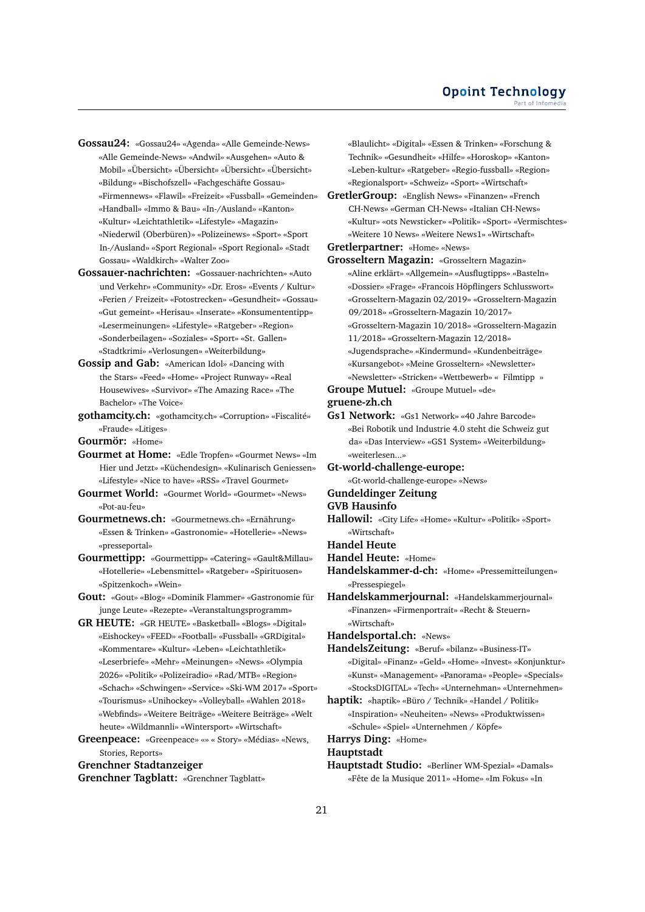**Gossau24:** «Gossau24» «Agenda» «Alle Gemeinde-News» «Alle Gemeinde-News» «Andwil» «Ausgehen» «Auto & Mobil» «Übersicht» «Übersicht» «Übersicht» «Übersicht» «Bildung» «Bischofszell» «Fachgeschäfte Gossau» «Firmennews» «Flawil» «Freizeit» «Fussball» «Gemeinden» «Handball» «Immo & Bau» «In-/Ausland» «Kanton» «Kultur» «Leichtathletik» «Lifestyle» «Magazin» «Niederwil (Oberbüren)» «Polizeinews» «Sport» «Sport In-/Ausland» «Sport Regional» «Sport Regional» «Stadt Gossau» «Waldkirch» «Walter Zoo»

**Gossauer-nachrichten:** «Gossauer-nachrichten» «Auto und Verkehr» «Community» «Dr. Eros» «Events / Kultur» «Ferien / Freizeit» «Fotostrecken» «Gesundheit» «Gossau» «Gut gemeint» «Herisau» «Inserate» «Konsumententipp» «Lesermeinungen» «Lifestyle» «Ratgeber» «Region» «Sonderbeilagen» «Soziales» «Sport» «St. Gallen» «Stadtkrimi» «Verlosungen» «Weiterbildung»

**Gossip and Gab:** «American Idol» «Dancing with the Stars» «Feed» «Home» «Project Runway» «Real Housewives» «Survivor» «The Amazing Race» «The Bachelor» «The Voice»

**gothamcity.ch:** «gothamcity.ch» «Corruption» «Fiscalité» «Fraude» «Litiges»

**Gourmör:** «Home»

**Gourmet at Home:** «Edle Tropfen» «Gourmet News» «Im Hier und Jetzt» «Küchendesign» «Kulinarisch Geniessen» «Lifestyle» «Nice to have» «RSS» «Travel Gourmet»

**Gourmet World:** «Gourmet World» «Gourmet» «News» «Pot-au-feu»

**Gourmetnews.ch:** «Gourmetnews.ch» «Ernährung» «Essen & Trinken» «Gastronomie» «Hotellerie» «News» «presseportal»

**Gourmettipp:** «Gourmettipp» «Catering» «Gault&Millau» «Hotellerie» «Lebensmittel» «Ratgeber» «Spirituosen» «Spitzenkoch» «Wein»

**Gout:** «Gout» «Blog» «Dominik Flammer» «Gastronomie für junge Leute» «Rezepte» «Veranstaltungsprogramm»

**GR HEUTE:** «GR HEUTE» «Basketball» «Blogs» «Digital» «Eishockey» «FEED» «Football» «Fussball» «GRDigital» «Kommentare» «Kultur» «Leben» «Leichtathletik» «Leserbriefe» «Mehr» «Meinungen» «News» «Olympia 2026» «Politik» «Polizeiradio» «Rad/MTB» «Region» «Schach» «Schwingen» «Service» «Ski-WM 2017» «Sport» «Tourismus» «Unihockey» «Volleyball» «Wahlen 2018» «Webfinds» «Weitere Beiträge» «Weitere Beiträge» «Welt heute» «Wildmannli» «Wintersport» «Wirtschaft»

**Greenpeace:** «Greenpeace» «» « Story» «Médias» «News, Stories, Reports»

**Grenchner Stadtanzeiger**

**Grenchner Tagblatt:** «Grenchner Tagblatt» «Blaulicht» «Digital» «Essen & Trinken» «Forschung & Technik» «Gesundheit» «Hilfe» «Horoskop» «Kanton» «Leben-kultur» «Ratgeber» «Regio-fussball» «Region» «Regionalsport» «Schweiz» «Sport» «Wirtschaft»

**GretlerGroup:** «English News» «Finanzen» «French CH-News» «German CH-News» «Italian CH-News» «Kultur» «ots Newsticker» «Politik» «Sport» «Vermischtes» «Weitere 10 News» «Weitere News1» «Wirtschaft»

**Gretlerpartner:** «Home» «News»

**Grosseltern Magazin:** «Grosseltern Magazin» «Aline erklärt» «Allgemein» «Ausflugtipps» «Basteln» «Dossier» «Frage» «Francois Höpflingers Schlusswort» «Grosseltern-Magazin 02/2019» «Grosseltern-Magazin 09/2018» «Grosseltern-Magazin 10/2017» «Grosseltern-Magazin 10/2018» «Grosseltern-Magazin 11/2018» «Grosseltern-Magazin 12/2018» «Jugendsprache» «Kindermund» «Kundenbeiträge» «Kursangebot» «Meine Grosseltern» «Newsletter» «Newsletter» «Stricken» «Wettbewerb» « Filmtipp »

**Groupe Mutuel:** «Groupe Mutuel» «de»

**gruene-zh.ch**

**Gs1 Network:** «Gs1 Network» «40 Jahre Barcode» «Bei Robotik und Industrie 4.0 steht die Schweiz gut da» «Das Interview» «GS1 System» «Weiterbildung» «weiterlesen...»

**Gt-world-challenge-europe:** «Gt-world-challenge-europe» «News»

**Gundeldinger Zeitung**

**GVB Hausinfo**

**Hallowil:** «City Life» «Home» «Kultur» «Politik» «Sport» «Wirtschaft»

**Handel Heute**

**Handel Heute:** «Home»

**Handelskammer-d-ch:** «Home» «Pressemitteilungen» «Pressespiegel»

**Handelskammerjournal:** «Handelskammerjournal» «Finanzen» «Firmenportrait» «Recht & Steuern» «Wirtschaft»

**Handelsportal.ch:** «News»

**HandelsZeitung:** «Beruf» «bilanz» «Business-IT» «Digital» «Finanz» «Geld» «Home» «Invest» «Konjunktur» «Kunst» «Management» «Panorama» «People» «Specials» «StocksDIGITAL» «Tech» «Unternehman» «Unternehmen»

**haptik:** «haptik» «Büro / Technik» «Handel / Politik» «Inspiration» «Neuheiten» «News» «Produktwissen» «Schule» «Spiel» «Unternehmen / Köpfe»

**Harrys Ding:** «Home»

**Hauptstadt**

**Hauptstadt Studio:** «Berliner WM-Spezial» «Damals» «Fête de la Musique 2011» «Home» «Im Fokus» «In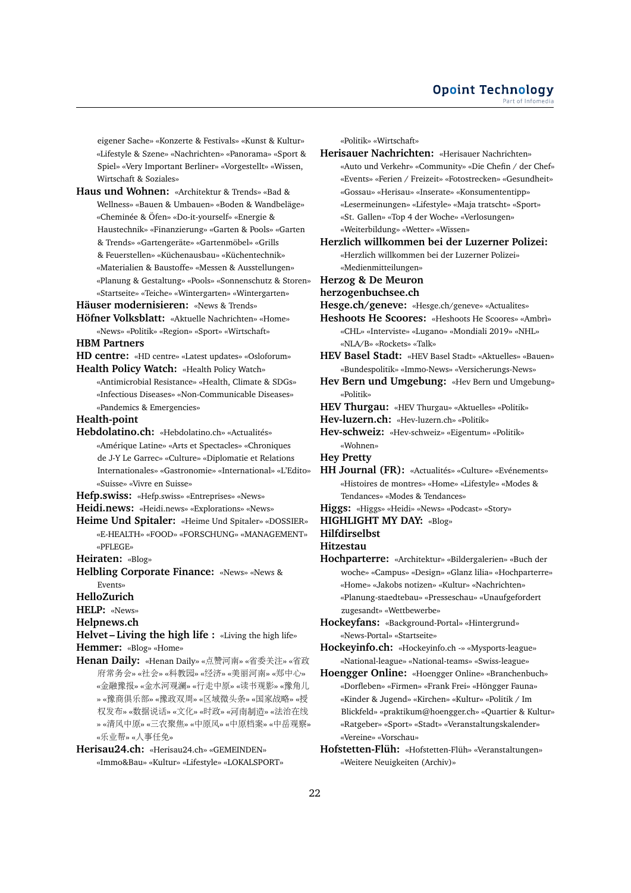eigener Sache» «Konzerte & Festivals» «Kunst & Kultur» «Lifestyle & Szene» «Nachrichten» «Panorama» «Sport & Spiel» «Very Important Berliner» «Vorgestellt» «Wissen, Wirtschaft & Soziales»

**Haus und Wohnen:** «Architektur & Trends» «Bad & Wellness» «Bauen & Umbauen» «Boden & Wandbeläge» «Cheminée & Öfen» «Do-it-yourself» «Energie & Haustechnik» «Finanzierung» «Garten & Pools» «Garten & Trends» «Gartengeräte» «Gartenmöbel» «Grills & Feuerstellen» «Küchenausbau» «Küchentechnik» «Materialien & Baustoffe» «Messen & Ausstellungen» «Planung & Gestaltung» «Pools» «Sonnenschutz & Storen» «Startseite» «Teiche» «Wintergarten» «Wintergarten»

**Häuser modernisieren:** «News & Trends»

**Höfner Volksblatt:** «Aktuelle Nachrichten» «Home» «News» «Politik» «Region» «Sport» «Wirtschaft»

**HBM Partners**

**HD centre:** «HD centre» «Latest updates» «Osloforum»

**Health Policy Watch:** «Health Policy Watch» «Antimicrobial Resistance» «Health, Climate & SDGs» «Infectious Diseases» «Non-Communicable Diseases» «Pandemics & Emergencies»

**Health-point**

**Hebdolatino.ch:** «Hebdolatino.ch» «Actualités» «Amérique Latine» «Arts et Spectacles» «Chroniques de J-Y Le Garrec» «Culture» «Diplomatie et Relations Internationales» «Gastronomie» «International» «L'Edito» «Suisse» «Vivre en Suisse»

**Hefp.swiss:** «Hefp.swiss» «Entreprises» «News»

**Heidi.news:** «Heidi.news» «Explorations» «News»

**Heime Und Spitaler:** «Heime Und Spitaler» «DOSSIER» «E-HEALTH» «FOOD» «FORSCHUNG» «MANAGEMENT» «PFLEGE»

**Heiraten:** «Blog»

**Helbling Corporate Finance:** «News» «News & Events»

**HelloZurich**

**HELP:** «News»

**Helpnews.ch**

**Helvet – Living the high life :** «Living the high life»

**Hemmer:** «Blog» «Home»

**Henan Daily:** «Henan Daily» «点赞河南» «省委关注» «省政府常务会» «社会» «科教园» «经济» «美丽河南» «郑中心» «金融豫报» «金水河观澜» «行走中原» «读书观影» «豫角儿» «豫商俱乐部» «豫政双周» «区域微头条» «国家战略» «授权发布» «数据说话» «文化» «时政» «河南制造» «法治在线» «清风中原» «三农聚焦» «中原风» «中原档案» «中岳观察» «乐业帮» «人事任免»

**Herisau24.ch:** «Herisau24.ch» «GEMEINDEN» «Immo&Bau» «Kultur» «Lifestyle» «LOKALSPORT» «Politik» «Wirtschaft»

**Herisauer Nachrichten:** «Herisauer Nachrichten» «Auto und Verkehr» «Community» «Die Chefin / der Chef» «Events» «Ferien / Freizeit» «Fotostrecken» «Gesundheit» «Gossau» «Herisau» «Inserate» «Konsumententipp» «Lesermeinungen» «Lifestyle» «Maja tratscht» «Sport» «St. Gallen» «Top 4 der Woche» «Verlosungen» «Weiterbildung» «Wetter» «Wissen»

**Herzlich willkommen bei der Luzerner Polizei:** «Herzlich willkommen bei der Luzerner Polizei» «Medienmitteilungen»

**Herzog & De Meuron**

**herzogenbuchsee.ch**

**Hesge.ch/geneve:** «Hesge.ch/geneve» «Actualites»

**Heshoots He Scoores:** «Heshoots He Scoores» «Ambrì» «CHL» «Interviste» «Lugano» «Mondiali 2019» «NHL» «NLA/B» «Rockets» «Talk»

**HEV Basel Stadt:** «HEV Basel Stadt» «Aktuelles» «Bauen» «Bundespolitik» «Immo-News» «Versicherungs-News»

**Hev Bern und Umgebung:** «Hev Bern und Umgebung» «Politik»

**HEV Thurgau:** «HEV Thurgau» «Aktuelles» «Politik»

**Hev-luzern.ch:** «Hev-luzern.ch» «Politik»

**Hev-schweiz:** «Hev-schweiz» «Eigentum» «Politik» «Wohnen»

**Hey Pretty**

**HH Journal (FR):** «Actualités» «Culture» «Evénements» «Histoires de montres» «Home» «Lifestyle» «Modes & Tendances» «Modes & Tendances»

**Higgs:** «Higgs» «Heidi» «News» «Podcast» «Story»

**HIGHLIGHT MY DAY:** «Blog»

**Hilfdirselbst**

**Hitzestau**

**Hochparterre:** «Architektur» «Bildergalerien» «Buch der woche» «Campus» «Design» «Glanz lilia» «Hochparterre» «Home» «Jakobs notizen» «Kultur» «Nachrichten» «Planung-staedtebau» «Presseschau» «Unaufgefordert zugesandt» «Wettbewerbe»

**Hockeyfans:** «Background-Portal» «Hintergrund» «News-Portal» «Startseite»

**Hockeyinfo.ch:** «Hockeyinfo.ch -» «Mysports-league» «National-league» «National-teams» «Swiss-league»

**Hoengger Online:** «Hoengger Online» «Branchenbuch» «Dorfleben» «Firmen» «Frank Frei» «Höngger Fauna» «Kinder & Jugend» «Kirchen» «Kultur» «Politik / Im Blickfeld» «praktikum@hoengger.ch» «Quartier & Kultur» «Ratgeber» «Sport» «Stadt» «Veranstaltungskalender» «Vereine» «Vorschau»

**Hofstetten-Flüh:** «Hofstetten-Flüh» «Veranstaltungen» «Weitere Neuigkeiten (Archiv)»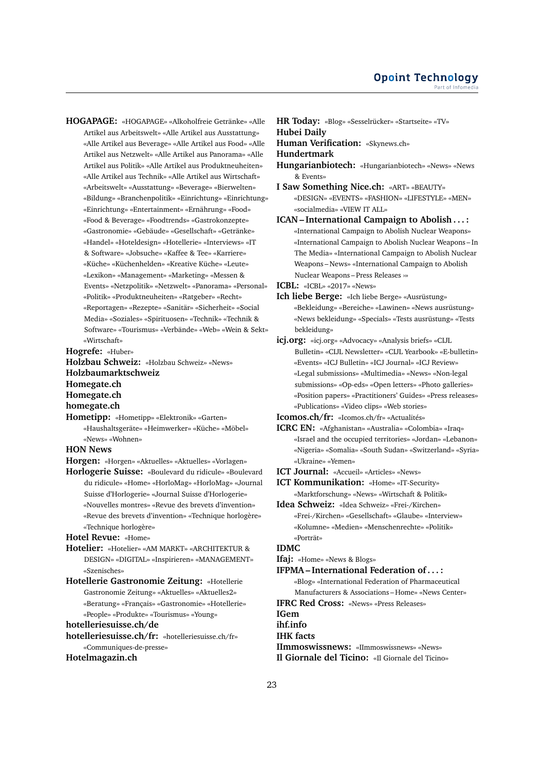**HOGAPAGE:** «HOGAPAGE» «Alkoholfreie Getränke» «Alle Artikel aus Arbeitswelt» «Alle Artikel aus Ausstattung» «Alle Artikel aus Beverage» «Alle Artikel aus Food» «Alle Artikel aus Netzwelt» «Alle Artikel aus Panorama» «Alle Artikel aus Politik» «Alle Artikel aus Produktneuheiten» «Alle Artikel aus Technik» «Alle Artikel aus Wirtschaft» «Arbeitswelt» «Ausstattung» «Beverage» «Bierwelten» «Bildung» «Branchenpolitik» «Einrichtung» «Einrichtung» «Einrichtung» «Entertainment» «Ernährung» «Food» «Food & Beverage» «Foodtrends» «Gastrokonzepte» «Gastronomie» «Gebäude» «Gesellschaft» «Getränke» «Handel» «Hoteldesign» «Hotellerie» «Interviews» «IT & Software» «Jobsuche» «Kaffee & Tee» «Karriere» «Küche» «Küchenhelden» «Kreative Küche» «Leute» «Lexikon» «Management» «Marketing» «Messen & Events» «Netzpolitik» «Netzwelt» «Panorama» «Personal» «Politik» «Produktneuheiten» «Ratgeber» «Recht» «Reportagen» «Rezepte» «Sanitär» «Sicherheit» «Social Media» «Soziales» «Spirituosen» «Technik» «Technik & Software» «Tourismus» «Verbände» «Web» «Wein & Sekt» «Wirtschaft»

**Hogrefe:** «Huber»

**Holzbau Schweiz:** «Holzbau Schweiz» «News»

**Holzbaumarktschweiz**

**Homegate.ch**

**Homegate.ch**

**homegate.ch**

**Hometipp:** «Hometipp» «Elektronik» «Garten» «Haushaltsgeräte» «Heimwerker» «Küche» «Möbel» «News» «Wohnen»

**HON News**

**Horgen:** «Horgen» «Aktuelles» «Aktuelles» «Vorlagen»

**Horlogerie Suisse:** «Boulevard du ridicule» «Boulevard du ridicule» «Home» «HorloMag» «HorloMag» «Journal Suisse d'Horlogerie» «Journal Suisse d'Horlogerie» «Nouvelles montres» «Revue des brevets d'invention» «Revue des brevets d'invention» «Technique horlogère» «Technique horlogère»

**Hotel Revue:** «Home»

**Hotelier:** «Hotelier» «AM MARKT» «ARCHITEKTUR & DESIGN» «DIGITAL» «Inspirieren» «MANAGEMENT» «Szenisches»

**Hotellerie Gastronomie Zeitung:** «Hotellerie Gastronomie Zeitung» «Aktuelles» «Aktuelles2» «Beratung» «Français» «Gastronomie» «Hotellerie» «People» «Produkte» «Tourismus» «Young»

**hotelleriesuisse.ch/de**

**hotelleriesuisse.ch/fr:** «hotelleriesuisse.ch/fr» «Communiques-de-presse»

**Hotelmagazin.ch**

**HR Today:** «Blog» «Sesselrücker» «Startseite» «TV»

**Hubei Daily**

**Human Verification:** «Skynews.ch»

**Hundertmark**

**Hungarianbiotech:** «Hungarianbiotech» «News» «News & Events»

**I Saw Something Nice.ch:** «ART» «BEAUTY» «DESIGN» «EVENTS» «FASHION» «LIFESTYLE» «MEN» «socialmedia» «VIEW IT ALL»

**ICAN – International Campaign to Abolish . . . :** «International Campaign to Abolish Nuclear Weapons» «International Campaign to Abolish Nuclear Weapons – In The Media» «International Campaign to Abolish Nuclear Weapons – News» «International Campaign to Abolish Nuclear Weapons – Press Releases ›»

**ICBL:** «ICBL» «2017» «News»

**Ich liebe Berge:** «Ich liebe Berge» «Ausrüstung» «Bekleidung» «Bereiche» «Lawinen» «News ausrüstung» «News bekleidung» «Specials» «Tests ausrüstung» «Tests bekleidung»

**icj.org:** «icj.org» «Advocacy» «Analysis briefs» «CIJL Bulletin» «CIJL Newsletter» «CIJL Yearbook» «E-bulletin» «Events» «ICJ Bulletin» «ICJ Journal» «ICJ Review» «Legal submissions» «Multimedia» «News» «Non-legal submissions» «Op-eds» «Open letters» «Photo galleries» «Position papers» «Practitioners' Guides» «Press releases» «Publications» «Video clips» «Web stories»

**Icomos.ch/fr:** «Icomos.ch/fr» «Actualités»

**ICRC EN:** «Afghanistan» «Australia» «Colombia» «Iraq» «Israel and the occupied territories» «Jordan» «Lebanon» «Nigeria» «Somalia» «South Sudan» «Switzerland» «Syria» «Ukraine» «Yemen»

**ICT Journal:** «Accueil» «Articles» «News»

**ICT Kommunikation:** «Home» «IT-Security» «Marktforschung» «News» «Wirtschaft & Politik»

**Idea Schweiz:** «Idea Schweiz» «Frei-/Kirchen» «Frei-/Kirchen» «Gesellschaft» «Glaube» «Interview» «Kolumne» «Medien» «Menschenrechte» «Politik» «Porträt»

**IDMC**

**Ifaj:** «Home» «News & Blogs»

**IFPMA – International Federation of . . . :** «Blog» «International Federation of Pharmaceutical Manufacturers & Associations – Home» «News Center»

**IFRC Red Cross:** «News» «Press Releases»

**IGem**

**ihf.info**

**IHK facts**

**IImmoswissnews:** «IImmoswissnews» «News»

**Il Giornale del Ticino:** «Il Giornale del Ticino»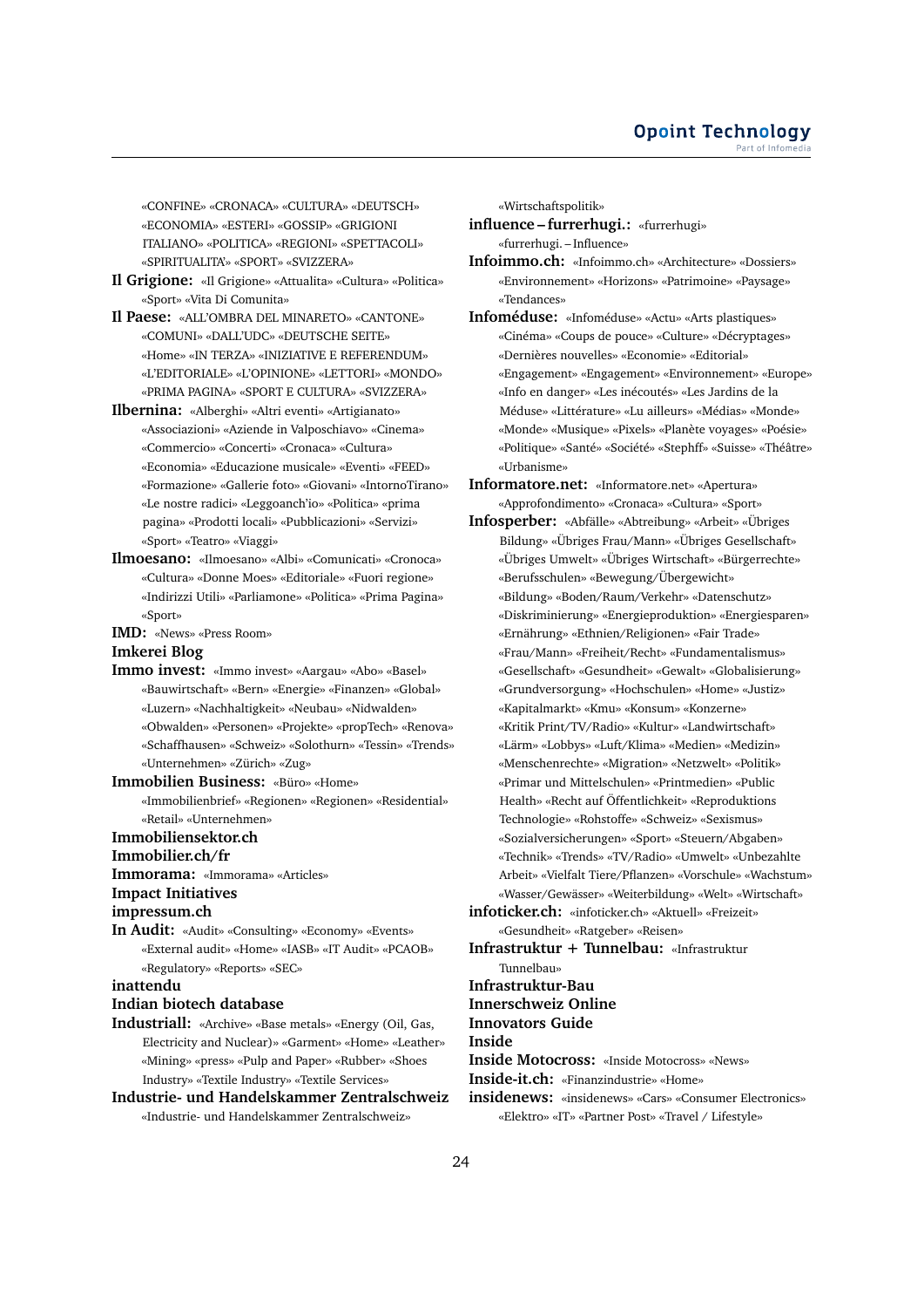«CONFINE» «CRONACA» «CULTURA» «DEUTSCH» «ECONOMIA» «ESTERI» «GOSSIP» «GRIGIONI ITALIANO» «POLITICA» «REGIONI» «SPETTACOLI» «SPIRITUALITÀ» «SPORT» «SVIZZERA»

**Il Grigione:** «Il Grigione» «Attualita» «Cultura» «Politica» «Sport» «Vita Di Comunita»

**Il Paese:** «ALL'OMBRA DEL MINARETO» «CANTONE» «COMUNI» «DALL'UDC» «DEUTSCHE SEITE» «Home» «IN TERZA» «INIZIATIVE E REFERENDUM» «L'EDITORIALE» «L'OPINIONE» «LETTORI» «MONDO» «PRIMA PAGINA» «SPORT E CULTURA» «SVIZZERA»

**Ilbernina:** «Alberghi» «Altri eventi» «Artigianato» «Associazioni» «Aziende in Valposchiavo» «Cinema» «Commercio» «Concerti» «Cronaca» «Cultura» «Economia» «Educazione musicale» «Eventi» «FEED» «Formazione» «Gallerie foto» «Giovani» «IntornoTirano» «Le nostre radici» «Leggoanch'io» «Politica» «prima pagina» «Prodotti locali» «Pubblicazioni» «Servizi» «Sport» «Teatro» «Viaggi»

**Ilmoesano:** «Ilmoesano» «Albi» «Comunicati» «Cronoca» «Cultura» «Donne Moes» «Editoriale» «Fuori regione» «Indirizzi Utili» «Parliamone» «Politica» «Prima Pagina» «Sport»

**IMD:** «News» «Press Room»

**Imkerei Blog**

**Immo invest:** «Immo invest» «Aargau» «Abo» «Basel» «Bauwirtschaft» «Bern» «Energie» «Finanzen» «Global» «Luzern» «Nachhaltigkeit» «Neubau» «Nidwalden» «Obwalden» «Personen» «Projekte» «propTech» «Renova» «Schaffhausen» «Schweiz» «Solothurn» «Tessin» «Trends» «Unternehmen» «Zürich» «Zug»

**Immobilien Business:** «Büro» «Home» «Immobilienbrief» «Regionen» «Regionen» «Residential» «Retail» «Unternehmen»

**Immobiliensektor.ch**

**Immobilier.ch/fr**

**Immorama:** «Immorama» «Articles»

**Impact Initiatives**

**impressum.ch**

**In Audit:** «Audit» «Consulting» «Economy» «Events» «External audit» «Home» «IASB» «IT Audit» «PCAOB» «Regulatory» «Reports» «SEC»

**inattendu**

**Indian biotech database**

**Industriall:** «Archive» «Base metals» «Energy (Oil, Gas, Electricity and Nuclear)» «Garment» «Home» «Leather» «Mining» «press» «Pulp and Paper» «Rubber» «Shoes Industry» «Textile Industry» «Textile Services»

**Industrie- und Handelskammer Zentralschweiz** «Industrie- und Handelskammer Zentralschweiz» «Wirtschaftspolitik»

**influence – furrerhugi.:** «furrerhugi» «furrerhugi. – Influence»

**Infoimmo.ch:** «Infoimmo.ch» «Architecture» «Dossiers» «Environnement» «Horizons» «Patrimoine» «Paysage» «Tendances»

**Infoméduse:** «Infoméduse» «Actu» «Arts plastiques» «Cinéma» «Coups de pouce» «Culture» «Décryptages» «Dernières nouvelles» «Economie» «Editorial» «Engagement» «Engagement» «Environnement» «Europe» «Info en danger» «Les inécoutés» «Les Jardins de la Méduse» «Littérature» «Lu ailleurs» «Médias» «Monde» «Monde» «Musique» «Pixels» «Planète voyages» «Poésie» «Politique» «Santé» «Société» «Stephff» «Suisse» «Théâtre» «Urbanisme»

**Informatore.net:** «Informatore.net» «Apertura» «Approfondimento» «Cronaca» «Cultura» «Sport»

**Infosperber:** «Abfälle» «Abtreibung» «Arbeit» «Übriges Bildung» «Übriges Frau/Mann» «Übriges Gesellschaft» «Übriges Umwelt» «Übriges Wirtschaft» «Bürgerrechte» «Berufsschulen» «Bewegung/Übergewicht» «Bildung» «Boden/Raum/Verkehr» «Datenschutz» «Diskriminierung» «Energieproduktion» «Energiesparen» «Ernährung» «Ethnien/Religionen» «Fair Trade» «Frau/Mann» «Freiheit/Recht» «Fundamentalismus» «Gesellschaft» «Gesundheit» «Gewalt» «Globalisierung» «Grundversorgung» «Hochschulen» «Home» «Justiz» «Kapitalmarkt» «Kmu» «Konsum» «Konzerne» «Kritik Print/TV/Radio» «Kultur» «Landwirtschaft» «Lärm» «Lobbys» «Luft/Klima» «Medien» «Medizin» «Menschenrechte» «Migration» «Netzwelt» «Politik» «Primar und Mittelschulen» «Printmedien» «Public Health» «Recht auf Öffentlichkeit» «Reproduktions Technologie» «Rohstoffe» «Schweiz» «Sexismus» «Sozialversicherungen» «Sport» «Steuern/Abgaben» «Technik» «Trends» «TV/Radio» «Umwelt» «Unbezahlte Arbeit» «Vielfalt Tiere/Pflanzen» «Vorschule» «Wachstum» «Wasser/Gewässer» «Weiterbildung» «Welt» «Wirtschaft»

**infoticker.ch:** «infoticker.ch» «Aktuell» «Freizeit» «Gesundheit» «Ratgeber» «Reisen»

**Infrastruktur + Tunnelbau:** «Infrastruktur Tunnelbau»

**Infrastruktur-Bau**

**Innerschweiz Online**

**Innovators Guide**

**Inside**

**Inside Motocross:** «Inside Motocross» «News»

**Inside-it.ch:** «Finanzindustrie» «Home»

**insidenews:** «insidenews» «Cars» «Consumer Electronics» «Elektro» «IT» «Partner Post» «Travel / Lifestyle»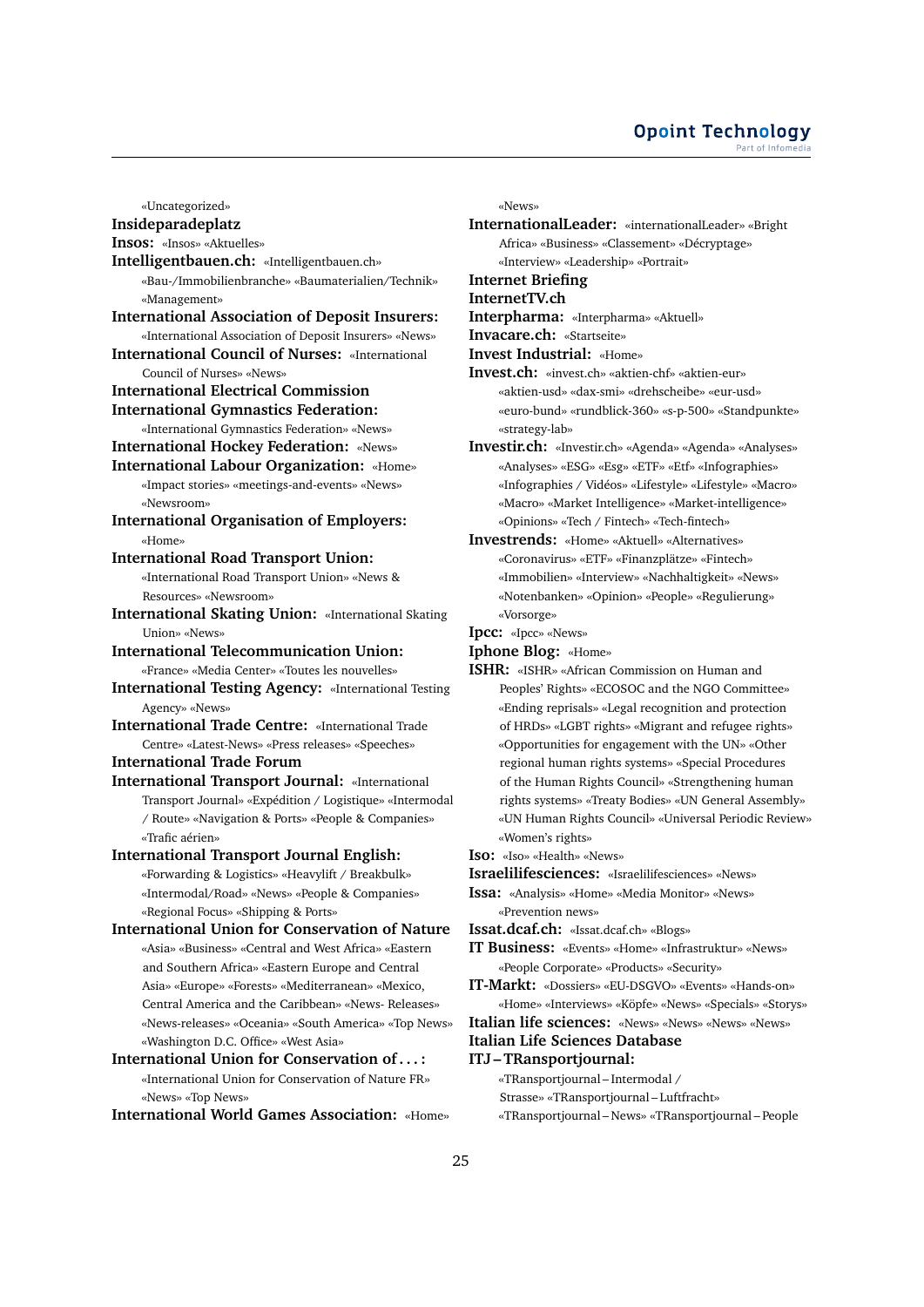«Uncategorized»

**Insideparadeplatz**

**Insos:** «Insos» «Aktuelles»

**Intelligentbauen.ch:** «Intelligentbauen.ch» «Bau-/Immobilienbranche» «Baumaterialien/Technik» «Management»

**International Association of Deposit Insurers:** «International Association of Deposit Insurers» «News»

**International Council of Nurses:** «International Council of Nurses» «News»

**International Electrical Commission**

**International Gymnastics Federation:** «International Gymnastics Federation» «News»

**International Hockey Federation:** «News»

**International Labour Organization:** «Home» «Impact stories» «meetings-and-events» «News» «Newsroom»

**International Organisation of Employers:** «Home»

**International Road Transport Union:** «International Road Transport Union» «News & Resources» «Newsroom»

**International Skating Union:** «International Skating Union» «News»

**International Telecommunication Union:** «France» «Media Center» «Toutes les nouvelles»

**International Testing Agency:** «International Testing Agency» «News»

**International Trade Centre:** «International Trade Centre» «Latest-News» «Press releases» «Speeches»

**International Trade Forum**

**International Transport Journal:** «International Transport Journal» «Expédition / Logistique» «Intermodal / Route» «Navigation & Ports» «People & Companies» «Trafic aérien»

**International Transport Journal English:** «Forwarding & Logistics» «Heavylift / Breakbulk» «Intermodal/Road» «News» «People & Companies» «Regional Focus» «Shipping & Ports»

**International Union for Conservation of Nature** «Asia» «Business» «Central and West Africa» «Eastern and Southern Africa» «Eastern Europe and Central Asia» «Europe» «Forests» «Mediterranean» «Mexico, Central America and the Caribbean» «News- Releases» «News-releases» «Oceania» «South America» «Top News» «Washington D.C. Office» «West Asia»

**International Union for Conservation of . . . :** «International Union for Conservation of Nature FR» «News» «Top News»

**International World Games Association:** «Home» «News»

**InternationalLeader:** «internationalLeader» «Bright Africa» «Business» «Classement» «Décryptage» «Interview» «Leadership» «Portrait»

**Internet Briefing**

**InternetTV.ch**

**Interpharma:** «Interpharma» «Aktuell»

**Invacare.ch:** «Startseite»

**Invest Industrial:** «Home»

**Invest.ch:** «invest.ch» «aktien-chf» «aktien-eur» «aktien-usd» «dax-smi» «drehscheibe» «eur-usd» «euro-bund» «rundblick-360» «s-p-500» «Standpunkte» «strategy-lab»

**Investir.ch:** «Investir.ch» «Agenda» «Agenda» «Analyses» «Analyses» «ESG» «Esg» «ETF» «Etf» «Infographies» «Infographies / Vidéos» «Lifestyle» «Lifestyle» «Macro» «Macro» «Market Intelligence» «Market-intelligence» «Opinions» «Tech / Fintech» «Tech-fintech»

**Investrends:** «Home» «Aktuell» «Alternatives» «Coronavirus» «ETF» «Finanzplätze» «Fintech» «Immobilien» «Interview» «Nachhaltigkeit» «News» «Notenbanken» «Opinion» «People» «Regulierung» «Vorsorge»

**Ipcc:** «Ipcc» «News»

**Iphone Blog:** «Home»

**ISHR:** «ISHR» «African Commission on Human and Peoples' Rights» «ECOSOC and the NGO Committee» «Ending reprisals» «Legal recognition and protection of HRDs» «LGBT rights» «Migrant and refugee rights» «Opportunities for engagement with the UN» «Other regional human rights systems» «Special Procedures of the Human Rights Council» «Strengthening human rights systems» «Treaty Bodies» «UN General Assembly» «UN Human Rights Council» «Universal Periodic Review» «Women's rights»

**Iso:** «Iso» «Health» «News»

**Israelilifesciences:** «Israelilifesciences» «News»

**Issa:** «Analysis» «Home» «Media Monitor» «News» «Prevention news»

**Issat.dcaf.ch:** «Issat.dcaf.ch» «Blogs»

**IT Business:** «Events» «Home» «Infrastruktur» «News» «People Corporate» «Products» «Security»

**IT-Markt:** «Dossiers» «EU-DSGVO» «Events» «Hands-on» «Home» «Interviews» «Köpfe» «News» «Specials» «Storys»

**Italian life sciences:** «News» «News» «News» «News»

**Italian Life Sciences Database**

**ITJ – TRansportjournal:** «TRansportjournal – Intermodal / Strasse» «TRansportjournal – Luftfracht» «TRansportjournal – News» «TRansportjournal – People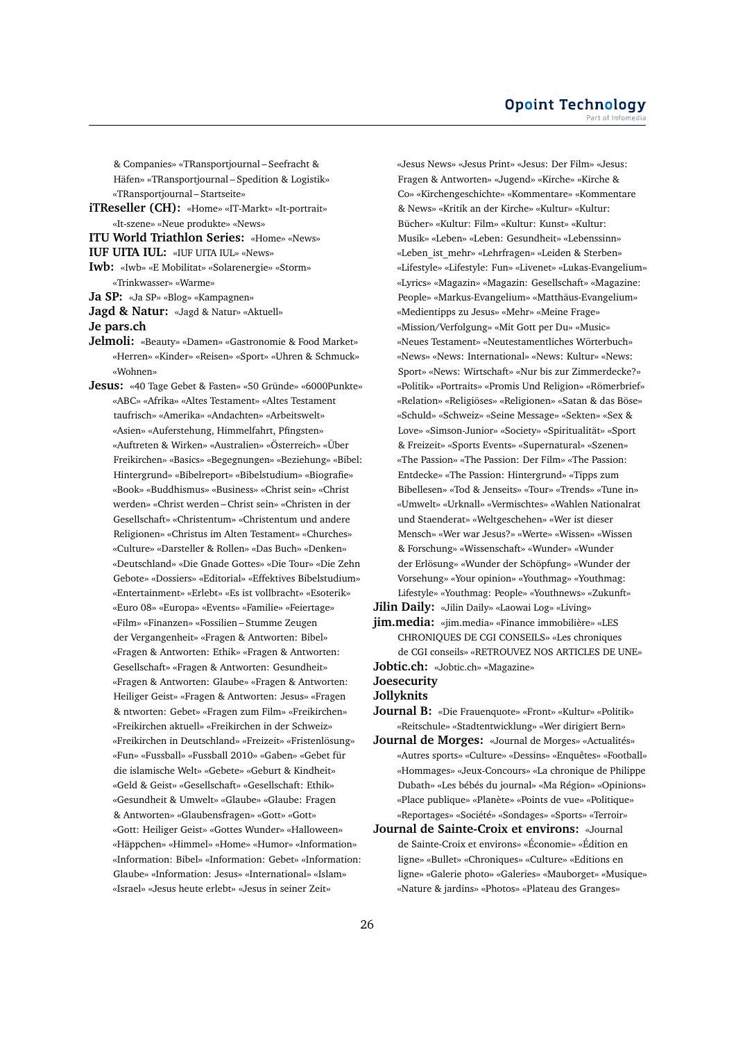& Companies» «TRansportjournal – Seefracht & Häfen» «TRansportjournal – Spedition & Logistik» «TRansportjournal – Startseite»

**iTReseller (CH):** «Home» «IT-Markt» «It-portrait» «It-szene» «Neue produkte» «News»

**ITU World Triathlon Series:** «Home» «News» «News»

**IUF UITA IUL:** «IUF UITA IUL» «News»

**Iwb:** «Iwb» «E Mobilitat» «Solarenergie» «Storm» «Trinkwasser» «Warme»

**Ja SP:** «Ja SP» «Blog» «Kampagnen»

**Jagd & Natur:** «Jagd & Natur» «Aktuell»

**Je pars.ch**

**Jelmoli:** «Beauty» «Damen» «Gastronomie & Food Market» «Herren» «Kinder» «Reisen» «Sport» «Uhren & Schmuck» «Wohnen»

**Jesus:** «40 Tage Gebet & Fasten» «50 Gründe» «6000Punkte» «ABC» «Afrika» «Altes Testament» «Altes Testament taufrisch» «Amerika» «Andachten» «Arbeitswelt» «Asien» «Auferstehung, Himmelfahrt, Pfingsten» «Auftreten & Wirken» «Australien» «Österreich» «Über Freikirchen» «Basics» «Begegnungen» «Beziehung» «Bibel: Hintergrund» «Bibelreport» «Bibelstudium» «Biografie» «Book» «Buddhismus» «Business» «Christ sein» «Christ werden» «Christ werden – Christ sein» «Christen in der Gesellschaft» «Christentum» «Christentum und andere Religionen» «Christus im Alten Testament» «Churches» «Culture» «Darsteller & Rollen» «Das Buch» «Denken» «Deutschland» «Die Gnade Gottes» «Die Tour» «Die Zehn Gebote» «Dossiers» «Editorial» «Effektives Bibelstudium» «Entertainment» «Erlebt» «Es ist vollbracht» «Esoterik» «Euro 08» «Europa» «Events» «Familie» «Feiertage» «Film» «Finanzen» «Fossilien – Stumme Zeugen der Vergangenheit» «Fragen & Antworten: Bibel» «Fragen & Antworten: Ethik» «Fragen & Antworten: Gesellschaft» «Fragen & Antworten: Gesundheit» «Fragen & Antworten: Glaube» «Fragen & Antworten: Heiliger Geist» «Fragen & Antworten: Jesus» «Fragen & ntworten: Gebet» «Fragen zum Film» «Freikirchen» «Freikirchen aktuell» «Freikirchen in der Schweiz» «Freikirchen in Deutschland» «Freizeit» «Fristenlösung» «Fun» «Fussball» «Fussball 2010» «Gaben» «Gebet für die islamische Welt» «Gebete» «Geburt & Kindheit» «Geld & Geist» «Gesellschaft» «Gesellschaft: Ethik» «Gesundheit & Umwelt» «Glaube» «Glaube: Fragen & Antworten» «Glaubensfragen» «Gott» «Gott» «Gott: Heiliger Geist» «Gottes Wunder» «Halloween» «Häppchen» «Himmel» «Home» «Humor» «Information» «Information: Bibel» «Information: Gebet» «Information: Glaube» «Information: Jesus» «International» «Islam» «Israel» «Jesus heute erlebt» «Jesus in seiner Zeit» «Jesus News» «Jesus Print» «Jesus: Der Film» «Jesus: Fragen & Antworten» «Jugend» «Kirche» «Kirche & Co» «Kirchengeschichte» «Kommentare» «Kommentare & News» «Kritik an der Kirche» «Kultur» «Kultur: Bücher» «Kultur: Film» «Kultur: Kunst» «Kultur: Musik» «Leben» «Leben: Gesundheit» «Lebenssinn» «Leben_ist_mehr» «Lehrfragen» «Leiden & Sterben» «Lifestyle» «Lifestyle: Fun» «Livenet» «Lukas-Evangelium» «Lyrics» «Magazin» «Magazin: Gesellschaft» «Magazine: People» «Markus-Evangelium» «Matthäus-Evangelium» «Medientipps zu Jesus» «Mehr» «Meine Frage» «Mission/Verfolgung» «Mit Gott per Du» «Music» «Neues Testament» «Neutestamentliches Wörterbuch» «News» «News: International» «News: Kultur» «News: Sport» «News: Wirtschaft» «Nur bis zur Zimmerdecke?» «Politik» «Portraits» «Promis Und Religion» «Römerbrief» «Relation» «Religiöses» «Religionen» «Satan & das Böse» «Schuld» «Schweiz» «Seine Message» «Sekten» «Sex & Love» «Simson-Junior» «Society» «Spiritualität» «Sport & Freizeit» «Sports Events» «Supernatural» «Szenen» «The Passion» «The Passion: Der Film» «The Passion: Entdecke» «The Passion: Hintergrund» «Tipps zum Bibellesen» «Tod & Jenseits» «Tour» «Trends» «Tune in» «Umwelt» «Urknall» «Vermischtes» «Wahlen Nationalrat und Staenderat» «Weltgeschehen» «Wer ist dieser Mensch» «Wer war Jesus?» «Werte» «Wissen» «Wissen & Forschung» «Wissenschaft» «Wunder» «Wunder der Erlösung» «Wunder der Schöpfung» «Wunder der Vorsehung» «Your opinion» «Youthmag» «Youthmag: Lifestyle» «Youthmag: People» «Youthnews» «Zukunft»

**Jilin Daily:** «Jilin Daily» «Laowai Log» «Living»

**jim.media:** «jim.media» «Finance immobilière» «LES CHRONIQUES DE CGI CONSEILS» «Les chroniques de CGI conseils» «RETROUVEZ NOS ARTICLES DE UNE»

**Jobtic.ch:** «Jobtic.ch» «Magazine»

**Joesecurity**

**Jollyknits**

**Journal B:** «Die Frauenquote» «Front» «Kultur» «Politik» «Reitschule» «Stadtentwicklung» «Wer dirigiert Bern»

**Journal de Morges:** «Journal de Morges» «Actualités» «Autres sports» «Culture» «Dessins» «Enquêtes» «Football» «Hommages» «Jeux-Concours» «La chronique de Philippe Dubath» «Les bébés du journal» «Ma Région» «Opinions» «Place publique» «Planète» «Points de vue» «Politique» «Reportages» «Société» «Sondages» «Sports» «Terroir»

**Journal de Sainte-Croix et environs:** «Journal de Sainte-Croix et environs» «Économie» «Édition en ligne» «Bullet» «Chroniques» «Culture» «Editions en ligne» «Galerie photo» «Galeries» «Mauborget» «Musique» «Nature & jardins» «Photos» «Plateau des Granges»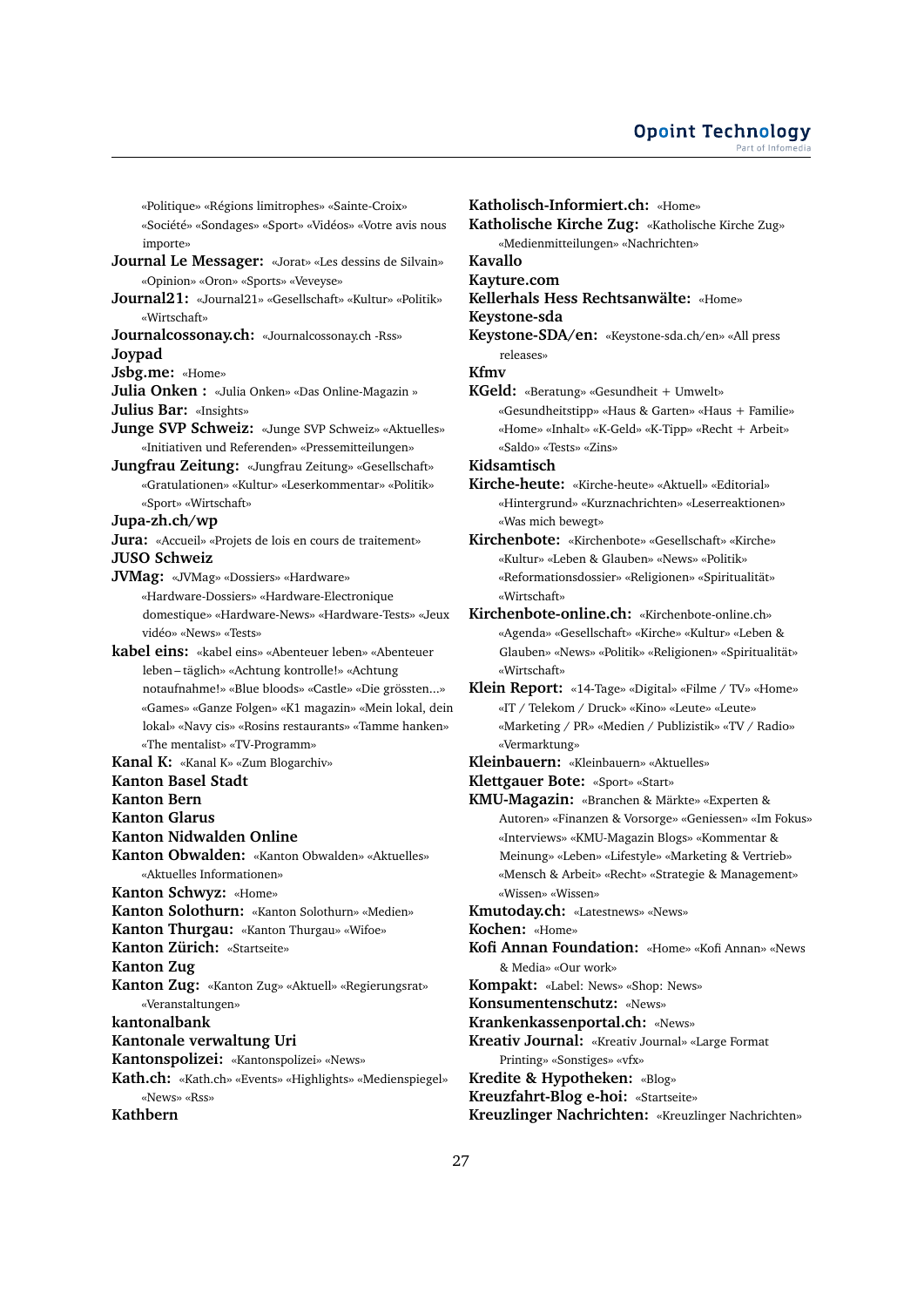«Politique» «Régions limitrophes» «Sainte-Croix» «Société» «Sondages» «Sport» «Vidéos» «Votre avis nous importe»

**Journal Le Messager:** «Jorat» «Les dessins de Silvain» «Opinion» «Oron» «Sports» «Veveyse»

**Journal21:** «Journal21» «Gesellschaft» «Kultur» «Politik» «Wirtschaft»

**Journalcossonay.ch:** «Journalcossonay.ch -Rss»

**Joypad**

**Jsbg.me:** «Home»

**Julia Onken :** «Julia Onken» «Das Online-Magazin »

**Julius Bar:** «Insights»

**Junge SVP Schweiz:** «Junge SVP Schweiz» «Aktuelles» «Initiativen und Referenden» «Pressemitteilungen»

**Jungfrau Zeitung:** «Jungfrau Zeitung» «Gesellschaft» «Gratulationen» «Kultur» «Leserkommentar» «Politik» «Sport» «Wirtschaft»

**Jupa-zh.ch/wp**

**Jura:** «Accueil» «Projets de lois en cours de traitement»

**JUSO Schweiz**

**JVMag:** «JVMag» «Dossiers» «Hardware» «Hardware-Dossiers» «Hardware-Electronique domestique» «Hardware-News» «Hardware-Tests» «Jeux vidéo» «News» «Tests»

**kabel eins:** «kabel eins» «Abenteuer leben» «Abenteuer leben – täglich» «Achtung kontrolle!» «Achtung notaufnahme!» «Blue bloods» «Castle» «Die grössten...» «Games» «Ganze Folgen» «K1 magazin» «Mein lokal, dein lokal» «Navy cis» «Rosins restaurants» «Tamme hanken» «The mentalist» «TV-Programm»

**Kanal K:** «Kanal K» «Zum Blogarchiv»

**Kanton Basel Stadt**

**Kanton Bern**

**Kanton Glarus**

**Kanton Nidwalden Online**

**Kanton Obwalden:** «Kanton Obwalden» «Aktuelles» «Aktuelles Informationen»

**Kanton Schwyz:** «Home»

**Kanton Solothurn:** «Kanton Solothurn» «Medien»

**Kanton Thurgau:** «Kanton Thurgau» «Wifoe»

**Kanton Zürich:** «Startseite»

**Kanton Zug**

**Kanton Zug:** «Kanton Zug» «Aktuell» «Regierungsrat» «Veranstaltungen»

**kantonalbank**

**Kantonale verwaltung Uri**

**Kantonspolizei:** «Kantonspolizei» «News»

**Kath.ch:** «Kath.ch» «Events» «Highlights» «Medienspiegel» «News» «Rss»

**Kathbern**

**Katholisch-Informiert.ch:** «Home»

**Katholische Kirche Zug:** «Katholische Kirche Zug» «Medienmitteilungen» «Nachrichten»

**Kavallo**

**Kayture.com**

**Kellerhals Hess Rechtsanwälte:** «Home»

**Keystone-sda**

**Keystone-SDA/en:** «Keystone-sda.ch/en» «All press releases»

**Kfmv**

**KGeld:** «Beratung» «Gesundheit + Umwelt» «Gesundheitstipp» «Haus & Garten» «Haus + Familie» «Home» «Inhalt» «K-Geld» «K-Tipp» «Recht + Arbeit» «Saldo» «Tests» «Zins»

**Kidsamtisch**

**Kirche-heute:** «Kirche-heute» «Aktuell» «Editorial» «Hintergrund» «Kurznachrichten» «Leserreaktionen» «Was mich bewegt»

**Kirchenbote:** «Kirchenbote» «Gesellschaft» «Kirche» «Kultur» «Leben & Glauben» «News» «Politik» «Reformationsdossier» «Religionen» «Spiritualität» «Wirtschaft»

**Kirchenbote-online.ch:** «Kirchenbote-online.ch» «Agenda» «Gesellschaft» «Kirche» «Kultur» «Leben & Glauben» «News» «Politik» «Religionen» «Spiritualität» «Wirtschaft»

**Klein Report:** «14-Tage» «Digital» «Filme / TV» «Home» «IT / Telekom / Druck» «Kino» «Leute» «Leute» «Marketing / PR» «Medien / Publizistik» «TV / Radio» «Vermarktung»

**Kleinbauern:** «Kleinbauern» «Aktuelles»

**Klettgauer Bote:** «Sport» «Start»

**KMU-Magazin:** «Branchen & Märkte» «Experten & Autoren» «Finanzen & Vorsorge» «Geniessen» «Im Fokus» «Interviews» «KMU-Magazin Blogs» «Kommentar & Meinung» «Leben» «Lifestyle» «Marketing & Vertrieb» «Mensch & Arbeit» «Recht» «Strategie & Management» «Wissen» «Wissen»

**Kmutoday.ch:** «Latestnews» «News»

**Kochen:** «Home»

**Kofi Annan Foundation:** «Home» «Kofi Annan» «News & Media» «Our work»

**Kompakt:** «Label: News» «Shop: News»

**Konsumentenschutz:** «News»

**Krankenkassenportal.ch:** «News»

**Kreativ Journal:** «Kreativ Journal» «Large Format Printing» «Sonstiges» «vfx»

**Kredite & Hypotheken:** «Blog»

**Kreuzfahrt-Blog e-hoi:** «Startseite»

**Kreuzlinger Nachrichten:** «Kreuzlinger Nachrichten»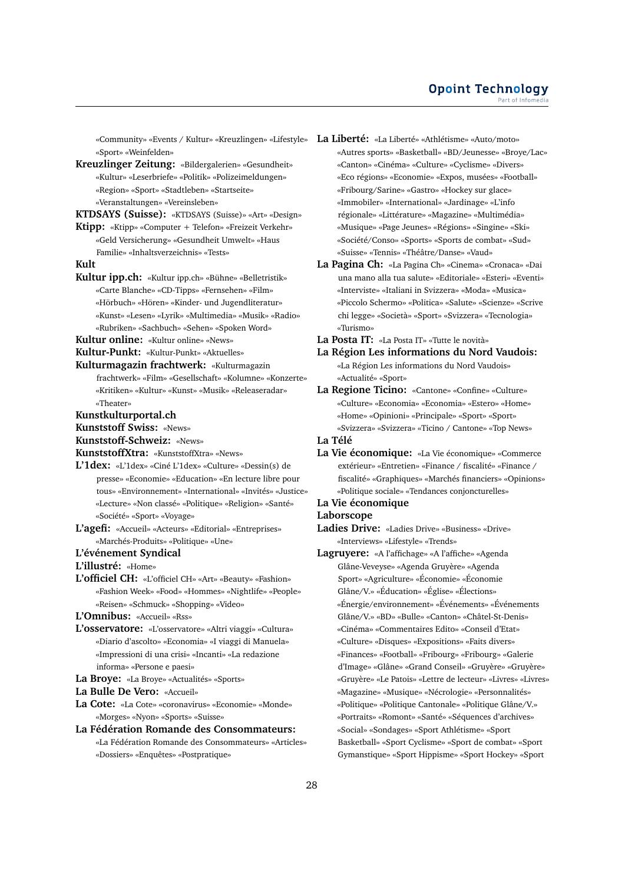«Community» «Events / Kultur» «Kreuzlingen» «Lifestyle» «Sport» «Weinfelden»

**Kreuzlinger Zeitung:** «Bildergalerien» «Gesundheit» «Kultur» «Leserbriefe» «Politik» «Polizeimeldungen» «Region» «Sport» «Stadtleben» «Startseite» «Veranstaltungen» «Vereinsleben»

**KTDSAYS (Suisse):** «KTDSAYS (Suisse)» «Art» «Design»

**Ktipp:** «Ktipp» «Computer + Telefon» «Freizeit Verkehr» «Geld Versicherung» «Gesundheit Umwelt» «Haus Familie» «Inhaltsverzeichnis» «Tests»

**Kult**

**Kultur ipp.ch:** «Kultur ipp.ch» «Bühne» «Belletristik» «Carte Blanche» «CD-Tipps» «Fernsehen» «Film» «Hörbuch» «Hören» «Kinder- und Jugendliteratur» «Kunst» «Lesen» «Lyrik» «Multimedia» «Musik» «Radio» «Rubriken» «Sachbuch» «Sehen» «Spoken Word»

**Kultur online:** «Kultur online» «News»

**Kultur-Punkt:** «Kultur-Punkt» «Aktuelles»

**Kulturmagazin frachtwerk:** «Kulturmagazin frachtwerk» «Film» «Gesellschaft» «Kolumne» «Konzerte» «Kritiken» «Kultur» «Kunst» «Musik» «Releaseradar» «Theater»

**Kunstkulturportal.ch**

**Kunststoff Swiss:** «News»

**Kunststoff-Schweiz:** «News»

**KunststoffXtra:** «KunststoffXtra» «News»

**L'1dex:** «L'1dex» «Ciné L'1dex» «Culture» «Dessin(s) de presse» «Economie» «Education» «En lecture libre pour tous» «Environnement» «International» «Invités» «Justice» «Lecture» «Non classé» «Politique» «Religion» «Santé» «Société» «Sport» «Voyage»

**L'agefi:** «Accueil» «Acteurs» «Editorial» «Entreprises» «Marchés-Produits» «Politique» «Une»

**L'événement Syndical**

**L'illustré:** «Home»

**L'officiel CH:** «L'officiel CH» «Art» «Beauty» «Fashion» «Fashion Week» «Food» «Hommes» «Nightlife» «People» «Reisen» «Schmuck» «Shopping» «Video»

**L'Omnibus:** «Accueil» «Rss»

**L'osservatore:** «L'osservatore» «Altri viaggi» «Cultura» «Diario d'ascolto» «Economia» «I viaggi di Manuela» «Impressioni di una crisi» «Incanti» «La redazione informa» «Persone e paesi»

**La Broye:** «La Broye» «Actualités» «Sports»

**La Bulle De Vero:** «Accueil»

**La Cote:** «La Cote» «coronavirus» «Economie» «Monde» «Morges» «Nyon» «Sports» «Suisse»

**La Fédération Romande des Consommateurs:** «La Fédération Romande des Consommateurs» «Articles» «Dossiers» «Enquêtes» «Postpratique»

**La Liberté:** «La Liberté» «Athlétisme» «Auto/moto» «Autres sports» «Basketball» «BD/Jeunesse» «Broye/Lac» «Canton» «Cinéma» «Culture» «Cyclisme» «Divers» «Eco régions» «Economie» «Expos, musées» «Football» «Fribourg/Sarine» «Gastro» «Hockey sur glace» «Immobilier» «International» «Jardinage» «L'info régionale» «Littérature» «Magazine» «Multimédia» «Musique» «Page Jeunes» «Régions» «Singine» «Ski» «Société/Conso» «Sports» «Sports de combat» «Sud» «Suisse» «Tennis» «Théâtre/Danse» «Vaud»

**La Pagina Ch:** «La Pagina Ch» «Cinema» «Cronaca» «Dai una mano alla tua salute» «Editoriale» «Esteri» «Eventi» «Interviste» «Italiani in Svizzera» «Moda» «Musica» «Piccolo Schermo» «Politica» «Salute» «Scienze» «Scrive chi legge» «Società» «Sport» «Svizzera» «Tecnologia» «Turismo»

**La Posta IT:** «La Posta IT» «Tutte le novità»

**La Région Les informations du Nord Vaudois:** «La Région Les informations du Nord Vaudois» «Actualité» «Sport»

**La Regione Ticino:** «Cantone» «Confine» «Culture» «Culture» «Economia» «Economia» «Estero» «Home» «Home» «Opinioni» «Principale» «Sport» «Sport» «Svizzera» «Svizzera» «Ticino / Cantone» «Top News»

**La Télé**

**La Vie économique:** «La Vie économique» «Commerce extérieur» «Entretien» «Finance / fiscalité» «Finance / fiscalité» «Graphiques» «Marchés financiers» «Opinions» «Politique sociale» «Tendances conjoncturelles»

**La Vie économique**

**Laborscope**

**Ladies Drive:** «Ladies Drive» «Business» «Drive» «Interviews» «Lifestyle» «Trends»

**Lagruyere:** «A l'affichage» «A l'affiche» «Agenda Glâne-Veveyse» «Agenda Gruyère» «Agenda Sport» «Agriculture» «Économie» «Économie Glâne/V.» «Éducation» «Église» «Élections» «Énergie/environnement» «Événements» «Événements Glâne/V.» «BD» «Bulle» «Canton» «Châtel-St-Denis» «Cinéma» «Commentaires Edito» «Conseil d'Etat» «Culture» «Disques» «Expositions» «Faits divers» «Finances» «Football» «Fribourg» «Fribourg» «Galerie d'Image» «Glâne» «Grand Conseil» «Gruyère» «Gruyère» «Gruyère» «Le Patois» «Lettre de lecteur» «Livres» «Livres» «Magazine» «Musique» «Nécrologie» «Personnalités» «Politique» «Politique Cantonale» «Politique Glâne/V.» «Portraits» «Romont» «Santé» «Séquences d'archives» «Social» «Sondages» «Sport Athlétisme» «Sport Basketball» «Sport Cyclisme» «Sport de combat» «Sport Gymnastique» «Sport Hippisme» «Sport Hockey» «Sport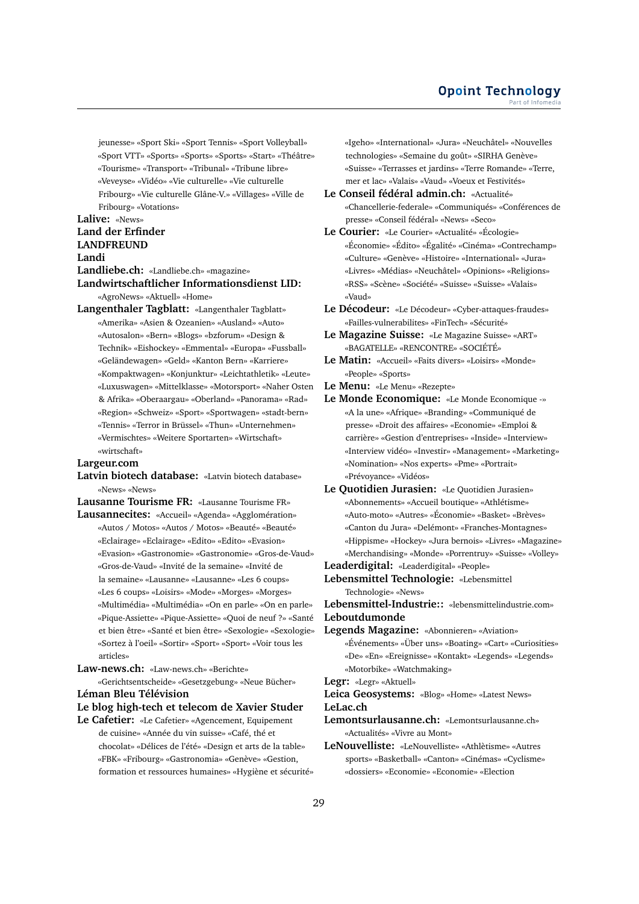jeunesse» «Sport Ski» «Sport Tennis» «Sport Volleyball» «Sport VTT» «Sports» «Sports» «Sports» «Start» «Théâtre» «Tourisme» «Transport» «Tribunal» «Tribune libre» «Veveyse» «Vidéo» «Vie culturelle» «Vie culturelle Fribourg» «Vie culturelle Glâne-V.» «Villages» «Ville de Fribourg» «Votations»

**Lalive:** «News»

**Land der Erfinder**

**LANDFREUND**

**Landi**

**Landliebe.ch:** «Landliebe.ch» «magazine»

**Landwirtschaftlicher Informationsdienst LID:** «AgroNews» «Aktuell» «Home»

**Langenthaler Tagblatt:** «Langenthaler Tagblatt» «Amerika» «Asien & Ozeanien» «Ausland» «Auto» «Autosalon» «Bern» «Blogs» «bzforum» «Design & Technik» «Eishockey» «Emmental» «Europa» «Fussball» «Geländewagen» «Geld» «Kanton Bern» «Karriere» «Kompaktwagen» «Konjunktur» «Leichtathletik» «Leute» «Luxuswagen» «Mittelklasse» «Motorsport» «Naher Osten & Afrika» «Oberaargau» «Oberland» «Panorama» «Rad» «Region» «Schweiz» «Sport» «Sportwagen» «stadt-bern» «Tennis» «Terror in Brüssel» «Thun» «Unternehmen» «Vermischtes» «Weitere Sportarten» «Wirtschaft» «wirtschaft»

**Largeur.com**

**Latvin biotech database:** «Latvin biotech database» «News» «News»

**Lausanne Tourisme FR:** «Lausanne Tourisme FR»

**Lausannecites:** «Accueil» «Agenda» «Agglomération» «Autos / Motos» «Autos / Motos» «Beauté» «Beauté» «Eclairage» «Eclairage» «Edito» «Edito» «Evasion» «Evasion» «Gastronomie» «Gastronomie» «Gros-de-Vaud» «Gros-de-Vaud» «Invité de la semaine» «Invité de la semaine» «Lausanne» «Lausanne» «Les 6 coups» «Les 6 coups» «Loisirs» «Mode» «Morges» «Morges» «Multimédia» «Multimédia» «On en parle» «On en parle» «Pique-Assiette» «Pique-Assiette» «Quoi de neuf ?» «Santé et bien être» «Santé et bien être» «Sexologie» «Sexologie» «Sortez à l'oeil» «Sortir» «Sport» «Sport» «Voir tous les articles»

**Law-news.ch:** «Law-news.ch» «Berichte» «Gerichtsentscheide» «Gesetzgebung» «Neue Bücher»

**Léman Bleu Télévision**

**Le blog high-tech et telecom de Xavier Studer**

**Le Cafetier:** «Le Cafetier» «Agencement, Equipement de cuisine» «Année du vin suisse» «Café, thé et chocolat» «Délices de l'été» «Design et arts de la table» «FBK» «Fribourg» «Gastronomia» «Genève» «Gestion, formation et ressources humaines» «Hygiène et sécurité» «Igeho» «International» «Jura» «Neuchâtel» «Nouvelles technologies» «Semaine du goût» «SIRHA Genève» «Suisse» «Terrasses et jardins» «Terre Romande» «Terre, mer et lac» «Valais» «Vaud» «Voeux et Festivités»

**Le Conseil fédéral admin.ch:** «Actualité» «Chancellerie-federale» «Communiqués» «Conférences de presse» «Conseil fédéral» «News» «Seco»

**Le Courier:** «Le Courier» «Actualité» «Écologie» «Économie» «Édito» «Égalité» «Cinéma» «Contrechamp» «Culture» «Genève» «Histoire» «International» «Jura» «Livres» «Médias» «Neuchâtel» «Opinions» «Religions» «RSS» «Scène» «Société» «Suisse» «Suisse» «Valais» «Vaud»

**Le Décodeur:** «Le Décodeur» «Cyber-attaques-fraudes» «Failles-vulnerabilites» «FinTech» «Sécurité»

**Le Magazine Suisse:** «Le Magazine Suisse» «ART» «BAGATELLE» «RENCONTRE» «SOCIÉTÉ»

**Le Matin:** «Accueil» «Faits divers» «Loisirs» «Monde» «People» «Sports»

**Le Menu:** «Le Menu» «Rezepte»

**Le Monde Economique:** «Le Monde Economique -» «A la une» «Afrique» «Branding» «Communiqué de presse» «Droit des affaires» «Economie» «Emploi & carrière» «Gestion d'entreprises» «Inside» «Interview» «Interview vidéo» «Investir» «Management» «Marketing» «Nomination» «Nos experts» «Pme» «Portrait» «Prévoyance» «Vidéos»

**Le Quotidien Jurasien:** «Le Quotidien Jurasien» «Abonnements» «Accueil boutique» «Athlétisme» «Auto-moto» «Autres» «Économie» «Basket» «Brèves» «Canton du Jura» «Delémont» «Franches-Montagnes» «Hippisme» «Hockey» «Jura bernois» «Livres» «Magazine» «Merchandising» «Monde» «Porrentruy» «Suisse» «Volley»

**Leaderdigital:** «Leaderdigital» «People»

**Lebensmittel Technologie:** «Lebensmittel Technologie» «News»

**Lebensmittel-Industrie::** «lebensmittelindustrie.com» «Emploi & carrière»

**Leboutdumonde**

**Legends Magazine:** «Abonnieren» «Aviation» «Événements» «Über uns» «Boating» «Cart» «Curiosities» «De» «En» «Ereignisse» «Kontakt» «Legends» «Legends» «Motorbike» «Watchmaking»

**Legr:** «Legr» «Aktuell»

**Leica Geosystems:** «Blog» «Home» «Latest News»

**LeLac.ch**

**Lemontsurlausanne.ch:** «Lemontsurlausanne.ch» «Actualités» «Vivre au Mont»

**LeNouvelliste:** «LeNouvelliste» «Athlètisme» «Autres sports» «Basketball» «Canton» «Cinémas» «Cyclisme» «dossiers» «Economie» «Economie» «Election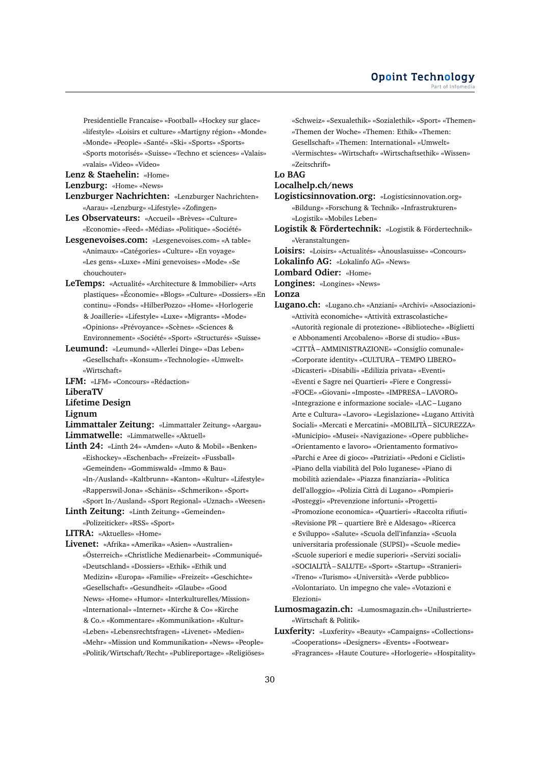Presidentielle Francaise» «Football» «Hockey sur glace» «lifestyle» «Loisirs et culture» «Martigny région» «Monde» «Monde» «People» «Santé» «Ski» «Sports» «Sports» «Sports motorisés» «Suisse» «Techno et sciences» «Valais» «valais» «Video» «Video»

**Lenz & Staehelin:** «Home»

**Lenzburg:** «Home» «News»

**Lenzburger Nachrichten:** «Lenzburger Nachrichten» «Aarau» «Lenzburg» «Lifestyle» «Zofingen»

**Les Observateurs:** «Accueil» «Brèves» «Culture» «Economie» «Feed» «Médias» «Politique» «Société»

**Lesgenevoises.com:** «Lesgenevoises.com» «A table» «Animaux» «Catégories» «Culture» «En voyage» «Les gens» «Luxe» «Mini genevoises» «Mode» «Se chouchouter»

**LeTemps:** «Actualité» «Architecture & Immobilier» «Arts plastiques» «Économie» «Blogs» «Culture» «Dossiers» «En continu» «Fonds» «HilberPozzo» «Home» «Horlogerie & Joaillerie» «Lifestyle» «Luxe» «Mode» «Opinions» «Prévoyance» «Scènes» «Sciences & Environnement» «Société» «Sport» «Structurés» «Suisse»

**Leumund:** «Leumund» «Allerlei Dinge» «Das Leben» «Gesellschaft» «Konsum» «Technologie» «Umwelt» «Wirtschaft»

**LFM:** «LFM» «Concours» «Rédaction»

**LiberaTV**

**Lifetime Design**

**Lignum**

**Limmattaler Zeitung:** «Limmattaler Zeitung» «Aargau»

**Limmatwelle:** «Limmatwelle» «Aktuell»

**Linth 24:** «Linth 24» «Amden» «Auto & Mobil» «Benken» «Eishockey» «Eschenbach» «Freizeit» «Fussball» «Gemeinden» «Gommiswald» «Immo & Bau» «In-/Ausland» «Kaltbrunn» «Kanton» «Kultur» «Lifestyle» «Rapperswil-Jona» «Schänis» «Schmerikon» «Sport» «Sport In-/Ausland» «Sport Regional» «Uznach» «Weesen»

**Linth Zeitung:** «Linth Zeitung» «Gemeinden» «Polizeiticker» «RSS» «Sport»

**LITRA:** «Aktuelles» «Home»

**Livenet:** «Afrika» «Amerika» «Asien» «Australien» «Österreich» «Christliche Medienarbeit» «Communiqué» «Deutschland» «Dossiers» «Ethik» «Ethik und Medizin» «Europa» «Familie» «Freizeit» «Geschichte» «Gesellschaft» «Gesundheit» «Glaube» «Good News» «Home» «Humor» «Interkulturelles/Mission» «International» «Internet» «Kirche & Co» «Kirche & Co.» «Kommentare» «Kommunikation» «Kultur» «Leben» «Lebensrechtsfragen» «Livenet» «Medien» «Mehr» «Mission und Kommunikation» «News» «People» «Politik/Wirtschaft/Recht» «Publireportage» «Religiöses» «Schweiz» «Sexualethik» «Sozialethik» «Sport» «Themen» «Themen der Woche» «Themen: Ethik» «Themen: Gesellschaft» «Themen: International» «Umwelt» «Vermischtes» «Wirtschaft» «Wirtschaftsethik» «Wissen» «Zeitschrift»

**Lo BAG**

**Localhelp.ch/news**

**Logisticsinnovation.org:** «Logisticsinnovation.org» «Bildung» «Forschung & Technik» «Infrastrukturen» «Logistik» «Mobiles Leben»

**Logistik & Fördertechnik:** «Logistik & Fördertechnik» «Veranstaltungen»

**Loisirs:** «Loisirs» «Actualités» «Ànouslasuisse» «Concours»

**Lokalinfo AG:** «Lokalinfo AG» «News»

**Lombard Odier:** «Home»

**Longines:** «Longines» «News»

**Lonza**

**Lugano.ch:** «Lugano.ch» «Anziani» «Archivi» «Associazioni» «Attività economiche» «Attività extrascolastiche» «Autorità regionale di protezione» «Biblioteche» «Biglietti e Abbonamenti Arcobaleno» «Borse di studio» «Bus» «CITTÀ – AMMINISTRAZIONE» «Consiglio comunale» «Corporate identity» «CULTURA – TEMPO LIBERO» «Dicasteri» «Disabili» «Edilizia privata» «Eventi» «Eventi e Sagre nei Quartieri» «Fiere e Congressi» «FOCE» «Giovani» «Imposte» «IMPRESA – LAVORO» «Integrazione e informazione sociale» «LAC – Lugano Arte e Cultura» «Lavoro» «Legislazione» «Lugano Attività Sociali» «Mercati e Mercatini» «MOBILITÀ – SICUREZZA» «Municipio» «Musei» «Navigazione» «Opere pubbliche» «Orientamento e lavoro» «Orientamento formativo» «Parchi e Aree di gioco» «Patriziati» «Pedoni e Ciclisti» «Piano della viabilità del Polo luganese» «Piano di mobilità aziendale» «Piazza finanziaria» «Politica dell'alloggio» «Polizia Città di Lugano» «Pompieri» «Posteggi» «Prevenzione infortuni» «Progetti» «Promozione economica» «Quartieri» «Raccolta rifiuti» «Revisione PR – quartiere Brè e Aldesago» «Ricerca e Sviluppo» «Salute» «Scuola dell'infanzia» «Scuola universitaria professionale (SUPSI)» «Scuole medie» «Scuole superiori e medie superiori» «Servizi sociali» «SOCIALITÀ – SALUTE» «Sport» «Startup» «Stranieri» «Treno» «Turismo» «Università» «Verde pubblico» «Volontariato. Un impegno che vale» «Votazioni e Elezioni»

**Lumosmagazin.ch:** «Lumosmagazin.ch» «Unilustrierte» «Wirtschaft & Politik»

**Luxferity:** «Luxferity» «Beauty» «Campaigns» «Collections» «Cooperations» «Designers» «Events» «Footwear» «Fragrances» «Haute Couture» «Horlogerie» «Hospitality»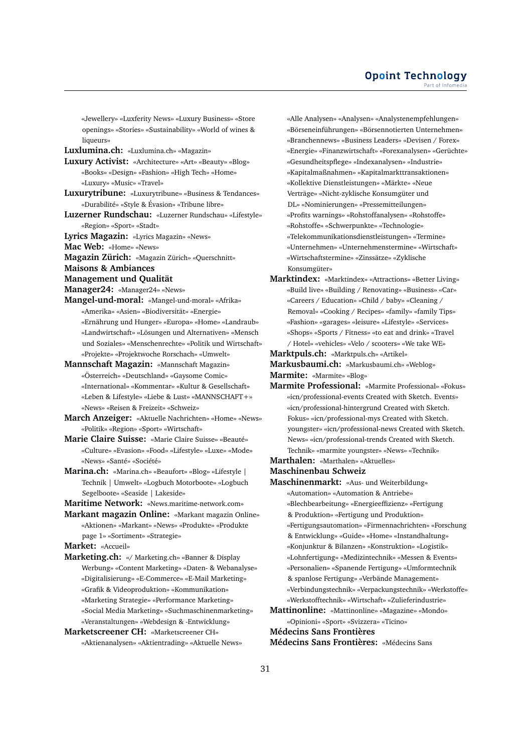«Jewellery» «Luxferity News» «Luxury Business» «Store openings» «Stories» «Sustainability» «World of wines & liqueurs»

**Luxlumina.ch:** «Luxlumina.ch» «Magazin»

**Luxury Activist:** «Architecture» «Art» «Beauty» «Blog» «Books» «Design» «Fashion» «High Tech» «Home» «Luxury» «Music» «Travel»

**Luxurytribune:** «Luxurytribune» «Business & Tendances» «Durabilité» «Style & Évasion» «Tribune libre»

**Luzerner Rundschau:** «Luzerner Rundschau» «Lifestyle» «Region» «Sport» «Stadt»

**Lyrics Magazin:** «Lyrics Magazin» «News»

**Mac Web:** «Home» «News»

**Magazin Zürich:** «Magazin Zürich» «Querschnitt»

**Maisons & Ambiances**

**Management und Qualität**

**Manager24:** «Manager24» «News»

**Mangel-und-moral:** «Mangel-und-moral» «Afrika» «Amerika» «Asien» «Biodiversität» «Energie» «Ernährung und Hunger» «Europa» «Home» «Landraub» «Landwirtschaft» «Lösungen und Alternativen» «Mensch und Soziales» «Menschenrechte» «Politik und Wirtschaft» «Projekte» «Projektwoche Rorschach» «Umwelt»

**Mannschaft Magazin:** «Mannschaft Magazin» «Österreich» «Deutschland» «Gaysome Comic» «International» «Kommentar» «Kultur & Gesellschaft» «Leben & Lifestyle» «Liebe & Lust» «MANNSCHAFT+» «News» «Reisen & Freizeit» «Schweiz»

**March Anzeiger:** «Aktuelle Nachrichten» «Home» «News» «Politik» «Region» «Sport» «Wirtschaft»

**Marie Claire Suisse:** «Marie Claire Suisse» «Beauté» «Culture» «Evasion» «Food» «Lifestyle» «Luxe» «Mode» «News» «Santé» «Société»

**Marina.ch:** «Marina.ch» «Beaufort» «Blog» «Lifestyle | Technik | Umwelt» «Logbuch Motorboote» «Logbuch Segelboote» «Seaside | Lakeside»

**Maritime Network:** «News.maritime-network.com»

**Markant magazin Online:** «Markant magazin Online» «Aktionen» «Markant» «News» «Produkte» «Produkte page 1» «Sortiment» «Strategie»

**Market:** «Accueil»

**Marketing.ch:** «/ Marketing.ch» «Banner & Display Werbung» «Content Marketing» «Daten- & Webanalyse» «Digitalisierung» «E-Commerce» «E-Mail Marketing» «Grafik & Videoproduktion» «Kommunikation» «Marketing Strategie» «Performance Marketing» «Social Media Marketing» «Suchmaschinenmarketing» «Veranstaltungen» «Webdesign & -Entwicklung»

**Marketscreener CH:** «Marketscreener CH» «Aktienanalysen» «Aktientrading» «Aktuelle News» «Alle Analysen» «Analysen» «Analystenempfehlungen» «Börseneinführungen» «Börsennotierten Unternehmen» «Branchennews» «Business Leaders» «Devisen / Forex» «Energie» «Finanzwirtschaft» «Forexanalysen» «Gerüchte» «Gesundheitspflege» «Indexanalysen» «Industrie» «Kapitalmaßnahmen» «Kapitalmarkttransaktionen» «Kollektive Dienstleistungen» «Märkte» «Neue Verträge» «Nicht-zyklische Konsumgüter und DL» «Nominierungen» «Pressemitteilungen» «Profits warnings» «Rohstoffanalysen» «Rohstoffe» «Rohstoffe» «Schwerpunkte» «Technologie» «Telekommunikationsdienstleistungen» «Termine» «Unternehmen» «Unternehmenstermine» «Wirtschaft» «Wirtschaftstermine» «Zinssätze» «Zyklische Konsumgüter»

**Marktindex:** «Marktindex» «Attractions» «Better Living» «Build live» «Building / Renovating» «Business» «Car» «Careers / Education» «Child / baby» «Cleaning / Removal» «Cooking / Recipes» «family» «family Tips» «Fashion» «garages» «leisure» «Lifestyle» «Services» «Shops» «Sports / Fitness» «to eat and drink» «Travel / Hotel» «vehicles» «Velo / scooters» «We take WE»

**Marktpuls.ch:** «Marktpuls.ch» «Artikel»

**Markusbaumi.ch:** «Markusbaumi.ch» «Weblog»

**Marmite:** «Marmite» «Blog»

**Marmite Professional:** «Marmite Professional» «Fokus» «icn/professional-events Created with Sketch. Events» «icn/professional-hintergrund Created with Sketch. Fokus» «icn/professional-mys Created with Sketch. youngster» «icn/professional-news Created with Sketch. News» «icn/professional-trends Created with Sketch. Technik» «marmite youngster» «News» «Technik»

**Marthalen:** «Marthalen» «Aktuelles»

**Maschinenbau Schweiz**

**Maschinenmarkt:** «Aus- und Weiterbildung» «Automation» «Automation & Antriebe» «Blechbearbeitung» «Energieeffizienz» «Fertigung & Produktion» «Fertigung und Produktion» «Fertigungsautomation» «Firmennachrichten» «Forschung & Entwicklung» «Guide» «Home» «Instandhaltung» «Konjunktur & Bilanzen» «Konstruktion» «Logistik» «Lohnfertigung» «Medizintechnik» «Messen & Events» «Personalien» «Spanende Fertigung» «Umformtechnik & spanlose Fertigung» «Verbände Management» «Verbindungstechnik» «Verpackungstechnik» «Werkstoffe» «Werkstofftechnik» «Wirtschaft» «Zulieferindustrie»

**Mattinonline:** «Mattinonline» «Magazine» «Mondo» «Opinioni» «Sport» «Svizzera» «Ticino»

**Médecins Sans Frontières**

**Médecins Sans Frontières:** «Médecins Sans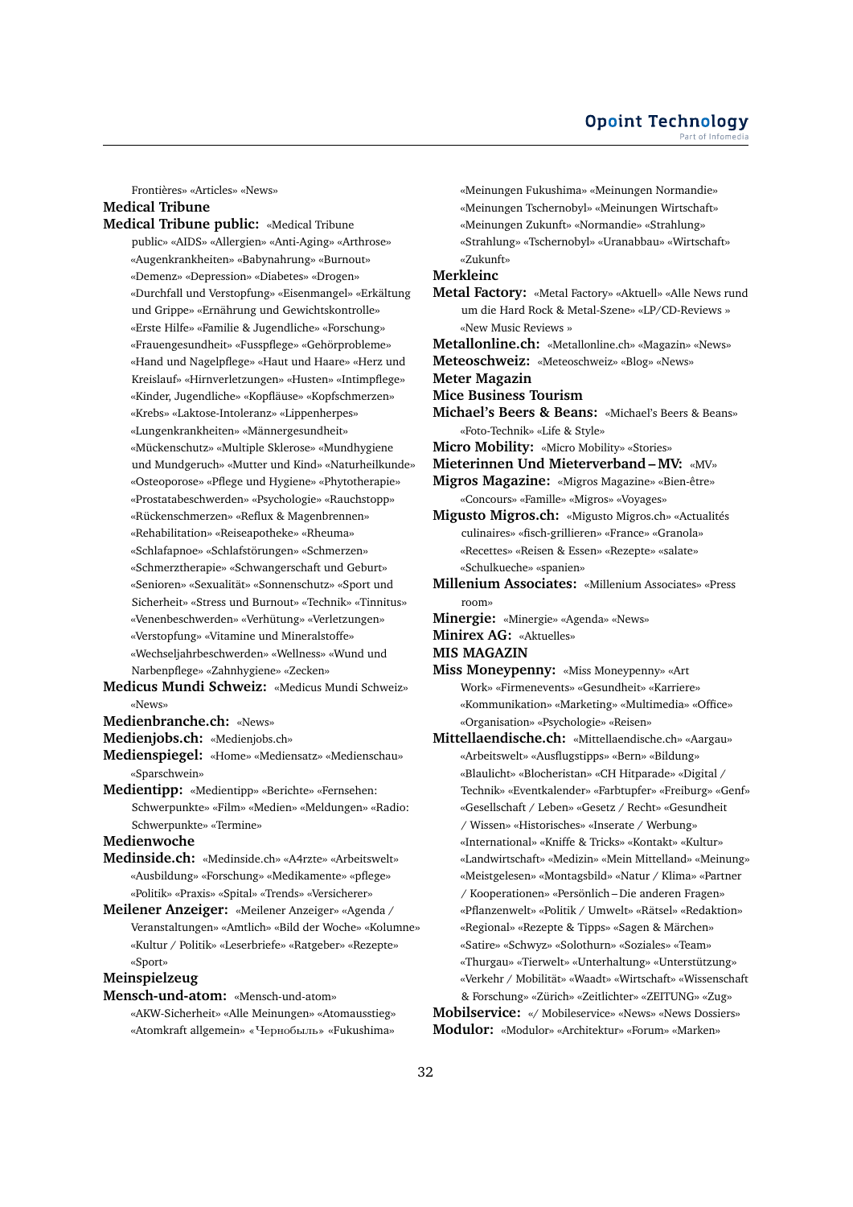Frontières» «Articles» «News»

**Medical Tribune**

**Medical Tribune public:** «Medical Tribune public» «AIDS» «Allergien» «Anti-Aging» «Arthrose» «Augenkrankheiten» «Babynahrung» «Burnout» «Demenz» «Depression» «Diabetes» «Drogen» «Durchfall und Verstopfung» «Eisenmangel» «Erkältung und Grippe» «Ernährung und Gewichtskontrolle» «Erste Hilfe» «Familie & Jugendliche» «Forschung» «Frauengesundheit» «Fusspflege» «Gehörprobleme» «Hand und Nagelpflege» «Haut und Haare» «Herz und Kreislauf» «Hirnverletzungen» «Husten» «Intimpflege» «Kinder, Jugendliche» «Kopfläuse» «Kopfschmerzen» «Krebs» «Laktose-Intoleranz» «Lippenherpes» «Lungenkrankheiten» «Männergesundheit» «Mückenschutz» «Multiple Sklerose» «Mundhygiene und Mundgeruch» «Mutter und Kind» «Naturheilkunde» «Osteoporose» «Pflege und Hygiene» «Phytotherapie» «Prostatabeschwerden» «Psychologie» «Rauchstopp» «Rückenschmerzen» «Reflux & Magenbrennen» «Rehabilitation» «Reiseapotheke» «Rheuma» «Schlafapnoe» «Schlafstörungen» «Schmerzen» «Schmerztherapie» «Schwangerschaft und Geburt» «Senioren» «Sexualität» «Sonnenschutz» «Sport und Sicherheit» «Stress und Burnout» «Technik» «Tinnitus» «Venenbeschwerden» «Verhütung» «Verletzungen» «Verstopfung» «Vitamine und Mineralstoffe» «Wechseljahrbeschwerden» «Wellness» «Wund und Narbenpflege» «Zahnhygiene» «Zecken»

**Medicus Mundi Schweiz:** «Medicus Mundi Schweiz» «News»

**Medienbranche.ch:** «News»

**Medienjobs.ch:** «Medienjobs.ch»

**Medienspiegel:** «Home» «Mediensatz» «Medienschau» «Sparschwein»

**Medientipp:** «Medientipp» «Berichte» «Fernsehen: Schwerpunkte» «Film» «Medien» «Meldungen» «Radio: Schwerpunkte» «Termine»

**Medienwoche**

**Medinside.ch:** «Medinside.ch» «A4rzte» «Arbeitswelt» «Ausbildung» «Forschung» «Medikamente» «pflege» «Politik» «Praxis» «Spital» «Trends» «Versicherer»

**Meilener Anzeiger:** «Meilener Anzeiger» «Agenda / Veranstaltungen» «Amtlich» «Bild der Woche» «Kolumne» «Kultur / Politik» «Leserbriefe» «Ratgeber» «Rezepte» «Sport»

**Meinspielzeug**

**Mensch-und-atom:** «Mensch-und-atom» «AKW-Sicherheit» «Alle Meinungen» «Atomausstieg» «Atomkraft allgemein» «Чернобыль» «Fukushima» «Meinungen Fukushima» «Meinungen Normandie» «Meinungen Tschernobyl» «Meinungen Wirtschaft» «Meinungen Zukunft» «Normandie» «Strahlung» «Strahlung» «Tschernobyl» «Uranabbau» «Wirtschaft» «Zukunft»

**Merkleinc**

**Metal Factory:** «Metal Factory» «Aktuell» «Alle News rund um die Hard Rock & Metal-Szene» «LP/CD-Reviews » «New Music Reviews »

**Metallonline.ch:** «Metallonline.ch» «Magazin» «News»

**Meteoschweiz:** «Meteoschweiz» «Blog» «News»

**Meter Magazin**

**Mice Business Tourism**

**Michael's Beers & Beans:** «Michael's Beers & Beans» «Foto-Technik» «Life & Style»

**Micro Mobility:** «Micro Mobility» «Stories»

**Mieterinnen Und Mieterverband – MV:** «MV»

**Migros Magazine:** «Migros Magazine» «Bien-être» «Concours» «Famille» «Migros» «Voyages»

**Migusto Migros.ch:** «Migusto Migros.ch» «Actualités culinaires» «fisch-grillieren» «France» «Granola» «Recettes» «Reisen & Essen» «Rezepte» «salate» «Schulkueche» «spanien»

**Millenium Associates:** «Millenium Associates» «Press room»

**Minergie:** «Minergie» «Agenda» «News»

**Minirex AG:** «Aktuelles»

**MIS MAGAZIN**

**Miss Moneypenny:** «Miss Moneypenny» «Art Work» «Firmenevents» «Gesundheit» «Karriere» «Kommunikation» «Marketing» «Multimedia» «Office» «Organisation» «Psychologie» «Reisen»

**Mittellaendische.ch:** «Mittellaendische.ch» «Aargau» «Arbeitswelt» «Ausflugstipps» «Bern» «Bildung» «Blaulicht» «Blocheristan» «CH Hitparade» «Digital / Technik» «Eventkalender» «Farbtupfer» «Freiburg» «Genf» «Gesellschaft / Leben» «Gesetz / Recht» «Gesundheit / Wissen» «Historisches» «Inserate / Werbung» «International» «Kniffe & Tricks» «Kontakt» «Kultur» «Landwirtschaft» «Medizin» «Mein Mittelland» «Meinung» «Meistgelesen» «Montagsbild» «Natur / Klima» «Partner / Kooperationen» «Persönlich – Die anderen Fragen» «Pflanzenwelt» «Politik / Umwelt» «Rätsel» «Redaktion» «Regional» «Rezepte & Tipps» «Sagen & Märchen» «Satire» «Schwyz» «Solothurn» «Soziales» «Team» «Thurgau» «Tierwelt» «Unterhaltung» «Unterstützung» «Verkehr / Mobilität» «Waadt» «Wirtschaft» «Wissenschaft & Forschung» «Zürich» «Zeitlichter» «ZEITUNG» «Zug»

**Mobilservice:** «/ Mobileservice» «News» «News Dossiers»

**Modulor:** «Modulor» «Architektur» «Forum» «Marken»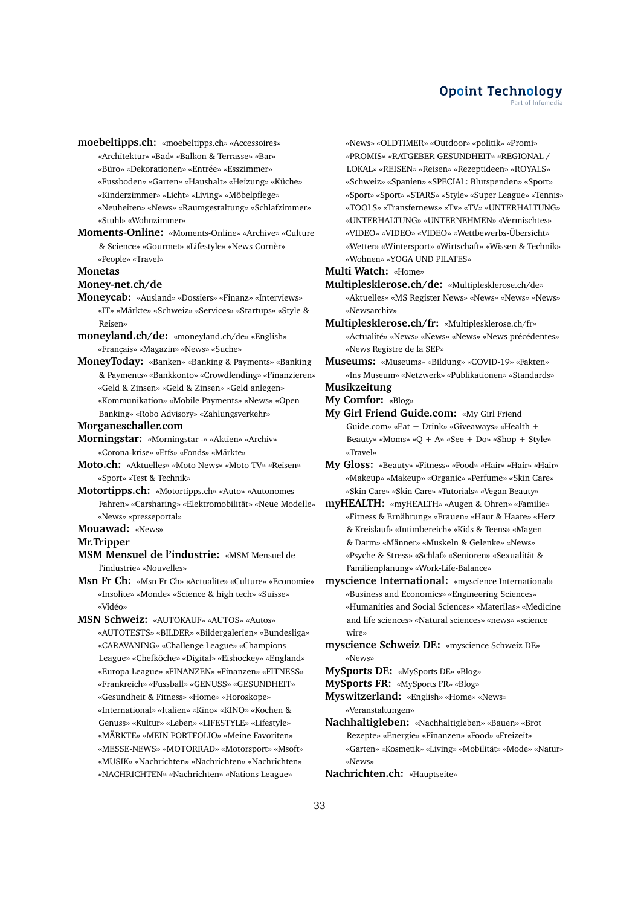**moebeltipps.ch:** «moebeltipps.ch» «Accessoires» «Architektur» «Bad» «Balkon & Terrasse» «Bar» «Büro» «Dekorationen» «Entrée» «Esszimmer» «Fussboden» «Garten» «Haushalt» «Heizung» «Küche» «Kinderzimmer» «Licht» «Living» «Möbelpflege» «Neuheiten» «News» «Raumgestaltung» «Schlafzimmer» «Stuhl» «Wohnzimmer»

**Moments-Online:** «Moments-Online» «Archive» «Culture & Science» «Gourmet» «Lifestyle» «News Cornèr» «People» «Travel»

**Monetas**

**Money-net.ch/de**

**Moneycab:** «Ausland» «Dossiers» «Finanz» «Interviews» «IT» «Märkte» «Schweiz» «Services» «Startups» «Style & Reisen»

**moneyland.ch/de:** «moneyland.ch/de» «English» «Français» «Magazin» «News» «Suche»

**MoneyToday:** «Banken» «Banking & Payments» «Banking & Payments» «Bankkonto» «Crowdlending» «Finanzieren» «Geld & Zinsen» «Geld & Zinsen» «Geld anlegen» «Kommunikation» «Mobile Payments» «News» «Open Banking» «Robo Advisory» «Zahlungsverkehr»

**Morganeschaller.com**

**Morningstar:** «Morningstar -» «Aktien» «Archiv» «Corona-krise» «Etfs» «Fonds» «Märkte»

**Moto.ch:** «Aktuelles» «Moto News» «Moto TV» «Reisen» «Sport» «Test & Technik»

**Motortipps.ch:** «Motortipps.ch» «Auto» «Autonomes Fahren» «Carsharing» «Elektromobilität» «Neue Modelle» «News» «presseportal»

**Mouawad:** «News»

**Mr.Tripper**

**MSM Mensuel de l'industrie:** «MSM Mensuel de l'industrie» «Nouvelles»

**Msn Fr Ch:** «Msn Fr Ch» «Actualite» «Culture» «Economie» «Insolite» «Monde» «Science & high tech» «Suisse» «Vidéo»

**MSN Schweiz:** «AUTOKAUF» «AUTOS» «Autos» «AUTOTESTS» «BILDER» «Bildergalerien» «Bundesliga» «CARAVANING» «Challenge League» «Champions League» «Chefköche» «Digital» «Eishockey» «England» «Europa League» «FINANZEN» «Finanzen» «FITNESS» «Frankreich» «Fussball» «GENUSS» «GESUNDHEIT» «Gesundheit & Fitness» «Home» «Horoskope» «International» «Italien» «Kino» «KINO» «Kochen & Genuss» «Kultur» «Leben» «LIFESTYLE» «Lifestyle» «MÄRKTE» «MEIN PORTFOLIO» «Meine Favoriten» «MESSE-NEWS» «MOTORRAD» «Motorsport» «Msoft» «MUSIK» «Nachrichten» «Nachrichten» «Nachrichten» «NACHRICHTEN» «Nachrichten» «Nations League» «News» «OLDTIMER» «Outdoor» «politik» «Promi» «PROMIS» «RATGEBER GESUNDHEIT» «REGIONAL / LOKAL» «REISEN» «Reisen» «Rezeptideen» «ROYALS» «Schweiz» «Spanien» «SPECIAL: Blutspenden» «Sport» «Sport» «Sport» «STARS» «Style» «Super League» «Tennis» «TOOLS» «Transfernews» «Tv» «TV» «UNTERHALTUNG» «UNTERHALTUNG» «UNTERNEHMEN» «Vermischtes» «VIDEO» «VIDEO» «VIDEO» «Wettbewerbs-Übersicht» «Wetter» «Wintersport» «Wirtschaft» «Wissen & Technik» «Wohnen» «YOGA UND PILATES»

**Multi Watch:** «Home»

**Multiplesklerose.ch/de:** «Multiplesklerose.ch/de» «Aktuelles» «MS Register News» «News» «News» «News» «Newsarchiv»

**Multiplesklerose.ch/fr:** «Multiplesklerose.ch/fr» «Actualité» «News» «News» «News» «News précédentes» «News Registre de la SEP»

**Museums:** «Museums» «Bildung» «COVID-19» «Fakten» «Ins Museum» «Netzwerk» «Publikationen» «Standards»

**Musikzeitung**

**My Comfor:** «Blog»

**My Girl Friend Guide.com:** «My Girl Friend Guide.com» «Eat + Drink» «Giveaways» «Health + Beauty» «Moms» «Q + A» «See + Do» «Shop + Style» «Travel»

**My Gloss:** «Beauty» «Fitness» «Food» «Hair» «Hair» «Hair» «Makeup» «Makeup» «Organic» «Perfume» «Skin Care» «Skin Care» «Skin Care» «Tutorials» «Vegan Beauty»

**myHEALTH:** «myHEALTH» «Augen & Ohren» «Familie» «Fitness & Ernährung» «Frauen» «Haut & Haare» «Herz & Kreislauf» «Intimbereich» «Kids & Teens» «Magen & Darm» «Männer» «Muskeln & Gelenke» «News» «Psyche & Stress» «Schlaf» «Senioren» «Sexualität & Familienplanung» «Work-Life-Balance»

**myscience International:** «myscience International» «Business and Economics» «Engineering Sciences» «Humanities and Social Sciences» «Materilas» «Medicine and life sciences» «Natural sciences» «news» «science wire»

**myscience Schweiz DE:** «myscience Schweiz DE» «News»

**MySports DE:** «MySports DE» «Blog»

**MySports FR:** «MySports FR» «Blog»

**Myswitzerland:** «English» «Home» «News» «Veranstaltungen»

**Nachhaltigleben:** «Nachhaltigleben» «Bauen» «Brot Rezepte» «Energie» «Finanzen» «Food» «Freizeit» «Garten» «Kosmetik» «Living» «Mobilität» «Mode» «Natur» «News»

**Nachrichten.ch:** «Hauptseite»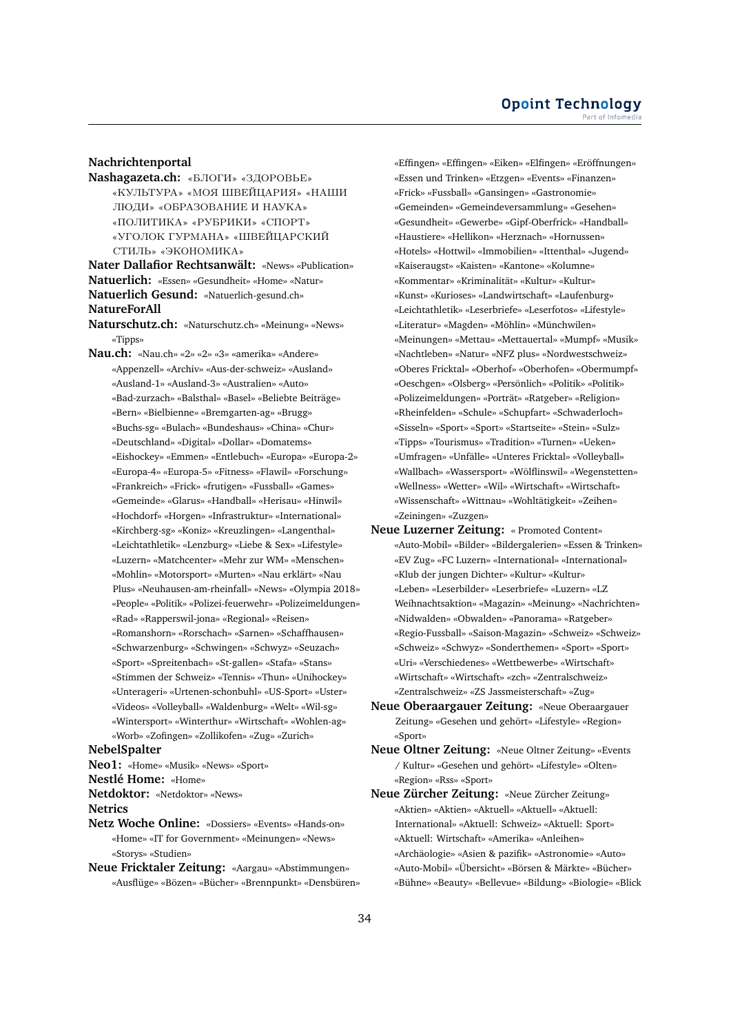**Nachrichtenportal**

**Nashagazeta.ch:** «БЛОГИ» «ЗДОРОВЬЕ» «КУЛЬТУРА» «МОЯ ШВЕЙЦАРИЯ» «НАШИ ЛЮДИ» «ОБРАЗОВАНИЕ И НАУКА» «ПОЛИТИКА» «РУБРИКИ» «СПОРТ» «УГОЛОК ГУРМАНА» «ШВЕЙЦАРСКИЙ СТИЛЬ» «ЭКОНОМИКА»

**Nater Dallafior Rechtsanwält:** «News» «Publication»

**Natuerlich:** «Essen» «Gesundheit» «Home» «Natur»

**Natuerlich Gesund:** «Natuerlich-gesund.ch»

**NatureForAll**

**Naturschutz.ch:** «Naturschutz.ch» «Meinung» «News» «Tipps»

**Nau.ch:** «Nau.ch» «2» «2» «3» «amerika» «Andere» «Appenzell» «Archiv» «Aus-der-schweiz» «Ausland» «Ausland-1» «Ausland-3» «Australien» «Auto» «Bad-zurzach» «Balsthal» «Basel» «Beliebte Beiträge» «Bern» «Bielbienne» «Bremgarten-ag» «Brugg» «Buchs-sg» «Bulach» «Bundeshaus» «China» «Chur» «Deutschland» «Digital» «Dollar» «Domatems» «Eishockey» «Emmen» «Entlebuch» «Europa» «Europa-2» «Europa-4» «Europa-5» «Fitness» «Flawil» «Forschung» «Frankreich» «Frick» «frutigen» «Fussball» «Games» «Gemeinde» «Glarus» «Handball» «Herisau» «Hinwil» «Hochdorf» «Horgen» «Infrastruktur» «International» «Kirchberg-sg» «Koniz» «Kreuzlingen» «Langenthal» «Leichtathletik» «Lenzburg» «Liebe & Sex» «Lifestyle» «Luzern» «Matchcenter» «Mehr zur WM» «Menschen» «Mohlin» «Motorsport» «Murten» «Nau erklärt» «Nau Plus» «Neuhausen-am-rheinfall» «News» «Olympia 2018» «People» «Politik» «Polizei-feuerwehr» «Polizeimeldungen» «Rad» «Rapperswil-jona» «Regional» «Reisen» «Romanshorn» «Rorschach» «Sarnen» «Schaffhausen» «Schwarzenburg» «Schwingen» «Schwyz» «Seuzach» «Sport» «Spreitenbach» «St-gallen» «Stafa» «Stans» «Stimmen der Schweiz» «Tennis» «Thun» «Unihockey» «Unterageri» «Urtenen-schonbuhl» «US-Sport» «Uster» «Videos» «Volleyball» «Waldenburg» «Welt» «Wil-sg» «Wintersport» «Winterthur» «Wirtschaft» «Wohlen-ag» «Worb» «Zofingen» «Zollikofen» «Zug» «Zurich»

**NebelSpalter**

**Neo1:** «Home» «Musik» «News» «Sport»

**Nestlé Home:** «Home»

**Netdoktor:** «Netdoktor» «News»

**Netrics**

**Netz Woche Online:** «Dossiers» «Events» «Hands-on» «Home» «IT for Government» «Meinungen» «News» «Storys» «Studien»

**Neue Fricktaler Zeitung:** «Aargau» «Abstimmungen» «Ausflüge» «Bözen» «Bücher» «Brennpunkt» «Densbüren» «Effingen» «Effingen» «Eiken» «Elfingen» «Eröffnungen» «Essen und Trinken» «Etzgen» «Events» «Finanzen» «Frick» «Fussball» «Gansingen» «Gastronomie» «Gemeinden» «Gemeindeversammlung» «Gesehen» «Gesundheit» «Gewerbe» «Gipf-Oberfrick» «Handball» «Haustiere» «Hellikon» «Herznach» «Hornussen» «Hotels» «Hottwil» «Immobilien» «Ittenthal» «Jugend» «Kaiseraugst» «Kaisten» «Kantone» «Kolumne» «Kommentar» «Kriminalität» «Kultur» «Kultur» «Kunst» «Kurioses» «Landwirtschaft» «Laufenburg» «Leichtathletik» «Leserbriefe» «Leserfotos» «Lifestyle» «Literatur» «Magden» «Möhlin» «Münchwilen» «Meinungen» «Mettau» «Mettauertal» «Mumpf» «Musik» «Nachtleben» «Natur» «NFZ plus» «Nordwestschweiz» «Oberes Fricktal» «Oberhof» «Oberhofen» «Obermumpf» «Oeschgen» «Olsberg» «Persönlich» «Politik» «Politik» «Polizeimeldungen» «Porträt» «Ratgeber» «Religion» «Rheinfelden» «Schule» «Schupfart» «Schwaderloch» «Sisseln» «Sport» «Sport» «Startseite» «Stein» «Sulz» «Tipps» «Tourismus» «Tradition» «Turnen» «Ueken» «Umfragen» «Unfälle» «Unteres Fricktal» «Volleyball» «Wallbach» «Wassersport» «Wölflinswil» «Wegenstetten» «Wellness» «Wetter» «Wil» «Wirtschaft» «Wirtschaft» «Wissenschaft» «Wittnau» «Wohltätigkeit» «Zeihen» «Zeiningen» «Zuzgen»

**Neue Luzerner Zeitung:** « Promoted Content» «Auto-Mobil» «Bilder» «Bildergalerien» «Essen & Trinken» «EV Zug» «FC Luzern» «International» «International» «Klub der jungen Dichter» «Kultur» «Kultur» «Leben» «Leserbilder» «Leserbriefe» «Luzern» «LZ Weihnachtsaktion» «Magazin» «Meinung» «Nachrichten» «Nidwalden» «Obwalden» «Panorama» «Ratgeber» «Regio-Fussball» «Saison-Magazin» «Schweiz» «Schweiz» «Schweiz» «Schwyz» «Sonderthemen» «Sport» «Sport» «Uri» «Verschiedenes» «Wettbewerbe» «Wirtschaft» «Wirtschaft» «Wirtschaft» «zch» «Zentralschweiz» «Zentralschweiz» «ZS Jassmeisterschaft» «Zug»

**Neue Oberaargauer Zeitung:** «Neue Oberaargauer Zeitung» «Gesehen und gehört» «Lifestyle» «Region» «Sport»

**Neue Oltner Zeitung:** «Neue Oltner Zeitung» «Events / Kultur» «Gesehen und gehört» «Lifestyle» «Olten» «Region» «Rss» «Sport»

**Neue Zürcher Zeitung:** «Neue Zürcher Zeitung» «Aktien» «Aktien» «Aktuell» «Aktuell» «Aktuell: International» «Aktuell: Schweiz» «Aktuell: Sport» «Aktuell: Wirtschaft» «Amerika» «Anleihen» «Archäologie» «Asien & pazifik» «Astronomie» «Auto» «Auto-Mobil» «Übersicht» «Börsen & Märkte» «Bücher» «Bühne» «Beauty» «Bellevue» «Bildung» «Biologie» «Blick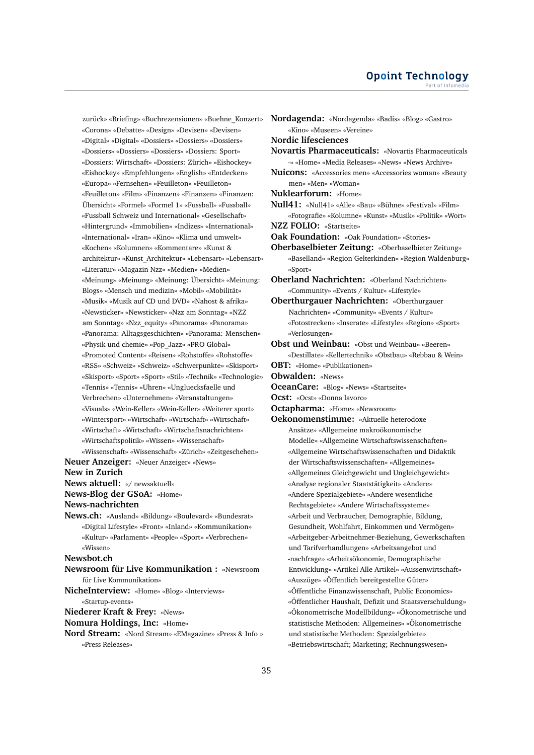zurück» «Briefing» «Buchrezensionen» «Buehne_Konzert» «Corona» «Debatte» «Design» «Devisen» «Devisen» «Digital» «Digital» «Dossiers» «Dossiers» «Dossiers» «Dossiers» «Dossiers» «Dossiers» «Dossiers: Sport» «Dossiers: Wirtschaft» «Dossiers: Zürich» «Eishockey» «Eishockey» «Empfehlungen» «English» «Entdecken» «Europa» «Fernsehen» «Feuilleton» «Feuilleton» «Feuilleton» «Film» «Finanzen» «Finanzen» «Finanzen: Übersicht» «Formel» «Formel 1» «Fussball» «Fussball» «Fussball Schweiz und International» «Gesellschaft» «Hintergrund» «Immobilien» «Indizes» «International» «International» «Iran» «Kino» «Klima und umwelt» «Kochen» «Kolumnen» «Kommentare» «Kunst & architektur» «Kunst_Architektur» «Lebensart» «Lebensart» «Literatur» «Magazin Nzz» «Medien» «Medien» «Meinung» «Meinung» «Meinung: Übersicht» «Meinung: Blogs» «Mensch und medizin» «Mobil» «Mobilität» «Musik» «Musik auf CD und DVD» «Nahost & afrika» «Newsticker» «Newsticker» «Nzz am Sonntag» «NZZ am Sonntag» «Nzz_equity» «Panorama» «Panorama» «Panorama: Alltagsgeschichten» «Panorama: Menschen» «Physik und chemie» «Pop_Jazz» «PRO Global» «Promoted Content» «Reisen» «Rohstoffe» «Rohstoffe» «RSS» «Schweiz» «Schweiz» «Schwerpunkte» «Skisport» «Skisport» «Sport» «Sport» «Stil» «Technik» «Technologie» «Tennis» «Tennis» «Uhren» «Unglücksfaelle und Verbrechen» «Unternehmen» «Veranstaltungen» «Visuals» «Wein-Keller» «Wein-Keller» «Weiterer sport» «Wintersport» «Wirtschaft» «Wirtschaft» «Wirtschaft» «Wirtschaft» «Wirtschaft» «Wirtschaftsnachrichten» «Wirtschaftspolitik» «Wissen» «Wissenschaft» «Wissenschaft» «Wissenschaft» «Zürich» «Zeitgeschehen»

**Neuer Anzeiger:** «Neuer Anzeiger» «News»

**New in Zurich**

**News aktuell:** «/ newsaktuell»

**News-Blog der GSoA:** «Home»

**News-nachrichten**

**News.ch:** «Ausland» «Bildung» «Boulevard» «Bundesrat» «Digital Lifestyle» «Front» «Inland» «Kommunikation» «Kultur» «Parlament» «People» «Sport» «Verbrechen» «Wissen»

**Newsbot.ch**

**Newsroom für Live Kommunikation :** «Newsroom für Live Kommunikation»

**NicheInterview:** «Home» «Blog» «Interviews» «Startup-events»

**Niederer Kraft & Frey:** «News»

**Nomura Holdings, Inc:** «Home»

**Nord Stream:** «Nord Stream» «EMagazine» «Press & Info » «Press Releases»

**Nordagenda:** «Nordagenda» «Badis» «Blog» «Gastro» «Kino» «Museen» «Vereine»

**Nordic lifesciences**

**Novartis Pharmaceuticals:** «Novartis Pharmaceuticals -» «Home» «Media Releases» «News» «News Archive»

**Nuicons:** «Accessories men» «Accessories woman» «Beauty men» «Men» «Woman»

**Nuklearforum:** «Home»

**Null41:** «Null41» «Alle» «Bau» «Bühne» «Festival» «Film» «Fotografie» «Kolumne» «Kunst» «Musik» «Politik» «Wort»

**NZZ FOLIO:** «Startseite»

**Oak Foundation:** «Oak Foundation» «Stories»

**Oberbaselbieter Zeitung:** «Oberbaselbieter Zeitung» «Baselland» «Region Gelterkinden» «Region Waldenburg» «Sport»

**Oberland Nachrichten:** «Oberland Nachrichten» «Community» «Events / Kultur» «Lifestyle»

**Oberthurgauer Nachrichten:** «Oberthurgauer Nachrichten» «Community» «Events / Kultur» «Fotostrecken» «Inserate» «Lifestyle» «Region» «Sport» «Verlosungen»

**Obst und Weinbau:** «Obst und Weinbau» «Beeren» «Destillate» «Kellertechnik» «Obstbau» «Rebbau & Wein»

**OBT:** «Home» «Publikationen»

**Obwalden:** «News»

**OceanCare:** «Blog» «News» «Startseite»

**Ocst:** «Ocst» «Donna lavoro»

**Octapharma:** «Home» «Newsroom»

**Oekonomenstimme:** «Aktuelle heterodoxe Ansätze» «Allgemeine makroökonomische Modelle» «Allgemeine Wirtschaftswissenschaften» «Allgemeine Wirtschaftswissenschaften und Didaktik der Wirtschaftswissenschaften» «Allgemeines» «Allgemeines Gleichgewicht und Ungleichgewicht» «Analyse regionaler Staatstätigkeit» «Andere» «Andere Spezialgebiete» «Andere wesentliche Rechtsgebiete» «Andere Wirtschaftssysteme» «Arbeit und Verbraucher, Demographie, Bildung, Gesundheit, Wohlfahrt, Einkommen und Vermögen» «Arbeitgeber-Arbeitnehmer-Beziehung, Gewerkschaften und Tarifverhandlungen» «Arbeitsangebot und -nachfrage» «Arbeitsökonomie, Demographische Entwicklung» «Artikel Alle Artikel» «Aussenwirtschaft» «Auszüge» «Öffentlich bereitgestellte Güter» «Öffentliche Finanzwissenschaft, Public Economics» «Öffentlicher Haushalt, Defizit und Staatsverschuldung» «Ökonometrische Modellbildung» «Ökonometrische und statistische Methoden: Allgemeines» «Ökonometrische und statistische Methoden: Spezialgebiete» «Betriebswirtschaft; Marketing; Rechnungswesen»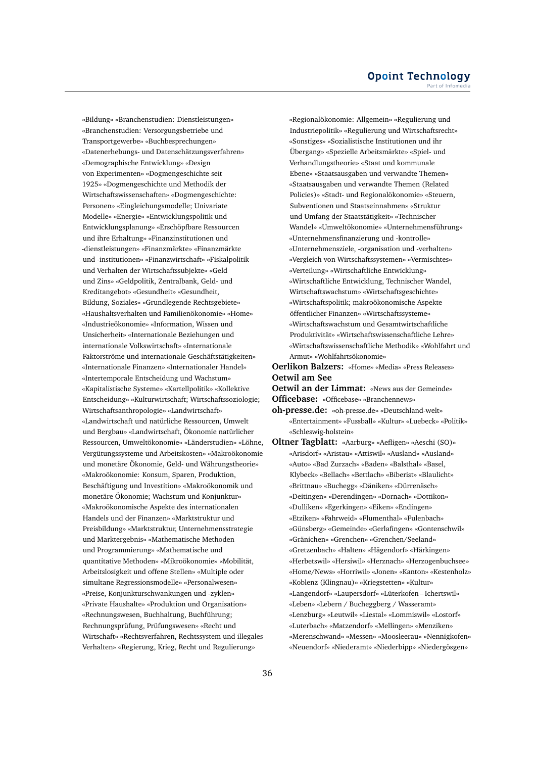«Bildung» «Branchenstudien: Dienstleistungen» «Branchenstudien: Versorgungsbetriebe und Transportgewerbe» «Buchbesprechungen» «Datenerhebungs- und Datenschätzungsverfahren» «Demographische Entwicklung» «Design von Experimenten» «Dogmengeschichte seit 1925» «Dogmengeschichte und Methodik der Wirtschaftswissenschaften» «Dogmengeschichte: Personen» «Eingleichungsmodelle; Univariate Modelle» «Energie» «Entwicklungspolitik und Entwicklungsplanung» «Erschöpfbare Ressourcen und ihre Erhaltung» «Finanzinstitutionen und -dienstleistungen» «Finanzmärkte» «Finanzmärkte und -institutionen» «Finanzwirtschaft» «Fiskalpolitik und Verhalten der Wirtschaftssubjekte» «Geld und Zins» «Geldpolitik, Zentralbank, Geld- und Kreditangebot» «Gesundheit» «Gesundheit, Bildung, Soziales» «Grundlegende Rechtsgebiete» «Haushaltsverhalten und Familienökonomie» «Home» «Industrieökonomie» «Information, Wissen und Unsicherheit» «Internationale Beziehungen und internationale Volkswirtschaft» «Internationale Faktorströme und internationale Geschäftstätigkeiten» «Internationale Finanzen» «Internationaler Handel» «Intertemporale Entscheidung und Wachstum» «Kapitalistische Systeme» «Kartellpolitik» «Kollektive Entscheidung» «Kulturwirtschaft; Wirtschaftssoziologie; Wirtschaftsanthropologie» «Landwirtschaft» «Landwirtschaft und natürliche Ressourcen, Umwelt und Bergbau» «Landwirtschaft, Ökonomie natürlicher Ressourcen, Umweltökonomie» «Länderstudien» «Löhne, Vergütungssysteme und Arbeitskosten» «Makroökonomie und monetäre Ökonomie, Geld- und Währungstheorie» «Makroökonomie: Konsum, Sparen, Produktion, Beschäftigung und Investition» «Makroökonomik und monetäre Ökonomie; Wachstum und Konjunktur» «Makroökonomische Aspekte des internationalen Handels und der Finanzen» «Marktstruktur und Preisbildung» «Marktstruktur, Unternehmensstrategie und Marktergebnis» «Mathematische Methoden und Programmierung» «Mathematische und quantitative Methoden» «Mikroökonomie» «Mobilität, Arbeitslosigkeit und offene Stellen» «Multiple oder simultane Regressionsmodelle» «Personalwesen» «Preise, Konjunkturschwankungen und -zyklen» «Private Haushalte» «Produktion und Organisation» «Rechnungswesen, Buchhaltung, Buchführung; Rechnungsprüfung, Prüfungswesen» «Recht und Wirtschaft» «Rechtsverfahren, Rechtssystem und illegales Verhalten» «Regierung, Krieg, Recht und Regulierung» «Regionalökonomie: Allgemein» «Regulierung und Industriepolitik» «Regulierung und Wirtschaftsrecht» «Sonstiges» «Sozialistische Institutionen und ihr Übergang» «Spezielle Arbeitsmärkte» «Spiel- und Verhandlungstheorie» «Staat und kommunale Ebene» «Staatsausgaben und verwandte Themen» «Staatsausgaben und verwandte Themen (Related Policies)» «Stadt- und Regionalökonomie» «Steuern, Subventionen und Staatseinnahmen» «Struktur und Umfang der Staatstätigkeit» «Technischer Wandel» «Umweltökonomie» «Unternehmensführung» «Unternehmensfinanzierung und -kontrolle» «Unternehmensziele, -organisation und -verhalten» «Vergleich von Wirtschaftssystemen» «Vermischtes» «Verteilung» «Wirtschaftliche Entwicklung» «Wirtschaftliche Entwicklung, Technischer Wandel, Wirtschaftswachstum» «Wirtschaftsgeschichte» «Wirtschaftspolitik; makroökonomische Aspekte öffentlicher Finanzen» «Wirtschaftssysteme» «Wirtschaftswachstum und Gesamtwirtschaftliche Produktivität» «Wirtschaftswissenschaftliche Lehre» «Wirtschaftswissenschaftliche Methodik» «Wohlfahrt und Armut» «Wohlfahrtsökonomie»

**Oerlikon Balzers:** «Home» «Media» «Press Releases»

**Oetwil am See**

**Oetwil an der Limmat:** «News aus der Gemeinde»

**Officebase:** «Officebase» «Branchennews»

**oh-presse.de:** «oh-presse.de» «Deutschland-welt» «Entertainment» «Fussball» «Kultur» «Luebeck» «Politik» «Schleswig-holstein»

**Oltner Tagblatt:** «Aarburg» «Aefligen» «Aeschi (SO)» «Arisdorf» «Aristau» «Attiswil» «Ausland» «Ausland» «Auto» «Bad Zurzach» «Baden» «Balsthal» «Basel, Klybeck» «Bellach» «Bettlach» «Biberist» «Blaulicht» «Brittnau» «Buchegg» «Däniken» «Dürrenäsch» «Deitingen» «Derendingen» «Dornach» «Dottikon» «Dulliken» «Egerkingen» «Eiken» «Endingen» «Etziken» «Fahrweid» «Flumenthal» «Fulenbach» «Günsberg» «Gemeinde» «Gerlafingen» «Gontenschwil» «Gränichen» «Grenchen» «Grenchen/Seeland» «Gretzenbach» «Halten» «Hägendorf» «Härkingen» «Herbetswil» «Hersiwil» «Herznach» «Herzogenbuchsee» «Home/News» «Horriwil» «Jonen» «Kanton» «Kestenholz» «Koblenz (Klingnau)» «Kriegstetten» «Kultur» «Langendorf» «Laupersdorf» «Lüterkofen – Ichertswil» «Leben» «Lebern / Bucheggberg / Wasseramt» «Lenzburg» «Leutwil» «Liestal» «Lommiswil» «Lostorf» «Luterbach» «Matzendorf» «Mellingen» «Menziken» «Merenschwand» «Messen» «Moosleerau» «Nennigkofen» «Neuendorf» «Niederamt» «Niederbipp» «Niedergösgen»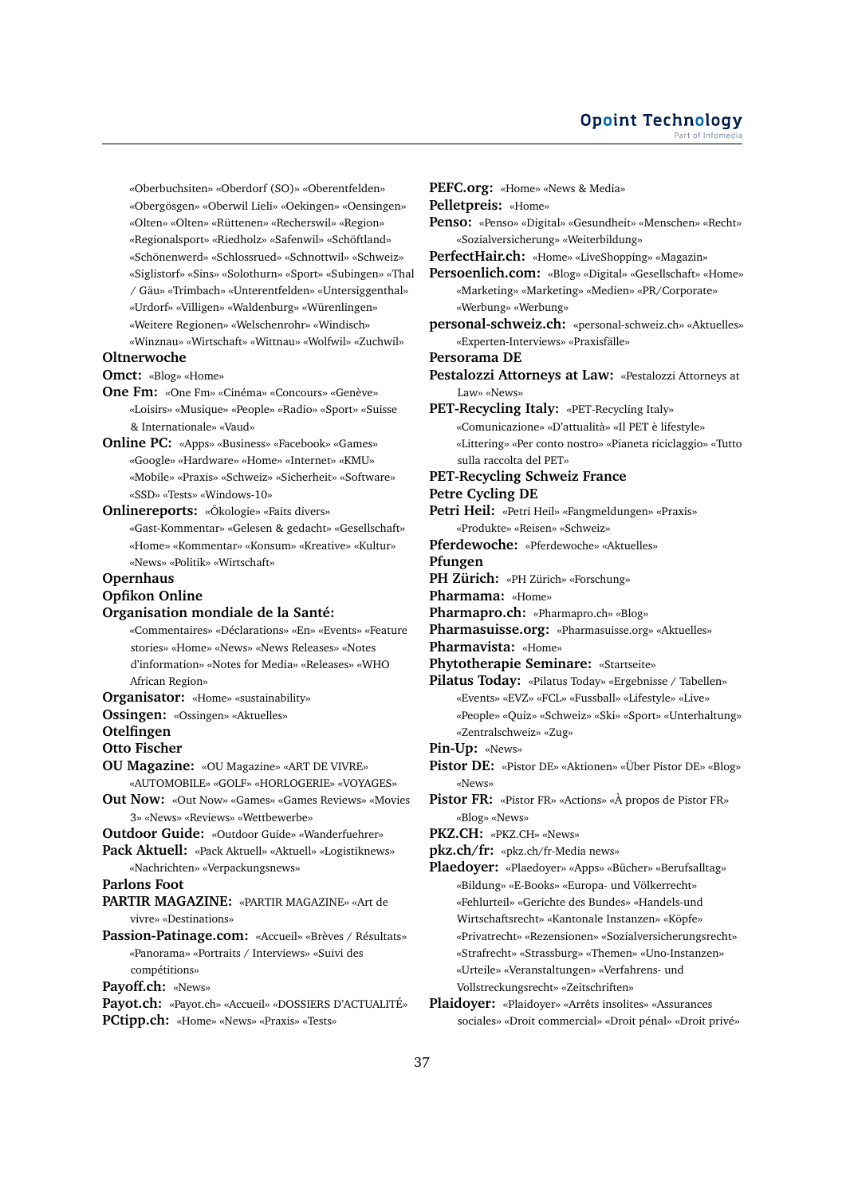«Oberbuchsiten» «Oberdorf (SO)» «Oberentfelden» «Obergösgen» «Oberwil Lieli» «Oekingen» «Oensingen» «Olten» «Olten» «Rüttenen» «Recherswil» «Region» «Regionalsport» «Riedholz» «Safenwil» «Schöftland» «Schönenwerd» «Schlossrued» «Schnottwil» «Schweiz» «Siglistorf» «Sins» «Solothurn» «Sport» «Subingen» «Thal / Gäu» «Trimbach» «Unterentfelden» «Untersiggenthal» «Urdorf» «Villigen» «Waldenburg» «Würenlingen» «Weitere Regionen» «Welschenrohr» «Windisch» «Winznau» «Wirtschaft» «Wittnau» «Wolfwil» «Zuchwil»

**Oltnerwoche**

**Omct:** «Blog» «Home»

**One Fm:** «One Fm» «Cinéma» «Concours» «Genève» «Loisirs» «Musique» «People» «Radio» «Sport» «Suisse & Internationale» «Vaud»

**Online PC:** «Apps» «Business» «Facebook» «Games» «Google» «Hardware» «Home» «Internet» «KMU» «Mobile» «Praxis» «Schweiz» «Sicherheit» «Software» «SSD» «Tests» «Windows-10»

**Onlinereports:** «Ökologie» «Faits divers» «Gast-Kommentar» «Gelesen & gedacht» «Gesellschaft» «Home» «Kommentar» «Konsum» «Kreative» «Kultur» «News» «Politik» «Wirtschaft»

**Opernhaus**

**Opfikon Online**

**Organisation mondiale de la Santé:** «Commentaires» «Déclarations» «En» «Events» «Feature stories» «Home» «News» «News Releases» «Notes d'information» «Notes for Media» «Releases» «WHO African Region»

**Organisator:** «Home» «sustainability»

**Ossingen:** «Ossingen» «Aktuelles»

**Otelfingen**

**Otto Fischer**

**OU Magazine:** «OU Magazine» «ART DE VIVRE» «AUTOMOBILE» «GOLF» «HORLOGERIE» «VOYAGES»

**Out Now:** «Out Now» «Games» «Games Reviews» «Movies 3» «News» «Reviews» «Wettbewerbe»

**Outdoor Guide:** «Outdoor Guide» «Wanderfuehrer»

**Pack Aktuell:** «Pack Aktuell» «Aktuell» «Logistiknews» «Nachrichten» «Verpackungsnews»

**Parlons Foot**

**PARTIR MAGAZINE:** «PARTIR MAGAZINE» «Art de vivre» «Destinations»

**Passion-Patinage.com:** «Accueil» «Brèves / Résultats» «Panorama» «Portraits / Interviews» «Suivi des compétitions»

**Payoff.ch:** «News»

**Payot.ch:** «Payot.ch» «Accueil» «DOSSIERS D'ACTUALITÉ»

**PCtipp.ch:** «Home» «News» «Praxis» «Tests»

**PEFC.org:** «Home» «News & Media»

**Pelletpreis:** «Home»

**Penso:** «Penso» «Digital» «Gesundheit» «Menschen» «Recht» «Sozialversicherung» «Weiterbildung»

**PerfectHair.ch:** «Home» «LiveShopping» «Magazin»

**Persoenlich.com:** «Blog» «Digital» «Gesellschaft» «Home» «Marketing» «Marketing» «Medien» «PR/Corporate» «Werbung» «Werbung»

**personal-schweiz.ch:** «personal-schweiz.ch» «Aktuelles» «Experten-Interviews» «Praxisfälle»

**Persorama DE**

**Pestalozzi Attorneys at Law:** «Pestalozzi Attorneys at Law» «News»

**PET-Recycling Italy:** «PET-Recycling Italy» «Comunicazione» «D'attualità» «Il PET è lifestyle» «Littering» «Per conto nostro» «Pianeta riciclaggio» «Tutto sulla raccolta del PET»

**PET-Recycling Schweiz France**

**Petre Cycling DE**

**Petri Heil:** «Petri Heil» «Fangmeldungen» «Praxis» «Produkte» «Reisen» «Schweiz»

**Pferdewoche:** «Pferdewoche» «Aktuelles»

**Pfungen**

**PH Zürich:** «PH Zürich» «Forschung»

**Pharmama:** «Home»

**Pharmapro.ch:** «Pharmapro.ch» «Blog»

**Pharmasuisse.org:** «Pharmasuisse.org» «Aktuelles»

**Pharmavista:** «Home»

**Phytotherapie Seminare:** «Startseite»

**Pilatus Today:** «Pilatus Today» «Ergebnisse / Tabellen» «Events» «EVZ» «FCL» «Fussball» «Lifestyle» «Live» «People» «Quiz» «Schweiz» «Ski» «Sport» «Unterhaltung» «Zentralschweiz» «Zug»

**Pin-Up:** «News»

**Pistor DE:** «Pistor DE» «Aktionen» «Über Pistor DE» «Blog» «News»

**Pistor FR:** «Pistor FR» «Actions» «À propos de Pistor FR» «Blog» «News»

**PKZ.CH:** «PKZ.CH» «News»

**pkz.ch/fr:** «pkz.ch/fr-Media news»

**Plaedoyer:** «Plaedoyer» «Apps» «Bücher» «Berufsalltag» «Bildung» «E-Books» «Europa- und Völkerrecht» «Fehlurteil» «Gerichte des Bundes» «Handels-und Wirtschaftsrecht» «Kantonale Instanzen» «Köpfe» «Privatrecht» «Rezensionen» «Sozialversicherungsrecht» «Strafrecht» «Strassburg» «Themen» «Uno-Instanzen» «Urteile» «Veranstaltungen» «Verfahrens- und Vollstreckungsrecht» «Zeitschriften»

**Plaidoyer:** «Plaidoyer» «Arrêts insolites» «Assurances sociales» «Droit commercial» «Droit pénal» «Droit privé»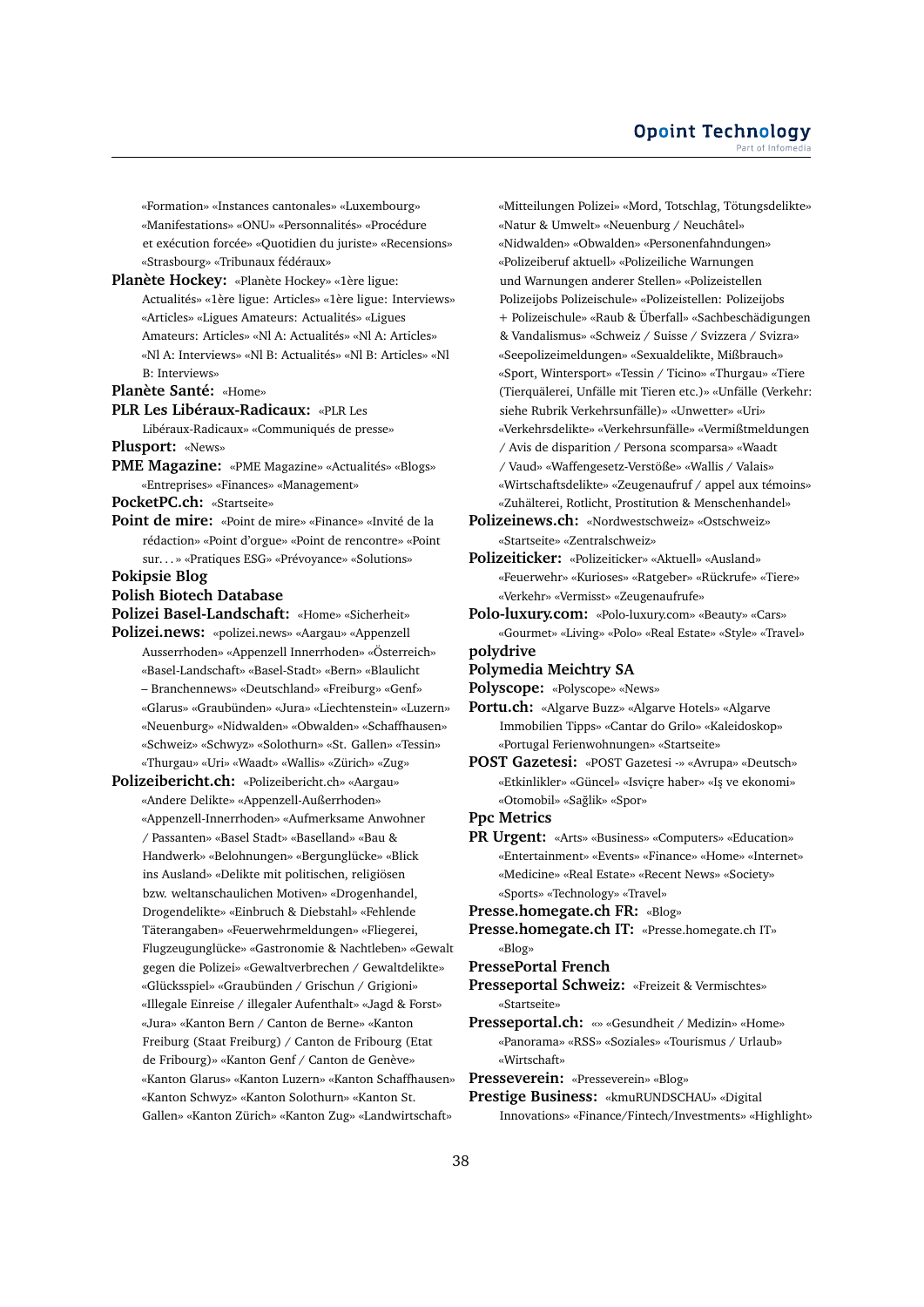«Formation» «Instances cantonales» «Luxembourg» «Manifestations» «ONU» «Personnalités» «Procédure et exécution forcée» «Quotidien du juriste» «Recensions» «Strasbourg» «Tribunaux fédéraux»

**Planète Hockey:** «Planète Hockey» «1ère ligue: Actualités» «1ère ligue: Articles» «1ère ligue: Interviews» «Articles» «Ligues Amateurs: Actualités» «Ligues Amateurs: Articles» «Nl A: Actualités» «Nl A: Articles» «Nl A: Interviews» «Nl B: Actualités» «Nl B: Articles» «Nl B: Interviews»

**Planète Santé:** «Home»

**PLR Les Libéraux-Radicaux:** «PLR Les Libéraux-Radicaux» «Communiqués de presse»

**Plusport:** «News»

**PME Magazine:** «PME Magazine» «Actualités» «Blogs» «Entreprises» «Finances» «Management»

**PocketPC.ch:** «Startseite»

**Point de mire:** «Point de mire» «Finance» «Invité de la rédaction» «Point d'orgue» «Point de rencontre» «Point sur. . . » «Pratiques ESG» «Prévoyance» «Solutions»

**Pokipsie Blog**

**Polish Biotech Database**

**Polizei Basel-Landschaft:** «Home» «Sicherheit»

**Polizei.news:** «polizei.news» «Aargau» «Appenzell Ausserrhoden» «Appenzell Innerrhoden» «Österreich» «Basel-Landschaft» «Basel-Stadt» «Bern» «Blaulicht – Branchennews» «Deutschland» «Freiburg» «Genf» «Glarus» «Graubünden» «Jura» «Liechtenstein» «Luzern» «Neuenburg» «Nidwalden» «Obwalden» «Schaffhausen» «Schweiz» «Schwyz» «Solothurn» «St. Gallen» «Tessin» «Thurgau» «Uri» «Waadt» «Wallis» «Zürich» «Zug»

**Polizeibericht.ch:** «Polizeibericht.ch» «Aargau» «Andere Delikte» «Appenzell-Außerrhoden» «Appenzell-Innerrhoden» «Aufmerksame Anwohner / Passanten» «Basel Stadt» «Baselland» «Bau & Handwerk» «Belohnungen» «Bergunglücke» «Blick ins Ausland» «Delikte mit politischen, religiösen bzw. weltanschaulichen Motiven» «Drogenhandel, Drogendelikte» «Einbruch & Diebstahl» «Fehlende Täterangaben» «Feuerwehrmeldungen» «Fliegerei, Flugzeugunglücke» «Gastronomie & Nachtleben» «Gewalt gegen die Polizei» «Gewaltverbrechen / Gewaltdelikte» «Glücksspiel» «Graubünden / Grischun / Grigioni» «Illegale Einreise / illegaler Aufenthalt» «Jagd & Forst» «Jura» «Kanton Bern / Canton de Berne» «Kanton Freiburg (Staat Freiburg) / Canton de Fribourg (Etat de Fribourg)» «Kanton Genf / Canton de Genève» «Kanton Glarus» «Kanton Luzern» «Kanton Schaffhausen» «Kanton Schwyz» «Kanton Solothurn» «Kanton St. Gallen» «Kanton Zürich» «Kanton Zug» «Landwirtschaft» «Mitteilungen Polizei» «Mord, Totschlag, Tötungsdelikte» «Natur & Umwelt» «Neuenburg / Neuchâtel» «Nidwalden» «Obwalden» «Personenfahndungen» «Polizeiberuf aktuell» «Polizeiliche Warnungen und Warnungen anderer Stellen» «Polizeistellen Polizeijobs Polizeischule» «Polizeistellen: Polizeijobs + Polizeischule» «Raub & Überfall» «Sachbeschädigungen & Vandalismus» «Schweiz / Suisse / Svizzera / Svizra» «Seepolizeimeldungen» «Sexualdelikte, Mißbrauch» «Sport, Wintersport» «Tessin / Ticino» «Thurgau» «Tiere (Tierquälerei, Unfälle mit Tieren etc.)» «Unfälle (Verkehr: siehe Rubrik Verkehrsunfälle)» «Unwetter» «Uri» «Verkehrsdelikte» «Verkehrsunfälle» «Vermißtmeldungen / Avis de disparition / Persona scomparsa» «Waadt / Vaud» «Waffengesetz-Verstöße» «Wallis / Valais» «Wirtschaftsdelikte» «Zeugenaufruf / appel aux témoins» «Zuhälterei, Rotlicht, Prostitution & Menschenhandel»

**Polizeinews.ch:** «Nordwestschweiz» «Ostschweiz» «Startseite» «Zentralschweiz»

**Polizeiticker:** «Polizeiticker» «Aktuell» «Ausland» «Feuerwehr» «Kurioses» «Ratgeber» «Rückrufe» «Tiere» «Verkehr» «Vermisst» «Zeugenaufrufe»

**Polo-luxury.com:** «Polo-luxury.com» «Beauty» «Cars» «Gourmet» «Living» «Polo» «Real Estate» «Style» «Travel»

**polydrive**

**Polymedia Meichtry SA**

**Polyscope:** «Polyscope» «News»

**Portu.ch:** «Algarve Buzz» «Algarve Hotels» «Algarve Immobilien Tipps» «Cantar do Grilo» «Kaleidoskop» «Portugal Ferienwohnungen» «Startseite»

**POST Gazetesi:** «POST Gazetesi -» «Avrupa» «Deutsch» «Etkinlikler» «Güncel» «Isviçre haber» «Iş ve ekonomi» «Otomobil» «Sağlik» «Spor»

**Ppc Metrics**

**PR Urgent:** «Arts» «Business» «Computers» «Education» «Entertainment» «Events» «Finance» «Home» «Internet» «Medicine» «Real Estate» «Recent News» «Society» «Sports» «Technology» «Travel»

**Presse.homegate.ch FR:** «Blog»

**Presse.homegate.ch IT:** «Presse.homegate.ch IT» «Blog»

**PressePortal French**

**Presseportal Schweiz:** «Freizeit & Vermischtes» «Startseite»

**Presseportal.ch:** «» «Gesundheit / Medizin» «Home» «Panorama» «RSS» «Soziales» «Tourismus / Urlaub» «Wirtschaft»

**Presseverein:** «Presseverein» «Blog»

**Prestige Business:** «kmuRUNDSCHAU» «Digital Innovations» «Finance/Fintech/Investments» «Highlight»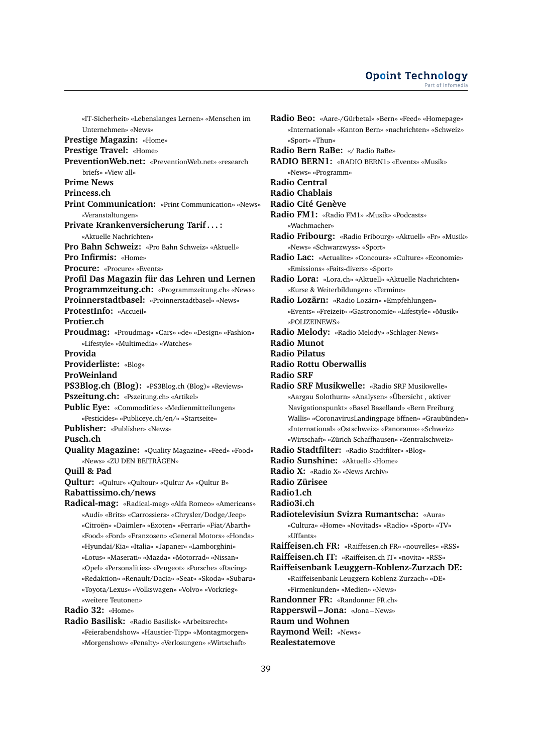«IT-Sicherheit» «Lebenslanges Lernen» «Menschen im Unternehmen» «News»

**Prestige Magazin:** «Home»

**Prestige Travel:** «Home»

**PreventionWeb.net:** «PreventionWeb.net» «research briefs» «View all»

**Prime News**

**Princess.ch**

**Print Communication:** «Print Communication» «News» «Veranstaltungen»

**Private Krankenversicherung Tarif . . . :** «Aktuelle Nachrichten»

**Pro Bahn Schweiz:** «Pro Bahn Schweiz» «Aktuell»

**Pro Infirmis:** «Home»

**Procure:** «Procure» «Events»

**Profil Das Magazin für das Lehren und Lernen**

**Programmzeitung.ch:** «Programmzeitung.ch» «News»

**Proinnerstadtbasel:** «Proinnerstadtbasel» «News»

**ProtestInfo:** «Accueil»

**Protier.ch**

**Proudmag:** «Proudmag» «Cars» «de» «Design» «Fashion» «Lifestyle» «Multimedia» «Watches»

**Provida**

**Providerliste:** «Blog»

**ProWeinland**

**PS3Blog.ch (Blog):** «PS3Blog.ch (Blog)» «Reviews»

**Pszeitung.ch:** «Pszeitung.ch» «Artikel»

**Public Eye:** «Commodities» «Medienmitteilungen» «Pesticides» «Publiceye.ch/en/» «Startseite»

**Publisher:** «Publisher» «News»

**Pusch.ch**

**Quality Magazine:** «Quality Magazine» «Feed» «Food» «News» «ZU DEN BEITRÄGEN»

**Quill & Pad**

**Qultur:** «Qultur» «Qultour» «Qultur A» «Qultur B»

**Rabattissimo.ch/news**

**Radical-mag:** «Radical-mag» «Alfa Romeo» «Americans» «Audi» «Brits» «Carrossiers» «Chrysler/Dodge/Jeep» «Citroën» «Daimler» «Exoten» «Ferrari» «Fiat/Abarth» «Food» «Ford» «Franzosen» «General Motors» «Honda» «Hyundai/Kia» «Italia» «Japaner» «Lamborghini» «Lotus» «Maserati» «Mazda» «Motorrad» «Nissan» «Opel» «Personalities» «Peugeot» «Porsche» «Racing» «Redaktion» «Renault/Dacia» «Seat» «Skoda» «Subaru» «Toyota/Lexus» «Volkswagen» «Volvo» «Vorkrieg» «weitere Teutonen»

**Radio 32:** «Home»

**Radio Basilisk:** «Radio Basilisk» «Arbeitsrecht» «Feierabendshow» «Haustier-Tipp» «Montagmorgen» «Morgenshow» «Penalty» «Verlosungen» «Wirtschaft»

**Radio Beo:** «Aare-/Gürbetal» «Bern» «Feed» «Homepage» «International» «Kanton Bern» «nachrichten» «Schweiz» «Sport» «Thun»

**Radio Bern RaBe:** «/ Radio RaBe»

**RADIO BERN1:** «RADIO BERN1» «Events» «Musik» «News» «Programm»

**Radio Central**

**Radio Chablais**

**Radio Cité Genève**

**Radio FM1:** «Radio FM1» «Musik» «Podcasts» «Wachmacher»

**Radio Fribourg:** «Radio Fribourg» «Aktuell» «Fr» «Musik» «News» «Schwarzwyss» «Sport»

**Radio Lac:** «Actualite» «Concours» «Culture» «Economie» «Emissions» «Faits-divers» «Sport»

**Radio Lora:** «Lora.ch» «Aktuell» «Aktuelle Nachrichten» «Kurse & Weiterbildungen» «Termine»

**Radio Lozärn:** «Radio Lozärn» «Empfehlungen» «Events» «Freizeit» «Gastronomie» «Lifestyle» «Musik» «POLIZEINEWS»

**Radio Melody:** «Radio Melody» «Schlager-News»

**Radio Munot**

**Radio Pilatus**

**Radio Rottu Oberwallis**

**Radio SRF**

**Radio SRF Musikwelle:** «Radio SRF Musikwelle» «Aargau Solothurn» «Analysen» «Übersicht , aktiver Navigationspunkt» «Basel Baselland» «Bern Freiburg Wallis» «CoronavirusLandingpage öffnen» «Graubünden» «International» «Ostschweiz» «Panorama» «Schweiz» «Wirtschaft» «Zürich Schaffhausen» «Zentralschweiz»

**Radio Stadtfilter:** «Radio Stadtfilter» «Blog»

**Radio Sunshine:** «Aktuell» «Home»

**Radio X:** «Radio X» «News Archiv»

**Radio Zürisee**

**Radio1.ch**

**Radio3i.ch**

**Radiotelevisiun Svizra Rumantscha:** «Aura» «Cultura» «Home» «Novitads» «Radio» «Sport» «TV» «Uffants»

**Raiffeisen.ch FR:** «Raiffeisen.ch FR» «nouvelles» «RSS»

**Raiffeisen.ch IT:** «Raiffeisen.ch IT» «novita» «RSS»

**Raiffeisenbank Leuggern-Koblenz-Zurzach DE:** «Raiffeisenbank Leuggern-Koblenz-Zurzach» «DE» «Firmenkunden» «Medien» «News»

**Randonner FR:** «Randonner FR.ch»

**Rapperswil – Jona:** «Jona – News»

**Raum und Wohnen**

**Raymond Weil:** «News»

**Realestatemove**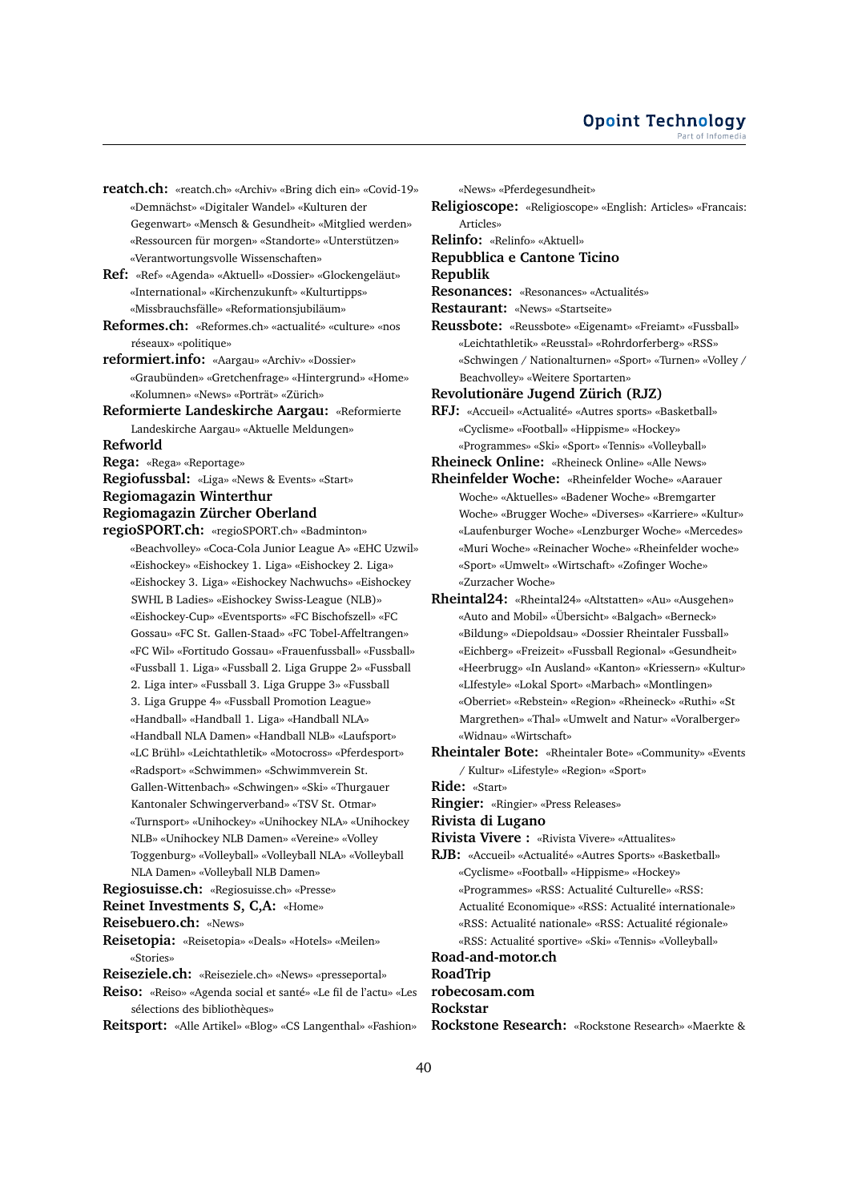**reatch.ch:** «reatch.ch» «Archiv» «Bring dich ein» «Covid-19» «Demnächst» «Digitaler Wandel» «Kulturen der Gegenwart» «Mensch & Gesundheit» «Mitglied werden» «Ressourcen für morgen» «Standorte» «Unterstützen» «Verantwortungsvolle Wissenschaften»

**Ref:** «Ref» «Agenda» «Aktuell» «Dossier» «Glockengeläut» «International» «Kirchenzukunft» «Kulturtipps» «Missbrauchsfälle» «Reformationsjubiläum»

**Reformes.ch:** «Reformes.ch» «actualité» «culture» «nos réseaux» «politique»

**reformiert.info:** «Aargau» «Archiv» «Dossier» «Graubünden» «Gretchenfrage» «Hintergrund» «Home» «Kolumnen» «News» «Porträt» «Zürich»

**Reformierte Landeskirche Aargau:** «Reformierte Landeskirche Aargau» «Aktuelle Meldungen»

**Refworld**

**Rega:** «Rega» «Reportage»

**Regiofussbal:** «Liga» «News & Events» «Start»

**Regiomagazin Winterthur**

**Regiomagazin Zürcher Oberland**

**regioSPORT.ch:** «regioSPORT.ch» «Badminton» «Beachvolley» «Coca-Cola Junior League A» «EHC Uzwil» «Eishockey» «Eishockey 1. Liga» «Eishockey 2. Liga» «Eishockey 3. Liga» «Eishockey Nachwuchs» «Eishockey SWHL B Ladies» «Eishockey Swiss-League (NLB)» «Eishockey-Cup» «Eventsports» «FC Bischofszell» «FC Gossau» «FC St. Gallen-Staad» «FC Tobel-Affeltrangen» «FC Wil» «Fortitudo Gossau» «Frauenfussball» «Fussball» «Fussball 1. Liga» «Fussball 2. Liga Gruppe 2» «Fussball 2. Liga inter» «Fussball 3. Liga Gruppe 3» «Fussball 3. Liga Gruppe 4» «Fussball Promotion League» «Handball» «Handball 1. Liga» «Handball NLA» «Handball NLA Damen» «Handball NLB» «Laufsport» «LC Brühl» «Leichtathletik» «Motocross» «Pferdesport» «Radsport» «Schwimmen» «Schwimmverein St. Gallen-Wittenbach» «Schwingen» «Ski» «Thurgauer Kantonaler Schwingerverband» «TSV St. Otmar» «Turnsport» «Unihockey» «Unihockey NLA» «Unihockey NLB» «Unihockey NLB Damen» «Vereine» «Volley Toggenburg» «Volleyball» «Volleyball NLA» «Volleyball NLA Damen» «Volleyball NLB Damen»

**Regiosuisse.ch:** «Regiosuisse.ch» «Presse»

**Reinet Investments S, C,A:** «Home»

**Reisebuero.ch:** «News»

**Reisetopia:** «Reisetopia» «Deals» «Hotels» «Meilen» «Stories»

**Reiseziele.ch:** «Reiseziele.ch» «News» «presseportal»

**Reiso:** «Reiso» «Agenda social et santé» «Le fil de l'actu» «Les sélections des bibliothèques»

**Reitsport:** «Alle Artikel» «Blog» «CS Langenthal» «Fashion» «News» «Pferdegesundheit»

**Religioscope:** «Religioscope» «English: Articles» «Francais: Articles»

**Relinfo:** «Relinfo» «Aktuell»

**Repubblica e Cantone Ticino**

**Republik**

**Resonances:** «Resonances» «Actualités»

**Restaurant:** «News» «Startseite»

**Reussbote:** «Reussbote» «Eigenamt» «Freiamt» «Fussball» «Leichtathletik» «Reusstal» «Rohrdorferberg» «RSS» «Schwingen / Nationalturnen» «Sport» «Turnen» «Volley / Beachvolley» «Weitere Sportarten»

**Revolutionäre Jugend Zürich (RJZ)**

**RFJ:** «Accueil» «Actualité» «Autres sports» «Basketball» «Cyclisme» «Football» «Hippisme» «Hockey» «Programmes» «Ski» «Sport» «Tennis» «Volleyball»

**Rheineck Online:** «Rheineck Online» «Alle News»

**Rheinfelder Woche:** «Rheinfelder Woche» «Aarauer Woche» «Aktuelles» «Badener Woche» «Bremgarter Woche» «Brugger Woche» «Diverses» «Karriere» «Kultur» «Laufenburger Woche» «Lenzburger Woche» «Mercedes» «Muri Woche» «Reinacher Woche» «Rheinfelder woche» «Sport» «Umwelt» «Wirtschaft» «Zofinger Woche» «Zurzacher Woche»

**Rheintal24:** «Rheintal24» «Altstatten» «Au» «Ausgehen» «Auto and Mobil» «Übersicht» «Balgach» «Berneck» «Bildung» «Diepoldsau» «Dossier Rheintaler Fussball» «Eichberg» «Freizeit» «Fussball Regional» «Gesundheit» «Heerbrugg» «In Ausland» «Kanton» «Kriessern» «Kultur» «LIfestyle» «Lokal Sport» «Marbach» «Montlingen» «Oberriet» «Rebstein» «Region» «Rheineck» «Ruthi» «St Margrethen» «Thal» «Umwelt and Natur» «Voralberger» «Widnau» «Wirtschaft»

**Rheintaler Bote:** «Rheintaler Bote» «Community» «Events / Kultur» «Lifestyle» «Region» «Sport»

**Ride:** «Start»

**Ringier:** «Ringier» «Press Releases»

**Rivista di Lugano**

**Rivista Vivere :** «Rivista Vivere» «Attualites»

**RJB:** «Accueil» «Actualité» «Autres Sports» «Basketball» «Cyclisme» «Football» «Hippisme» «Hockey» «Programmes» «RSS: Actualité Culturelle» «RSS: Actualité Economique» «RSS: Actualité internationale» «RSS: Actualité nationale» «RSS: Actualité régionale» «RSS: Actualité sportive» «Ski» «Tennis» «Volleyball»

**Road-and-motor.ch**

**RoadTrip**

**robecosam.com**

**Rockstar**

**Rockstone Research:** «Rockstone Research» «Maerkte &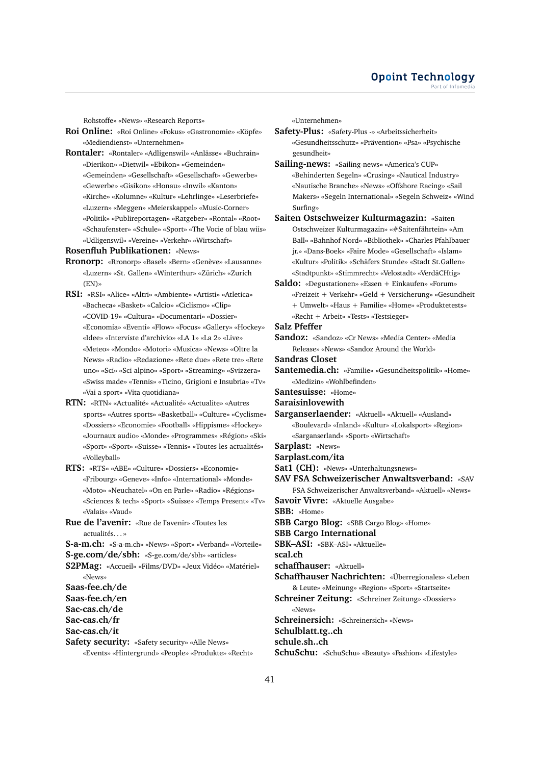Rohstoffe» «News» «Research Reports»

**Roi Online:** «Roi Online» «Fokus» «Gastronomie» «Köpfe» «Mediendienst» «Unternehmen»

**Rontaler:** «Rontaler» «Adligenswil» «Anlässe» «Buchrain» «Dierikon» «Dietwil» «Ebikon» «Gemeinden» «Gemeinden» «Gesellschaft» «Gesellschaft» «Gewerbe» «Gewerbe» «Gisikon» «Honau» «Inwil» «Kanton» «Kirche» «Kolumne» «Kultur» «Lehrlinge» «Leserbriefe» «Luzern» «Meggen» «Meierskappel» «Music-Corner» «Politik» «Publireportagen» «Ratgeber» «Rontal» «Root» «Schaufenster» «Schule» «Sport» «The Vocie of blau wiis» «Udligenswil» «Vereine» «Verkehr» «Wirtschaft»

**Rosenfluh Publikationen:** «News»

**Rronorp:** «Rronorp» «Basel» «Bern» «Genève» «Lausanne» «Luzern» «St. Gallen» «Winterthur» «Zürich» «Zurich (EN)»

**RSI:** «RSI» «Alice» «Altri» «Ambiente» «Artisti» «Atletica» «Bacheca» «Basket» «Calcio» «Ciclismo» «Clip» «COVID-19» «Cultura» «Documentari» «Dossier» «Economia» «Eventi» «Flow» «Focus» «Gallery» «Hockey» «Idee» «Interviste d'archivio» «LA 1» «La 2» «Live» «Meteo» «Mondo» «Motori» «Musica» «News» «Oltre la News» «Radio» «Redazione» «Rete due» «Rete tre» «Rete uno» «Sci» «Sci alpino» «Sport» «Streaming» «Svizzera» «Swiss made» «Tennis» «Ticino, Grigioni e Insubria» «Tv» «Vai a sport» «Vita quotidiana»

**RTN:** «RTN» «Actualité» «Actualité» «Actualite» «Autres sports» «Autres sports» «Basketball» «Culture» «Cyclisme» «Dossiers» «Economie» «Football» «Hippisme» «Hockey» «Journaux audio» «Monde» «Programmes» «Région» «Ski» «Sport» «Sport» «Suisse» «Tennis» «Toutes les actualités» «Volleyball»

**RTS:** «RTS» «ABE» «Culture» «Dossiers» «Economie» «Fribourg» «Geneve» «Info» «International» «Monde» «Moto» «Neuchatel» «On en Parle» «Radio» «Régions» «Sciences & tech» «Sport» «Suisse» «Temps Present» «Tv» «Valais» «Vaud»

**Rue de l'avenir:** «Rue de l'avenir» «Toutes les actualités. . . »

**S-a-m.ch:** «S-a-m.ch» «News» «Sport» «Verband» «Vorteile»

**S-ge.com/de/sbh:** «S-ge.com/de/sbh» «articles»

**S2PMag:** «Accueil» «Films/DVD» «Jeux Vidéo» «Matériel» «News»

**Saas-fee.ch/de**

**Saas-fee.ch/en**

**Sac-cas.ch/de**

**Sac-cas.ch/fr**

**Sac-cas.ch/it**

**Safety security:** «Safety security» «Alle News» «Events» «Hintergrund» «People» «Produkte» «Recht» «Unternehmen»

**Safety-Plus:** «Safety-Plus -» «Arbeitssicherheit» «Gesundheitsschutz» «Prävention» «Psa» «Psychische gesundheit»

**Sailing-news:** «Sailing-news» «America's CUP» «Behinderten Segeln» «Crusing» «Nautical Industry» «Nautische Branche» «News» «Offshore Racing» «Sail Makers» «Segeln International» «Segeln Schweiz» «Wind Surfing»

**Saiten Ostschweizer Kulturmagazin:** «Saiten Ostschweizer Kulturmagazin» «#Saitenfährtein» «Am Ball» «Bahnhof Nord» «Bibliothek» «Charles Pfahlbauer jr.» «Dans-Boek» «Faire Mode» «Gesellschaft» «Islam» «Kultur» «Politik» «Schäfers Stunde» «Stadt St.Gallen» «Stadtpunkt» «Stimmrecht» «Velostadt» «VerdäCHtig»

**Saldo:** «Degustationen» «Essen + Einkaufen» «Forum» «Freizeit + Verkehr» «Geld + Versicherung» «Gesundheit + Umwelt» «Haus + Familie» «Home» «Produktetests» «Recht + Arbeit» «Tests» «Testsieger»

**Salz Pfeffer**

**Sandoz:** «Sandoz» «Cr News» «Media Center» «Media Release» «News» «Sandoz Around the World»

**Sandras Closet**

**Santemedia.ch:** «Familie» «Gesundheitspolitik» «Home» «Medizin» «Wohlbefinden»

**Santesuisse:** «Home»

**Saraisinlovewith**

**Sarganserlaender:** «Aktuell» «Aktuell» «Ausland» «Boulevard» «Inland» «Kultur» «Lokalsport» «Region» «Sarganserland» «Sport» «Wirtschaft»

**Sarplast:** «News»

**Sarplast.com/ita**

**Sat1 (CH):** «News» «Unterhaltungsnews»

**SAV FSA Schweizerischer Anwaltsverband:** «SAV FSA Schweizerischer Anwaltsverband» «Aktuell» «News»

**Savoir Vivre:** «Aktuelle Ausgabe»

**SBB:** «Home»

**SBB Cargo Blog:** «SBB Cargo Blog» «Home»

**SBB Cargo International**

**SBK–ASI:** «SBK–ASI» «Aktuelle»

**scal.ch**

**schaffhauser:** «Aktuell»

**Schaffhauser Nachrichten:** «Überregionales» «Leben & Leute» «Meinung» «Region» «Sport» «Startseite»

**Schreiner Zeitung:** «Schreiner Zeitung» «Dossiers» «News»

**Schreinersich:** «Schreinersich» «News»

**Schulblatt.tg..ch**

**schule.sh..ch**

**SchuSchu:** «SchuSchu» «Beauty» «Fashion» «Lifestyle»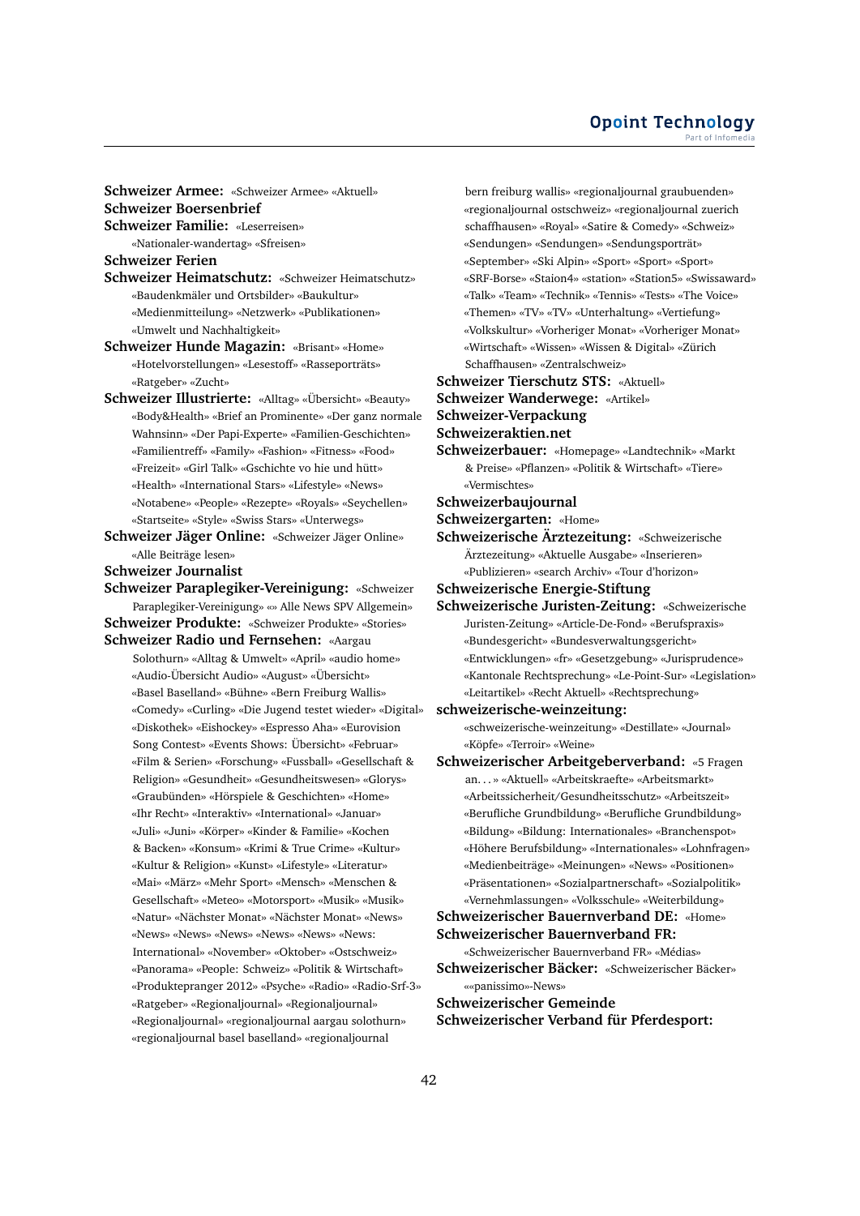**Schweizer Armee:** «Schweizer Armee» «Aktuell»

**Schweizer Boersenbrief**

**Schweizer Familie:** «Leserreisen» «Nationaler-wandertag» «Sfreisen»

**Schweizer Ferien**

**Schweizer Heimatschutz:** «Schweizer Heimatschutz» «Baudenkmäler und Ortsbilder» «Baukultur» «Medienmitteilung» «Netzwerk» «Publikationen» «Umwelt und Nachhaltigkeit»

**Schweizer Hunde Magazin:** «Brisant» «Home» «Hotelvorstellungen» «Lesestoff» «Rasseporträts» «Ratgeber» «Zucht»

**Schweizer Illustrierte:** «Alltag» «Übersicht» «Beauty» «Body&Health» «Brief an Prominente» «Der ganz normale Wahnsinn» «Der Papi-Experte» «Familien-Geschichten» «Familientreff» «Family» «Fashion» «Fitness» «Food» «Freizeit» «Girl Talk» «Gschichte vo hie und hütt» «Health» «International Stars» «Lifestyle» «News» «Notabene» «People» «Rezepte» «Royals» «Seychellen» «Startseite» «Style» «Swiss Stars» «Unterwegs»

**Schweizer Jäger Online:** «Schweizer Jäger Online» «Alle Beiträge lesen»

**Schweizer Journalist**

**Schweizer Paraplegiker-Vereinigung:** «Schweizer Paraplegiker-Vereinigung» «» Alle News SPV Allgemein»

**Schweizer Produkte:** «Schweizer Produkte» «Stories»

**Schweizer Radio und Fernsehen:** «Aargau Solothurn» «Alltag & Umwelt» «April» «audio home» «Audio-Übersicht Audio» «August» «Übersicht» «Basel Baselland» «Bühne» «Bern Freiburg Wallis» «Comedy» «Curling» «Die Jugend testet wieder» «Digital» «Diskothek» «Eishockey» «Espresso Aha» «Eurovision Song Contest» «Events Shows: Übersicht» «Februar» «Film & Serien» «Forschung» «Fussball» «Gesellschaft & Religion» «Gesundheit» «Gesundheitswesen» «Glorys» «Graubünden» «Hörspiele & Geschichten» «Home» «Ihr Recht» «Interaktiv» «International» «Januar» «Juli» «Juni» «Körper» «Kinder & Familie» «Kochen & Backen» «Konsum» «Krimi & True Crime» «Kultur» «Kultur & Religion» «Kunst» «Lifestyle» «Literatur» «Mai» «März» «Mehr Sport» «Mensch» «Menschen & Gesellschaft» «Meteo» «Motorsport» «Musik» «Musik» «Natur» «Nächster Monat» «Nächster Monat» «News» «News» «News» «News» «News» «News» «News: International» «November» «Oktober» «Ostschweiz» «Panorama» «People: Schweiz» «Politik & Wirtschaft» «Produktepranger 2012» «Psyche» «Radio» «Radio-Srf-3» «Ratgeber» «Regionaljournal» «Regionaljournal» «Regionaljournal» «regionaljournal aargau solothurn» «regionaljournal basel baselland» «regionaljournal bern freiburg wallis» «regionaljournal graubuenden» «regionaljournal ostschweiz» «regionaljournal zuerich schaffhausen» «Royal» «Satire & Comedy» «Schweiz» «Sendungen» «Sendungen» «Sendungsporträt» «September» «Ski Alpin» «Sport» «Sport» «Sport» «SRF-Borse» «Staion4» «station» «Station5» «Swissaward» «Talk» «Team» «Technik» «Tennis» «Tests» «The Voice» «Themen» «TV» «TV» «Unterhaltung» «Vertiefung» «Volkskultur» «Vorheriger Monat» «Vorheriger Monat» «Wirtschaft» «Wissen» «Wissen & Digital» «Zürich Schaffhausen» «Zentralschweiz»

**Schweizer Tierschutz STS:** «Aktuell»

**Schweizer Wanderwege:** «Artikel»

**Schweizer-Verpackung**

**Schweizeraktien.net**

**Schweizerbauer:** «Homepage» «Landtechnik» «Markt & Preise» «Pflanzen» «Politik & Wirtschaft» «Tiere» «Vermischtes»

**Schweizerbaujournal**

**Schweizergarten:** «Home»

**Schweizerische Ärztezeitung:** «Schweizerische Ärztezeitung» «Aktuelle Ausgabe» «Inserieren» «Publizieren» «search Archiv» «Tour d'horizon»

**Schweizerische Energie-Stiftung**

**Schweizerische Juristen-Zeitung:** «Schweizerische Juristen-Zeitung» «Article-De-Fond» «Berufspraxis» «Bundesgericht» «Bundesverwaltungsgericht» «Entwicklungen» «fr» «Gesetzgebung» «Jurisprudence» «Kantonale Rechtsprechung» «Le-Point-Sur» «Legislation» «Leitartikel» «Recht Aktuell» «Rechtsprechung»

**schweizerische-weinzeitung:** «schweizerische-weinzeitung» «Destillate» «Journal» «Köpfe» «Terroir» «Weine»

**Schweizerischer Arbeitgeberverband:** «5 Fragen an. . . » «Aktuell» «Arbeitskraefte» «Arbeitsmarkt» «Arbeitssicherheit/Gesundheitsschutz» «Arbeitszeit» «Berufliche Grundbildung» «Berufliche Grundbildung» «Bildung» «Bildung: Internationales» «Branchenspot» «Höhere Berufsbildung» «Internationales» «Lohnfragen» «Medienbeiträge» «Meinungen» «News» «Positionen» «Präsentationen» «Sozialpartnerschaft» «Sozialpolitik» «Vernehmlassungen» «Volksschule» «Weiterbildung»

**Schweizerischer Bauernverband DE:** «Home»

**Schweizerischer Bauernverband FR:** «Schweizerischer Bauernverband FR» «Médias»

**Schweizerischer Bäcker:** «Schweizerischer Bäcker» ««panissimo»-News»

**Schweizerischer Gemeinde**

**Schweizerischer Verband für Pferdesport:**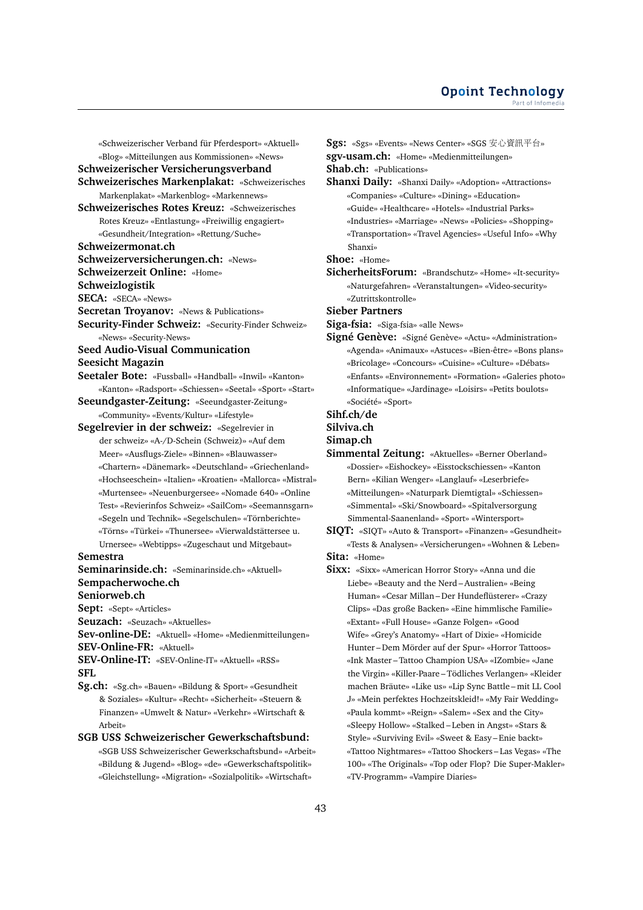«Schweizerischer Verband für Pferdesport» «Aktuell» «Blog» «Mitteilungen aus Kommissionen» «News»

**Schweizerischer Versicherungsverband**

**Schweizerisches Markenplakat:** «Schweizerisches Markenplakat» «Markenblog» «Markennews»

**Schweizerisches Rotes Kreuz:** «Schweizerisches Rotes Kreuz» «Entlastung» «Freiwillig engagiert» «Gesundheit/Integration» «Rettung/Suche»

**Schweizermonat.ch**

**Schweizerversicherungen.ch:** «News»

**Schweizerzeit Online:** «Home»

**Schweizlogistik**

**SECA:** «SECA» «News»

**Secretan Troyanov:** «News & Publications»

**Security-Finder Schweiz:** «Security-Finder Schweiz» «News» «Security-News»

**Seed Audio-Visual Communication**

**Seesicht Magazin**

**Seetaler Bote:** «Fussball» «Handball» «Inwil» «Kanton» «Kanton» «Radsport» «Schiessen» «Seetal» «Sport» «Start»

**Seeundgaster-Zeitung:** «Seeundgaster-Zeitung» «Community» «Events/Kultur» «Lifestyle»

**Segelrevier in der schweiz:** «Segelrevier in der schweiz» «A-/D-Schein (Schweiz)» «Auf dem Meer» «Ausflugs-Ziele» «Binnen» «Blauwasser» «Chartern» «Dänemark» «Deutschland» «Griechenland» «Hochseeschein» «Italien» «Kroatien» «Mallorca» «Mistral» «Murtensee» «Neuenburgersee» «Nomade 640» «Online Test» «Revierinfos Schweiz» «SailCom» «Seemannsgarn» «Segeln und Technik» «Segelschulen» «Törnberichte» «Törns» «Türkei» «Thunersee» «Vierwaldstättersee u. Urnersee» «Webtipps» «Zugeschaut und Mitgebaut»

**Semestra**

**Seminarinside.ch:** «Seminarinside.ch» «Aktuell»

**Sempacherwoche.ch**

**Seniorweb.ch**

**Sept:** «Sept» «Articles»

**Seuzach:** «Seuzach» «Aktuelles»

**Sev-online-DE:** «Aktuell» «Home» «Medienmitteilungen»

**SEV-Online-FR:** «Aktuell»

**SEV-Online-IT:** «SEV-Online-IT» «Aktuell» «RSS»

**SFL**

**Sg.ch:** «Sg.ch» «Bauen» «Bildung & Sport» «Gesundheit & Soziales» «Kultur» «Recht» «Sicherheit» «Steuern & Finanzen» «Umwelt & Natur» «Verkehr» «Wirtschaft & Arbeit»

**SGB USS Schweizerischer Gewerkschaftsbund:** «SGB USS Schweizerischer Gewerkschaftsbund» «Arbeit» «Bildung & Jugend» «Blog» «de» «Gewerkschaftspolitik» «Gleichstellung» «Migration» «Sozialpolitik» «Wirtschaft»

**Sgs:** «Sgs» «Events» «News Center» «SGS 安心資訊平台»

**sgv-usam.ch:** «Home» «Medienmitteilungen»

**Shab.ch:** «Publications»

**Shanxi Daily:** «Shanxi Daily» «Adoption» «Attractions» «Companies» «Culture» «Dining» «Education» «Guide» «Healthcare» «Hotels» «Industrial Parks» «Industries» «Marriage» «News» «Policies» «Shopping» «Transportation» «Travel Agencies» «Useful Info» «Why Shanxi»

**Shoe:** «Home»

**SicherheitsForum:** «Brandschutz» «Home» «It-security» «Naturgefahren» «Veranstaltungen» «Video-security» «Zutrittskontrolle»

**Sieber Partners**

**Siga-fsia:** «Siga-fsia» «alle News»

**Signé Genève:** «Signé Genève» «Actu» «Administration» «Agenda» «Animaux» «Astuces» «Bien-être» «Bons plans» «Bricolage» «Concours» «Cuisine» «Culture» «Débats» «Enfants» «Environnement» «Formation» «Galeries photo» «Informatique» «Jardinage» «Loisirs» «Petits boulots» «Société» «Sport»

**Sihf.ch/de**

**Silviva.ch**

**Simap.ch**

**Simmental Zeitung:** «Aktuelles» «Berner Oberland» «Dossier» «Eishockey» «Eisstockschiessen» «Kanton Bern» «Kilian Wenger» «Langlauf» «Leserbriefe» «Mitteilungen» «Naturpark Diemtigtal» «Schiessen» «Simmental» «Ski/Snowboard» «Spitalversorgung Simmental-Saanenland» «Sport» «Wintersport»

**SIQT:** «SIQT» «Auto & Transport» «Finanzen» «Gesundheit» «Tests & Analysen» «Versicherungen» «Wohnen & Leben»

**Sita:** «Home»

**Sixx:** «Sixx» «American Horror Story» «Anna und die Liebe» «Beauty and the Nerd – Australien» «Being Human» «Cesar Millan – Der Hundeflüsterer» «Crazy Clips» «Das große Backen» «Eine himmlische Familie» «Extant» «Full House» «Ganze Folgen» «Good Wife» «Grey's Anatomy» «Hart of Dixie» «Homicide Hunter – Dem Mörder auf der Spur» «Horror Tattoos» «Ink Master – Tattoo Champion USA» «IZombie» «Jane the Virgin» «Killer-Paare – Tödliches Verlangen» «Kleider machen Bräute» «Like us» «Lip Sync Battle – mit LL Cool J» «Mein perfektes Hochzeitskleid!» «My Fair Wedding» «Paula kommt» «Reign» «Salem» «Sex and the City» «Sleepy Hollow» «Stalked – Leben in Angst» «Stars & Style» «Surviving Evil» «Sweet & Easy – Enie backt» «Tattoo Nightmares» «Tattoo Shockers – Las Vegas» «The 100» «The Originals» «Top oder Flop? Die Super-Makler» «TV-Programm» «Vampire Diaries»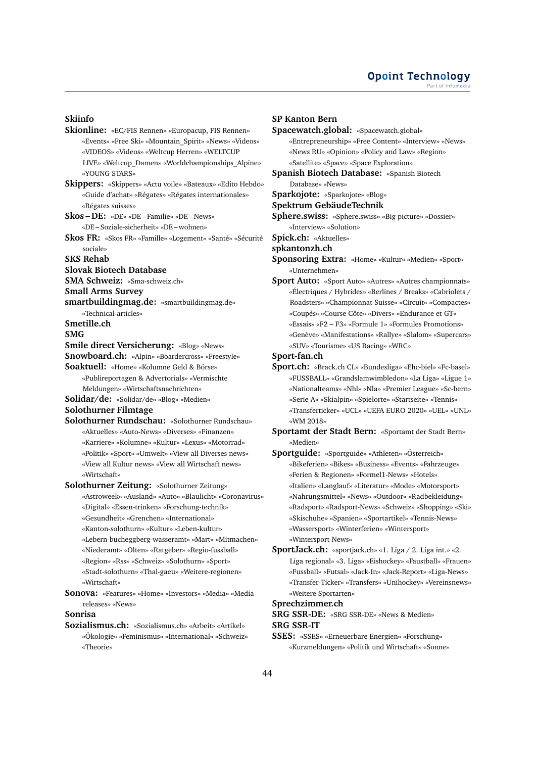**Skiinfo**

**Skionline:** «EC/FIS Rennen» «Europacup, FIS Rennen» «Events» «Free Ski» «Mountain_Spirit» «News» «Videos» «VIDEOS» «Videos» «Weltcup Herren» «WELTCUP LIVE» «Weltcup_Damen» «Worldchampionships_Alpine» «YOUNG STARS»

**Skippers:** «Skippers» «Actu voile» «Bateaux» «Edito Hebdo» «Guide d'achat» «Régates» «Régates internationales» «Régates suisses»

**Skos – DE:** «DE» «DE – Familie» «DE – News» «DE – Soziale-sicherheit» «DE – wohnen»

**Skos FR:** «Skos FR» «Famille» «Logement» «Santé» «Sécurité sociale»

**SKS Rehab**

**Slovak Biotech Database**

**SMA Schweiz:** «Sma-schweiz.ch»

**Small Arms Survey**

**smartbuildingmag.de:** «smartbuildingmag.de» «Technical-articles»

**Smetille.ch**

**SMG**

**Smile direct Versicherung:** «Blog» «News»

**Snowboard.ch:** «Alpin» «Boardercross» «Freestyle»

**Soaktuell:** «Home» «Kolumne Geld & Börse» «Publireportagen & Advertorials» «Vermischte Meldungen» «Wirtschaftsnachrichten»

**Solidar/de:** «Solidar/de» «Blog» «Medien»

**Solothurner Filmtage**

**Solothurner Rundschau:** «Solothurner Rundschau» «Aktuelles» «Auto-News» «Diverses» «Finanzen» «Karriere» «Kolumne» «Kultur» «Lexus» «Motorrad» «Politik» «Sport» «Umwelt» «View all Diverses news» «View all Kultur news» «View all Wirtschaft news» «Wirtschaft»

**Solothurner Zeitung:** «Solothurner Zeitung» «Astroweek» «Ausland» «Auto» «Blaulicht» «Coronavirus» «Digital» «Essen-trinken» «Forschung-technik» «Gesundheit» «Grenchen» «International» «Kanton-solothurn» «Kultur» «Leben-kultur» «Lebern-bucheggberg-wasseramt» «Mart» «Mitmachen» «Niederamt» «Olten» «Ratgeber» «Regio-fussball» «Region» «Rss» «Schweiz» «Solothurn» «Sport» «Stadt-solothurn» «Thal-gaeu» «Weitere-regionen» «Wirtschaft»

**Sonova:** «Features» «Home» «Investors» «Media» «Media releases» «News»

**Sonrisa**

**Sozialismus.ch:** «Sozialismus.ch» «Arbeit» «Artikel» «Ökologie» «Feminismus» «International» «Schweiz» «Theorie»

**SP Kanton Bern**

**Spacewatch.global:** «Spacewatch.global» «Entrepreneurship» «Free Content» «Interview» «News» «News RU» «Opinion» «Policy and Law» «Region» «Satellite» «Space» «Space Exploration»

**Spanish Biotech Database:** «Spanish Biotech Database» «News»

**Sparkojote:** «Sparkojote» «Blog»

**Spektrum GebäudeTechnik**

**Sphere.swiss:** «Sphere.swiss» «Big picture» «Dossier» «Interview» «Solution»

**Spick.ch:** «Aktuelles»

**spkantonzh.ch**

**Sponsoring Extra:** «Home» «Kultur» «Medien» «Sport» «Unternehmen»

**Sport Auto:** «Sport Auto» «Autres» «Autres championnats» «Électriques / Hybrides» «Berlines / Breaks» «Cabriolets / Roadsters» «Championnat Suisse» «Circuit» «Compactes» «Coupés» «Course Côte» «Divers» «Endurance et GT» «Essais» «F2 – F3» «Formule 1» «Formules Promotions» «Genève» «Manifestations» «Rallye» «Slalom» «Supercars» «SUV» «Tourisme» «US Racing» «WRC»

**Sport-fan.ch**

**Sport.ch:** «Brack.ch CL» «Bundesliga» «Ehc-biel» «Fc-basel» «FUSSBALL» «Grandslamwimbledon» «La Liga» «Ligue 1» «Nationalteams» «Nhl» «Nla» «Premier League» «Sc-bern» «Serie A» «Skialpin» «Spielorte» «Startseite» «Tennis» «Transferticker» «UCL» «UEFA EURO 2020» «UEL» «UNL» «WM 2018»

**Sportamt der Stadt Bern:** «Sportamt der Stadt Bern» «Medien»

**Sportguide:** «Sportguide» «Athleten» «Österreich» «Bikeferien» «Bikes» «Business» «Events» «Fahrzeuge» «Ferien & Regionen» «Formel1-News» «Hotels» «Italien» «Langlauf» «Literatur» «Mode» «Motorsport» «Nahrungsmittel» «News» «Outdoor» «Radbekleidung» «Radsport» «Radsport-News» «Schweiz» «Shopping» «Ski» «Skischuhe» «Spanien» «Sportartikel» «Tennis-News» «Wassersport» «Winterferien» «Wintersport» «Wintersport-News»

**SportJack.ch:** «sportjack.ch» «1. Liga / 2. Liga int.» «2. Liga regional» «3. Liga» «Eishockey» «Faustball» «Frauen» «Fussball» «Futsal» «Jack-In» «Jack-Report» «Liga-News» «Transfer-Ticker» «Transfers» «Unihockey» «Vereinsnews» «Weitere Sportarten»

**Sprechzimmer.ch**

**SRG SSR-DE:** «SRG SSR-DE» «News & Medien»

**SRG SSR-IT**

**SSES:** «SSES» «Erneuerbare Energien» «Forschung» «Kurzmeldungen» «Politik und Wirtschaft» «Sonne»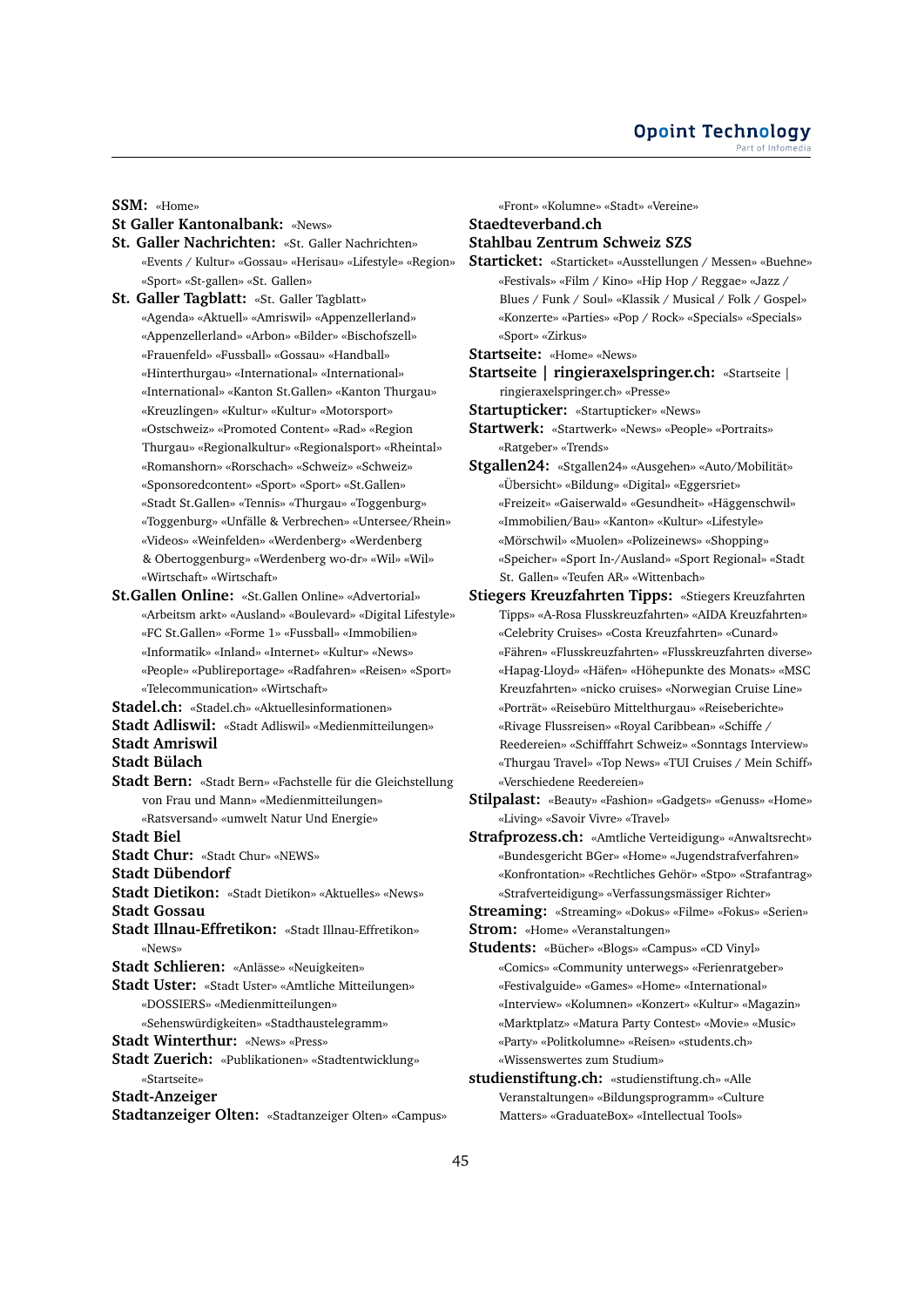**SSM:** «Home»

**St Galler Kantonalbank:** «News»

**St. Galler Nachrichten:** «St. Galler Nachrichten» «Events / Kultur» «Gossau» «Herisau» «Lifestyle» «Region» «Sport» «St-gallen» «St. Gallen»

**St. Galler Tagblatt:** «St. Galler Tagblatt» «Agenda» «Aktuell» «Amriswil» «Appenzellerland» «Appenzellerland» «Arbon» «Bilder» «Bischofszell» «Frauenfeld» «Fussball» «Gossau» «Handball» «Hinterthurgau» «International» «International» «International» «Kanton St.Gallen» «Kanton Thurgau» «Kreuzlingen» «Kultur» «Kultur» «Motorsport» «Ostschweiz» «Promoted Content» «Rad» «Region Thurgau» «Regionalkultur» «Regionalsport» «Rheintal» «Romanshorn» «Rorschach» «Schweiz» «Schweiz» «Sponsoredcontent» «Sport» «Sport» «St.Gallen» «Stadt St.Gallen» «Tennis» «Thurgau» «Toggenburg» «Toggenburg» «Unfälle & Verbrechen» «Untersee/Rhein» «Videos» «Weinfelden» «Werdenberg» «Werdenberg & Obertoggenburg» «Werdenberg wo-dr» «Wil» «Wil» «Wirtschaft» «Wirtschaft»

**St.Gallen Online:** «St.Gallen Online» «Advertorial» «Arbeitsm arkt» «Ausland» «Boulevard» «Digital Lifestyle» «FC St.Gallen» «Forme 1» «Fussball» «Immobilien» «Informatik» «Inland» «Internet» «Kultur» «News» «People» «Publireportage» «Radfahren» «Reisen» «Sport» «Telecommunication» «Wirtschaft»

**Stadel.ch:** «Stadel.ch» «Aktuellesinformationen»

**Stadt Adliswil:** «Stadt Adliswil» «Medienmitteilungen»

**Stadt Amriswil**

**Stadt Bülach**

**Stadt Bern:** «Stadt Bern» «Fachstelle für die Gleichstellung von Frau und Mann» «Medienmitteilungen» «Ratsversand» «umwelt Natur Und Energie»

**Stadt Biel**

**Stadt Chur:** «Stadt Chur» «NEWS»

**Stadt Dübendorf**

**Stadt Dietikon:** «Stadt Dietikon» «Aktuelles» «News»

**Stadt Gossau**

**Stadt Illnau-Effretikon:** «Stadt Illnau-Effretikon» «News»

**Stadt Schlieren:** «Anlässe» «Neuigkeiten»

**Stadt Uster:** «Stadt Uster» «Amtliche Mitteilungen» «DOSSIERS» «Medienmitteilungen» «Sehenswürdigkeiten» «Stadthaustelegramm»

**Stadt Winterthur:** «News» «Press»

**Stadt Zuerich:** «Publikationen» «Stadtentwicklung» «Startseite»

**Stadt-Anzeiger**

**Stadtanzeiger Olten:** «Stadtanzeiger Olten» «Campus» «Front» «Kolumne» «Stadt» «Vereine»

**Staedteverband.ch**

**Stahlbau Zentrum Schweiz SZS**

**Starticket:** «Starticket» «Ausstellungen / Messen» «Buehne» «Festivals» «Film / Kino» «Hip Hop / Reggae» «Jazz / Blues / Funk / Soul» «Klassik / Musical / Folk / Gospel» «Konzerte» «Parties» «Pop / Rock» «Specials» «Specials» «Sport» «Zirkus»

**Startseite:** «Home» «News»

**Startseite | ringieraxelspringer.ch:** «Startseite | ringieraxelspringer.ch» «Presse»

**Startupticker:** «Startupticker» «News»

**Startwerk:** «Startwerk» «News» «People» «Portraits» «Ratgeber» «Trends»

**Stgallen24:** «Stgallen24» «Ausgehen» «Auto/Mobilität» «Übersicht» «Bildung» «Digital» «Eggersriet» «Freizeit» «Gaiserwald» «Gesundheit» «Häggenschwil» «Immobilien/Bau» «Kanton» «Kultur» «Lifestyle» «Mörschwil» «Muolen» «Polizeinews» «Shopping» «Speicher» «Sport In-/Ausland» «Sport Regional» «Stadt St. Gallen» «Teufen AR» «Wittenbach»

**Stiegers Kreuzfahrten Tipps:** «Stiegers Kreuzfahrten Tipps» «A-Rosa Flusskreuzfahrten» «AIDA Kreuzfahrten» «Celebrity Cruises» «Costa Kreuzfahrten» «Cunard» «Fähren» «Flusskreuzfahrten» «Flusskreuzfahrten diverse» «Hapag-Lloyd» «Häfen» «Höhepunkte des Monats» «MSC Kreuzfahrten» «nicko cruises» «Norwegian Cruise Line» «Porträt» «Reisebüro Mittelthurgau» «Reiseberichte» «Rivage Flussreisen» «Royal Caribbean» «Schiffe / Reedereien» «Schifffahrt Schweiz» «Sonntags Interview» «Thurgau Travel» «Top News» «TUI Cruises / Mein Schiff» «Verschiedene Reedereien»

**Stilpalast:** «Beauty» «Fashion» «Gadgets» «Genuss» «Home» «Living» «Savoir Vivre» «Travel»

**Strafprozess.ch:** «Amtliche Verteidigung» «Anwaltsrecht» «Bundesgericht BGer» «Home» «Jugendstrafverfahren» «Konfrontation» «Rechtliches Gehör» «Stpo» «Strafantrag» «Strafverteidigung» «Verfassungsmässiger Richter»

**Streaming:** «Streaming» «Dokus» «Filme» «Fokus» «Serien»

**Strom:** «Home» «Veranstaltungen»

**Students:** «Bücher» «Blogs» «Campus» «CD Vinyl» «Comics» «Community unterwegs» «Ferienratgeber» «Festivalguide» «Games» «Home» «International» «Interview» «Kolumnen» «Konzert» «Kultur» «Magazin» «Marktplatz» «Matura Party Contest» «Movie» «Music» «Party» «Politkolumne» «Reisen» «students.ch» «Wissenswertes zum Studium»

**studienstiftung.ch:** «studienstiftung.ch» «Alle Veranstaltungen» «Bildungsprogramm» «Culture Matters» «GraduateBox» «Intellectual Tools»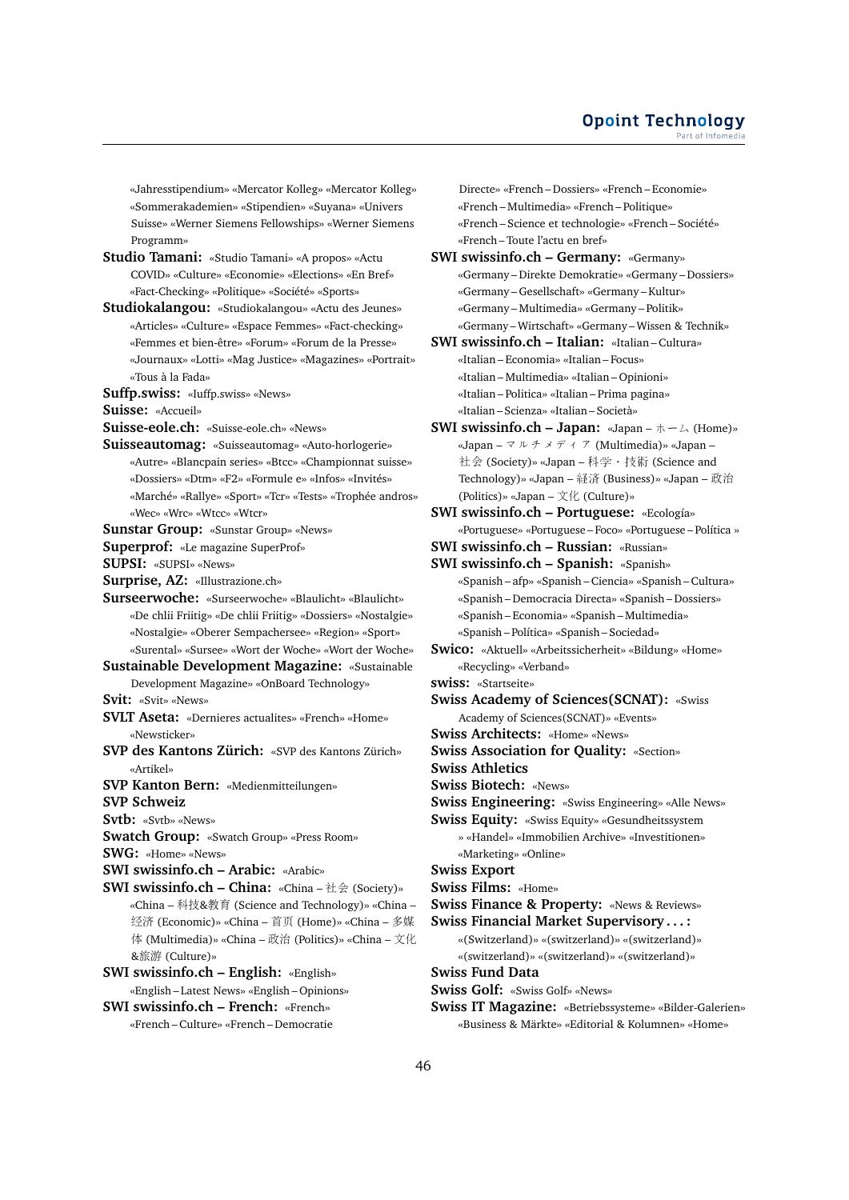«Jahresstipendium» «Mercator Kolleg» «Mercator Kolleg» «Sommerakademien» «Stipendien» «Suyana» «Univers Suisse» «Werner Siemens Fellowships» «Werner Siemens Programm»

**Studio Tamani:** «Studio Tamani» «A propos» «Actu COVID» «Culture» «Economie» «Elections» «En Bref» «Fact-Checking» «Politique» «Société» «Sports»

**Studiokalangou:** «Studiokalangou» «Actu des Jeunes» «Articles» «Culture» «Espace Femmes» «Fact-checking» «Femmes et bien-être» «Forum» «Forum de la Presse» «Journaux» «Lotti» «Mag Justice» «Magazines» «Portrait» «Tous à la Fada»

**Suffp.swiss:** «Iuffp.swiss» «News»

**Suisse:** «Accueil»

**Suisse-eole.ch:** «Suisse-eole.ch» «News»

**Suisseautomag:** «Suisseautomag» «Auto-horlogerie» «Autre» «Blancpain series» «Btcc» «Championnat suisse» «Dossiers» «Dtm» «F2» «Formule e» «Infos» «Invités» «Marché» «Rallye» «Sport» «Tcr» «Tests» «Trophée andros» «Wec» «Wrc» «Wtcc» «Wtcr»

**Sunstar Group:** «Sunstar Group» «News»

**Superprof:** «Le magazine SuperProf»

**SUPSI:** «SUPSI» «News»

**Surprise, AZ:** «Illustrazione.ch»

**Surseerwoche:** «Surseerwoche» «Blaulicht» «Blaulicht» «De chlii Friitig» «De chlii Friitig» «Dossiers» «Nostalgie» «Nostalgie» «Oberer Sempachersee» «Region» «Sport» «Surental» «Sursee» «Wort der Woche» «Wort der Woche»

**Sustainable Development Magazine:** «Sustainable Development Magazine» «OnBoard Technology»

**Svit:** «Svit» «News»

**SVLT Aseta:** «Dernieres actualites» «French» «Home» «Newsticker»

**SVP des Kantons Zürich:** «SVP des Kantons Zürich» «Artikel»

**SVP Kanton Bern:** «Medienmitteilungen»

**SVP Schweiz**

**Svtb:** «Svtb» «News»

**Swatch Group:** «Swatch Group» «Press Room»

**SWG:** «Home» «News»

**SWI swissinfo.ch – Arabic:** «Arabic»

**SWI swissinfo.ch – China:** «China – 社会 (Society)» «China – 科技&教育 (Science and Technology)» «China – 经济 (Economic)» «China – 首页 (Home)» «China – 多媒体 (Multimedia)» «China – 政治 (Politics)» «China – 文化&旅游 (Culture)»

**SWI swissinfo.ch – English:** «English» «English – Latest News» «English – Opinions»

**SWI swissinfo.ch – French:** «French» «French – Culture» «French – Democratie Directe» «French – Dossiers» «French – Economie» «French – Multimedia» «French – Politique» «French – Science et technologie» «French – Société» «French – Toute l'actu en bref»

**SWI swissinfo.ch – Germany:** «Germany» «Germany – Direkte Demokratie» «Germany – Dossiers» «Germany – Gesellschaft» «Germany – Kultur» «Germany – Multimedia» «Germany – Politik» «Germany – Wirtschaft» «Germany – Wissen & Technik»

**SWI swissinfo.ch – Italian:** «Italian – Cultura» «Italian – Economia» «Italian – Focus» «Italian – Multimedia» «Italian – Opinioni» «Italian – Politica» «Italian – Prima pagina» «Italian – Scienza» «Italian – Società»

**SWI swissinfo.ch – Japan:** «Japan – ホーム (Home)» «Japan – マルチメディア (Multimedia)» «Japan – 社会 (Society)» «Japan – 科学・技術 (Science and Technology)» «Japan – 経済 (Business)» «Japan – 政治 (Politics)» «Japan – 文化 (Culture)»

**SWI swissinfo.ch – Portuguese:** «Ecología» «Portuguese» «Portuguese – Foco» «Portuguese – Política »

**SWI swissinfo.ch – Russian:** «Russian»

**SWI swissinfo.ch – Spanish:** «Spanish» «Spanish – afp» «Spanish – Ciencia» «Spanish – Cultura» «Spanish – Democracia Directa» «Spanish – Dossiers» «Spanish – Economia» «Spanish – Multimedia» «Spanish – Política» «Spanish – Sociedad»

**Swico:** «Aktuell» «Arbeitssicherheit» «Bildung» «Home» «Recycling» «Verband»

**swiss:** «Startseite»

**Swiss Academy of Sciences(SCNAT):** «Swiss Academy of Sciences(SCNAT)» «Events»

**Swiss Architects:** «Home» «News»

**Swiss Association for Quality:** «Section»

**Swiss Athletics**

**Swiss Biotech:** «News»

**Swiss Engineering:** «Swiss Engineering» «Alle News»

**Swiss Equity:** «Swiss Equity» «Gesundheitssystem » «Handel» «Immobilien Archive» «Investitionen» «Marketing» «Online»

**Swiss Export**

**Swiss Films:** «Home»

**Swiss Finance & Property:** «News & Reviews»

**Swiss Financial Market Supervisory . . . :** «(Switzerland)» «(switzerland)» «(switzerland)» «(switzerland)» «(switzerland)» «(switzerland)»

**Swiss Fund Data**

**Swiss Golf:** «Swiss Golf» «News»

**Swiss IT Magazine:** «Betriebssysteme» «Bilder-Galerien» «Business & Märkte» «Editorial & Kolumnen» «Home»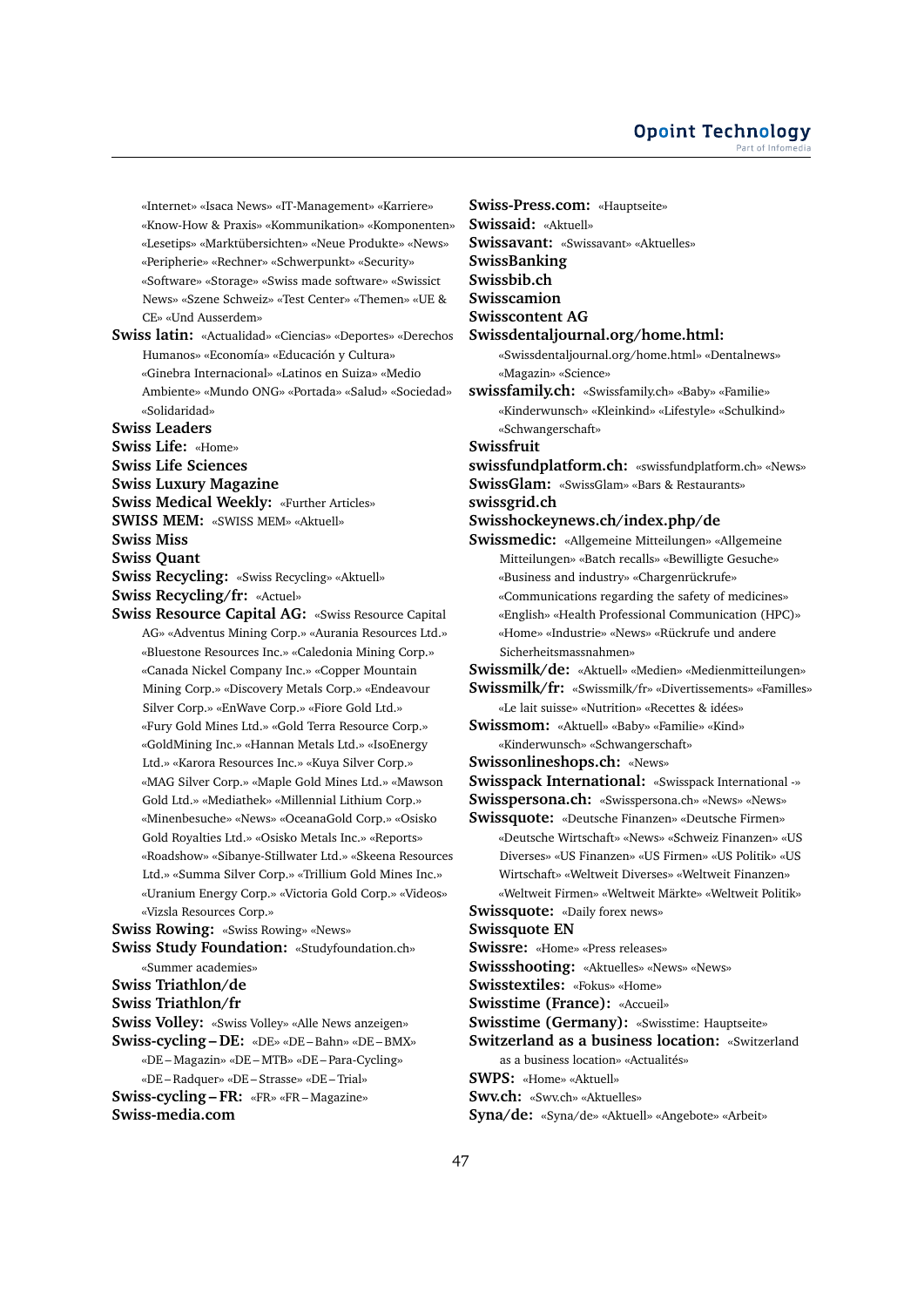«Internet» «Isaca News» «IT-Management» «Karriere» «Know-How & Praxis» «Kommunikation» «Komponenten» «Lesetips» «Marktübersichten» «Neue Produkte» «News» «Peripherie» «Rechner» «Schwerpunkt» «Security» «Software» «Storage» «Swiss made software» «Swissict News» «Szene Schweiz» «Test Center» «Themen» «UE & CE» «Und Ausserdem»

**Swiss latin:** «Actualidad» «Ciencias» «Deportes» «Derechos Humanos» «Economía» «Educación y Cultura» «Ginebra Internacional» «Latinos en Suiza» «Medio Ambiente» «Mundo ONG» «Portada» «Salud» «Sociedad» «Solidaridad»

**Swiss Leaders**

**Swiss Life:** «Home»

**Swiss Life Sciences**

**Swiss Luxury Magazine**

**Swiss Medical Weekly:** «Further Articles»

**SWISS MEM:** «SWISS MEM» «Aktuell»

**Swiss Miss**

**Swiss Quant**

**Swiss Recycling:** «Swiss Recycling» «Aktuell»

**Swiss Recycling/fr:** «Actuel»

**Swiss Resource Capital AG:** «Swiss Resource Capital AG» «Adventus Mining Corp.» «Aurania Resources Ltd.» «Bluestone Resources Inc.» «Caledonia Mining Corp.» «Canada Nickel Company Inc.» «Copper Mountain Mining Corp.» «Discovery Metals Corp.» «Endeavour Silver Corp.» «EnWave Corp.» «Fiore Gold Ltd.» «Fury Gold Mines Ltd.» «Gold Terra Resource Corp.» «GoldMining Inc.» «Hannan Metals Ltd.» «IsoEnergy Ltd.» «Karora Resources Inc.» «Kuya Silver Corp.» «MAG Silver Corp.» «Maple Gold Mines Ltd.» «Mawson Gold Ltd.» «Mediathek» «Millennial Lithium Corp.» «Minenbesuche» «News» «OceanaGold Corp.» «Osisko Gold Royalties Ltd.» «Osisko Metals Inc.» «Reports» «Roadshow» «Sibanye-Stillwater Ltd.» «Skeena Resources Ltd.» «Summa Silver Corp.» «Trillium Gold Mines Inc.» «Uranium Energy Corp.» «Victoria Gold Corp.» «Videos» «Vizsla Resources Corp.»

**Swiss Rowing:** «Swiss Rowing» «News»

**Swiss Study Foundation:** «Studyfoundation.ch» «Summer academies»

**Swiss Triathlon/de**

**Swiss Triathlon/fr**

**Swiss Volley:** «Swiss Volley» «Alle News anzeigen»

**Swiss-cycling – DE:** «DE» «DE – Bahn» «DE – BMX» «DE – Magazin» «DE – MTB» «DE – Para-Cycling» «DE – Radquer» «DE – Strasse» «DE – Trial»

**Swiss-cycling – FR:** «FR» «FR – Magazine»

**Swiss-media.com**

**Swiss-Press.com:** «Hauptseite»

**Swissaid:** «Aktuell»

**Swissavant:** «Swissavant» «Aktuelles»

**SwissBanking**

**Swissbib.ch**

**Swisscamion**

**Swisscontent AG**

**Swissdentaljournal.org/home.html:** «Swissdentaljournal.org/home.html» «Dentalnews» «Magazin» «Science»

**swissfamily.ch:** «Swissfamily.ch» «Baby» «Familie» «Kinderwunsch» «Kleinkind» «Lifestyle» «Schulkind» «Schwangerschaft»

**Swissfruit**

**swissfundplatform.ch:** «swissfundplatform.ch» «News»

**SwissGlam:** «SwissGlam» «Bars & Restaurants»

**swissgrid.ch**

**Swisshockeynews.ch/index.php/de**

**Swissmedic:** «Allgemeine Mitteilungen» «Allgemeine Mitteilungen» «Batch recalls» «Bewilligte Gesuche» «Business and industry» «Chargenrückrufe» «Communications regarding the safety of medicines» «English» «Health Professional Communication (HPC)» «Home» «Industrie» «News» «Rückrufe und andere Sicherheitsmassnahmen»

**Swissmilk/de:** «Aktuell» «Medien» «Medienmitteilungen»

**Swissmilk/fr:** «Swissmilk/fr» «Divertissements» «Familles» «Le lait suisse» «Nutrition» «Recettes & idées»

**Swissmom:** «Aktuell» «Baby» «Familie» «Kind» «Kinderwunsch» «Schwangerschaft»

**Swissonlineshops.ch:** «News»

**Swisspack International:** «Swisspack International -»

**Swisspersona.ch:** «Swisspersona.ch» «News» «News»

**Swissquote:** «Deutsche Finanzen» «Deutsche Firmen» «Deutsche Wirtschaft» «News» «Schweiz Finanzen» «US Diverses» «US Finanzen» «US Firmen» «US Politik» «US Wirtschaft» «Weltweit Diverses» «Weltweit Finanzen» «Weltweit Firmen» «Weltweit Märkte» «Weltweit Politik»

**Swissquote:** «Daily forex news»

**Swissquote EN**

**Swissre:** «Home» «Press releases»

**Swissshooting:** «Aktuelles» «News» «News»

**Swisstextiles:** «Fokus» «Home»

**Swisstime (France):** «Accueil»

**Swisstime (Germany):** «Swisstime: Hauptseite»

**Switzerland as a business location:** «Switzerland as a business location» «Actualités»

**SWPS:** «Home» «Aktuell»

**Swv.ch:** «Swv.ch» «Aktuelles»

**Syna/de:** «Syna/de» «Aktuell» «Angebote» «Arbeit»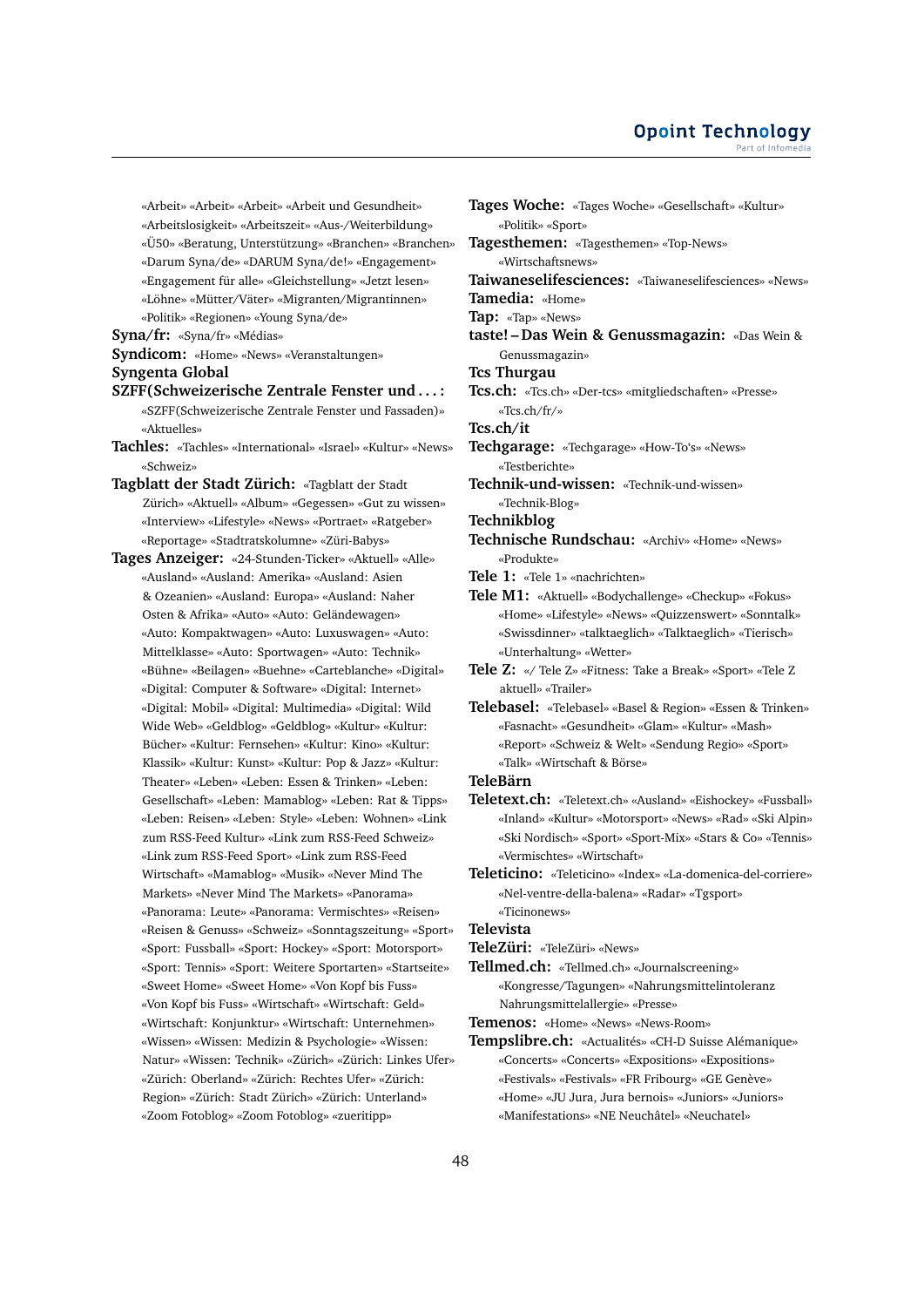«Arbeit» «Arbeit» «Arbeit» «Arbeit und Gesundheit» «Arbeitslosigkeit» «Arbeitszeit» «Aus-/Weiterbildung» «Ü50» «Beratung, Unterstützung» «Branchen» «Branchen» «Darum Syna/de» «DARUM Syna/de!» «Engagement» «Engagement für alle» «Gleichstellung» «Jetzt lesen» «Löhne» «Mütter/Väter» «Migranten/Migrantinnen» «Politik» «Regionen» «Young Syna/de»

**Syna/fr:** «Syna/fr» «Médias»

**Syndicom:** «Home» «News» «Veranstaltungen»

**Syngenta Global**

**SZFF(Schweizerische Zentrale Fenster und . . . :** «SZFF(Schweizerische Zentrale Fenster und Fassaden)» «Aktuelles»

**Tachles:** «Tachles» «International» «Israel» «Kultur» «News» «Schweiz»

**Tagblatt der Stadt Zürich:** «Tagblatt der Stadt Zürich» «Aktuell» «Album» «Gegessen» «Gut zu wissen» «Interview» «Lifestyle» «News» «Portraet» «Ratgeber» «Reportage» «Stadtratskolumne» «Züri-Babys»

**Tages Anzeiger:** «24-Stunden-Ticker» «Aktuell» «Alle» «Ausland» «Ausland: Amerika» «Ausland: Asien & Ozeanien» «Ausland: Europa» «Ausland: Naher Osten & Afrika» «Auto» «Auto: Geländewagen» «Auto: Kompaktwagen» «Auto: Luxuswagen» «Auto: Mittelklasse» «Auto: Sportwagen» «Auto: Technik» «Bühne» «Beilagen» «Buehne» «Carteblanche» «Digital» «Digital: Computer & Software» «Digital: Internet» «Digital: Mobil» «Digital: Multimedia» «Digital: Wild Wide Web» «Geldblog» «Geldblog» «Kultur» «Kultur: Bücher» «Kultur: Fernsehen» «Kultur: Kino» «Kultur: Klassik» «Kultur: Kunst» «Kultur: Pop & Jazz» «Kultur: Theater» «Leben» «Leben: Essen & Trinken» «Leben: Gesellschaft» «Leben: Mamablog» «Leben: Rat & Tipps» «Leben: Reisen» «Leben: Style» «Leben: Wohnen» «Link zum RSS-Feed Kultur» «Link zum RSS-Feed Schweiz» «Link zum RSS-Feed Sport» «Link zum RSS-Feed Wirtschaft» «Mamablog» «Musik» «Never Mind The Markets» «Never Mind The Markets» «Panorama» «Panorama: Leute» «Panorama: Vermischtes» «Reisen» «Reisen & Genuss» «Schweiz» «Sonntagszeitung» «Sport» «Sport: Fussball» «Sport: Hockey» «Sport: Motorsport» «Sport: Tennis» «Sport: Weitere Sportarten» «Startseite» «Sweet Home» «Sweet Home» «Von Kopf bis Fuss» «Von Kopf bis Fuss» «Wirtschaft» «Wirtschaft: Geld» «Wirtschaft: Konjunktur» «Wirtschaft: Unternehmen» «Wissen» «Wissen: Medizin & Psychologie» «Wissen: Natur» «Wissen: Technik» «Zürich» «Zürich: Linkes Ufer» «Zürich: Oberland» «Zürich: Rechtes Ufer» «Zürich: Region» «Zürich: Stadt Zürich» «Zürich: Unterland» «Zoom Fotoblog» «Zoom Fotoblog» «zueritipp»

**Tages Woche:** «Tages Woche» «Gesellschaft» «Kultur» «Politik» «Sport»

**Tagesthemen:** «Tagesthemen» «Top-News» «Wirtschaftsnews»

**Taiwaneselifesciences:** «Taiwaneselifesciences» «News»

**Tamedia:** «Home»

**Tap:** «Tap» «News»

**taste! – Das Wein & Genussmagazin:** «Das Wein & Genussmagazin»

**Tcs Thurgau**

**Tcs.ch:** «Tcs.ch» «Der-tcs» «mitgliedschaften» «Presse» «Tcs.ch/fr/»

**Tcs.ch/it**

**Techgarage:** «Techgarage» «How-To's» «News» «Testberichte»

**Technik-und-wissen:** «Technik-und-wissen» «Technik-Blog»

**Technikblog**

**Technische Rundschau:** «Archiv» «Home» «News» «Produkte»

**Tele 1:** «Tele 1» «nachrichten»

**Tele M1:** «Aktuell» «Bodychallenge» «Checkup» «Fokus» «Home» «Lifestyle» «News» «Quizzenswert» «Sonntalk» «Swissdinner» «talktaeglich» «Talktaeglich» «Tierisch» «Unterhaltung» «Wetter»

**Tele Z:** «/ Tele Z» «Fitness: Take a Break» «Sport» «Tele Z aktuell» «Trailer»

**Telebasel:** «Telebasel» «Basel & Region» «Essen & Trinken» «Fasnacht» «Gesundheit» «Glam» «Kultur» «Mash» «Report» «Schweiz & Welt» «Sendung Regio» «Sport» «Talk» «Wirtschaft & Börse»

**TeleBärn**

**Teletext.ch:** «Teletext.ch» «Ausland» «Eishockey» «Fussball» «Inland» «Kultur» «Motorsport» «News» «Rad» «Ski Alpin» «Ski Nordisch» «Sport» «Sport-Mix» «Stars & Co» «Tennis» «Vermischtes» «Wirtschaft»

**Teleticino:** «Teleticino» «Index» «La-domenica-del-corriere» «Nel-ventre-della-balena» «Radar» «Tgsport» «Ticinonews»

**Televista**

**TeleZüri:** «TeleZüri» «News»

**Tellmed.ch:** «Tellmed.ch» «Journalscreening» «Kongresse/Tagungen» «Nahrungsmittelintoleranz Nahrungsmittelallergie» «Presse»

**Temenos:** «Home» «News» «News-Room»

**Tempslibre.ch:** «Actualités» «CH-D Suisse Alémanique» «Concerts» «Concerts» «Expositions» «Expositions» «Festivals» «Festivals» «FR Fribourg» «GE Genève» «Home» «JU Jura, Jura bernois» «Juniors» «Juniors» «Manifestations» «NE Neuchâtel» «Neuchatel»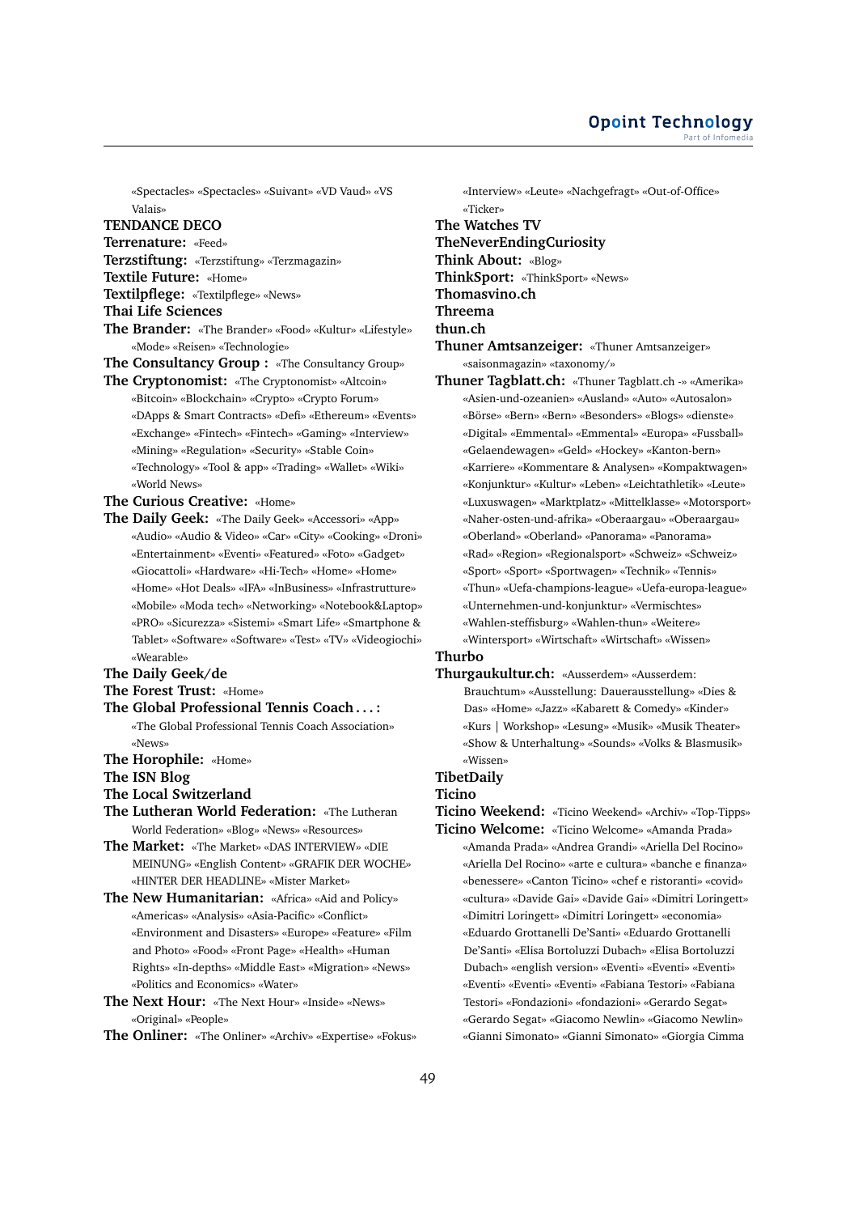«Spectacles» «Spectacles» «Suivant» «VD Vaud» «VS Valais»

**TENDANCE DECO**

**Terrenature:** «Feed»

**Terzstiftung:** «Terzstiftung» «Terzmagazin»

**Textile Future:** «Home»

**Textilpflege:** «Textilpflege» «News»

**Thai Life Sciences**

**The Brander:** «The Brander» «Food» «Kultur» «Lifestyle» «Mode» «Reisen» «Technologie»

**The Consultancy Group :** «The Consultancy Group»

**The Cryptonomist:** «The Cryptonomist» «Altcoin» «Bitcoin» «Blockchain» «Crypto» «Crypto Forum» «DApps & Smart Contracts» «Defi» «Ethereum» «Events» «Exchange» «Fintech» «Fintech» «Gaming» «Interview» «Mining» «Regulation» «Security» «Stable Coin» «Technology» «Tool & app» «Trading» «Wallet» «Wiki» «World News»

**The Curious Creative:** «Home»

**The Daily Geek:** «The Daily Geek» «Accessori» «App» «Audio» «Audio & Video» «Car» «City» «Cooking» «Droni» «Entertainment» «Eventi» «Featured» «Foto» «Gadget» «Giocattoli» «Hardware» «Hi-Tech» «Home» «Home» «Home» «Hot Deals» «IFA» «InBusiness» «Infrastrutture» «Mobile» «Moda tech» «Networking» «Notebook&Laptop» «PRO» «Sicurezza» «Sistemi» «Smart Life» «Smartphone & Tablet» «Software» «Software» «Test» «TV» «Videogiochi» «Wearable»

**The Daily Geek/de**

**The Forest Trust:** «Home»

**The Global Professional Tennis Coach . . . :** «The Global Professional Tennis Coach Association» «News»

**The Horophile:** «Home»

**The ISN Blog**

**The Local Switzerland**

**The Lutheran World Federation:** «The Lutheran World Federation» «Blog» «News» «Resources»

**The Market:** «The Market» «DAS INTERVIEW» «DIE MEINUNG» «English Content» «GRAFIK DER WOCHE» «HINTER DER HEADLINE» «Mister Market»

**The New Humanitarian:** «Africa» «Aid and Policy» «Americas» «Analysis» «Asia-Pacific» «Conflict» «Environment and Disasters» «Europe» «Feature» «Film and Photo» «Food» «Front Page» «Health» «Human Rights» «In-depths» «Middle East» «Migration» «News» «Politics and Economics» «Water»

**The Next Hour:** «The Next Hour» «Inside» «News» «Original» «People»

**The Onliner:** «The Onliner» «Archiv» «Expertise» «Fokus» «Interview» «Leute» «Nachgefragt» «Out-of-Office» «Ticker»

**The Watches TV**

**TheNeverEndingCuriosity**

**Think About:** «Blog»

**ThinkSport:** «ThinkSport» «News»

**Thomasvino.ch**

**Threema**

**thun.ch**

**Thuner Amtsanzeiger:** «Thuner Amtsanzeiger» «saisonmagazin» «taxonomy/»

**Thuner Tagblatt.ch:** «Thuner Tagblatt.ch -» «Amerika» «Asien-und-ozeanien» «Ausland» «Auto» «Autosalon» «Börse» «Bern» «Besonders» «Blogs» «dienste» «Digital» «Emmental» «Emmental» «Europa» «Fussball» «Gelaendewagen» «Geld» «Hockey» «Kanton-bern» «Karriere» «Kommentare & Analysen» «Kompaktwagen» «Konjunktur» «Kultur» «Leben» «Leichtathletik» «Leute» «Luxuswagen» «Marktplatz» «Mittelklasse» «Motorsport» «Naher-osten-und-afrika» «Oberaargau» «Oberaargau» «Oberland» «Oberland» «Panorama» «Panorama» «Rad» «Region» «Regionalsport» «Schweiz» «Schweiz» «Sport» «Sport» «Sportwagen» «Technik» «Tennis» «Thun» «Uefa-champions-league» «Uefa-europa-league» «Unternehmen-und-konjunktur» «Vermischtes» «Wahlen-steffisburg» «Wahlen-thun» «Weitere» «Wintersport» «Wirtschaft» «Wirtschaft» «Wissen»

**Thurbo**

**Thurgaukultur.ch:** «Ausserdem» «Ausserdem: Brauchtum» «Ausstellung: Dauerausstellung» «Dies & Das» «Home» «Jazz» «Kabarett & Comedy» «Kinder» «Kurs | Workshop» «Lesung» «Musik» «Musik Theater» «Show & Unterhaltung» «Sounds» «Volks & Blasmusik» «Wissen»

**TibetDaily**

**Ticino**

**Ticino Weekend:** «Ticino Weekend» «Archiv» «Top-Tipps»

**Ticino Welcome:** «Ticino Welcome» «Amanda Prada» «Amanda Prada» «Andrea Grandi» «Ariella Del Rocino» «Ariella Del Rocino» «arte e cultura» «banche e finanza» «benessere» «Canton Ticino» «chef e ristoranti» «covid» «cultura» «Davide Gai» «Davide Gai» «Dimitri Loringett» «Dimitri Loringett» «Dimitri Loringett» «economia» «Eduardo Grottanelli De'Santi» «Eduardo Grottanelli De'Santi» «Elisa Bortoluzzi Dubach» «Elisa Bortoluzzi Dubach» «english version» «Eventi» «Eventi» «Eventi» «Eventi» «Eventi» «Eventi» «Fabiana Testori» «Fabiana Testori» «Fondazioni» «fondazioni» «Gerardo Segat» «Gerardo Segat» «Giacomo Newlin» «Giacomo Newlin» «Gianni Simonato» «Gianni Simonato» «Giorgia Cimma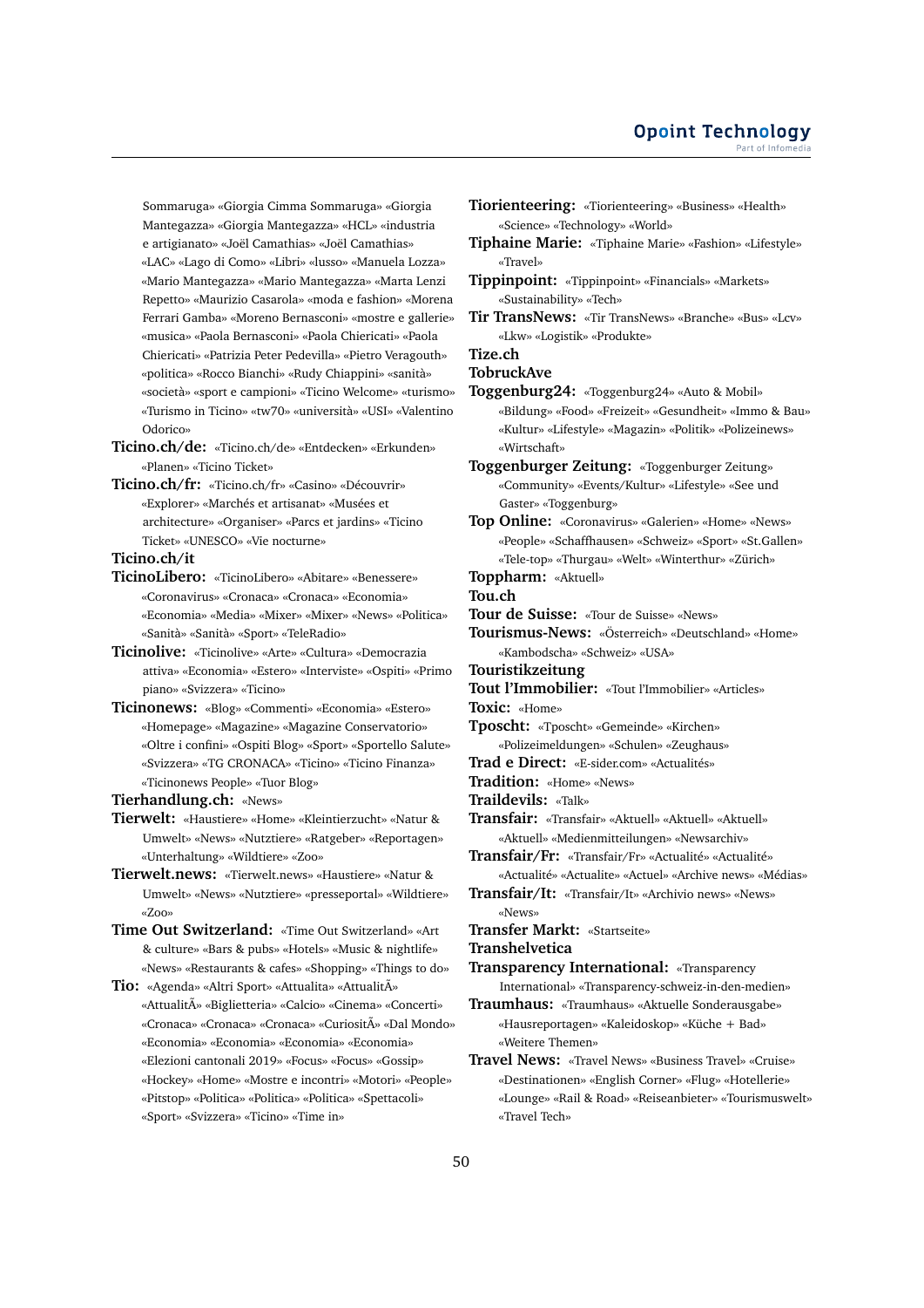Sommaruga» «Giorgia Cimma Sommaruga» «Giorgia Mantegazza» «Giorgia Mantegazza» «HCL» «industria e artigianato» «Joël Camathias» «Joël Camathias» «LAC» «Lago di Como» «Libri» «lusso» «Manuela Lozza» «Mario Mantegazza» «Mario Mantegazza» «Marta Lenzi Repetto» «Maurizio Casarola» «moda e fashion» «Morena Ferrari Gamba» «Moreno Bernasconi» «mostre e gallerie» «musica» «Paola Bernasconi» «Paola Chiericati» «Paola Chiericati» «Patrizia Peter Pedevilla» «Pietro Veragouth» «politica» «Rocco Bianchi» «Rudy Chiappini» «sanità» «società» «sport e campioni» «Ticino Welcome» «turismo» «Turismo in Ticino» «tw70» «università» «USI» «Valentino Odorico»

**Ticino.ch/de:** «Ticino.ch/de» «Entdecken» «Erkunden» «Planen» «Ticino Ticket»

**Ticino.ch/fr:** «Ticino.ch/fr» «Casino» «Découvrir» «Explorer» «Marchés et artisanat» «Musées et architecture» «Organiser» «Parcs et jardins» «Ticino Ticket» «UNESCO» «Vie nocturne»

**Ticino.ch/it**

**TicinoLibero:** «TicinoLibero» «Abitare» «Benessere» «Coronavirus» «Cronaca» «Cronaca» «Economia» «Economia» «Media» «Mixer» «Mixer» «News» «Politica» «Sanità» «Sanità» «Sport» «TeleRadio»

**Ticinolive:** «Ticinolive» «Arte» «Cultura» «Democrazia attiva» «Economia» «Estero» «Interviste» «Ospiti» «Primo piano» «Svizzera» «Ticino»

**Ticinonews:** «Blog» «Commenti» «Economia» «Estero» «Homepage» «Magazine» «Magazine Conservatorio» «Oltre i confini» «Ospiti Blog» «Sport» «Sportello Salute» «Svizzera» «TG CRONACA» «Ticino» «Ticino Finanza» «Ticinonews People» «Tuor Blog»

**Tierhandlung.ch:** «News»

**Tierwelt:** «Haustiere» «Home» «Kleintierzucht» «Natur & Umwelt» «News» «Nutztiere» «Ratgeber» «Reportagen» «Unterhaltung» «Wildtiere» «Zoo»

**Tierwelt.news:** «Tierwelt.news» «Haustiere» «Natur & Umwelt» «News» «Nutztiere» «presseportal» «Wildtiere» «Zoo»

**Time Out Switzerland:** «Time Out Switzerland» «Art & culture» «Bars & pubs» «Hotels» «Music & nightlife» «News» «Restaurants & cafes» «Shopping» «Things to do»

**Tio:** «Agenda» «Altri Sport» «Attualita» «AttualitÃ» «AttualitÃ» «Biglietteria» «Calcio» «Cinema» «Concerti» «Cronaca» «Cronaca» «Cronaca» «CuriositÃ» «Dal Mondo» «Economia» «Economia» «Economia» «Economia» «Elezioni cantonali 2019» «Focus» «Focus» «Gossip» «Hockey» «Home» «Mostre e incontri» «Motori» «People» «Pitstop» «Politica» «Politica» «Politica» «Spettacoli» «Sport» «Svizzera» «Ticino» «Time in»

**Tiorienteering:** «Tiorienteering» «Business» «Health» «Science» «Technology» «World»

**Tiphaine Marie:** «Tiphaine Marie» «Fashion» «Lifestyle» «Travel»

**Tippinpoint:** «Tippinpoint» «Financials» «Markets» «Sustainability» «Tech»

**Tir TransNews:** «Tir TransNews» «Branche» «Bus» «Lcv» «Lkw» «Logistik» «Produkte»

**Tize.ch**

**TobruckAve**

**Toggenburg24:** «Toggenburg24» «Auto & Mobil» «Bildung» «Food» «Freizeit» «Gesundheit» «Immo & Bau» «Kultur» «Lifestyle» «Magazin» «Politik» «Polizeinews» «Wirtschaft»

**Toggenburger Zeitung:** «Toggenburger Zeitung» «Community» «Events/Kultur» «Lifestyle» «See und Gaster» «Toggenburg»

**Top Online:** «Coronavirus» «Galerien» «Home» «News» «People» «Schaffhausen» «Schweiz» «Sport» «St.Gallen» «Tele-top» «Thurgau» «Welt» «Winterthur» «Zürich»

**Toppharm:** «Aktuell»

**Tou.ch**

**Tour de Suisse:** «Tour de Suisse» «News»

**Tourismus-News:** «Österreich» «Deutschland» «Home» «Kambodscha» «Schweiz» «USA»

**Touristikzeitung**

**Tout l'Immobilier:** «Tout l'Immobilier» «Articles»

**Toxic:** «Home»

**Tposcht:** «Tposcht» «Gemeinde» «Kirchen» «Polizeimeldungen» «Schulen» «Zeughaus»

**Trad e Direct:** «E-sider.com» «Actualités»

**Tradition:** «Home» «News»

**Traildevils:** «Talk»

**Transfair:** «Transfair» «Aktuell» «Aktuell» «Aktuell» «Aktuell» «Medienmitteilungen» «Newsarchiv»

**Transfair/Fr:** «Transfair/Fr» «Actualité» «Actualité» «Actualité» «Actualite» «Actuel» «Archive news» «Médias»

**Transfair/It:** «Transfair/It» «Archivio news» «News» «News»

**Transfer Markt:** «Startseite»

**Transhelvetica**

**Transparency International:** «Transparency International» «Transparency-schweiz-in-den-medien»

**Traumhaus:** «Traumhaus» «Aktuelle Sonderausgabe» «Hausreportagen» «Kaleidoskop» «Küche + Bad» «Weitere Themen»

**Travel News:** «Travel News» «Business Travel» «Cruise» «Destinationen» «English Corner» «Flug» «Hotellerie» «Lounge» «Rail & Road» «Reiseanbieter» «Tourismuswelt» «Travel Tech»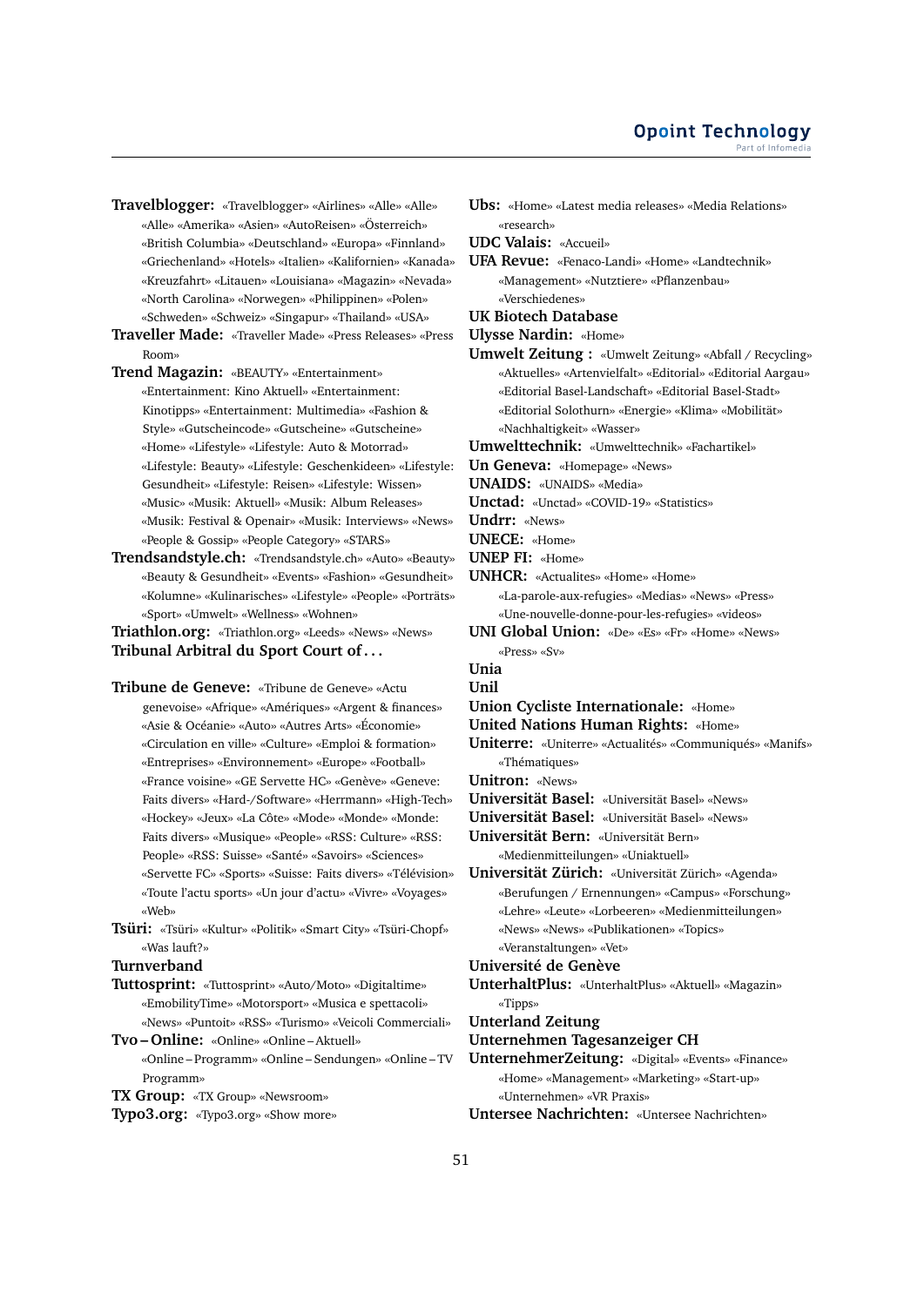**Travelblogger:** «Travelblogger» «Airlines» «Alle» «Alle» «Alle» «Amerika» «Asien» «AutoReisen» «Österreich» «British Columbia» «Deutschland» «Europa» «Finnland» «Griechenland» «Hotels» «Italien» «Kalifornien» «Kanada» «Kreuzfahrt» «Litauen» «Louisiana» «Magazin» «Nevada» «North Carolina» «Norwegen» «Philippinen» «Polen» «Schweden» «Schweiz» «Singapur» «Thailand» «USA»

**Traveller Made:** «Traveller Made» «Press Releases» «Press Room»

**Trend Magazin:** «BEAUTY» «Entertainment» «Entertainment: Kino Aktuell» «Entertainment: Kinotipps» «Entertainment: Multimedia» «Fashion & Style» «Gutscheincode» «Gutscheine» «Gutscheine» «Home» «Lifestyle» «Lifestyle: Auto & Motorrad» «Lifestyle: Beauty» «Lifestyle: Geschenkideen» «Lifestyle: Gesundheit» «Lifestyle: Reisen» «Lifestyle: Wissen» «Music» «Musik: Aktuell» «Musik: Album Releases» «Musik: Festival & Openair» «Musik: Interviews» «News» «People & Gossip» «People Category» «STARS»

**Trendsandstyle.ch:** «Trendsandstyle.ch» «Auto» «Beauty» «Beauty & Gesundheit» «Events» «Fashion» «Gesundheit» «Kolumne» «Kulinarisches» «Lifestyle» «People» «Porträts» «Sport» «Umwelt» «Wellness» «Wohnen»

**Triathlon.org:** «Triathlon.org» «Leeds» «News» «News»

**Tribunal Arbitral du Sport Court of . . .**

**Tribune de Geneve:** «Tribune de Geneve» «Actu genevoise» «Afrique» «Amériques» «Argent & finances» «Asie & Océanie» «Auto» «Autres Arts» «Économie» «Circulation en ville» «Culture» «Emploi & formation» «Entreprises» «Environnement» «Europe» «Football» «France voisine» «GE Servette HC» «Genève» «Geneve: Faits divers» «Hard-/Software» «Herrmann» «High-Tech» «Hockey» «Jeux» «La Côte» «Mode» «Monde» «Monde: Faits divers» «Musique» «People» «RSS: Culture» «RSS: People» «RSS: Suisse» «Santé» «Savoirs» «Sciences» «Servette FC» «Sports» «Suisse: Faits divers» «Télévision» «Toute l'actu sports» «Un jour d'actu» «Vivre» «Voyages» «Web»

**Tsüri:** «Tsüri» «Kultur» «Politik» «Smart City» «Tsüri-Chopf» «Was lauft?»

**Turnverband**

**Tuttosprint:** «Tuttosprint» «Auto/Moto» «Digitaltime» «EmobilityTime» «Motorsport» «Musica e spettacoli» «News» «Puntoit» «RSS» «Turismo» «Veicoli Commerciali»

**Tvo – Online:** «Online» «Online – Aktuell» «Online – Programm» «Online – Sendungen» «Online – TV Programm»

**TX Group:** «TX Group» «Newsroom»

**Typo3.org:** «Typo3.org» «Show more»

**Ubs:** «Home» «Latest media releases» «Media Relations» «research»

**UDC Valais:** «Accueil»

**UFA Revue:** «Fenaco-Landi» «Home» «Landtechnik» «Management» «Nutztiere» «Pflanzenbau» «Verschiedenes»

**UK Biotech Database**

**Ulysse Nardin:** «Home»

**Umwelt Zeitung :** «Umwelt Zeitung» «Abfall / Recycling» «Aktuelles» «Artenvielfalt» «Editorial» «Editorial Aargau» «Editorial Basel-Landschaft» «Editorial Basel-Stadt» «Editorial Solothurn» «Energie» «Klima» «Mobilität» «Nachhaltigkeit» «Wasser»

**Umwelttechnik:** «Umwelttechnik» «Fachartikel»

**Un Geneva:** «Homepage» «News»

**UNAIDS:** «UNAIDS» «Media»

**Unctad:** «Unctad» «COVID-19» «Statistics»

**Undrr:** «News»

**UNECE:** «Home»

**UNEP FI:** «Home»

**UNHCR:** «Actualites» «Home» «Home» «La-parole-aux-refugies» «Medias» «News» «Press» «Une-nouvelle-donne-pour-les-refugies» «videos»

**UNI Global Union:** «De» «Es» «Fr» «Home» «News» «Press» «Sv»

**Unia**

**Unil**

**Union Cycliste Internationale:** «Home»

**United Nations Human Rights:** «Home»

**Uniterre:** «Uniterre» «Actualités» «Communiqués» «Manifs» «Thématiques»

**Unitron:** «News»

**Universität Basel:** «Universität Basel» «News»

**Universität Basel:** «Universität Basel» «News»

**Universität Bern:** «Universität Bern» «Medienmitteilungen» «Uniaktuell»

**Universität Zürich:** «Universität Zürich» «Agenda» «Berufungen / Ernennungen» «Campus» «Forschung» «Lehre» «Leute» «Lorbeeren» «Medienmitteilungen» «News» «News» «Publikationen» «Topics» «Veranstaltungen» «Vet»

**Université de Genève**

**UnterhaltPlus:** «UnterhaltPlus» «Aktuell» «Magazin» «Tipps»

**Unterland Zeitung**

**Unternehmen Tagesanzeiger CH**

**UnternehmerZeitung:** «Digital» «Events» «Finance» «Home» «Management» «Marketing» «Start-up» «Unternehmen» «VR Praxis»

**Untersee Nachrichten:** «Untersee Nachrichten»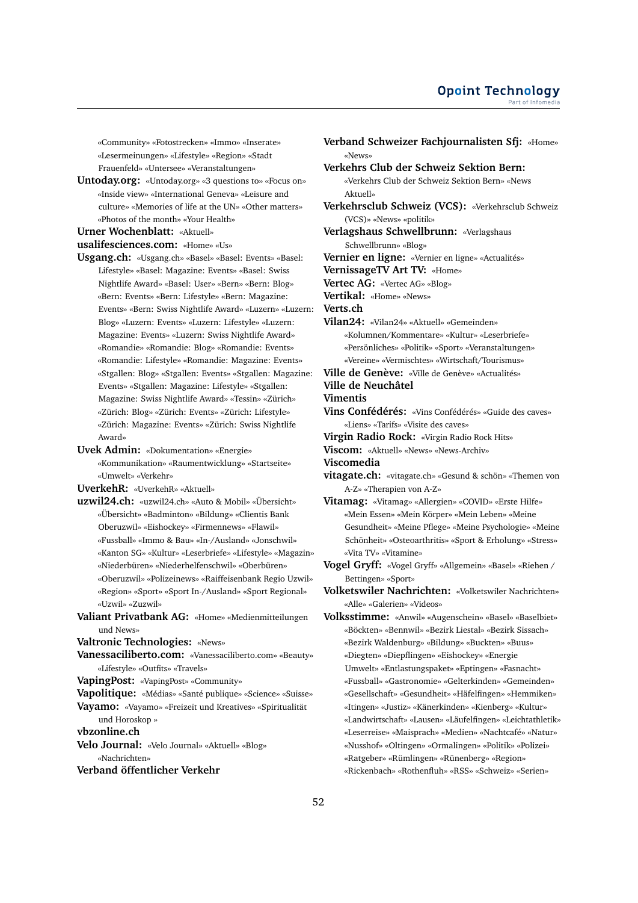«Community» «Fotostrecken» «Immo» «Inserate» «Lesermeinungen» «Lifestyle» «Region» «Stadt Frauenfeld» «Untersee» «Veranstaltungen»

**Untoday.org:** «Untoday.org» «3 questions to» «Focus on» «Inside view» «International Geneva» «Leisure and culture» «Memories of life at the UN» «Other matters» «Photos of the month» «Your Health»

**Urner Wochenblatt:** «Aktuell»

**usalifesciences.com:** «Home» «Us»

**Usgang.ch:** «Usgang.ch» «Basel» «Basel: Events» «Basel: Lifestyle» «Basel: Magazine: Events» «Basel: Swiss Nightlife Award» «Basel: User» «Bern» «Bern: Blog» «Bern: Events» «Bern: Lifestyle» «Bern: Magazine: Events» «Bern: Swiss Nightlife Award» «Luzern» «Luzern: Blog» «Luzern: Events» «Luzern: Lifestyle» «Luzern: Magazine: Events» «Luzern: Swiss Nightlife Award» «Romandie» «Romandie: Blog» «Romandie: Events» «Romandie: Lifestyle» «Romandie: Magazine: Events» «Stgallen: Blog» «Stgallen: Events» «Stgallen: Magazine: Events» «Stgallen: Magazine: Lifestyle» «Stgallen: Magazine: Swiss Nightlife Award» «Tessin» «Zürich» «Zürich: Blog» «Zürich: Events» «Zürich: Lifestyle» «Zürich: Magazine: Events» «Zürich: Swiss Nightlife Award»

**Uvek Admin:** «Dokumentation» «Energie» «Kommunikation» «Raumentwicklung» «Startseite» «Umwelt» «Verkehr»

**UverkehR:** «UverkehR» «Aktuell»

**uzwil24.ch:** «uzwil24.ch» «Auto & Mobil» «Übersicht» «Übersicht» «Badminton» «Bildung» «Clientis Bank Oberuzwil» «Eishockey» «Firmennews» «Flawil» «Fussball» «Immo & Bau» «In-/Ausland» «Jonschwil» «Kanton SG» «Kultur» «Leserbriefe» «Lifestyle» «Magazin» «Niederbüren» «Niederhelfenschwil» «Oberbüren» «Oberuzwil» «Polizeinews» «Raiffeisenbank Regio Uzwil» «Region» «Sport» «Sport In-/Ausland» «Sport Regional» «Uzwil» «Zuzwil»

**Valiant Privatbank AG:** «Home» «Medienmitteilungen und News»

**Valtronic Technologies:** «News»

**Vanessaciliberto.com:** «Vanessaciliberto.com» «Beauty» «Lifestyle» «Outfits» «Travels»

**VapingPost:** «VapingPost» «Community»

**Vapolitique:** «Médias» «Santé publique» «Science» «Suisse»

**Vayamo:** «Vayamo» «Freizeit und Kreatives» «Spiritualität und Horoskop »

**vbzonline.ch**

**Velo Journal:** «Velo Journal» «Aktuell» «Blog» «Nachrichten»

**Verband öffentlicher Verkehr**

**Verband Schweizer Fachjournalisten Sfj:** «Home» «News»

**Verkehrs Club der Schweiz Sektion Bern:** «Verkehrs Club der Schweiz Sektion Bern» «News Aktuell»

**Verkehrsclub Schweiz (VCS):** «Verkehrsclub Schweiz (VCS)» «News» «politik»

**Verlagshaus Schwellbrunn:** «Verlagshaus Schwellbrunn» «Blog»

**Vernier en ligne:** «Vernier en ligne» «Actualités»

**VernissageTV Art TV:** «Home»

**Vertec AG:** «Vertec AG» «Blog»

**Vertikal:** «Home» «News»

**Verts.ch**

**Vilan24:** «Vilan24» «Aktuell» «Gemeinden» «Kolumnen/Kommentare» «Kultur» «Leserbriefe» «Persönliches» «Politik» «Sport» «Veranstaltungen» «Vereine» «Vermischtes» «Wirtschaft/Tourismus»

**Ville de Genève:** «Ville de Genève» «Actualités»

**Ville de Neuchâtel**

**Vimentis**

**Vins Confédérés:** «Vins Confédérés» «Guide des caves» «Liens» «Tarifs» «Visite des caves»

**Virgin Radio Rock:** «Virgin Radio Rock Hits»

**Viscom:** «Aktuell» «News» «News-Archiv»

**Viscomedia**

**vitagate.ch:** «vitagate.ch» «Gesund & schön» «Themen von A-Z» «Therapien von A-Z»

**Vitamag:** «Vitamag» «Allergien» «COVID» «Erste Hilfe» «Mein Essen» «Mein Körper» «Mein Leben» «Meine Gesundheit» «Meine Pflege» «Meine Psychologie» «Meine Schönheit» «Osteoarthritis» «Sport & Erholung» «Stress» «Vita TV» «Vitamine»

**Vogel Gryff:** «Vogel Gryff» «Allgemein» «Basel» «Riehen / Bettingen» «Sport»

**Volketswiler Nachrichten:** «Volketswiler Nachrichten» «Alle» «Galerien» «Videos»

**Volksstimme:** «Anwil» «Augenschein» «Basel» «Baselbiet» «Böckten» «Bennwil» «Bezirk Liestal» «Bezirk Sissach» «Bezirk Waldenburg» «Bildung» «Buckten» «Buus» «Diegten» «Diepflingen» «Eishockey» «Energie Umwelt» «Entlastungspaket» «Eptingen» «Fasnacht» «Fussball» «Gastronomie» «Gelterkinden» «Gemeinden» «Gesellschaft» «Gesundheit» «Häfelfingen» «Hemmiken» «Itingen» «Justiz» «Känerkinden» «Kienberg» «Kultur» «Landwirtschaft» «Lausen» «Läufelfingen» «Leichtathletik» «Leserreise» «Maisprach» «Medien» «Nachtcafé» «Natur» «Nusshof» «Oltingen» «Ormalingen» «Politik» «Polizei» «Ratgeber» «Rümlingen» «Rünenberg» «Region» «Rickenbach» «Rothenfluh» «RSS» «Schweiz» «Serien»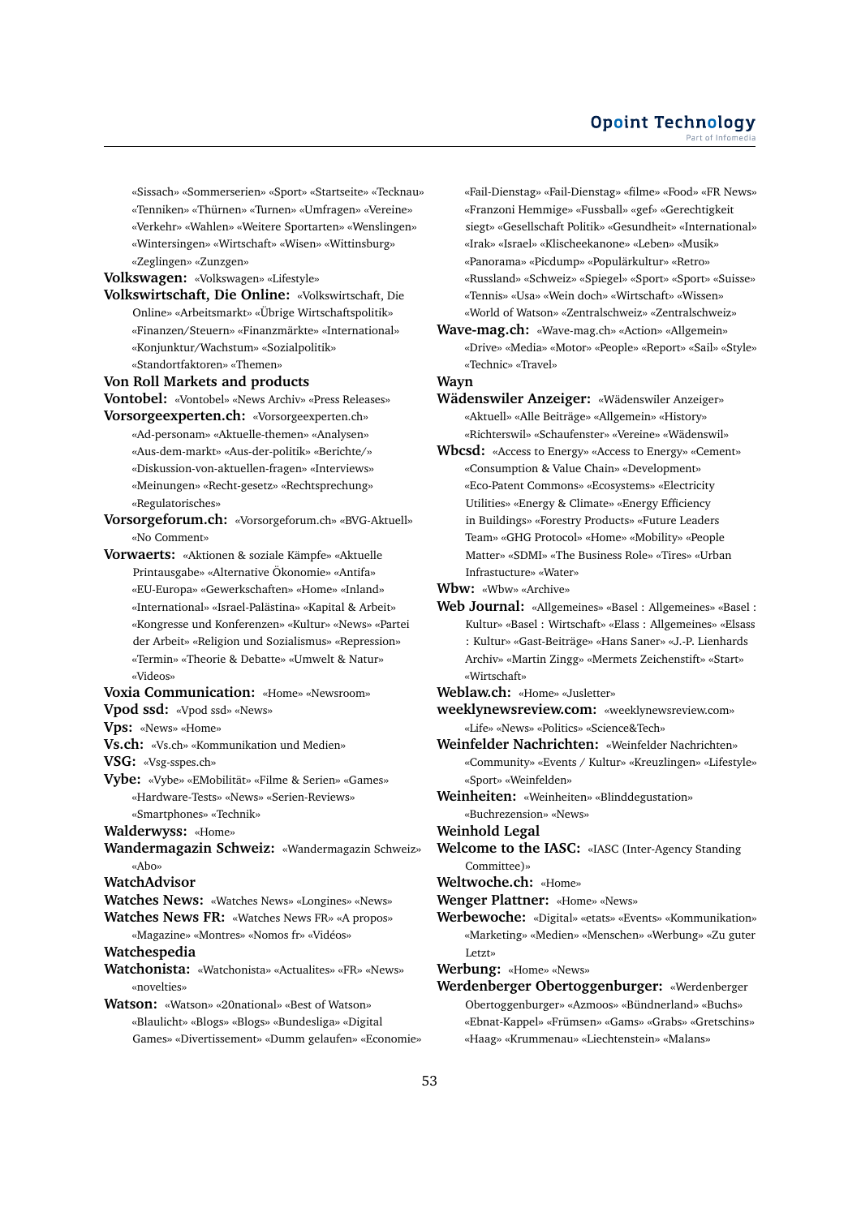«Sissach» «Sommerserien» «Sport» «Startseite» «Tecknau» «Tenniken» «Thürnen» «Turnen» «Umfragen» «Vereine» «Verkehr» «Wahlen» «Weitere Sportarten» «Wenslingen» «Wintersingen» «Wirtschaft» «Wisen» «Wittinsburg» «Zeglingen» «Zunzgen»

**Volkswagen:** «Volkswagen» «Lifestyle»

**Volkswirtschaft, Die Online:** «Volkswirtschaft, Die Online» «Arbeitsmarkt» «Übrige Wirtschaftspolitik» «Finanzen/Steuern» «Finanzmärkte» «International» «Konjunktur/Wachstum» «Sozialpolitik» «Standortfaktoren» «Themen»

**Von Roll Markets and products**

**Vontobel:** «Vontobel» «News Archiv» «Press Releases»

**Vorsorgeexperten.ch:** «Vorsorgeexperten.ch» «Ad-personam» «Aktuelle-themen» «Analysen» «Aus-dem-markt» «Aus-der-politik» «Berichte/» «Diskussion-von-aktuellen-fragen» «Interviews» «Meinungen» «Recht-gesetz» «Rechtsprechung» «Regulatorisches»

**Vorsorgeforum.ch:** «Vorsorgeforum.ch» «BVG-Aktuell» «No Comment»

**Vorwaerts:** «Aktionen & soziale Kämpfe» «Aktuelle Printausgabe» «Alternative Ökonomie» «Antifa» «EU-Europa» «Gewerkschaften» «Home» «Inland» «International» «Israel-Palästina» «Kapital & Arbeit» «Kongresse und Konferenzen» «Kultur» «News» «Partei der Arbeit» «Religion und Sozialismus» «Repression» «Termin» «Theorie & Debatte» «Umwelt & Natur» «Videos»

**Voxia Communication:** «Home» «Newsroom»

**Vpod ssd:** «Vpod ssd» «News»

**Vps:** «News» «Home»

**Vs.ch:** «Vs.ch» «Kommunikation und Medien»

**VSG:** «Vsg-sspes.ch»

**Vybe:** «Vybe» «EMobilität» «Filme & Serien» «Games» «Hardware-Tests» «News» «Serien-Reviews» «Smartphones» «Technik»

**Walderwyss:** «Home»

**Wandermagazin Schweiz:** «Wandermagazin Schweiz» «Abo»

**WatchAdvisor**

**Watches News:** «Watches News» «Longines» «News»

**Watches News FR:** «Watches News FR» «A propos» «Magazine» «Montres» «Nomos fr» «Vidéos»

**Watchespedia**

**Watchonista:** «Watchonista» «Actualites» «FR» «News» «novelties»

**Watson:** «Watson» «20national» «Best of Watson» «Blaulicht» «Blogs» «Blogs» «Bundesliga» «Digital Games» «Divertissement» «Dumm gelaufen» «Economie» «Fail-Dienstag» «Fail-Dienstag» «filme» «Food» «FR News» «Franzoni Hemmige» «Fussball» «gef» «Gerechtigkeit siegt» «Gesellschaft Politik» «Gesundheit» «International» «Irak» «Israel» «Klischeekanone» «Leben» «Musik» «Panorama» «Picdump» «Populärkultur» «Retro» «Russland» «Schweiz» «Spiegel» «Sport» «Sport» «Suisse» «Tennis» «Usa» «Wein doch» «Wirtschaft» «Wissen» «World of Watson» «Zentralschweiz» «Zentralschweiz»

**Wave-mag.ch:** «Wave-mag.ch» «Action» «Allgemein» «Drive» «Media» «Motor» «People» «Report» «Sail» «Style» «Technic» «Travel»

**Wayn**

**Wädenswiler Anzeiger:** «Wädenswiler Anzeiger» «Aktuell» «Alle Beiträge» «Allgemein» «History» «Richterswil» «Schaufenster» «Vereine» «Wädenswil»

**Wbcsd:** «Access to Energy» «Access to Energy» «Cement» «Consumption & Value Chain» «Development» «Eco-Patent Commons» «Ecosystems» «Electricity Utilities» «Energy & Climate» «Energy Efficiency in Buildings» «Forestry Products» «Future Leaders Team» «GHG Protocol» «Home» «Mobility» «People Matter» «SDMI» «The Business Role» «Tires» «Urban Infrastucture» «Water»

**Wbw:** «Wbw» «Archive»

**Web Journal:** «Allgemeines» «Basel : Allgemeines» «Basel : Kultur» «Basel : Wirtschaft» «Elass : Allgemeines» «Elsass : Kultur» «Gast-Beiträge» «Hans Saner» «J.-P. Lienhards Archiv» «Martin Zingg» «Mermets Zeichenstift» «Start» «Wirtschaft»

**Weblaw.ch:** «Home» «Jusletter»

**weeklynewsreview.com:** «weeklynewsreview.com» «Life» «News» «Politics» «Science&Tech»

**Weinfelder Nachrichten:** «Weinfelder Nachrichten» «Community» «Events / Kultur» «Kreuzlingen» «Lifestyle» «Sport» «Weinfelden»

**Weinheiten:** «Weinheiten» «Blinddegustation» «Buchrezension» «News»

**Weinhold Legal**

**Welcome to the IASC:** «IASC (Inter-Agency Standing Committee)»

**Weltwoche.ch:** «Home»

**Wenger Plattner:** «Home» «News»

**Werbewoche:** «Digital» «etats» «Events» «Kommunikation» «Marketing» «Medien» «Menschen» «Werbung» «Zu guter Letzt»

**Werbung:** «Home» «News»

**Werdenberger Obertoggenburger:** «Werdenberger Obertoggenburger» «Azmoos» «Bündnerland» «Buchs» «Ebnat-Kappel» «Frümsen» «Gams» «Grabs» «Gretschins» «Haag» «Krummenau» «Liechtenstein» «Malans»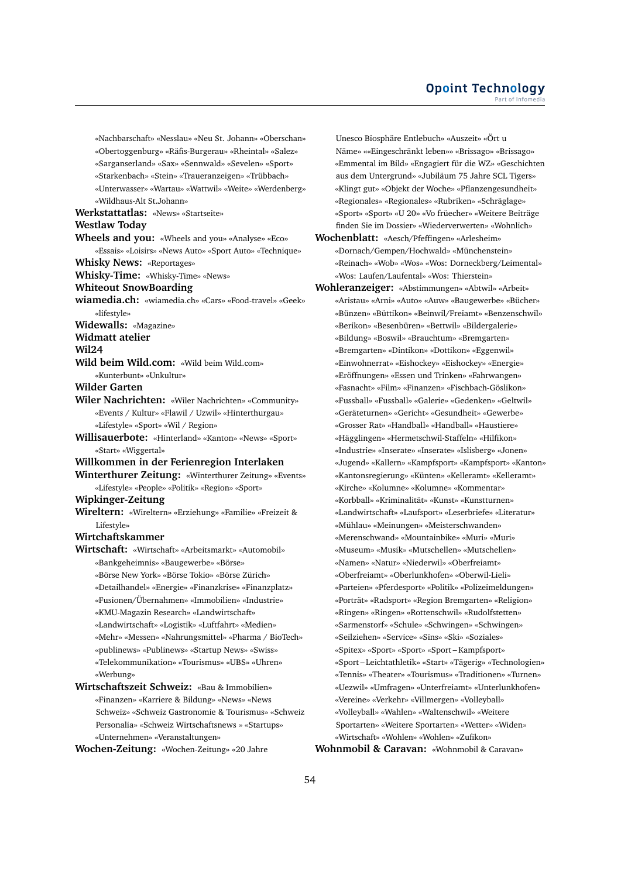«Nachbarschaft» «Nesslau» «Neu St. Johann» «Oberschan» «Obertoggenburg» «Räfis-Burgerau» «Rheintal» «Salez» «Sarganserland» «Sax» «Sennwald» «Sevelen» «Sport» «Starkenbach» «Stein» «Traueranzeigen» «Trübbach» «Unterwasser» «Wartau» «Wattwil» «Weite» «Werdenberg» «Wildhaus-Alt St.Johann»

**Werkstattatlas:** «News» «Startseite»

**Westlaw Today**

**Wheels and you:** «Wheels and you» «Analyse» «Eco» «Essais» «Loisirs» «News Auto» «Sport Auto» «Technique»

**Whisky News:** «Reportages»

**Whisky-Time:** «Whisky-Time» «News»

**Whiteout SnowBoarding**

**wiamedia.ch:** «wiamedia.ch» «Cars» «Food-travel» «Geek» «lifestyle»

**Widewalls:** «Magazine»

**Widmatt atelier**

**Wil24**

**Wild beim Wild.com:** «Wild beim Wild.com» «Kunterbunt» «Unkultur»

**Wilder Garten**

**Wiler Nachrichten:** «Wiler Nachrichten» «Community» «Events / Kultur» «Flawil / Uzwil» «Hinterthurgau» «Lifestyle» «Sport» «Wil / Region»

**Willisauerbote:** «Hinterland» «Kanton» «News» «Sport» «Start» «Wiggertal»

**Willkommen in der Ferienregion Interlaken**

**Winterthurer Zeitung:** «Winterthurer Zeitung» «Events» «Lifestyle» «People» «Politik» «Region» «Sport»

**Wipkinger-Zeitung**

**Wireltern:** «Wireltern» «Erziehung» «Familie» «Freizeit & Lifestyle»

**Wirtschaftskammer**

**Wirtschaft:** «Wirtschaft» «Arbeitsmarkt» «Automobil» «Bankgeheimnis» «Baugewerbe» «Börse» «Börse New York» «Börse Tokio» «Börse Zürich» «Detailhandel» «Energie» «Finanzkrise» «Finanzplatz» «Fusionen/Übernahmen» «Immobilien» «Industrie» «KMU-Magazin Research» «Landwirtschaft» «Landwirtschaft» «Logistik» «Luftfahrt» «Medien» «Mehr» «Messen» «Nahrungsmittel» «Pharma / BioTech» «publinews» «Publinews» «Startup News» «Swiss» «Telekommunikation» «Tourismus» «UBS» «Uhren» «Werbung»

**Wirtschaftszeit Schweiz:** «Bau & Immobilien» «Finanzen» «Karriere & Bildung» «News» «News Schweiz» «Schweiz Gastronomie & Tourismus» «Schweiz Personalia» «Schweiz Wirtschaftsnews » «Startups» «Unternehmen» «Veranstaltungen»

**Wochen-Zeitung:** «Wochen-Zeitung» «20 Jahre Unesco Biosphäre Entlebuch» «Auszeit» «Ört u Näme» ««Eingeschränkt leben»» «Brissago» «Brissago» «Emmental im Bild» «Engagiert für die WZ» «Geschichten aus dem Untergrund» «Jubiläum 75 Jahre SCL Tigers» «Klingt gut» «Objekt der Woche» «Pflanzengesundheit» «Regionales» «Regionales» «Rubriken» «Schräglage» «Sport» «Sport» «U 20» «Vo früecher» «Weitere Beiträge finden Sie im Dossier» «Wiederverwerten» «Wohnlich»

**Wochenblatt:** «Aesch/Pfeffingen» «Arlesheim» «Dornach/Gempen/Hochwald» «Münchenstein» «Reinach» «Wob» «Wos» «Wos: Dorneckberg/Leimental» «Wos: Laufen/Laufental» «Wos: Thierstein»

**Wohleranzeiger:** «Abstimmungen» «Abtwil» «Arbeit» «Aristau» «Arni» «Auto» «Auw» «Baugewerbe» «Bücher» «Bünzen» «Büttikon» «Beinwil/Freiamt» «Benzenschwil» «Berikon» «Besenbüren» «Bettwil» «Bildergalerie» «Bildung» «Boswil» «Brauchtum» «Bremgarten» «Bremgarten» «Dintikon» «Dottikon» «Eggenwil» «Einwohnerrat» «Eishockey» «Eishockey» «Energie» «Eröffnungen» «Essen und Trinken» «Fahrwangen» «Fasnacht» «Film» «Finanzen» «Fischbach-Göslikon» «Fussball» «Fussball» «Galerie» «Gedenken» «Geltwil» «Geräteturnen» «Gericht» «Gesundheit» «Gewerbe» «Grosser Rat» «Handball» «Handball» «Haustiere» «Hägglingen» «Hermetschwil-Staffeln» «Hilfikon» «Industrie» «Inserate» «Inserate» «Islisberg» «Jonen» «Jugend» «Kallern» «Kampfsport» «Kampfsport» «Kanton» «Kantonsregierung» «Künten» «Kelleramt» «Kelleramt» «Kirche» «Kolumne» «Kolumne» «Kommentar» «Korbball» «Kriminalität» «Kunst» «Kunstturnen» «Landwirtschaft» «Laufsport» «Leserbriefe» «Literatur» «Mühlau» «Meinungen» «Meisterschwanden» «Merenschwand» «Mountainbike» «Muri» «Muri» «Museum» «Musik» «Mutschellen» «Mutschellen» «Namen» «Natur» «Niederwil» «Oberfreiamt» «Oberfreiamt» «Oberlunkhofen» «Oberwil-Lieli» «Parteien» «Pferdesport» «Politik» «Polizeimeldungen» «Porträt» «Radsport» «Region Bremgarten» «Religion» «Ringen» «Ringen» «Rottenschwil» «Rudolfstetten» «Sarmenstorf» «Schule» «Schwingen» «Schwingen» «Seilziehen» «Service» «Sins» «Ski» «Soziales» «Spitex» «Sport» «Sport» «Sport – Kampfsport» «Sport – Leichtathletik» «Start» «Tägerig» «Technologien» «Tennis» «Theater» «Tourismus» «Traditionen» «Turnen» «Uezwil» «Umfragen» «Unterfreiamt» «Unterlunkhofen» «Vereine» «Verkehr» «Villmergen» «Volleyball» «Volleyball» «Wahlen» «Waltenschwil» «Weitere Sportarten» «Weitere Sportarten» «Wetter» «Widen» «Wirtschaft» «Wohlen» «Wohlen» «Zufikon»

**Wohnmobil & Caravan:** «Wohnmobil & Caravan»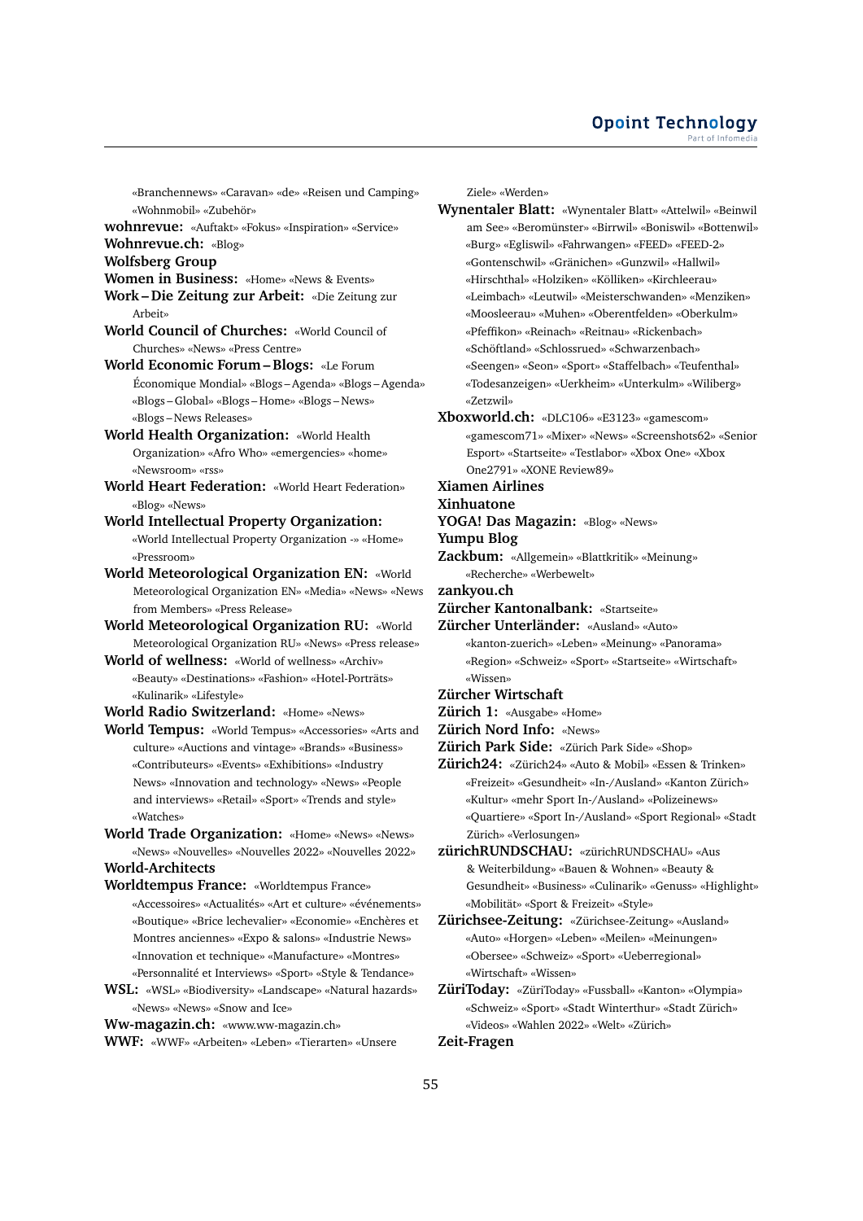«Branchennews» «Caravan» «de» «Reisen und Camping» «Wohnmobil» «Zubehör»

**wohnrevue:** «Auftakt» «Fokus» «Inspiration» «Service»

**Wohnrevue.ch:** «Blog»

**Wolfsberg Group**

**Women in Business:** «Home» «News & Events»

**Work – Die Zeitung zur Arbeit:** «Die Zeitung zur Arbeit»

**World Council of Churches:** «World Council of Churches» «News» «Press Centre»

**World Economic Forum – Blogs:** «Le Forum Économique Mondial» «Blogs – Agenda» «Blogs – Agenda» «Blogs – Global» «Blogs – Home» «Blogs – News» «Blogs – News Releases»

**World Health Organization:** «World Health Organization» «Afro Who» «emergencies» «home» «Newsroom» «rss»

**World Heart Federation:** «World Heart Federation» «Blog» «News»

**World Intellectual Property Organization:** «World Intellectual Property Organization -» «Home» «Pressroom»

**World Meteorological Organization EN:** «World Meteorological Organization EN» «Media» «News» «News from Members» «Press Release»

**World Meteorological Organization RU:** «World Meteorological Organization RU» «News» «Press release»

**World of wellness:** «World of wellness» «Archiv» «Beauty» «Destinations» «Fashion» «Hotel-Porträts» «Kulinarik» «Lifestyle»

**World Radio Switzerland:** «Home» «News»

**World Tempus:** «World Tempus» «Accessories» «Arts and culture» «Auctions and vintage» «Brands» «Business» «Contributeurs» «Events» «Exhibitions» «Industry News» «Innovation and technology» «News» «People and interviews» «Retail» «Sport» «Trends and style» «Watches»

**World Trade Organization:** «Home» «News» «News» «News» «Nouvelles» «Nouvelles 2022» «Nouvelles 2022»

**World-Architects**

**Worldtempus France:** «Worldtempus France» «Accessoires» «Actualités» «Art et culture» «événements» «Boutique» «Brice lechevalier» «Economie» «Enchères et Montres anciennes» «Expo & salons» «Industrie News» «Innovation et technique» «Manufacture» «Montres» «Personnalité et Interviews» «Sport» «Style & Tendance»

**WSL:** «WSL» «Biodiversity» «Landscape» «Natural hazards» «News» «News» «Snow and Ice»

**Ww-magazin.ch:** «www.ww-magazin.ch»

**WWF:** «WWF» «Arbeiten» «Leben» «Tierarten» «Unsere Ziele» «Werden»

**Wynentaler Blatt:** «Wynentaler Blatt» «Attelwil» «Beinwil am See» «Beromünster» «Birrwil» «Boniswil» «Bottenwil» «Burg» «Egliswil» «Fahrwangen» «FEED» «FEED-2» «Gontenschwil» «Gränichen» «Gunzwil» «Hallwil» «Hirschthal» «Holziken» «Kölliken» «Kirchleerau» «Leimbach» «Leutwil» «Meisterschwanden» «Menziken» «Moosleerau» «Muhen» «Oberentfelden» «Oberkulm» «Pfeffikon» «Reinach» «Reitnau» «Rickenbach» «Schöftland» «Schlossrued» «Schwarzenbach» «Seengen» «Seon» «Sport» «Staffelbach» «Teufenthal» «Todesanzeigen» «Uerkheim» «Unterkulm» «Wiliberg» «Zetzwil»

**Xboxworld.ch:** «DLC106» «E3123» «gamescom» «gamescom71» «Mixer» «News» «Screenshots62» «Senior Esport» «Startseite» «Testlabor» «Xbox One» «Xbox One2791» «XONE Review89»

**Xiamen Airlines**

**Xinhuatone**

**YOGA! Das Magazin:** «Blog» «News»

**Yumpu Blog**

**Zackbum:** «Allgemein» «Blattkritik» «Meinung» «Recherche» «Werbewelt»

**zankyou.ch**

**Zürcher Kantonalbank:** «Startseite»

**Zürcher Unterländer:** «Ausland» «Auto» «kanton-zuerich» «Leben» «Meinung» «Panorama» «Region» «Schweiz» «Sport» «Startseite» «Wirtschaft» «Wissen»

**Zürcher Wirtschaft**

**Zürich 1:** «Ausgabe» «Home»

**Zürich Nord Info:** «News»

**Zürich Park Side:** «Zürich Park Side» «Shop»

**Zürich24:** «Zürich24» «Auto & Mobil» «Essen & Trinken» «Freizeit» «Gesundheit» «In-/Ausland» «Kanton Zürich» «Kultur» «mehr Sport In-/Ausland» «Polizeinews» «Quartiere» «Sport In-/Ausland» «Sport Regional» «Stadt Zürich» «Verlosungen»

**zürichRUNDSCHAU:** «zürichRUNDSCHAU» «Aus & Weiterbildung» «Bauen & Wohnen» «Beauty & Gesundheit» «Business» «Culinarik» «Genuss» «Highlight» «Mobilität» «Sport & Freizeit» «Style»

**Zürichsee-Zeitung:** «Zürichsee-Zeitung» «Ausland» «Auto» «Horgen» «Leben» «Meilen» «Meinungen» «Obersee» «Schweiz» «Sport» «Ueberregional» «Wirtschaft» «Wissen»

**ZüriToday:** «ZüriToday» «Fussball» «Kanton» «Olympia» «Schweiz» «Sport» «Stadt Winterthur» «Stadt Zürich» «Videos» «Wahlen 2022» «Welt» «Zürich»

**Zeit-Fragen**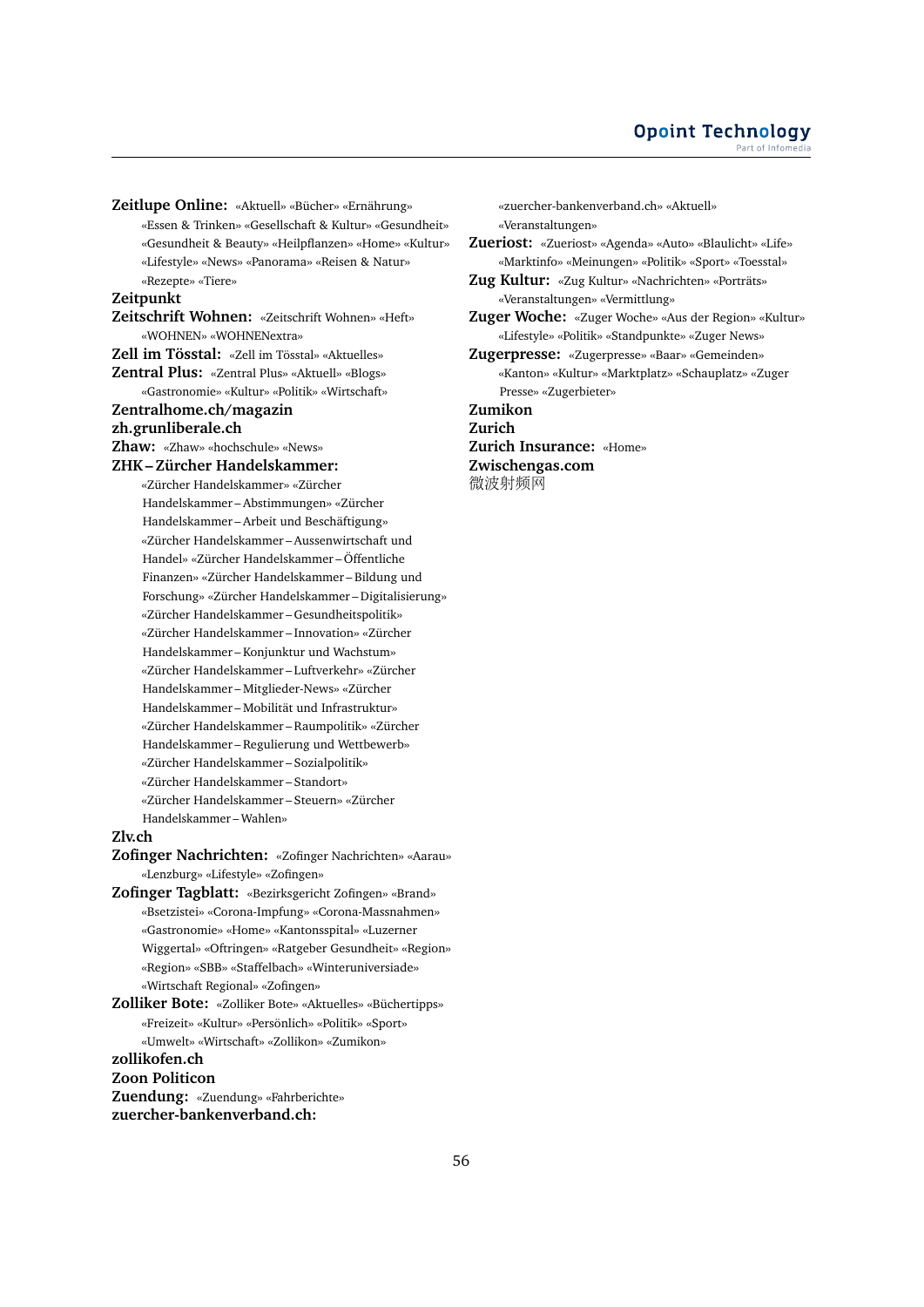**Zeitlupe Online:** «Aktuell» «Bücher» «Ernährung» «Essen & Trinken» «Gesellschaft & Kultur» «Gesundheit» «Gesundheit & Beauty» «Heilpflanzen» «Home» «Kultur» «Lifestyle» «News» «Panorama» «Reisen & Natur» «Rezepte» «Tiere»

**Zeitpunkt**

**Zeitschrift Wohnen:** «Zeitschrift Wohnen» «Heft» «WOHNEN» «WOHNENextra»

**Zell im Tösstal:** «Zell im Tösstal» «Aktuelles»

**Zentral Plus:** «Zentral Plus» «Aktuell» «Blogs» «Gastronomie» «Kultur» «Politik» «Wirtschaft»

**Zentralhome.ch/magazin**

**zh.grunliberale.ch**

**Zhaw:** «Zhaw» «hochschule» «News»

**ZHK – Zürcher Handelskammer:** «Zürcher Handelskammer» «Zürcher Handelskammer – Abstimmungen» «Zürcher Handelskammer – Arbeit und Beschäftigung» «Zürcher Handelskammer – Aussenwirtschaft und Handel» «Zürcher Handelskammer – Öffentliche Finanzen» «Zürcher Handelskammer – Bildung und Forschung» «Zürcher Handelskammer – Digitalisierung» «Zürcher Handelskammer – Gesundheitspolitik» «Zürcher Handelskammer – Innovation» «Zürcher Handelskammer – Konjunktur und Wachstum» «Zürcher Handelskammer – Luftverkehr» «Zürcher Handelskammer – Mitglieder-News» «Zürcher Handelskammer – Mobilität und Infrastruktur» «Zürcher Handelskammer – Raumpolitik» «Zürcher Handelskammer – Regulierung und Wettbewerb» «Zürcher Handelskammer – Sozialpolitik» «Zürcher Handelskammer – Standort» «Zürcher Handelskammer – Steuern» «Zürcher Handelskammer – Wahlen»

**Zlv.ch**

**Zofinger Nachrichten:** «Zofinger Nachrichten» «Aarau» «Lenzburg» «Lifestyle» «Zofingen»

**Zofinger Tagblatt:** «Bezirksgericht Zofingen» «Brand» «Bsetzistei» «Corona-Impfung» «Corona-Massnahmen» «Gastronomie» «Home» «Kantonsspital» «Luzerner Wiggertal» «Oftringen» «Ratgeber Gesundheit» «Region» «Region» «SBB» «Staffelbach» «Winteruniversiade» «Wirtschaft Regional» «Zofingen»

**Zolliker Bote:** «Zolliker Bote» «Aktuelles» «Büchertipps» «Freizeit» «Kultur» «Persönlich» «Politik» «Sport» «Umwelt» «Wirtschaft» «Zollikon» «Zumikon»

**zollikofen.ch**

**Zoon Politicon**

**Zuendung:** «Zuendung» «Fahrberichte»

**zuercher-bankenverband.ch:** «zuercher-bankenverband.ch» «Aktuell» «Veranstaltungen»

**Zueriost:** «Zueriost» «Agenda» «Auto» «Blaulicht» «Life» «Marktinfo» «Meinungen» «Politik» «Sport» «Toesstal»

**Zug Kultur:** «Zug Kultur» «Nachrichten» «Porträts» «Veranstaltungen» «Vermittlung»

**Zuger Woche:** «Zuger Woche» «Aus der Region» «Kultur» «Lifestyle» «Politik» «Standpunkte» «Zuger News»

**Zugerpresse:** «Zugerpresse» «Baar» «Gemeinden» «Kanton» «Kultur» «Marktplatz» «Schauplatz» «Zuger Presse» «Zugerbieter»

**Zumikon**

**Zurich**

**Zurich Insurance:** «Home»

**Zwischengas.com**

微波射频网